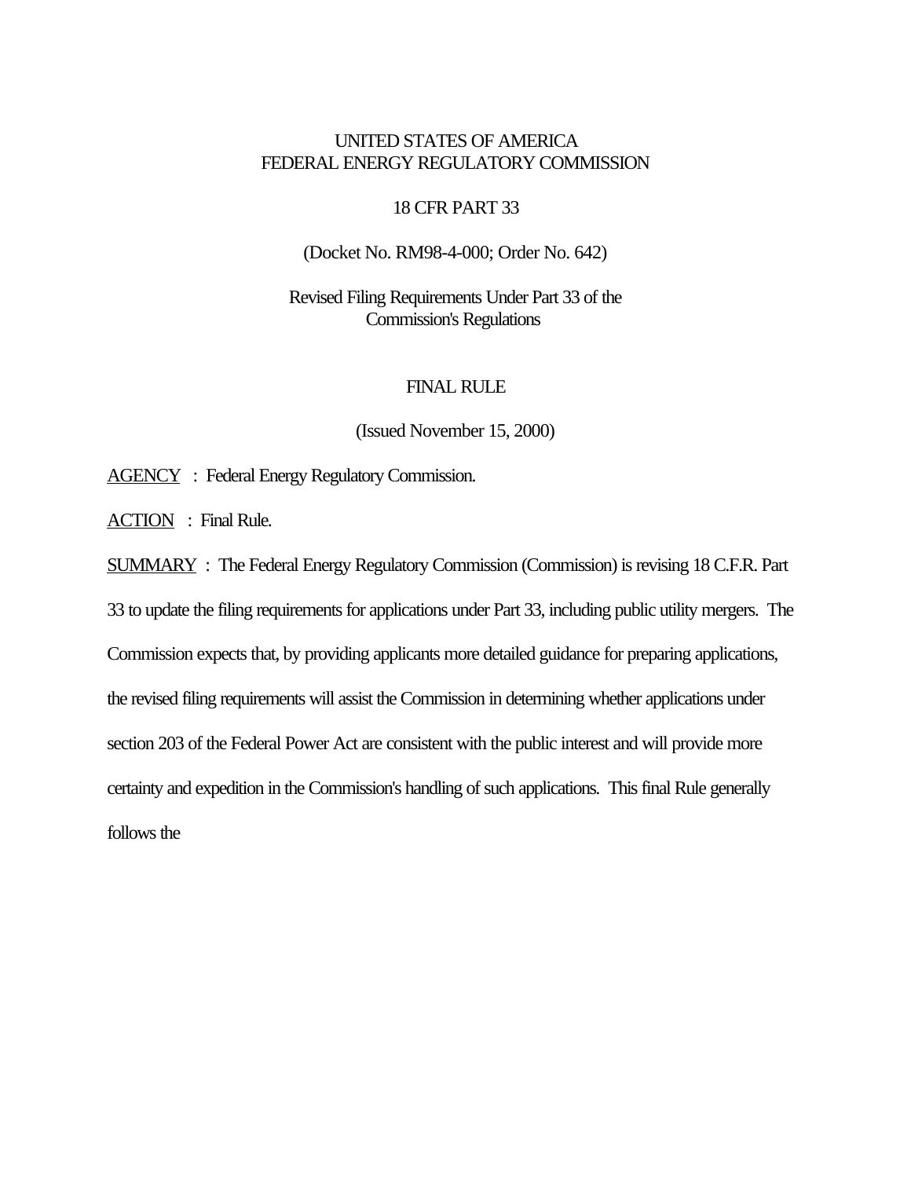UNITED STATES OF AMERICA
FEDERAL ENERGY REGULATORY COMMISSION

18 CFR PART 33

(Docket No. RM98-4-000; Order No. 642)

Revised Filing Requirements Under Part 33 of the Commission's Regulations

FINAL RULE

(Issued November 15, 2000)

AGENCY : Federal Energy Regulatory Commission.

ACTION : Final Rule.

SUMMARY : The Federal Energy Regulatory Commission (Commission) is revising 18 C.F.R. Part 33 to update the filing requirements for applications under Part 33, including public utility mergers. The Commission expects that, by providing applicants more detailed guidance for preparing applications, the revised filing requirements will assist the Commission in determining whether applications under section 203 of the Federal Power Act are consistent with the public interest and will provide more certainty and expedition in the Commission's handling of such applications. This final Rule generally follows the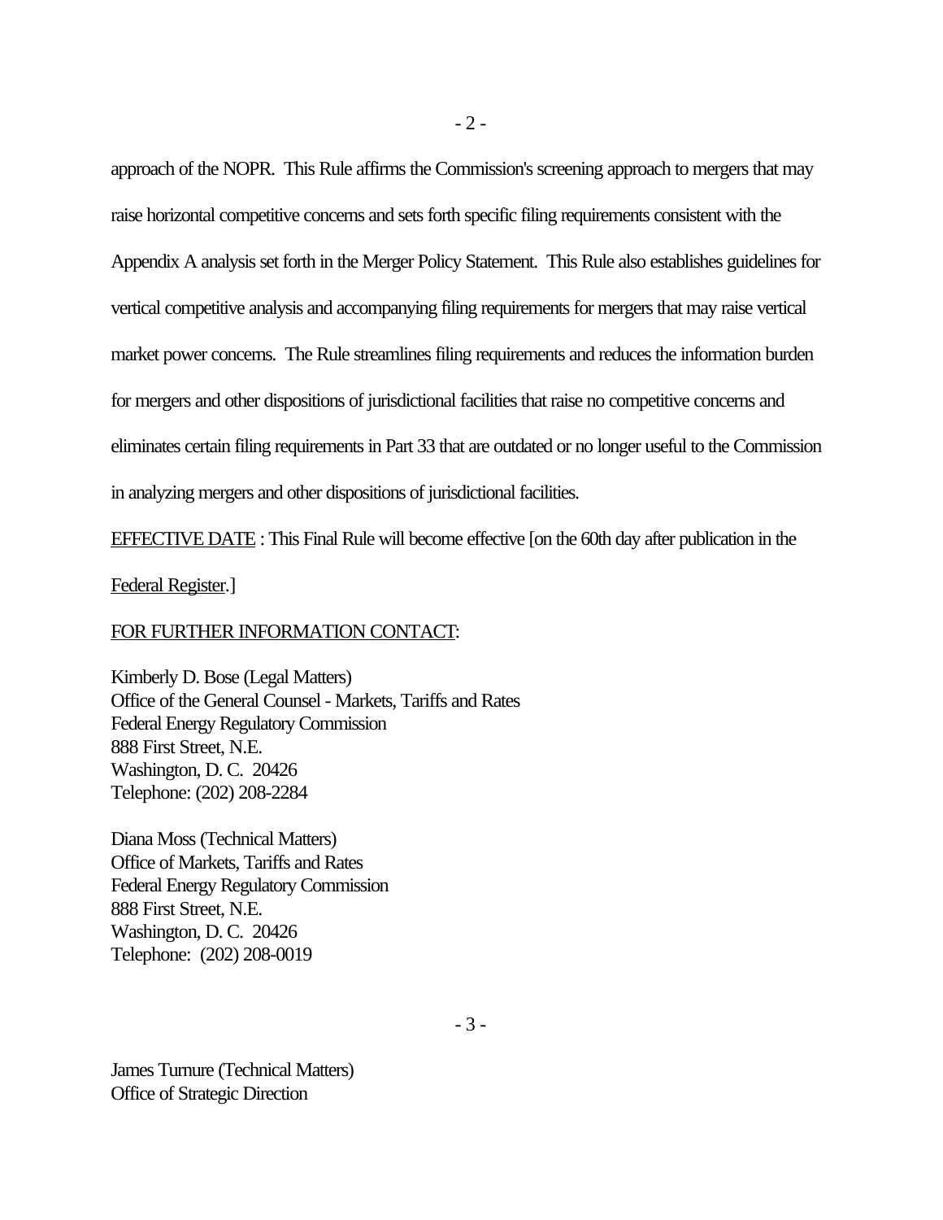approach of the NOPR. This Rule affirms the Commission's screening approach to mergers that may raise horizontal competitive concerns and sets forth specific filing requirements consistent with the Appendix A analysis set forth in the Merger Policy Statement. This Rule also establishes guidelines for vertical competitive analysis and accompanying filing requirements for mergers that may raise vertical market power concerns. The Rule streamlines filing requirements and reduces the information burden for mergers and other dispositions of jurisdictional facilities that raise no competitive concerns and eliminates certain filing requirements in Part 33 that are outdated or no longer useful to the Commission in analyzing mergers and other dispositions of jurisdictional facilities.

EFFECTIVE DATE : This Final Rule will become effective [on the 60th day after publication in the Federal Register.]

FOR FURTHER INFORMATION CONTACT:

Kimberly D. Bose (Legal Matters)
Office of the General Counsel - Markets, Tariffs and Rates
Federal Energy Regulatory Commission
888 First Street, N.E.
Washington, D. C. 20426
Telephone: (202) 208-2284

Diana Moss (Technical Matters)
Office of Markets, Tariffs and Rates
Federal Energy Regulatory Commission
888 First Street, N.E.
Washington, D. C. 20426
Telephone: (202) 208-0019

James Turnure (Technical Matters)
Office of Strategic Direction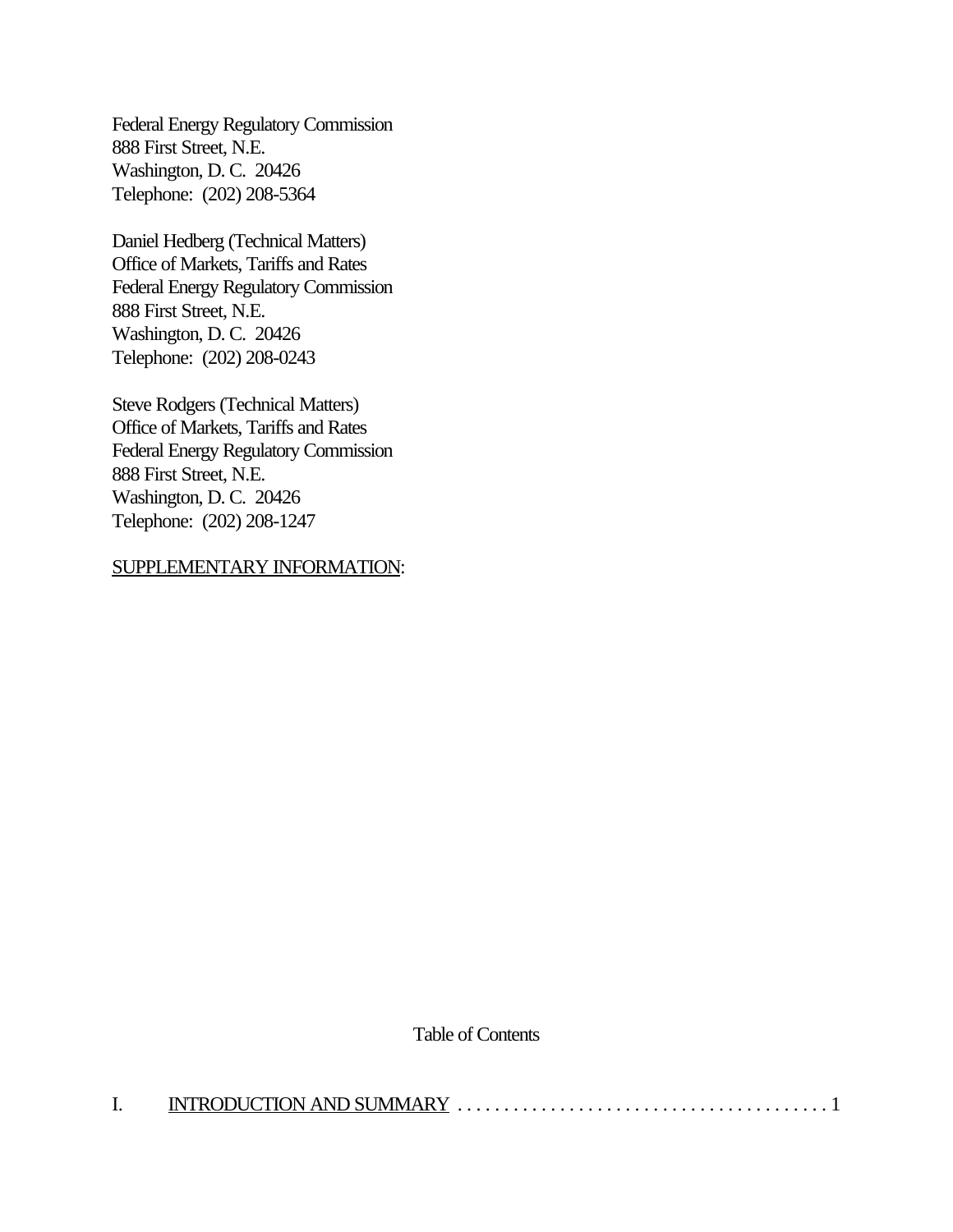Federal Energy Regulatory Commission
888 First Street, N.E.
Washington, D. C. 20426
Telephone: (202) 208-5364

Daniel Hedberg (Technical Matters)
Office of Markets, Tariffs and Rates
Federal Energy Regulatory Commission
888 First Street, N.E.
Washington, D. C. 20426
Telephone: (202) 208-0243

Steve Rodgers (Technical Matters)
Office of Markets, Tariffs and Rates
Federal Energy Regulatory Commission
888 First Street, N.E.
Washington, D. C. 20426
Telephone: (202) 208-1247

SUPPLEMENTARY INFORMATION:

Table of Contents

I. INTRODUCTION AND SUMMARY . . . . . . . . . . . . . . . . . . . . . . . . . . . . . . . . . . . . . . . . 1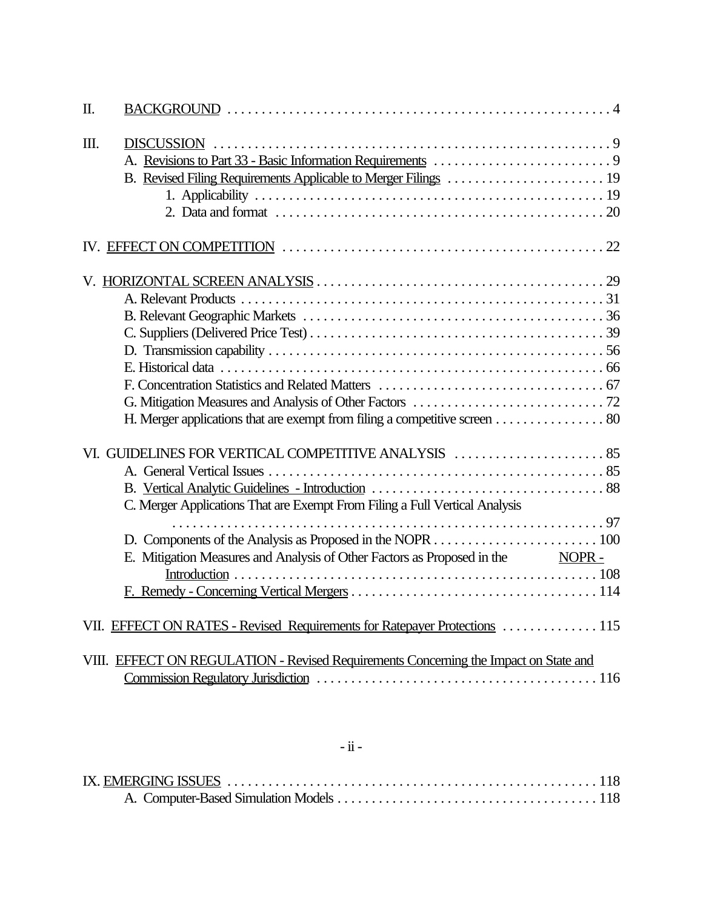II. BACKGROUND . . . . . . . . . . 4

III. DISCUSSION . . . . . . . . . . 9
- A. Revisions to Part 33 - Basic Information Requirements . . . . . . . . . . 9
- B. Revised Filing Requirements Applicable to Merger Filings . . . . . . . . . . 19
  - 1. Applicability . . . . . . . . . . 19
  - 2. Data and format . . . . . . . . . . 20

IV. EFFECT ON COMPETITION . . . . . . . . . . 22

V. HORIZONTAL SCREEN ANALYSIS . . . . . . . . . . 29
- A. Relevant Products . . . . . . . . . . 31
- B. Relevant Geographic Markets . . . . . . . . . . 36
- C. Suppliers (Delivered Price Test) . . . . . . . . . . 39
- D. Transmission capability . . . . . . . . . . 56
- E. Historical data . . . . . . . . . . 66
- F. Concentration Statistics and Related Matters . . . . . . . . . . 67
- G. Mitigation Measures and Analysis of Other Factors . . . . . . . . . . 72
- H. Merger applications that are exempt from filing a competitive screen . . . . . . . . . . 80

VI. GUIDELINES FOR VERTICAL COMPETITIVE ANALYSIS . . . . . . . . . . 85
- A. General Vertical Issues . . . . . . . . . . 85
- B. Vertical Analytic Guidelines - Introduction . . . . . . . . . . 88
- C. Merger Applications That are Exempt From Filing a Full Vertical Analysis . . . . . . . . . . 97
- D. Components of the Analysis as Proposed in the NOPR . . . . . . . . . . 100
- E. Mitigation Measures and Analysis of Other Factors as Proposed in the NOPR - Introduction . . . . . . . . . . 108
- F. Remedy - Concerning Vertical Mergers . . . . . . . . . . 114

VII. EFFECT ON RATES - Revised Requirements for Ratepayer Protections . . . . . . . . . . 115

VIII. EFFECT ON REGULATION - Revised Requirements Concerning the Impact on State and Commission Regulatory Jurisdiction . . . . . . . . . . 116

IX. EMERGING ISSUES . . . . . . . . . . 118
- A. Computer-Based Simulation Models . . . . . . . . . . 118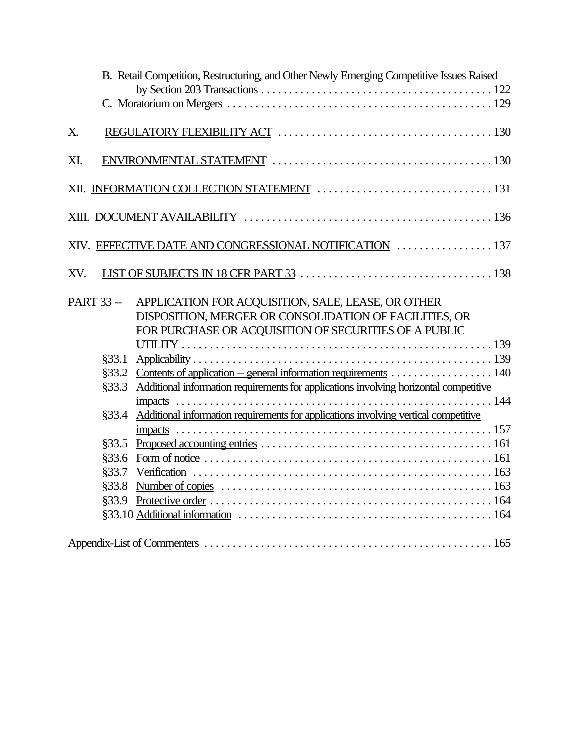B. Retail Competition, Restructuring, and Other Newly Emerging Competitive Issues Raised by Section 203 Transactions . . . . . . . . . . . . . . . . . . . . . . . . . . . . . . . . . . . . . . . . . 122
C. Moratorium on Mergers . . . . . . . . . . . . . . . . . . . . . . . . . . . . . . . . . . . . . . . . . . . . . . 129

X. REGULATORY FLEXIBILITY ACT . . . . . . . . . . . . . . . . . . . . . . . . . . . . . . . . . . . . . 130

XI. ENVIRONMENTAL STATEMENT . . . . . . . . . . . . . . . . . . . . . . . . . . . . . . . . . . . . . . 130

XII. INFORMATION COLLECTION STATEMENT . . . . . . . . . . . . . . . . . . . . . . . . . . . . . . 131

XIII. DOCUMENT AVAILABILITY . . . . . . . . . . . . . . . . . . . . . . . . . . . . . . . . . . . . . . . . . . . 136

XIV. EFFECTIVE DATE AND CONGRESSIONAL NOTIFICATION . . . . . . . . . . . . . . . . . 137

XV. LIST OF SUBJECTS IN 18 CFR PART 33 . . . . . . . . . . . . . . . . . . . . . . . . . . . . . . . . . 138

PART 33 -- APPLICATION FOR ACQUISITION, SALE, LEASE, OR OTHER DISPOSITION, MERGER OR CONSOLIDATION OF FACILITIES, OR FOR PURCHASE OR ACQUISITION OF SECURITIES OF A PUBLIC UTILITY . . . . . . . . . . . . . . . . . . . . . . . . . . . . . . . . . . . . . . . . . . . . . . . . . . . . . . 139

§33.1 Applicability . . . . . . . . . . . . . . . . . . . . . . . . . . . . . . . . . . . . . . . . . . . . . . . . . . . . 139
§33.2 Contents of application -- general information requirements . . . . . . . . . . . . . . . . . . 140
§33.3 Additional information requirements for applications involving horizontal competitive impacts . . . . . . . . . . . . . . . . . . . . . . . . . . . . . . . . . . . . . . . . . . . . . . . . . . . . . . . . 144
§33.4 Additional information requirements for applications involving vertical competitive impacts . . . . . . . . . . . . . . . . . . . . . . . . . . . . . . . . . . . . . . . . . . . . . . . . . . . . . . . . 157
§33.5 Proposed accounting entries . . . . . . . . . . . . . . . . . . . . . . . . . . . . . . . . . . . . . . . . . 161
§33.6 Form of notice . . . . . . . . . . . . . . . . . . . . . . . . . . . . . . . . . . . . . . . . . . . . . . . . . . . 161
§33.7 Verification . . . . . . . . . . . . . . . . . . . . . . . . . . . . . . . . . . . . . . . . . . . . . . . . . . . . . 163
§33.8 Number of copies . . . . . . . . . . . . . . . . . . . . . . . . . . . . . . . . . . . . . . . . . . . . . . . . . 163
§33.9 Protective order . . . . . . . . . . . . . . . . . . . . . . . . . . . . . . . . . . . . . . . . . . . . . . . . . . 164
§33.10 Additional information . . . . . . . . . . . . . . . . . . . . . . . . . . . . . . . . . . . . . . . . . . . . 164

Appendix-List of Commenters . . . . . . . . . . . . . . . . . . . . . . . . . . . . . . . . . . . . . . . . . . . . . . . . . 165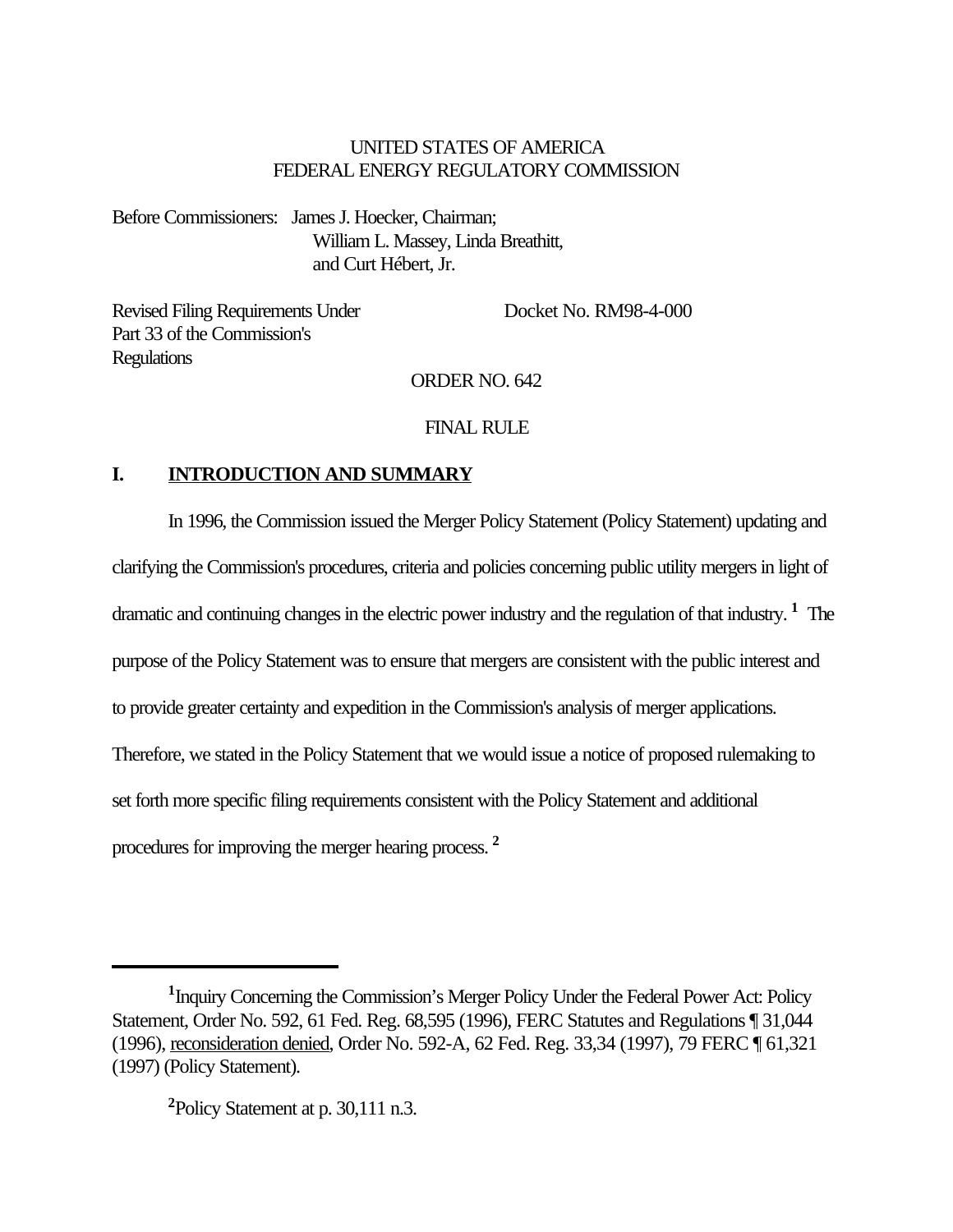UNITED STATES OF AMERICA
FEDERAL ENERGY REGULATORY COMMISSION

Before Commissioners: James J. Hoecker, Chairman;
William L. Massey, Linda Breathitt,
and Curt Hébert, Jr.

Revised Filing Requirements Under Part 33 of the Commission's Regulations — Docket No. RM98-4-000

ORDER NO. 642

FINAL RULE

## I. INTRODUCTION AND SUMMARY

In 1996, the Commission issued the Merger Policy Statement (Policy Statement) updating and clarifying the Commission's procedures, criteria and policies concerning public utility mergers in light of dramatic and continuing changes in the electric power industry and the regulation of that industry. [1] The purpose of the Policy Statement was to ensure that mergers are consistent with the public interest and to provide greater certainty and expedition in the Commission's analysis of merger applications. Therefore, we stated in the Policy Statement that we would issue a notice of proposed rulemaking to set forth more specific filing requirements consistent with the Policy Statement and additional procedures for improving the merger hearing process. [2]

---

[1] Inquiry Concerning the Commission's Merger Policy Under the Federal Power Act: Policy Statement, Order No. 592, 61 Fed. Reg. 68,595 (1996), FERC Statutes and Regulations ¶ 31,044 (1996), reconsideration denied, Order No. 592-A, 62 Fed. Reg. 33,34 (1997), 79 FERC ¶ 61,321 (1997) (Policy Statement).

[2] Policy Statement at p. 30,111 n.3.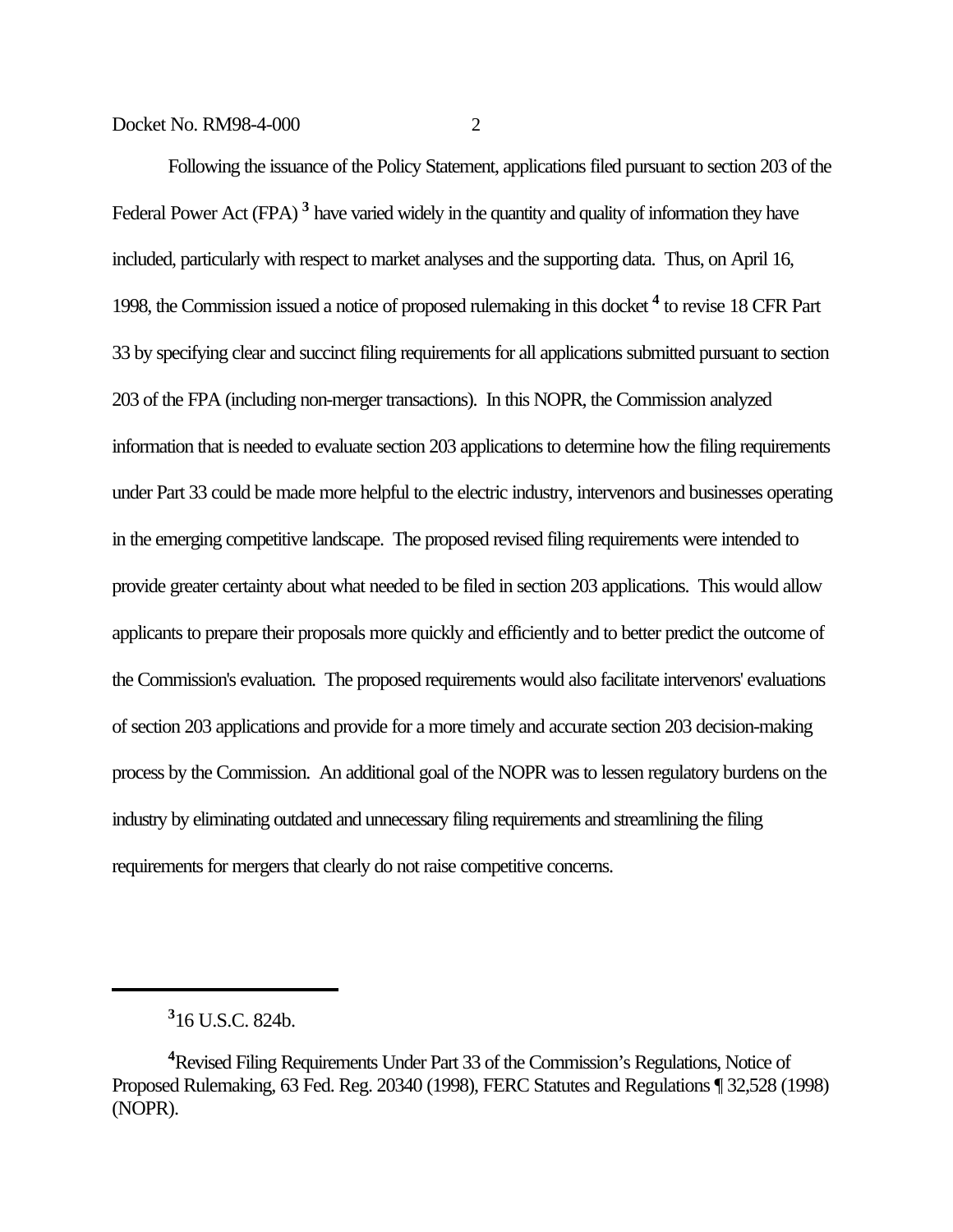Following the issuance of the Policy Statement, applications filed pursuant to section 203 of the Federal Power Act (FPA) [3] have varied widely in the quantity and quality of information they have included, particularly with respect to market analyses and the supporting data. Thus, on April 16, 1998, the Commission issued a notice of proposed rulemaking in this docket [4] to revise 18 CFR Part 33 by specifying clear and succinct filing requirements for all applications submitted pursuant to section 203 of the FPA (including non-merger transactions). In this NOPR, the Commission analyzed information that is needed to evaluate section 203 applications to determine how the filing requirements under Part 33 could be made more helpful to the electric industry, intervenors and businesses operating in the emerging competitive landscape. The proposed revised filing requirements were intended to provide greater certainty about what needed to be filed in section 203 applications. This would allow applicants to prepare their proposals more quickly and efficiently and to better predict the outcome of the Commission's evaluation. The proposed requirements would also facilitate intervenors' evaluations of section 203 applications and provide for a more timely and accurate section 203 decision-making process by the Commission. An additional goal of the NOPR was to lessen regulatory burdens on the industry by eliminating outdated and unnecessary filing requirements and streamlining the filing requirements for mergers that clearly do not raise competitive concerns.

---

[3] 16 U.S.C. 824b.

[4] Revised Filing Requirements Under Part 33 of the Commission's Regulations, Notice of Proposed Rulemaking, 63 Fed. Reg. 20340 (1998), FERC Statutes and Regulations ¶ 32,528 (1998) (NOPR).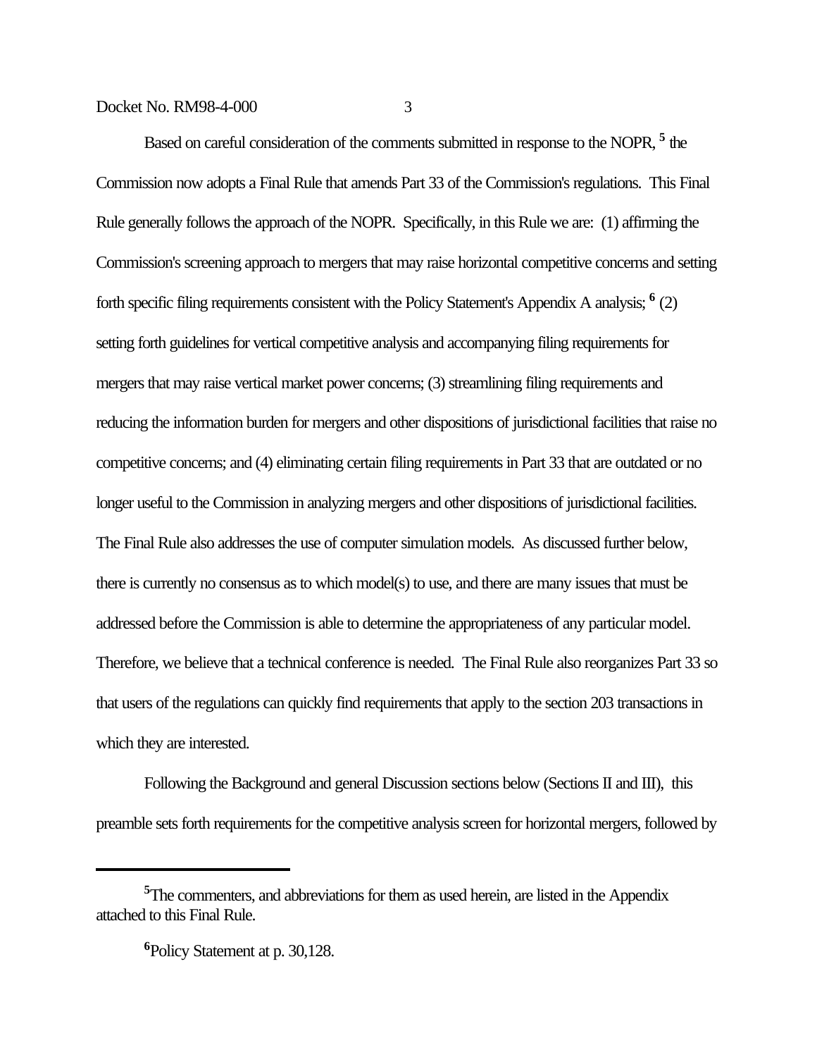Based on careful consideration of the comments submitted in response to the NOPR, [5] the Commission now adopts a Final Rule that amends Part 33 of the Commission's regulations. This Final Rule generally follows the approach of the NOPR. Specifically, in this Rule we are: (1) affirming the Commission's screening approach to mergers that may raise horizontal competitive concerns and setting forth specific filing requirements consistent with the Policy Statement's Appendix A analysis; [6] (2) setting forth guidelines for vertical competitive analysis and accompanying filing requirements for mergers that may raise vertical market power concerns; (3) streamlining filing requirements and reducing the information burden for mergers and other dispositions of jurisdictional facilities that raise no competitive concerns; and (4) eliminating certain filing requirements in Part 33 that are outdated or no longer useful to the Commission in analyzing mergers and other dispositions of jurisdictional facilities. The Final Rule also addresses the use of computer simulation models. As discussed further below, there is currently no consensus as to which model(s) to use, and there are many issues that must be addressed before the Commission is able to determine the appropriateness of any particular model. Therefore, we believe that a technical conference is needed. The Final Rule also reorganizes Part 33 so that users of the regulations can quickly find requirements that apply to the section 203 transactions in which they are interested.

Following the Background and general Discussion sections below (Sections II and III), this preamble sets forth requirements for the competitive analysis screen for horizontal mergers, followed by

---

[5] The commenters, and abbreviations for them as used herein, are listed in the Appendix attached to this Final Rule.

[6] Policy Statement at p. 30,128.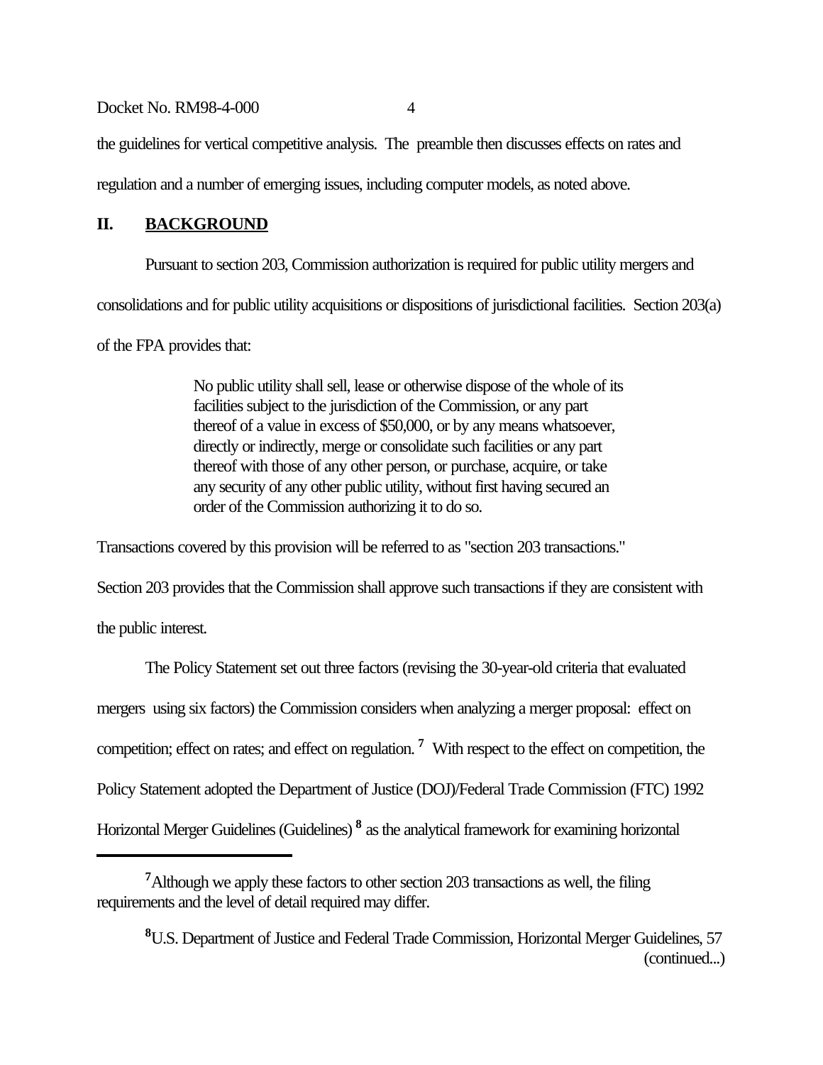the guidelines for vertical competitive analysis. The preamble then discusses effects on rates and regulation and a number of emerging issues, including computer models, as noted above.

## II. BACKGROUND

Pursuant to section 203, Commission authorization is required for public utility mergers and consolidations and for public utility acquisitions or dispositions of jurisdictional facilities. Section 203(a) of the FPA provides that:

> No public utility shall sell, lease or otherwise dispose of the whole of its facilities subject to the jurisdiction of the Commission, or any part thereof of a value in excess of $50,000, or by any means whatsoever, directly or indirectly, merge or consolidate such facilities or any part thereof with those of any other person, or purchase, acquire, or take any security of any other public utility, without first having secured an order of the Commission authorizing it to do so.

Transactions covered by this provision will be referred to as "section 203 transactions." Section 203 provides that the Commission shall approve such transactions if they are consistent with the public interest.

The Policy Statement set out three factors (revising the 30-year-old criteria that evaluated mergers using six factors) the Commission considers when analyzing a merger proposal: effect on competition; effect on rates; and effect on regulation.[7] With respect to the effect on competition, the Policy Statement adopted the Department of Justice (DOJ)/Federal Trade Commission (FTC) 1992 Horizontal Merger Guidelines (Guidelines)[8] as the analytical framework for examining horizontal

---

[7] Although we apply these factors to other section 203 transactions as well, the filing requirements and the level of detail required may differ.

[8] U.S. Department of Justice and Federal Trade Commission, Horizontal Merger Guidelines, 57 (continued...)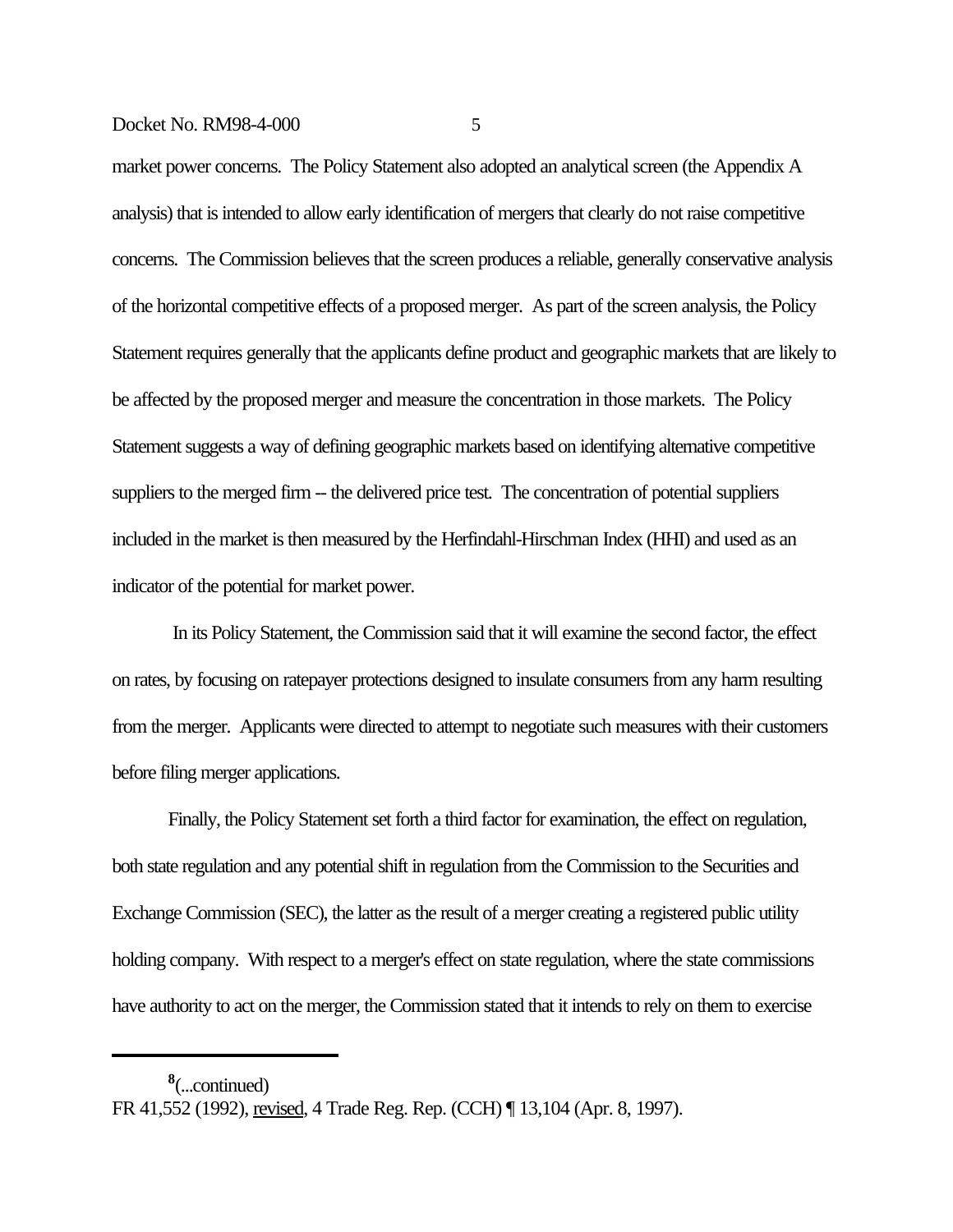market power concerns. The Policy Statement also adopted an analytical screen (the Appendix A analysis) that is intended to allow early identification of mergers that clearly do not raise competitive concerns. The Commission believes that the screen produces a reliable, generally conservative analysis of the horizontal competitive effects of a proposed merger. As part of the screen analysis, the Policy Statement requires generally that the applicants define product and geographic markets that are likely to be affected by the proposed merger and measure the concentration in those markets. The Policy Statement suggests a way of defining geographic markets based on identifying alternative competitive suppliers to the merged firm -- the delivered price test. The concentration of potential suppliers included in the market is then measured by the Herfindahl-Hirschman Index (HHI) and used as an indicator of the potential for market power.

In its Policy Statement, the Commission said that it will examine the second factor, the effect on rates, by focusing on ratepayer protections designed to insulate consumers from any harm resulting from the merger. Applicants were directed to attempt to negotiate such measures with their customers before filing merger applications.

Finally, the Policy Statement set forth a third factor for examination, the effect on regulation, both state regulation and any potential shift in regulation from the Commission to the Securities and Exchange Commission (SEC), the latter as the result of a merger creating a registered public utility holding company. With respect to a merger's effect on state regulation, where the state commissions have authority to act on the merger, the Commission stated that it intends to rely on them to exercise

---

[8](...continued)
FR 41,552 (1992), revised, 4 Trade Reg. Rep. (CCH) ¶ 13,104 (Apr. 8, 1997).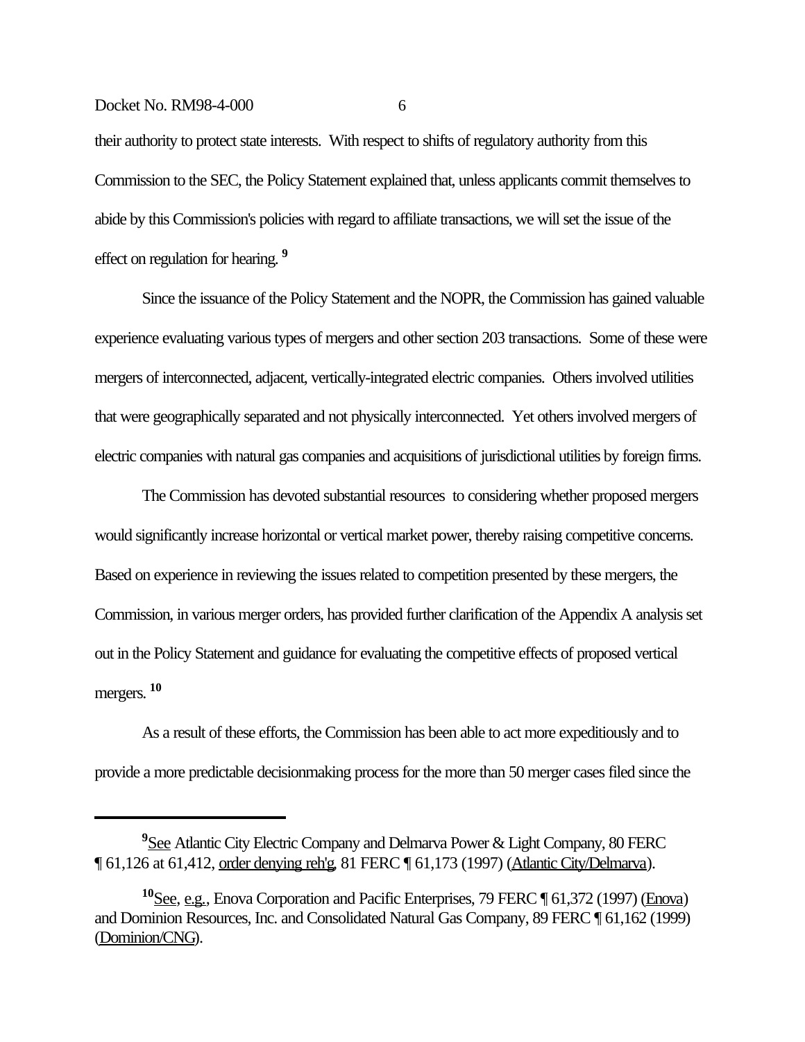their authority to protect state interests. With respect to shifts of regulatory authority from this Commission to the SEC, the Policy Statement explained that, unless applicants commit themselves to abide by this Commission's policies with regard to affiliate transactions, we will set the issue of the effect on regulation for hearing.[9]

Since the issuance of the Policy Statement and the NOPR, the Commission has gained valuable experience evaluating various types of mergers and other section 203 transactions. Some of these were mergers of interconnected, adjacent, vertically-integrated electric companies. Others involved utilities that were geographically separated and not physically interconnected. Yet others involved mergers of electric companies with natural gas companies and acquisitions of jurisdictional utilities by foreign firms.

The Commission has devoted substantial resources to considering whether proposed mergers would significantly increase horizontal or vertical market power, thereby raising competitive concerns. Based on experience in reviewing the issues related to competition presented by these mergers, the Commission, in various merger orders, has provided further clarification of the Appendix A analysis set out in the Policy Statement and guidance for evaluating the competitive effects of proposed vertical mergers.[10]

As a result of these efforts, the Commission has been able to act more expeditiously and to provide a more predictable decisionmaking process for the more than 50 merger cases filed since the

---

[9] See Atlantic City Electric Company and Delmarva Power & Light Company, 80 FERC ¶ 61,126 at 61,412, order denying reh'g, 81 FERC ¶ 61,173 (1997) (Atlantic City/Delmarva).

[10] See, e.g., Enova Corporation and Pacific Enterprises, 79 FERC ¶ 61,372 (1997) (Enova) and Dominion Resources, Inc. and Consolidated Natural Gas Company, 89 FERC ¶ 61,162 (1999) (Dominion/CNG).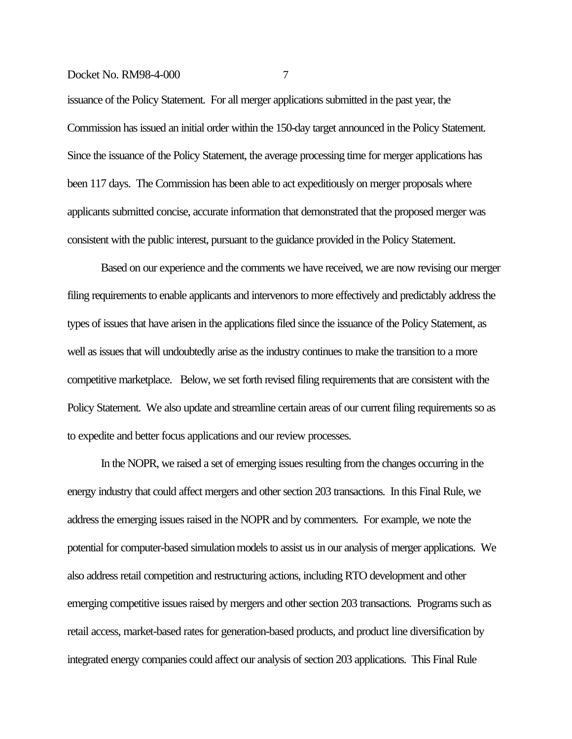issuance of the Policy Statement. For all merger applications submitted in the past year, the Commission has issued an initial order within the 150-day target announced in the Policy Statement. Since the issuance of the Policy Statement, the average processing time for merger applications has been 117 days. The Commission has been able to act expeditiously on merger proposals where applicants submitted concise, accurate information that demonstrated that the proposed merger was consistent with the public interest, pursuant to the guidance provided in the Policy Statement.

Based on our experience and the comments we have received, we are now revising our merger filing requirements to enable applicants and intervenors to more effectively and predictably address the types of issues that have arisen in the applications filed since the issuance of the Policy Statement, as well as issues that will undoubtedly arise as the industry continues to make the transition to a more competitive marketplace. Below, we set forth revised filing requirements that are consistent with the Policy Statement. We also update and streamline certain areas of our current filing requirements so as to expedite and better focus applications and our review processes.

In the NOPR, we raised a set of emerging issues resulting from the changes occurring in the energy industry that could affect mergers and other section 203 transactions. In this Final Rule, we address the emerging issues raised in the NOPR and by commenters. For example, we note the potential for computer-based simulation models to assist us in our analysis of merger applications. We also address retail competition and restructuring actions, including RTO development and other emerging competitive issues raised by mergers and other section 203 transactions. Programs such as retail access, market-based rates for generation-based products, and product line diversification by integrated energy companies could affect our analysis of section 203 applications. This Final Rule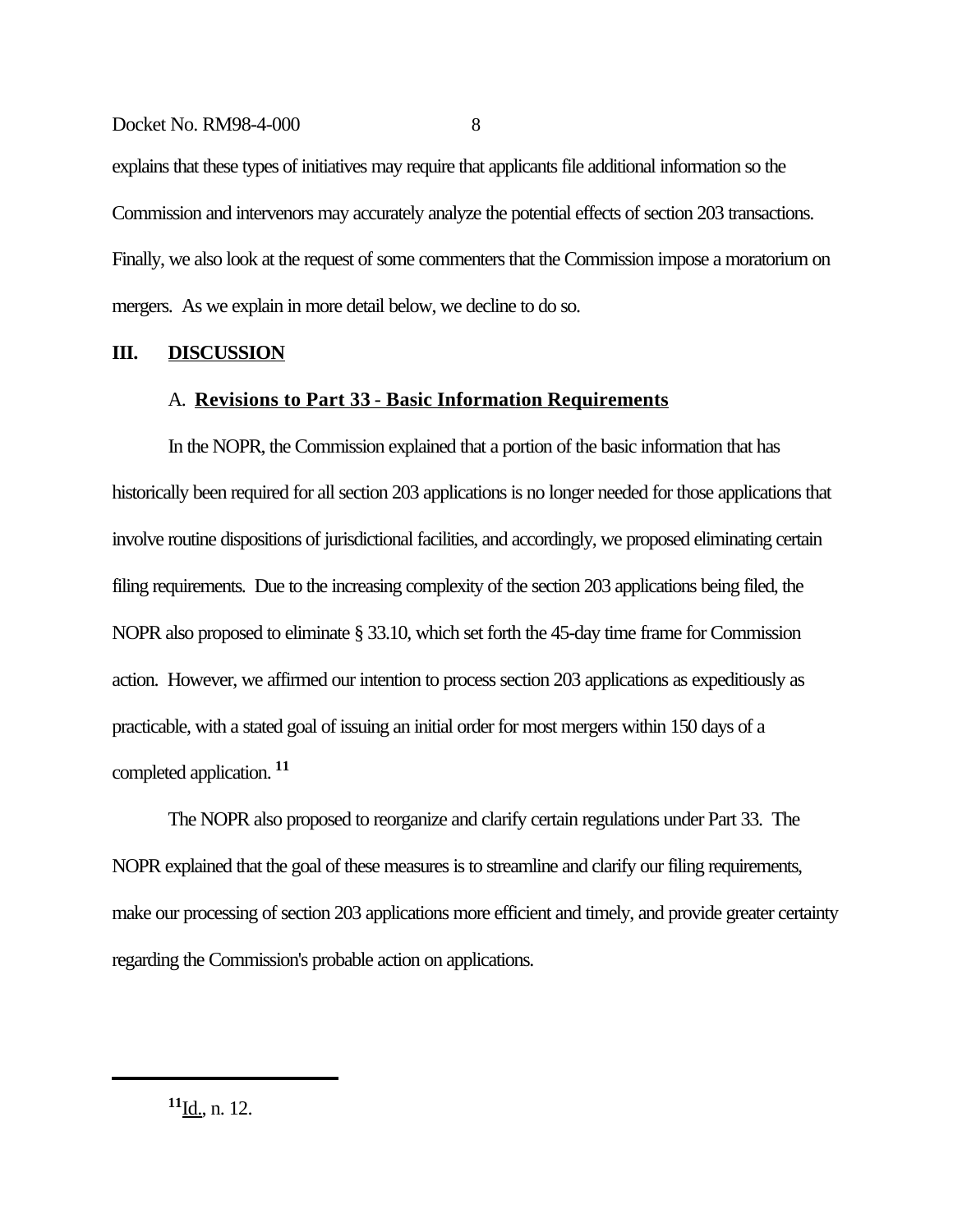explains that these types of initiatives may require that applicants file additional information so the Commission and intervenors may accurately analyze the potential effects of section 203 transactions. Finally, we also look at the request of some commenters that the Commission impose a moratorium on mergers. As we explain in more detail below, we decline to do so.

## III. DISCUSSION

### A. Revisions to Part 33 - Basic Information Requirements

In the NOPR, the Commission explained that a portion of the basic information that has historically been required for all section 203 applications is no longer needed for those applications that involve routine dispositions of jurisdictional facilities, and accordingly, we proposed eliminating certain filing requirements. Due to the increasing complexity of the section 203 applications being filed, the NOPR also proposed to eliminate § 33.10, which set forth the 45-day time frame for Commission action. However, we affirmed our intention to process section 203 applications as expeditiously as practicable, with a stated goal of issuing an initial order for most mergers within 150 days of a completed application.[11]

The NOPR also proposed to reorganize and clarify certain regulations under Part 33. The NOPR explained that the goal of these measures is to streamline and clarify our filing requirements, make our processing of section 203 applications more efficient and timely, and provide greater certainty regarding the Commission's probable action on applications.

---

[11] Id., n. 12.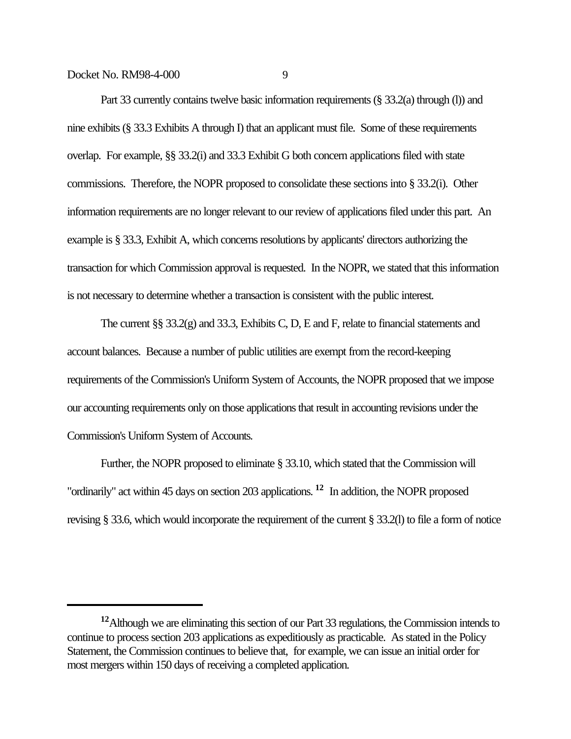Part 33 currently contains twelve basic information requirements (§ 33.2(a) through (l)) and nine exhibits (§ 33.3 Exhibits A through I) that an applicant must file. Some of these requirements overlap. For example, §§ 33.2(i) and 33.3 Exhibit G both concern applications filed with state commissions. Therefore, the NOPR proposed to consolidate these sections into § 33.2(i). Other information requirements are no longer relevant to our review of applications filed under this part. An example is § 33.3, Exhibit A, which concerns resolutions by applicants' directors authorizing the transaction for which Commission approval is requested. In the NOPR, we stated that this information is not necessary to determine whether a transaction is consistent with the public interest.

The current §§ 33.2(g) and 33.3, Exhibits C, D, E and F, relate to financial statements and account balances. Because a number of public utilities are exempt from the record-keeping requirements of the Commission's Uniform System of Accounts, the NOPR proposed that we impose our accounting requirements only on those applications that result in accounting revisions under the Commission's Uniform System of Accounts.

Further, the NOPR proposed to eliminate § 33.10, which stated that the Commission will "ordinarily" act within 45 days on section 203 applications.[12] In addition, the NOPR proposed revising § 33.6, which would incorporate the requirement of the current § 33.2(l) to file a form of notice

---

[12] Although we are eliminating this section of our Part 33 regulations, the Commission intends to continue to process section 203 applications as expeditiously as practicable. As stated in the Policy Statement, the Commission continues to believe that, for example, we can issue an initial order for most mergers within 150 days of receiving a completed application.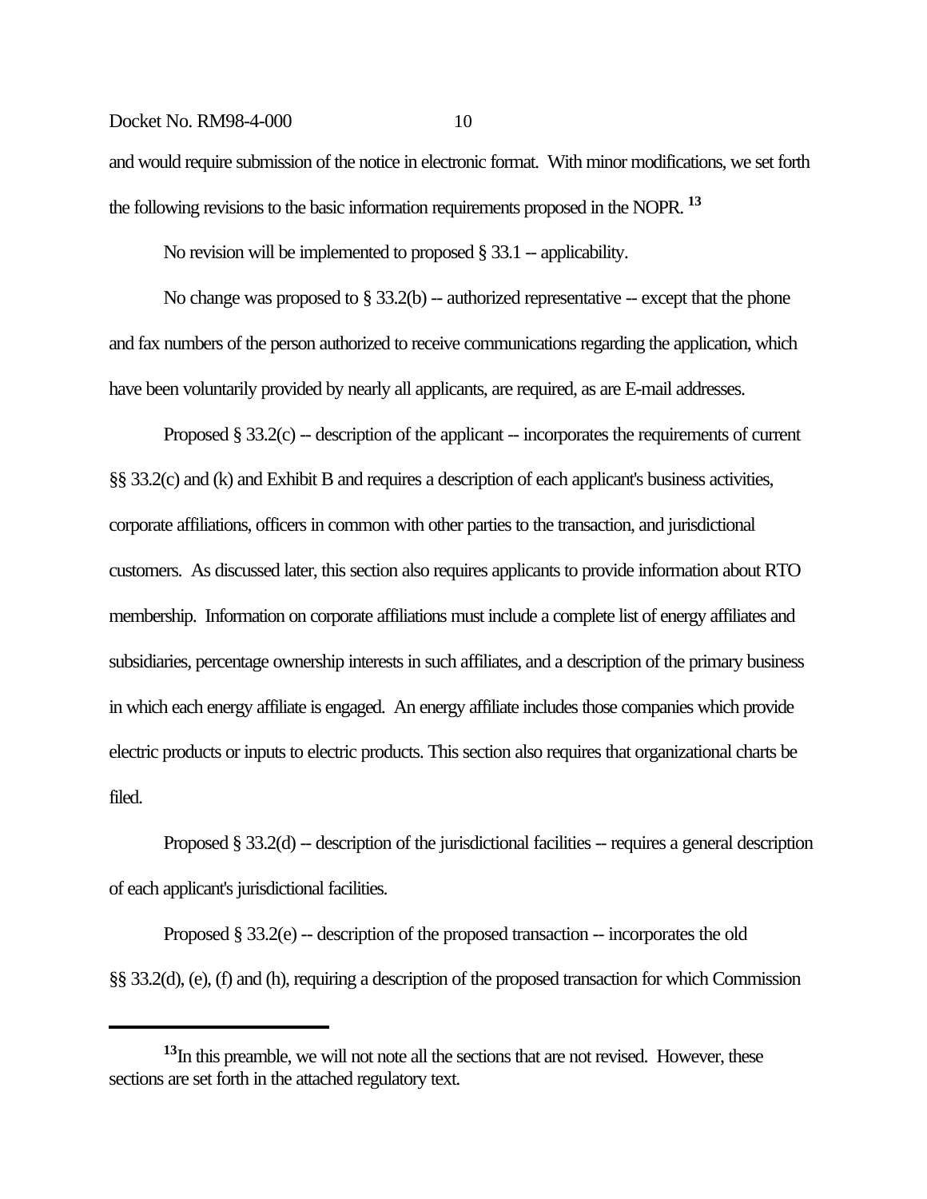and would require submission of the notice in electronic format. With minor modifications, we set forth the following revisions to the basic information requirements proposed in the NOPR.[13]

No revision will be implemented to proposed § 33.1 -- applicability.

No change was proposed to § 33.2(b) -- authorized representative -- except that the phone and fax numbers of the person authorized to receive communications regarding the application, which have been voluntarily provided by nearly all applicants, are required, as are E-mail addresses.

Proposed § 33.2(c) -- description of the applicant -- incorporates the requirements of current §§ 33.2(c) and (k) and Exhibit B and requires a description of each applicant's business activities, corporate affiliations, officers in common with other parties to the transaction, and jurisdictional customers. As discussed later, this section also requires applicants to provide information about RTO membership. Information on corporate affiliations must include a complete list of energy affiliates and subsidiaries, percentage ownership interests in such affiliates, and a description of the primary business in which each energy affiliate is engaged. An energy affiliate includes those companies which provide electric products or inputs to electric products. This section also requires that organizational charts be filed.

Proposed § 33.2(d) -- description of the jurisdictional facilities -- requires a general description of each applicant's jurisdictional facilities.

Proposed § 33.2(e) -- description of the proposed transaction -- incorporates the old §§ 33.2(d), (e), (f) and (h), requiring a description of the proposed transaction for which Commission

---

[13] In this preamble, we will not note all the sections that are not revised. However, these sections are set forth in the attached regulatory text.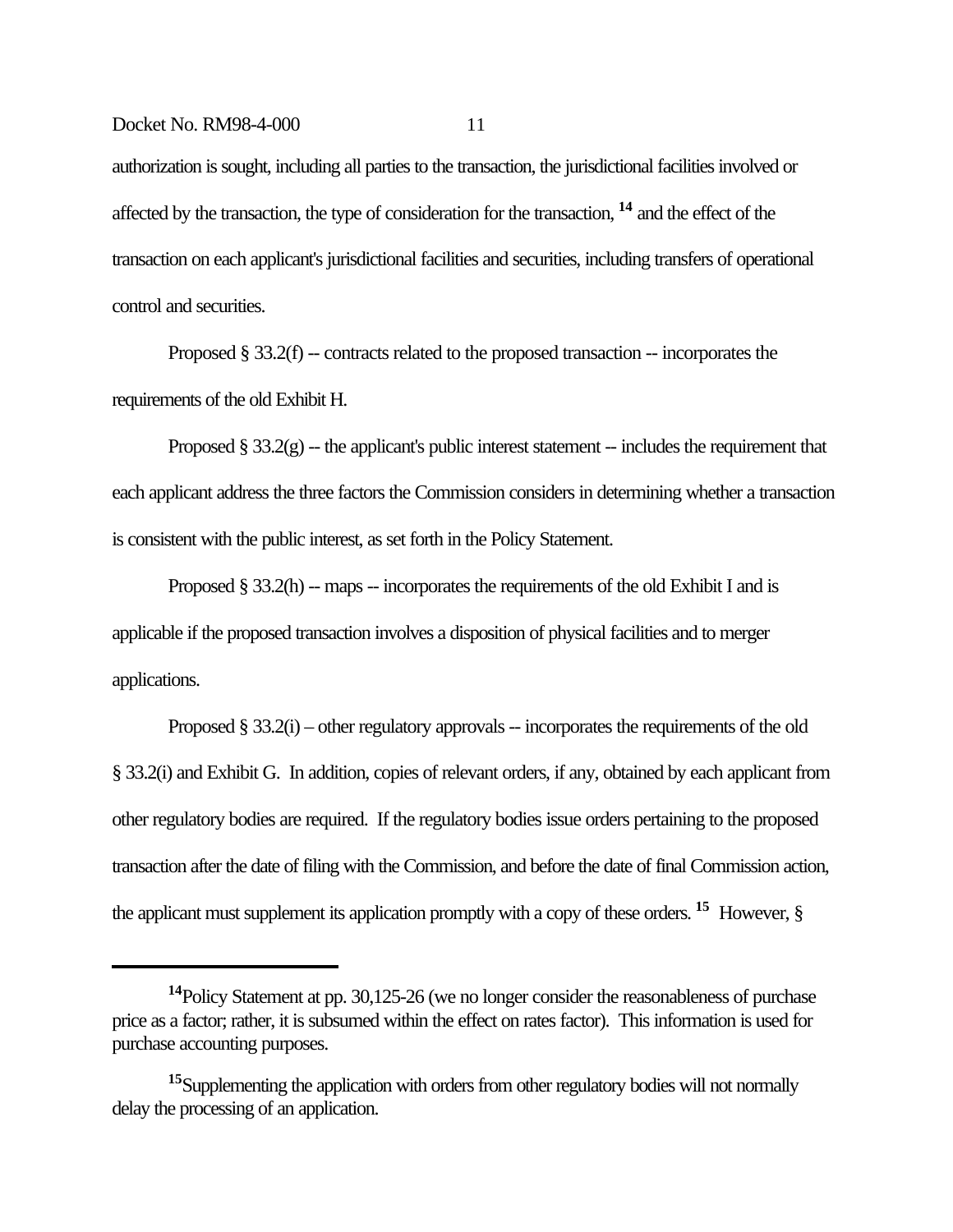authorization is sought, including all parties to the transaction, the jurisdictional facilities involved or affected by the transaction, the type of consideration for the transaction, [14] and the effect of the transaction on each applicant's jurisdictional facilities and securities, including transfers of operational control and securities.

Proposed § 33.2(f) -- contracts related to the proposed transaction -- incorporates the requirements of the old Exhibit H.

Proposed § 33.2(g) -- the applicant's public interest statement -- includes the requirement that each applicant address the three factors the Commission considers in determining whether a transaction is consistent with the public interest, as set forth in the Policy Statement.

Proposed § 33.2(h) -- maps -- incorporates the requirements of the old Exhibit I and is applicable if the proposed transaction involves a disposition of physical facilities and to merger applications.

Proposed § 33.2(i) – other regulatory approvals -- incorporates the requirements of the old § 33.2(i) and Exhibit G. In addition, copies of relevant orders, if any, obtained by each applicant from other regulatory bodies are required. If the regulatory bodies issue orders pertaining to the proposed transaction after the date of filing with the Commission, and before the date of final Commission action, the applicant must supplement its application promptly with a copy of these orders. [15] However, §

---

[14] Policy Statement at pp. 30,125-26 (we no longer consider the reasonableness of purchase price as a factor; rather, it is subsumed within the effect on rates factor). This information is used for purchase accounting purposes.

[15] Supplementing the application with orders from other regulatory bodies will not normally delay the processing of an application.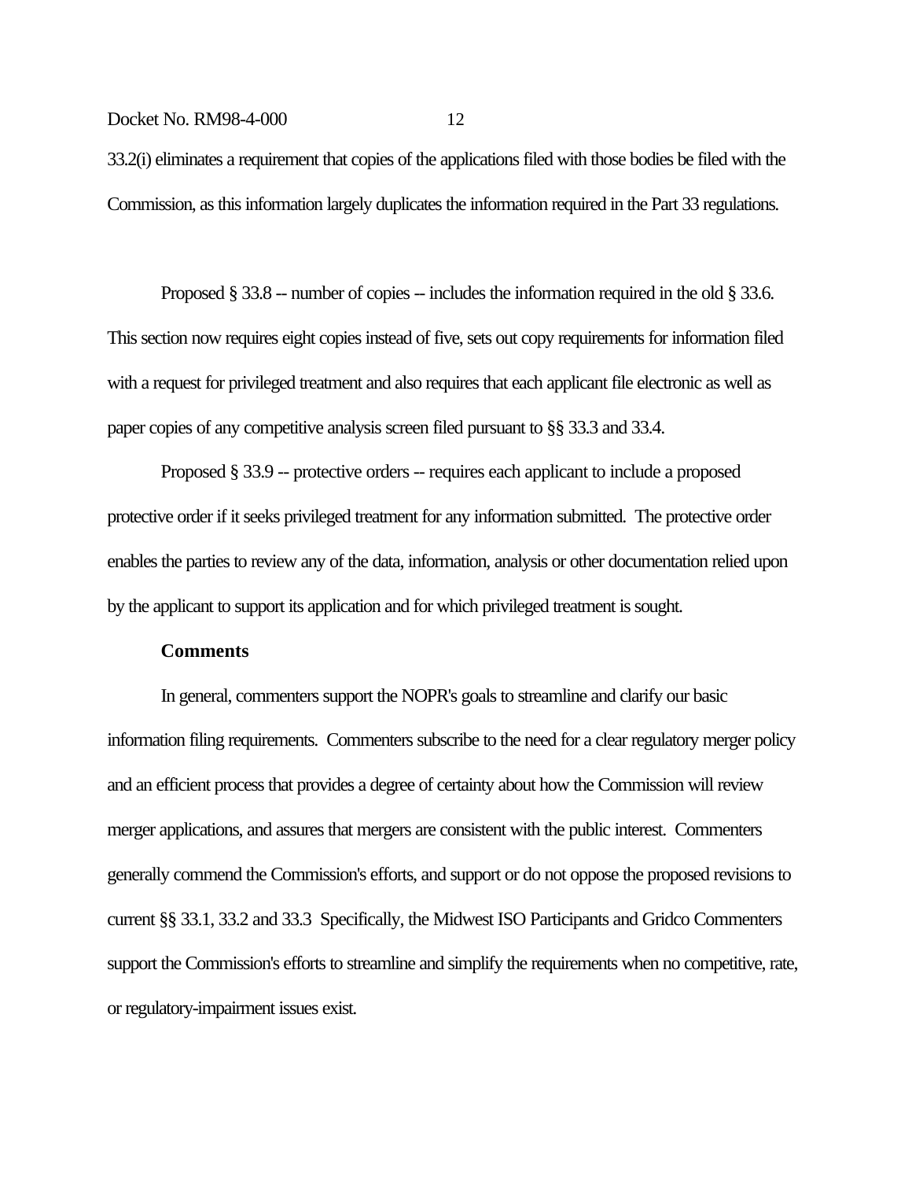33.2(i) eliminates a requirement that copies of the applications filed with those bodies be filed with the Commission, as this information largely duplicates the information required in the Part 33 regulations.

Proposed § 33.8 -- number of copies -- includes the information required in the old § 33.6. This section now requires eight copies instead of five, sets out copy requirements for information filed with a request for privileged treatment and also requires that each applicant file electronic as well as paper copies of any competitive analysis screen filed pursuant to §§ 33.3 and 33.4.

Proposed § 33.9 -- protective orders -- requires each applicant to include a proposed protective order if it seeks privileged treatment for any information submitted. The protective order enables the parties to review any of the data, information, analysis or other documentation relied upon by the applicant to support its application and for which privileged treatment is sought.

**Comments**

In general, commenters support the NOPR's goals to streamline and clarify our basic information filing requirements. Commenters subscribe to the need for a clear regulatory merger policy and an efficient process that provides a degree of certainty about how the Commission will review merger applications, and assures that mergers are consistent with the public interest. Commenters generally commend the Commission's efforts, and support or do not oppose the proposed revisions to current §§ 33.1, 33.2 and 33.3 Specifically, the Midwest ISO Participants and Gridco Commenters support the Commission's efforts to streamline and simplify the requirements when no competitive, rate, or regulatory-impairment issues exist.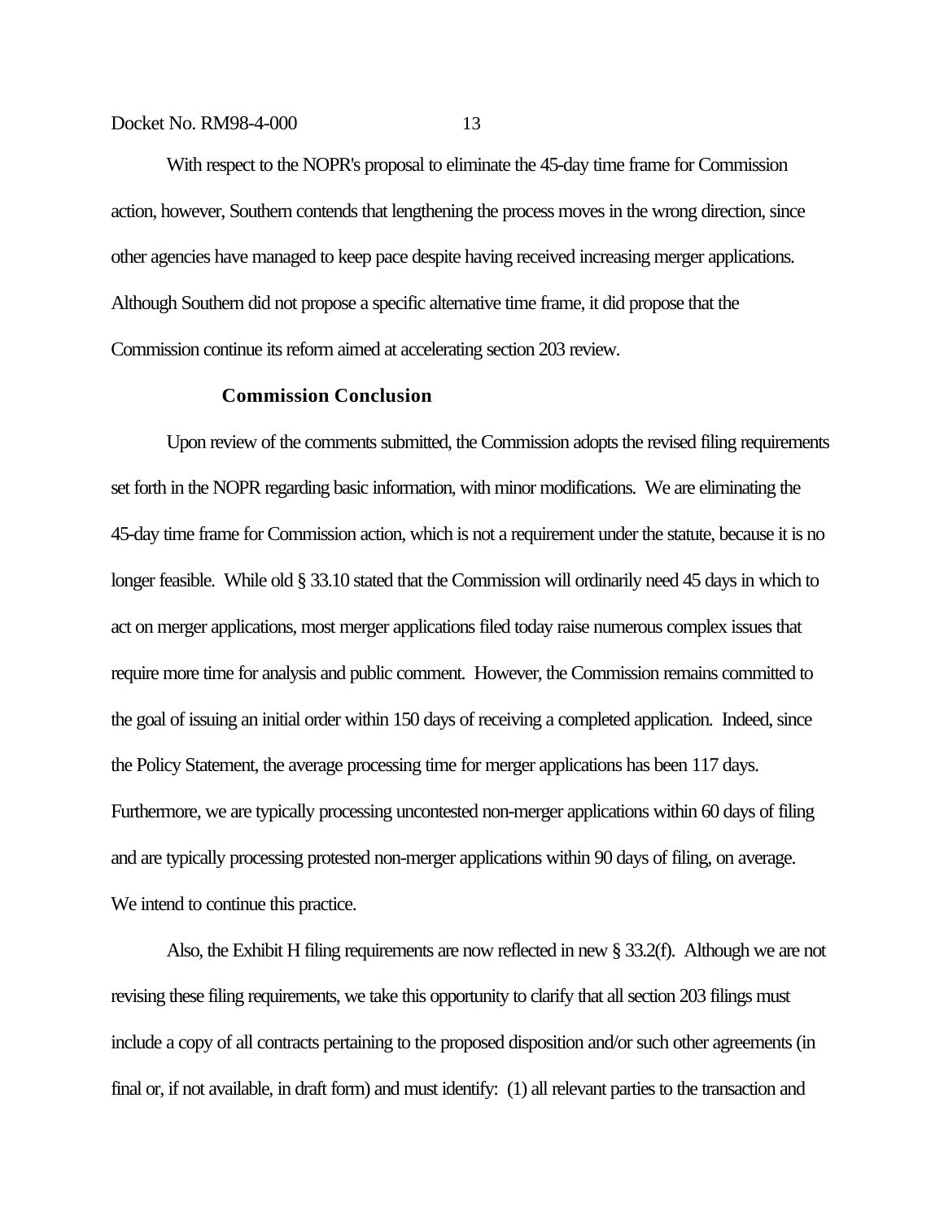With respect to the NOPR's proposal to eliminate the 45-day time frame for Commission action, however, Southern contends that lengthening the process moves in the wrong direction, since other agencies have managed to keep pace despite having received increasing merger applications. Although Southern did not propose a specific alternative time frame, it did propose that the Commission continue its reform aimed at accelerating section 203 review.

**Commission Conclusion**

Upon review of the comments submitted, the Commission adopts the revised filing requirements set forth in the NOPR regarding basic information, with minor modifications. We are eliminating the 45-day time frame for Commission action, which is not a requirement under the statute, because it is no longer feasible. While old § 33.10 stated that the Commission will ordinarily need 45 days in which to act on merger applications, most merger applications filed today raise numerous complex issues that require more time for analysis and public comment. However, the Commission remains committed to the goal of issuing an initial order within 150 days of receiving a completed application. Indeed, since the Policy Statement, the average processing time for merger applications has been 117 days. Furthermore, we are typically processing uncontested non-merger applications within 60 days of filing and are typically processing protested non-merger applications within 90 days of filing, on average. We intend to continue this practice.

Also, the Exhibit H filing requirements are now reflected in new § 33.2(f). Although we are not revising these filing requirements, we take this opportunity to clarify that all section 203 filings must include a copy of all contracts pertaining to the proposed disposition and/or such other agreements (in final or, if not available, in draft form) and must identify: (1) all relevant parties to the transaction and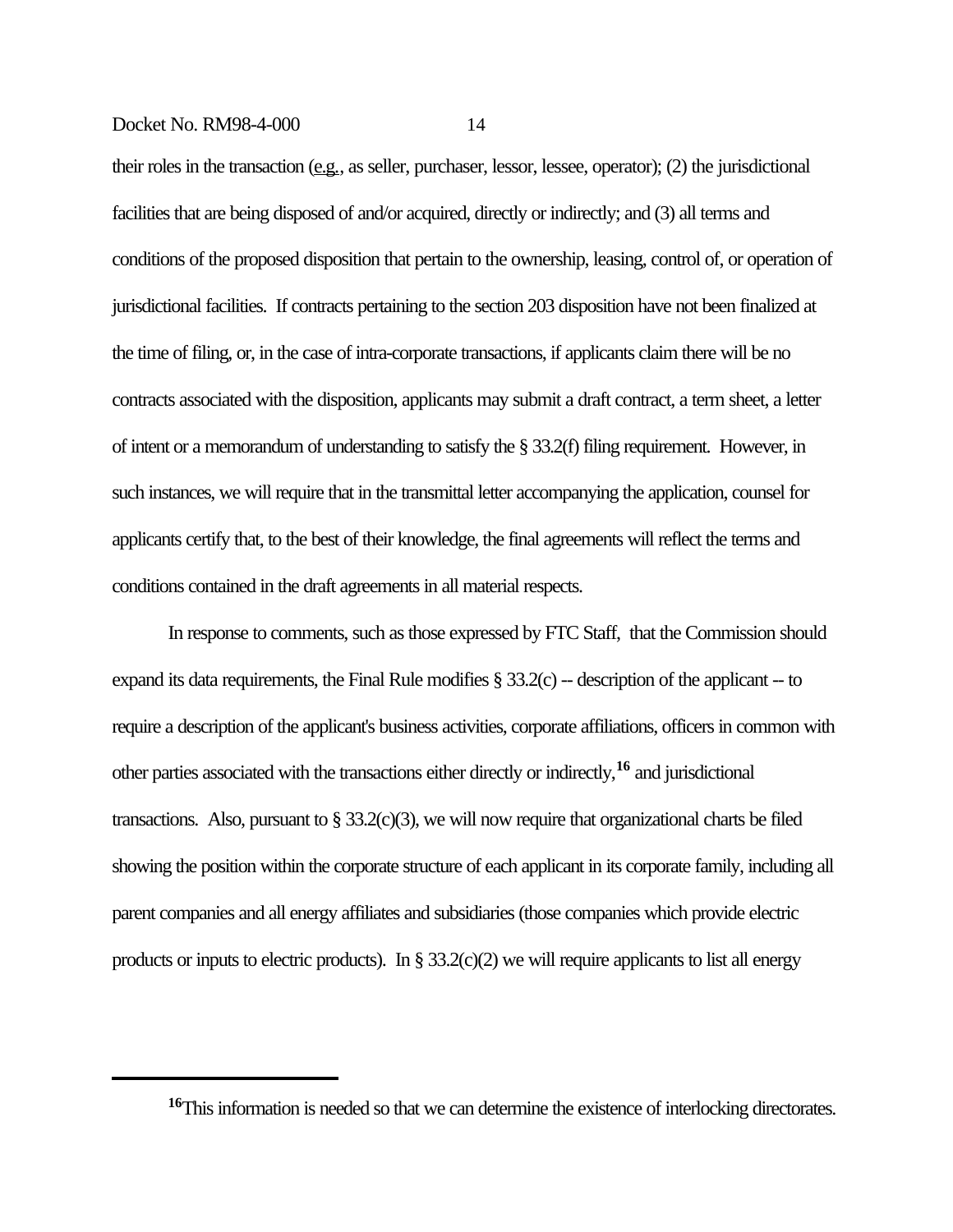their roles in the transaction (e.g., as seller, purchaser, lessor, lessee, operator); (2) the jurisdictional facilities that are being disposed of and/or acquired, directly or indirectly; and (3) all terms and conditions of the proposed disposition that pertain to the ownership, leasing, control of, or operation of jurisdictional facilities. If contracts pertaining to the section 203 disposition have not been finalized at the time of filing, or, in the case of intra-corporate transactions, if applicants claim there will be no contracts associated with the disposition, applicants may submit a draft contract, a term sheet, a letter of intent or a memorandum of understanding to satisfy the § 33.2(f) filing requirement. However, in such instances, we will require that in the transmittal letter accompanying the application, counsel for applicants certify that, to the best of their knowledge, the final agreements will reflect the terms and conditions contained in the draft agreements in all material respects.

In response to comments, such as those expressed by FTC Staff, that the Commission should expand its data requirements, the Final Rule modifies § 33.2(c) -- description of the applicant -- to require a description of the applicant's business activities, corporate affiliations, officers in common with other parties associated with the transactions either directly or indirectly,[16] and jurisdictional transactions. Also, pursuant to § 33.2(c)(3), we will now require that organizational charts be filed showing the position within the corporate structure of each applicant in its corporate family, including all parent companies and all energy affiliates and subsidiaries (those companies which provide electric products or inputs to electric products). In § 33.2(c)(2) we will require applicants to list all energy

---

[16] This information is needed so that we can determine the existence of interlocking directorates.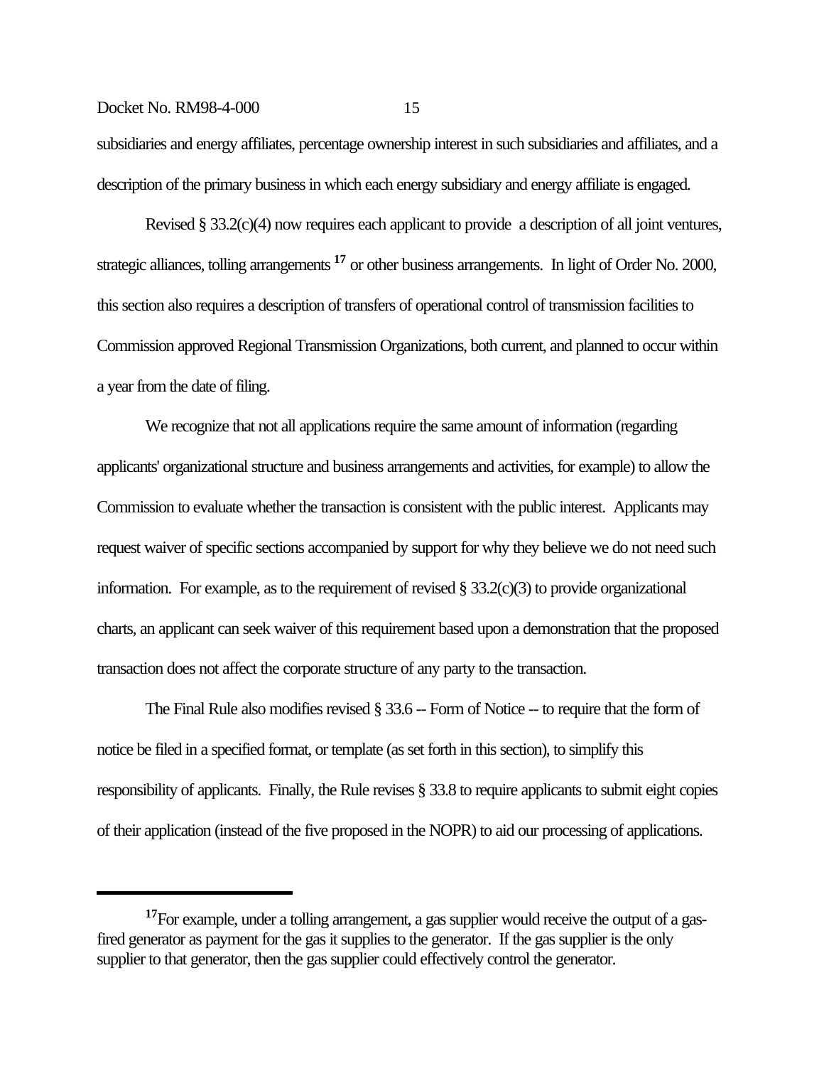subsidiaries and energy affiliates, percentage ownership interest in such subsidiaries and affiliates, and a description of the primary business in which each energy subsidiary and energy affiliate is engaged.

Revised § 33.2(c)(4) now requires each applicant to provide a description of all joint ventures, strategic alliances, tolling arrangements [17] or other business arrangements. In light of Order No. 2000, this section also requires a description of transfers of operational control of transmission facilities to Commission approved Regional Transmission Organizations, both current, and planned to occur within a year from the date of filing.

We recognize that not all applications require the same amount of information (regarding applicants' organizational structure and business arrangements and activities, for example) to allow the Commission to evaluate whether the transaction is consistent with the public interest. Applicants may request waiver of specific sections accompanied by support for why they believe we do not need such information. For example, as to the requirement of revised § 33.2(c)(3) to provide organizational charts, an applicant can seek waiver of this requirement based upon a demonstration that the proposed transaction does not affect the corporate structure of any party to the transaction.

The Final Rule also modifies revised § 33.6 -- Form of Notice -- to require that the form of notice be filed in a specified format, or template (as set forth in this section), to simplify this responsibility of applicants. Finally, the Rule revises § 33.8 to require applicants to submit eight copies of their application (instead of the five proposed in the NOPR) to aid our processing of applications.

---

[17] For example, under a tolling arrangement, a gas supplier would receive the output of a gas-fired generator as payment for the gas it supplies to the generator. If the gas supplier is the only supplier to that generator, then the gas supplier could effectively control the generator.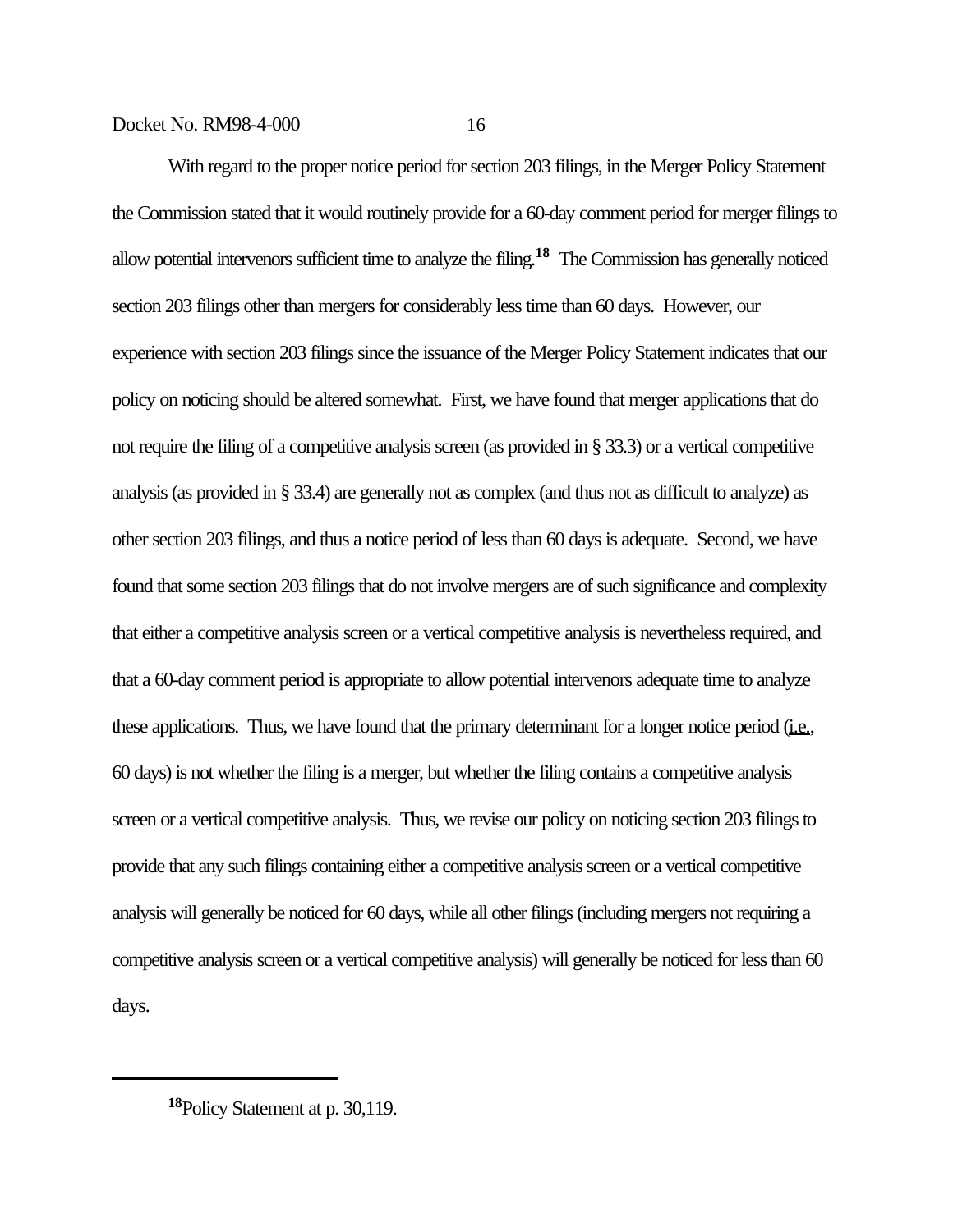With regard to the proper notice period for section 203 filings, in the Merger Policy Statement the Commission stated that it would routinely provide for a 60-day comment period for merger filings to allow potential intervenors sufficient time to analyze the filing.[18] The Commission has generally noticed section 203 filings other than mergers for considerably less time than 60 days. However, our experience with section 203 filings since the issuance of the Merger Policy Statement indicates that our policy on noticing should be altered somewhat. First, we have found that merger applications that do not require the filing of a competitive analysis screen (as provided in § 33.3) or a vertical competitive analysis (as provided in § 33.4) are generally not as complex (and thus not as difficult to analyze) as other section 203 filings, and thus a notice period of less than 60 days is adequate. Second, we have found that some section 203 filings that do not involve mergers are of such significance and complexity that either a competitive analysis screen or a vertical competitive analysis is nevertheless required, and that a 60-day comment period is appropriate to allow potential intervenors adequate time to analyze these applications. Thus, we have found that the primary determinant for a longer notice period (i.e., 60 days) is not whether the filing is a merger, but whether the filing contains a competitive analysis screen or a vertical competitive analysis. Thus, we revise our policy on noticing section 203 filings to provide that any such filings containing either a competitive analysis screen or a vertical competitive analysis will generally be noticed for 60 days, while all other filings (including mergers not requiring a competitive analysis screen or a vertical competitive analysis) will generally be noticed for less than 60 days.

---

[18] Policy Statement at p. 30,119.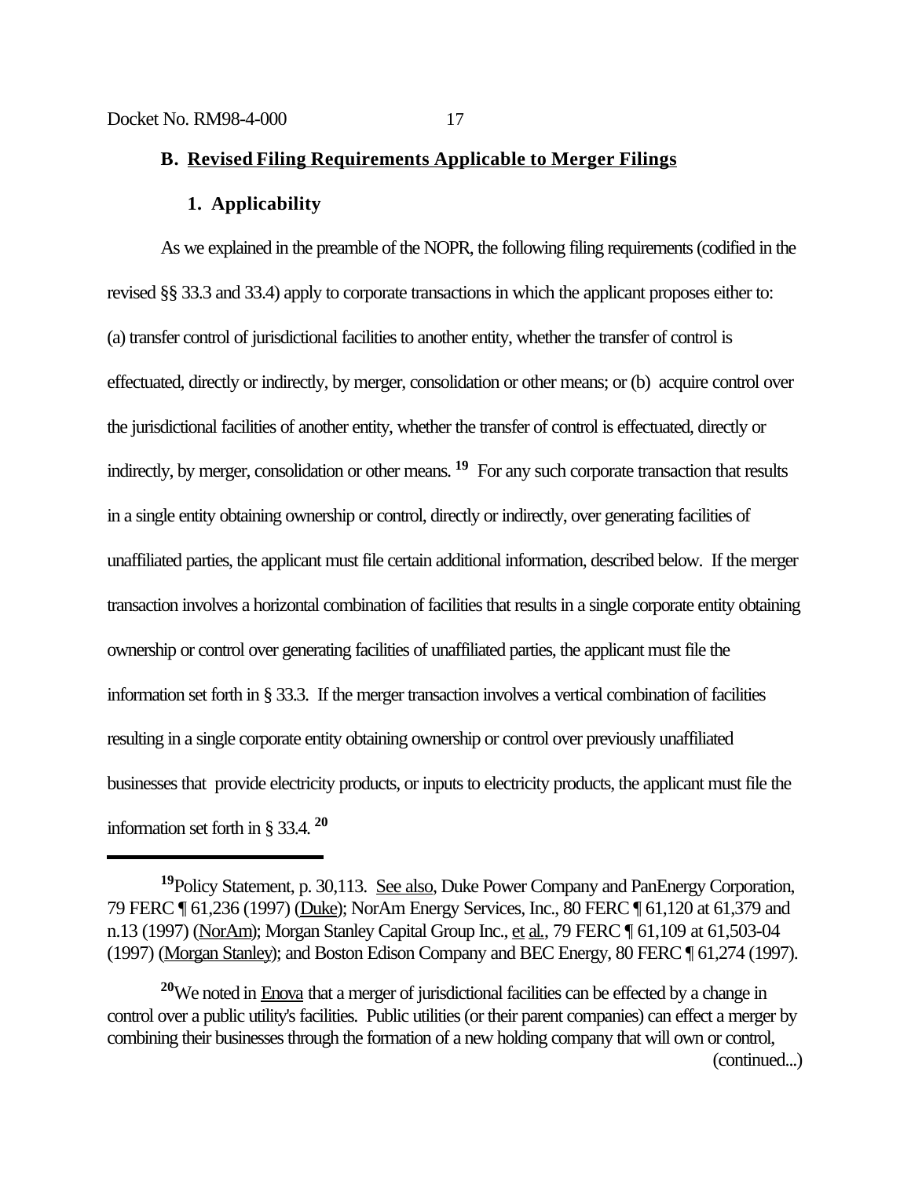## B. Revised Filing Requirements Applicable to Merger Filings

### 1. Applicability

As we explained in the preamble of the NOPR, the following filing requirements (codified in the revised §§ 33.3 and 33.4) apply to corporate transactions in which the applicant proposes either to: (a) transfer control of jurisdictional facilities to another entity, whether the transfer of control is effectuated, directly or indirectly, by merger, consolidation or other means; or (b) acquire control over the jurisdictional facilities of another entity, whether the transfer of control is effectuated, directly or indirectly, by merger, consolidation or other means. [19] For any such corporate transaction that results in a single entity obtaining ownership or control, directly or indirectly, over generating facilities of unaffiliated parties, the applicant must file certain additional information, described below. If the merger transaction involves a horizontal combination of facilities that results in a single corporate entity obtaining ownership or control over generating facilities of unaffiliated parties, the applicant must file the information set forth in § 33.3. If the merger transaction involves a vertical combination of facilities resulting in a single corporate entity obtaining ownership or control over previously unaffiliated businesses that provide electricity products, or inputs to electricity products, the applicant must file the information set forth in § 33.4. [20]

---

[19] Policy Statement, p. 30,113. See also, Duke Power Company and PanEnergy Corporation, 79 FERC ¶ 61,236 (1997) (Duke); NorAm Energy Services, Inc., 80 FERC ¶ 61,120 at 61,379 and n.13 (1997) (NorAm); Morgan Stanley Capital Group Inc., et al., 79 FERC ¶ 61,109 at 61,503-04 (1997) (Morgan Stanley); and Boston Edison Company and BEC Energy, 80 FERC ¶ 61,274 (1997).

[20] We noted in Enova that a merger of jurisdictional facilities can be effected by a change in control over a public utility's facilities. Public utilities (or their parent companies) can effect a merger by combining their businesses through the formation of a new holding company that will own or control, (continued...)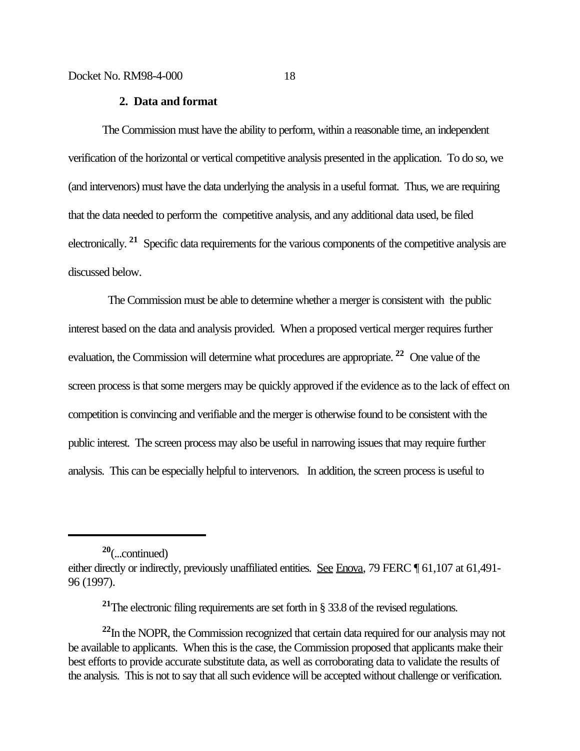### 2. Data and format

The Commission must have the ability to perform, within a reasonable time, an independent verification of the horizontal or vertical competitive analysis presented in the application. To do so, we (and intervenors) must have the data underlying the analysis in a useful format. Thus, we are requiring that the data needed to perform the competitive analysis, and any additional data used, be filed electronically.[21] Specific data requirements for the various components of the competitive analysis are discussed below.

The Commission must be able to determine whether a merger is consistent with the public interest based on the data and analysis provided. When a proposed vertical merger requires further evaluation, the Commission will determine what procedures are appropriate.[22] One value of the screen process is that some mergers may be quickly approved if the evidence as to the lack of effect on competition is convincing and verifiable and the merger is otherwise found to be consistent with the public interest. The screen process may also be useful in narrowing issues that may require further analysis. This can be especially helpful to intervenors. In addition, the screen process is useful to

---

[20](...continued)
either directly or indirectly, previously unaffiliated entities. See Enova, 79 FERC ¶ 61,107 at 61,491-96 (1997).

[21]The electronic filing requirements are set forth in § 33.8 of the revised regulations.

[22]In the NOPR, the Commission recognized that certain data required for our analysis may not be available to applicants. When this is the case, the Commission proposed that applicants make their best efforts to provide accurate substitute data, as well as corroborating data to validate the results of the analysis. This is not to say that all such evidence will be accepted without challenge or verification.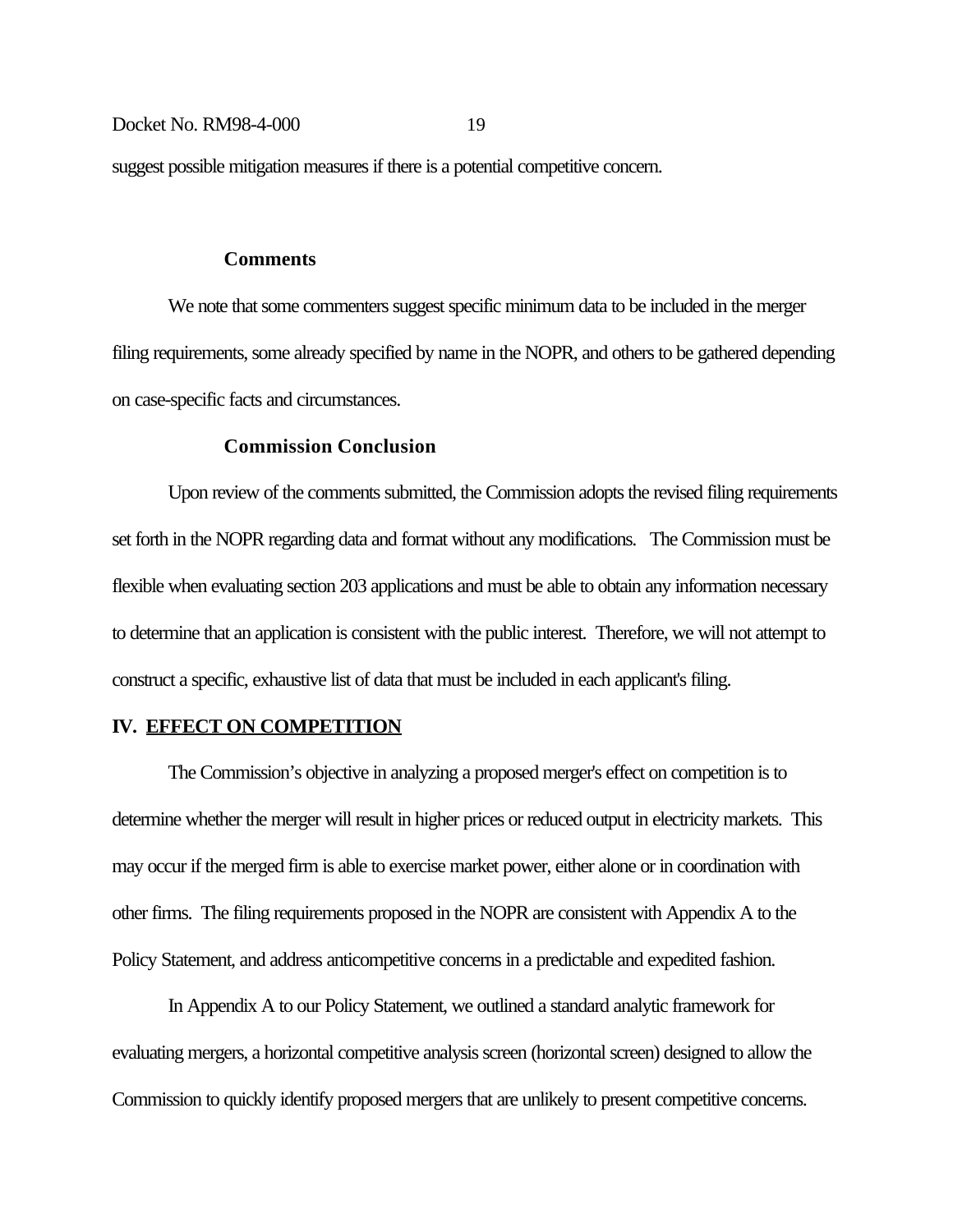suggest possible mitigation measures if there is a potential competitive concern.

### Comments

We note that some commenters suggest specific minimum data to be included in the merger filing requirements, some already specified by name in the NOPR, and others to be gathered depending on case-specific facts and circumstances.

### Commission Conclusion

Upon review of the comments submitted, the Commission adopts the revised filing requirements set forth in the NOPR regarding data and format without any modifications. The Commission must be flexible when evaluating section 203 applications and must be able to obtain any information necessary to determine that an application is consistent with the public interest. Therefore, we will not attempt to construct a specific, exhaustive list of data that must be included in each applicant's filing.

## IV. EFFECT ON COMPETITION

The Commission's objective in analyzing a proposed merger's effect on competition is to determine whether the merger will result in higher prices or reduced output in electricity markets. This may occur if the merged firm is able to exercise market power, either alone or in coordination with other firms. The filing requirements proposed in the NOPR are consistent with Appendix A to the Policy Statement, and address anticompetitive concerns in a predictable and expedited fashion.

In Appendix A to our Policy Statement, we outlined a standard analytic framework for evaluating mergers, a horizontal competitive analysis screen (horizontal screen) designed to allow the Commission to quickly identify proposed mergers that are unlikely to present competitive concerns.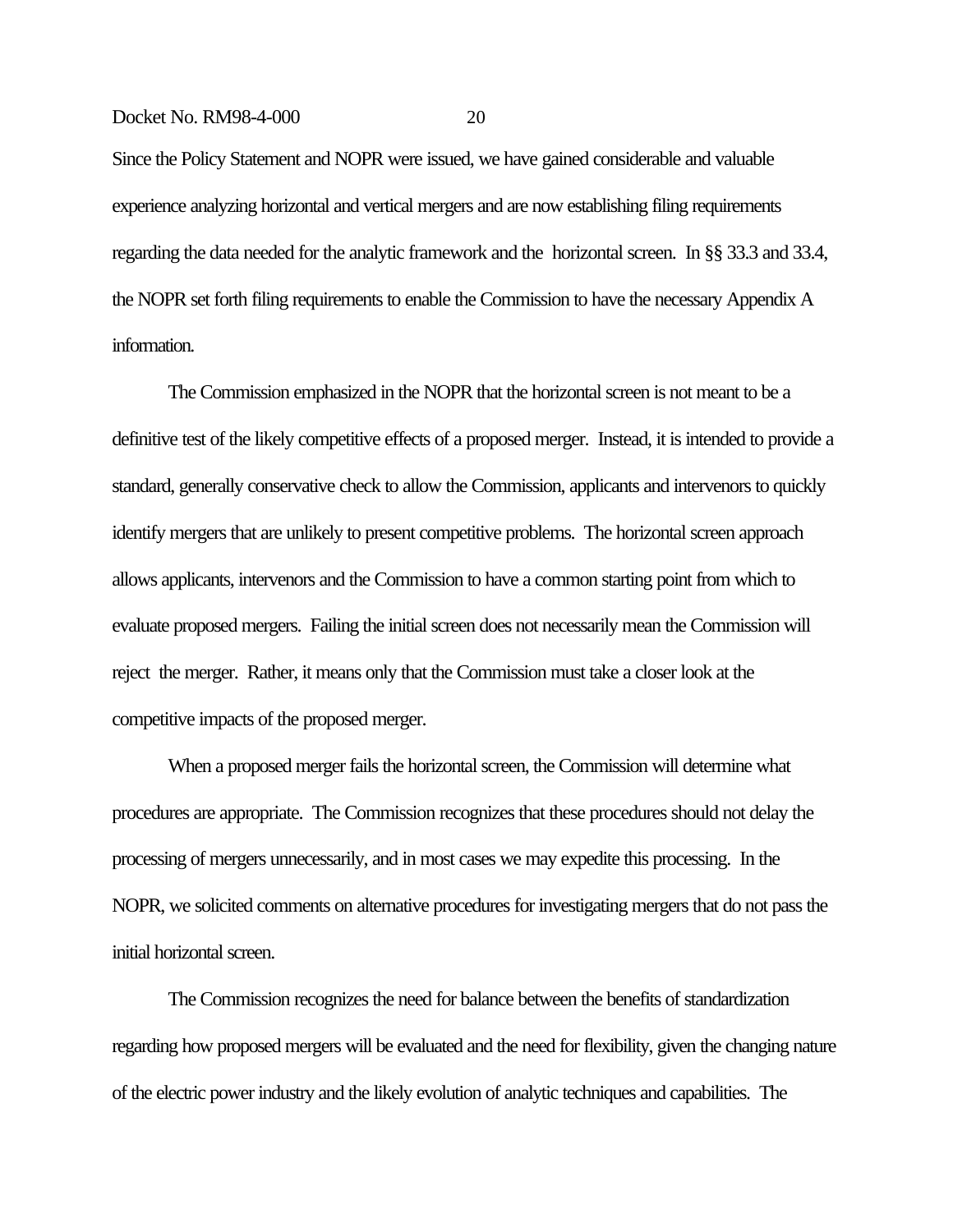Since the Policy Statement and NOPR were issued, we have gained considerable and valuable experience analyzing horizontal and vertical mergers and are now establishing filing requirements regarding the data needed for the analytic framework and the horizontal screen. In §§ 33.3 and 33.4, the NOPR set forth filing requirements to enable the Commission to have the necessary Appendix A information.

The Commission emphasized in the NOPR that the horizontal screen is not meant to be a definitive test of the likely competitive effects of a proposed merger. Instead, it is intended to provide a standard, generally conservative check to allow the Commission, applicants and intervenors to quickly identify mergers that are unlikely to present competitive problems. The horizontal screen approach allows applicants, intervenors and the Commission to have a common starting point from which to evaluate proposed mergers. Failing the initial screen does not necessarily mean the Commission will reject the merger. Rather, it means only that the Commission must take a closer look at the competitive impacts of the proposed merger.

When a proposed merger fails the horizontal screen, the Commission will determine what procedures are appropriate. The Commission recognizes that these procedures should not delay the processing of mergers unnecessarily, and in most cases we may expedite this processing. In the NOPR, we solicited comments on alternative procedures for investigating mergers that do not pass the initial horizontal screen.

The Commission recognizes the need for balance between the benefits of standardization regarding how proposed mergers will be evaluated and the need for flexibility, given the changing nature of the electric power industry and the likely evolution of analytic techniques and capabilities. The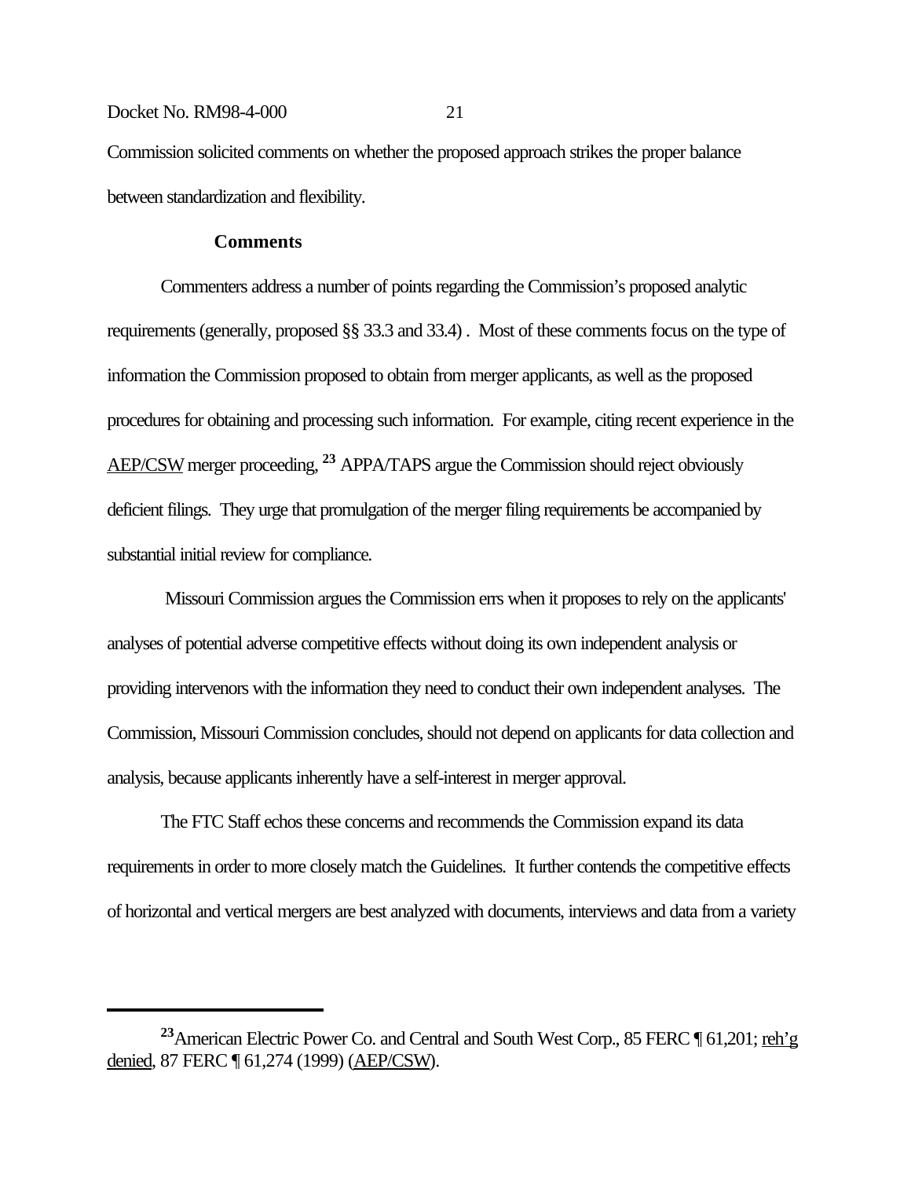Commission solicited comments on whether the proposed approach strikes the proper balance between standardization and flexibility.

**Comments**

Commenters address a number of points regarding the Commission's proposed analytic requirements (generally, proposed §§ 33.3 and 33.4) . Most of these comments focus on the type of information the Commission proposed to obtain from merger applicants, as well as the proposed procedures for obtaining and processing such information. For example, citing recent experience in the AEP/CSW merger proceeding, [23] APPA/TAPS argue the Commission should reject obviously deficient filings. They urge that promulgation of the merger filing requirements be accompanied by substantial initial review for compliance.

Missouri Commission argues the Commission errs when it proposes to rely on the applicants' analyses of potential adverse competitive effects without doing its own independent analysis or providing intervenors with the information they need to conduct their own independent analyses. The Commission, Missouri Commission concludes, should not depend on applicants for data collection and analysis, because applicants inherently have a self-interest in merger approval.

The FTC Staff echos these concerns and recommends the Commission expand its data requirements in order to more closely match the Guidelines. It further contends the competitive effects of horizontal and vertical mergers are best analyzed with documents, interviews and data from a variety

---

[23] American Electric Power Co. and Central and South West Corp., 85 FERC ¶ 61,201; reh'g denied, 87 FERC ¶ 61,274 (1999) (AEP/CSW).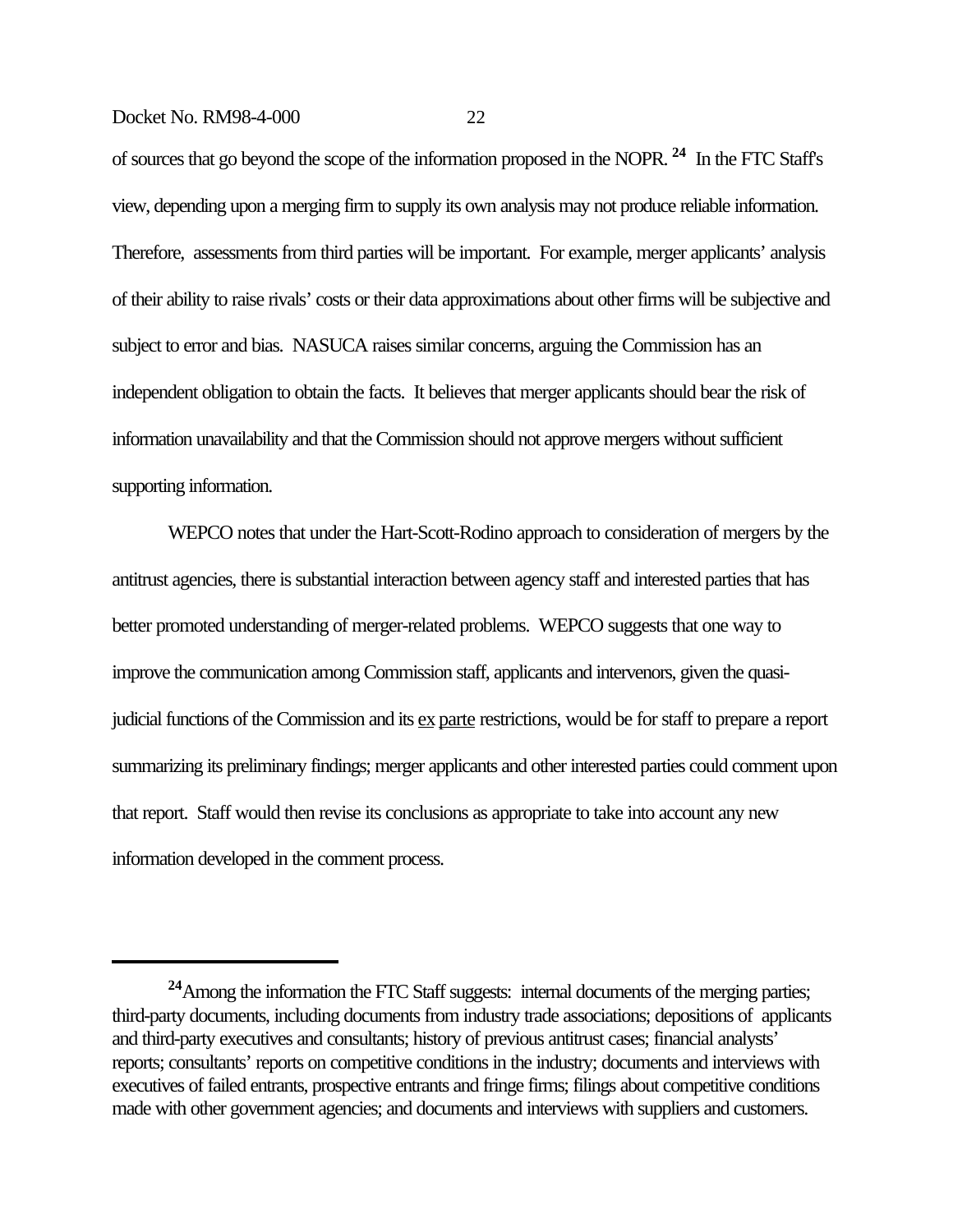of sources that go beyond the scope of the information proposed in the NOPR.[24] In the FTC Staff's view, depending upon a merging firm to supply its own analysis may not produce reliable information. Therefore, assessments from third parties will be important. For example, merger applicants' analysis of their ability to raise rivals' costs or their data approximations about other firms will be subjective and subject to error and bias. NASUCA raises similar concerns, arguing the Commission has an independent obligation to obtain the facts. It believes that merger applicants should bear the risk of information unavailability and that the Commission should not approve mergers without sufficient supporting information.

WEPCO notes that under the Hart-Scott-Rodino approach to consideration of mergers by the antitrust agencies, there is substantial interaction between agency staff and interested parties that has better promoted understanding of merger-related problems. WEPCO suggests that one way to improve the communication among Commission staff, applicants and intervenors, given the quasi-judicial functions of the Commission and its ex parte restrictions, would be for staff to prepare a report summarizing its preliminary findings; merger applicants and other interested parties could comment upon that report. Staff would then revise its conclusions as appropriate to take into account any new information developed in the comment process.

---

[24] Among the information the FTC Staff suggests: internal documents of the merging parties; third-party documents, including documents from industry trade associations; depositions of applicants and third-party executives and consultants; history of previous antitrust cases; financial analysts' reports; consultants' reports on competitive conditions in the industry; documents and interviews with executives of failed entrants, prospective entrants and fringe firms; filings about competitive conditions made with other government agencies; and documents and interviews with suppliers and customers.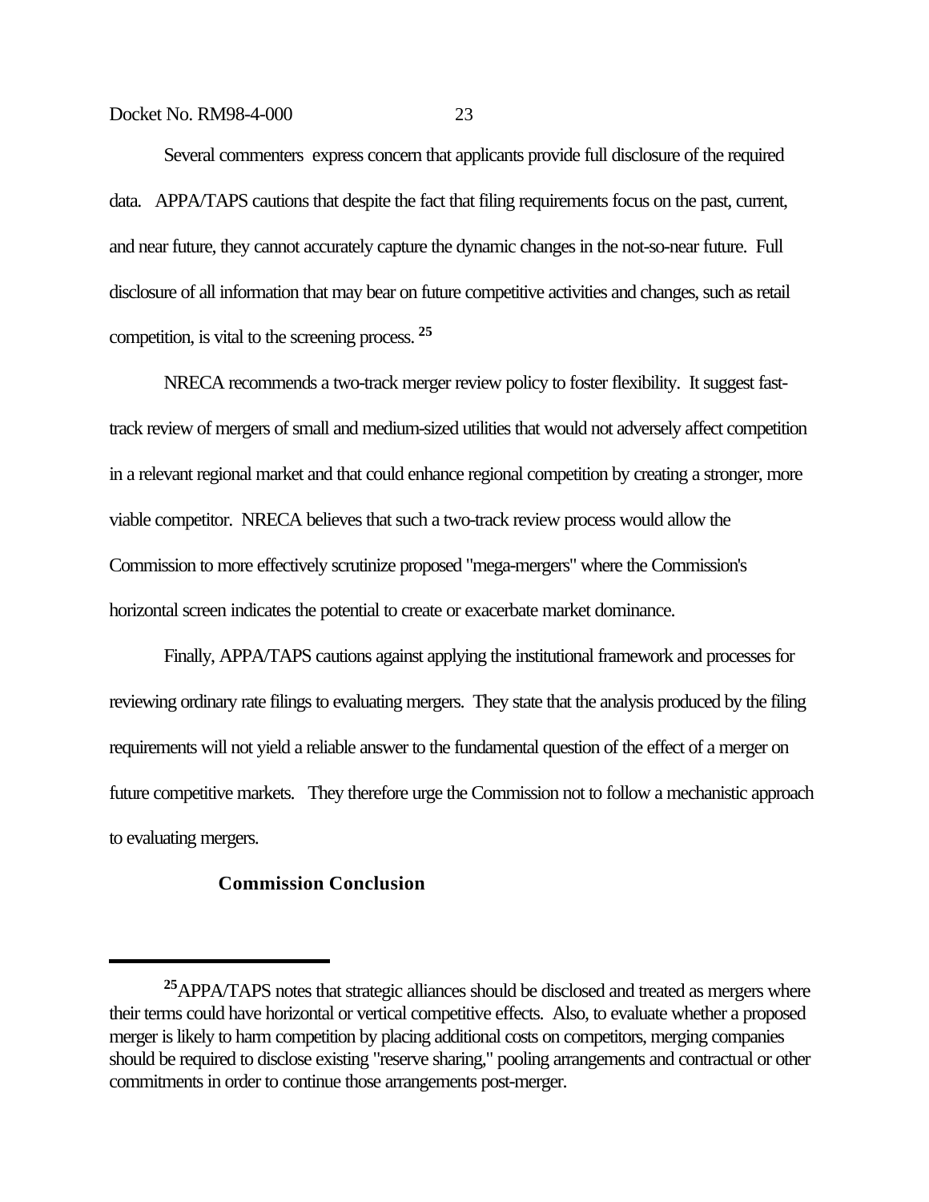Several commenters express concern that applicants provide full disclosure of the required data. APPA/TAPS cautions that despite the fact that filing requirements focus on the past, current, and near future, they cannot accurately capture the dynamic changes in the not-so-near future. Full disclosure of all information that may bear on future competitive activities and changes, such as retail competition, is vital to the screening process.[25]

NRECA recommends a two-track merger review policy to foster flexibility. It suggest fast-track review of mergers of small and medium-sized utilities that would not adversely affect competition in a relevant regional market and that could enhance regional competition by creating a stronger, more viable competitor. NRECA believes that such a two-track review process would allow the Commission to more effectively scrutinize proposed "mega-mergers" where the Commission's horizontal screen indicates the potential to create or exacerbate market dominance.

Finally, APPA/TAPS cautions against applying the institutional framework and processes for reviewing ordinary rate filings to evaluating mergers. They state that the analysis produced by the filing requirements will not yield a reliable answer to the fundamental question of the effect of a merger on future competitive markets. They therefore urge the Commission not to follow a mechanistic approach to evaluating mergers.

**Commission Conclusion**

---

[25] APPA/TAPS notes that strategic alliances should be disclosed and treated as mergers where their terms could have horizontal or vertical competitive effects. Also, to evaluate whether a proposed merger is likely to harm competition by placing additional costs on competitors, merging companies should be required to disclose existing "reserve sharing," pooling arrangements and contractual or other commitments in order to continue those arrangements post-merger.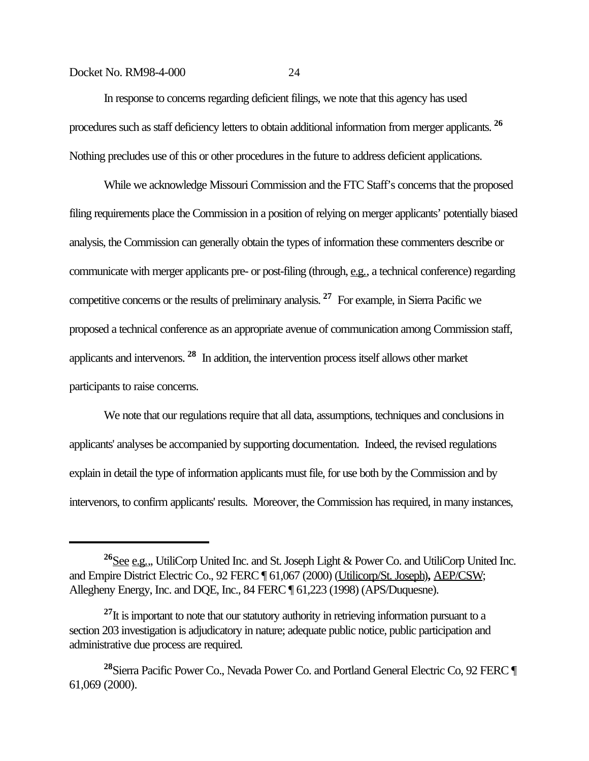In response to concerns regarding deficient filings, we note that this agency has used procedures such as staff deficiency letters to obtain additional information from merger applicants.[26] Nothing precludes use of this or other procedures in the future to address deficient applications.

While we acknowledge Missouri Commission and the FTC Staff's concerns that the proposed filing requirements place the Commission in a position of relying on merger applicants' potentially biased analysis, the Commission can generally obtain the types of information these commenters describe or communicate with merger applicants pre- or post-filing (through, e.g., a technical conference) regarding competitive concerns or the results of preliminary analysis.[27] For example, in Sierra Pacific we proposed a technical conference as an appropriate avenue of communication among Commission staff, applicants and intervenors.[28] In addition, the intervention process itself allows other market participants to raise concerns.

We note that our regulations require that all data, assumptions, techniques and conclusions in applicants' analyses be accompanied by supporting documentation. Indeed, the revised regulations explain in detail the type of information applicants must file, for use both by the Commission and by intervenors, to confirm applicants' results. Moreover, the Commission has required, in many instances,

---

[26] See e.g.,, UtiliCorp United Inc. and St. Joseph Light & Power Co. and UtiliCorp United Inc. and Empire District Electric Co., 92 FERC ¶ 61,067 (2000) (Utilicorp/St. Joseph), AEP/CSW; Allegheny Energy, Inc. and DQE, Inc., 84 FERC ¶ 61,223 (1998) (APS/Duquesne).

[27] It is important to note that our statutory authority in retrieving information pursuant to a section 203 investigation is adjudicatory in nature; adequate public notice, public participation and administrative due process are required.

[28] Sierra Pacific Power Co., Nevada Power Co. and Portland General Electric Co, 92 FERC ¶ 61,069 (2000).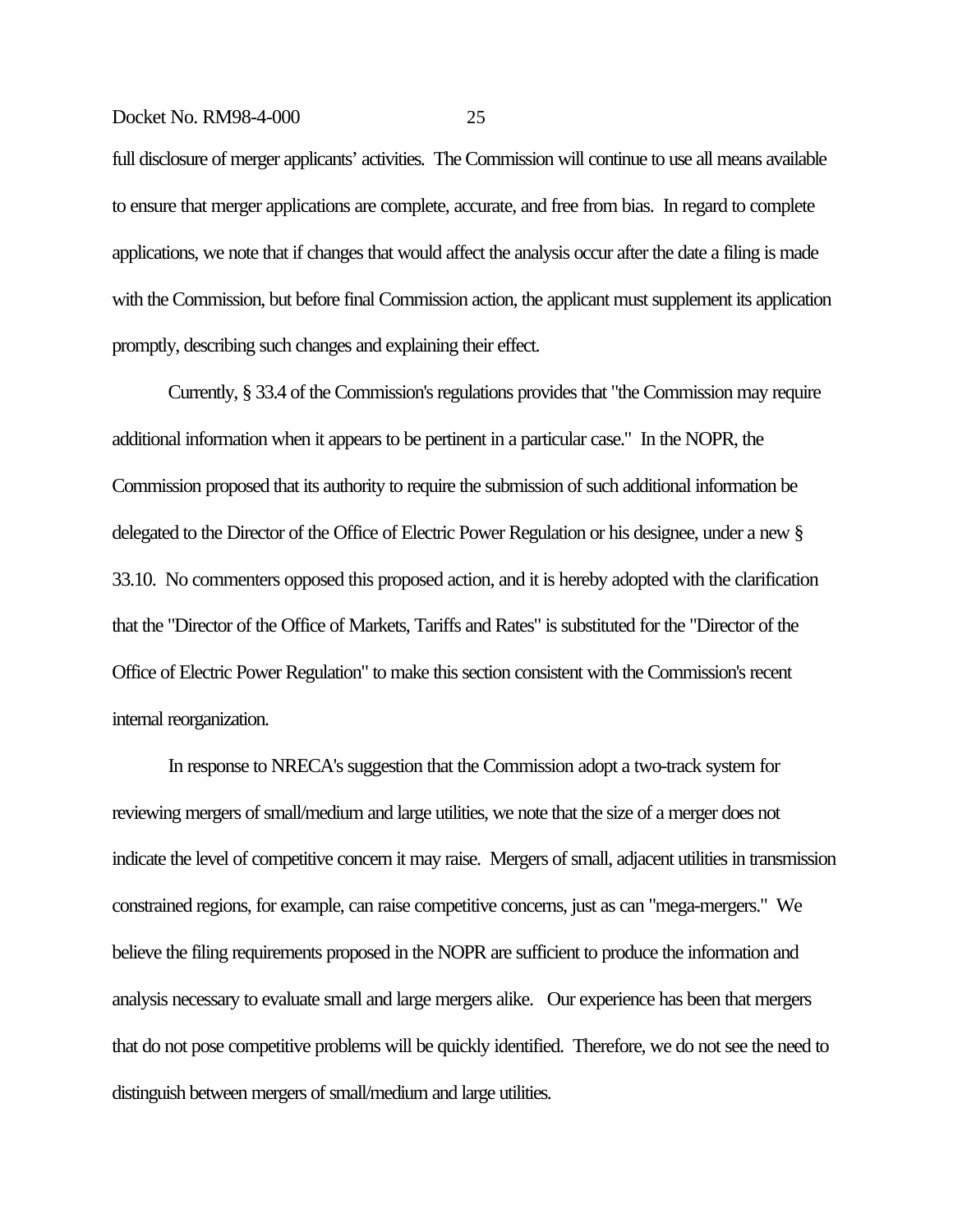full disclosure of merger applicants' activities. The Commission will continue to use all means available to ensure that merger applications are complete, accurate, and free from bias. In regard to complete applications, we note that if changes that would affect the analysis occur after the date a filing is made with the Commission, but before final Commission action, the applicant must supplement its application promptly, describing such changes and explaining their effect.

Currently, § 33.4 of the Commission's regulations provides that "the Commission may require additional information when it appears to be pertinent in a particular case." In the NOPR, the Commission proposed that its authority to require the submission of such additional information be delegated to the Director of the Office of Electric Power Regulation or his designee, under a new § 33.10. No commenters opposed this proposed action, and it is hereby adopted with the clarification that the "Director of the Office of Markets, Tariffs and Rates" is substituted for the "Director of the Office of Electric Power Regulation" to make this section consistent with the Commission's recent internal reorganization.

In response to NRECA's suggestion that the Commission adopt a two-track system for reviewing mergers of small/medium and large utilities, we note that the size of a merger does not indicate the level of competitive concern it may raise. Mergers of small, adjacent utilities in transmission constrained regions, for example, can raise competitive concerns, just as can "mega-mergers." We believe the filing requirements proposed in the NOPR are sufficient to produce the information and analysis necessary to evaluate small and large mergers alike. Our experience has been that mergers that do not pose competitive problems will be quickly identified. Therefore, we do not see the need to distinguish between mergers of small/medium and large utilities.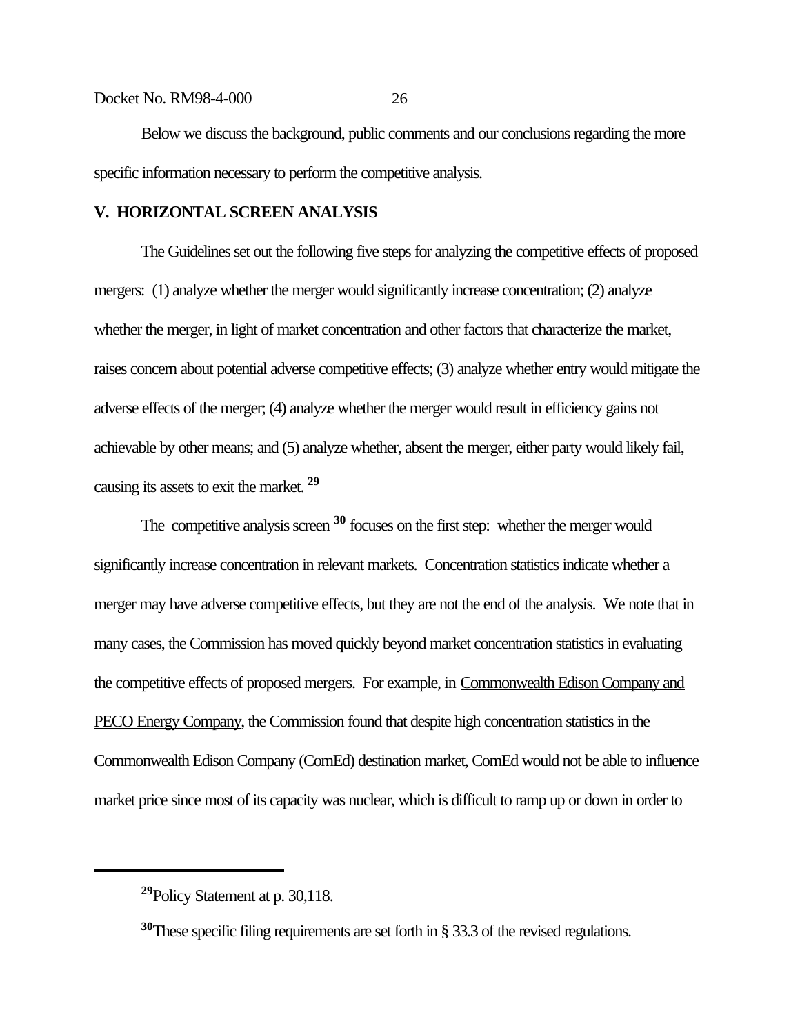Below we discuss the background, public comments and our conclusions regarding the more specific information necessary to perform the competitive analysis.

## V. HORIZONTAL SCREEN ANALYSIS

The Guidelines set out the following five steps for analyzing the competitive effects of proposed mergers: (1) analyze whether the merger would significantly increase concentration; (2) analyze whether the merger, in light of market concentration and other factors that characterize the market, raises concern about potential adverse competitive effects; (3) analyze whether entry would mitigate the adverse effects of the merger; (4) analyze whether the merger would result in efficiency gains not achievable by other means; and (5) analyze whether, absent the merger, either party would likely fail, causing its assets to exit the market. [29]

The competitive analysis screen [30] focuses on the first step: whether the merger would significantly increase concentration in relevant markets. Concentration statistics indicate whether a merger may have adverse competitive effects, but they are not the end of the analysis. We note that in many cases, the Commission has moved quickly beyond market concentration statistics in evaluating the competitive effects of proposed mergers. For example, in Commonwealth Edison Company and PECO Energy Company, the Commission found that despite high concentration statistics in the Commonwealth Edison Company (ComEd) destination market, ComEd would not be able to influence market price since most of its capacity was nuclear, which is difficult to ramp up or down in order to

---

[29] Policy Statement at p. 30,118.

[30] These specific filing requirements are set forth in § 33.3 of the revised regulations.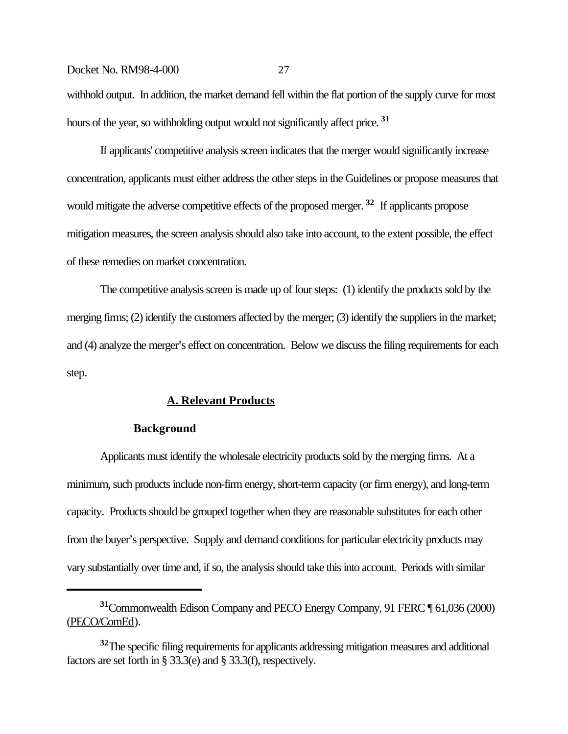withhold output. In addition, the market demand fell within the flat portion of the supply curve for most hours of the year, so withholding output would not significantly affect price.[31]

If applicants' competitive analysis screen indicates that the merger would significantly increase concentration, applicants must either address the other steps in the Guidelines or propose measures that would mitigate the adverse competitive effects of the proposed merger.[32] If applicants propose mitigation measures, the screen analysis should also take into account, to the extent possible, the effect of these remedies on market concentration.

The competitive analysis screen is made up of four steps: (1) identify the products sold by the merging firms; (2) identify the customers affected by the merger; (3) identify the suppliers in the market; and (4) analyze the merger's effect on concentration. Below we discuss the filing requirements for each step.

## A. Relevant Products

### Background

Applicants must identify the wholesale electricity products sold by the merging firms. At a minimum, such products include non-firm energy, short-term capacity (or firm energy), and long-term capacity. Products should be grouped together when they are reasonable substitutes for each other from the buyer's perspective. Supply and demand conditions for particular electricity products may vary substantially over time and, if so, the analysis should take this into account. Periods with similar

---

[31] Commonwealth Edison Company and PECO Energy Company, 91 FERC ¶ 61,036 (2000) (PECO/ComEd).

[32] The specific filing requirements for applicants addressing mitigation measures and additional factors are set forth in § 33.3(e) and § 33.3(f), respectively.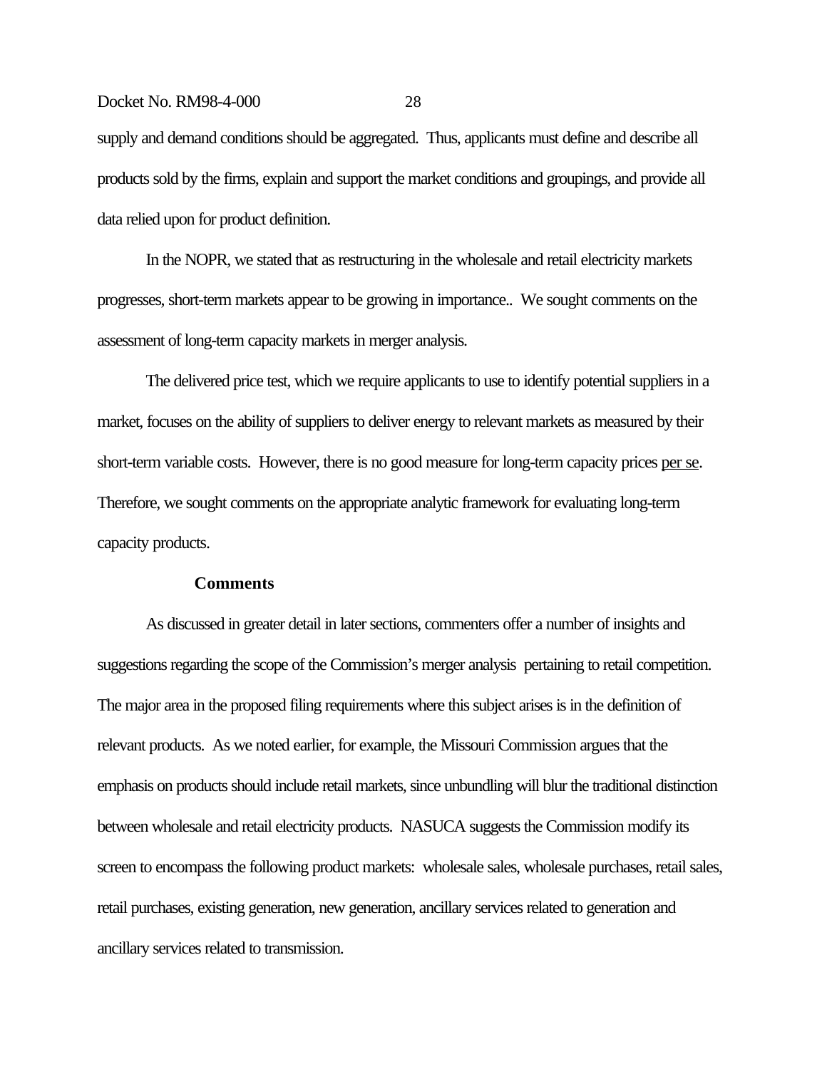supply and demand conditions should be aggregated. Thus, applicants must define and describe all products sold by the firms, explain and support the market conditions and groupings, and provide all data relied upon for product definition.

In the NOPR, we stated that as restructuring in the wholesale and retail electricity markets progresses, short-term markets appear to be growing in importance.. We sought comments on the assessment of long-term capacity markets in merger analysis.

The delivered price test, which we require applicants to use to identify potential suppliers in a market, focuses on the ability of suppliers to deliver energy to relevant markets as measured by their short-term variable costs. However, there is no good measure for long-term capacity prices per se. Therefore, we sought comments on the appropriate analytic framework for evaluating long-term capacity products.

**Comments**

As discussed in greater detail in later sections, commenters offer a number of insights and suggestions regarding the scope of the Commission's merger analysis pertaining to retail competition. The major area in the proposed filing requirements where this subject arises is in the definition of relevant products. As we noted earlier, for example, the Missouri Commission argues that the emphasis on products should include retail markets, since unbundling will blur the traditional distinction between wholesale and retail electricity products. NASUCA suggests the Commission modify its screen to encompass the following product markets: wholesale sales, wholesale purchases, retail sales, retail purchases, existing generation, new generation, ancillary services related to generation and ancillary services related to transmission.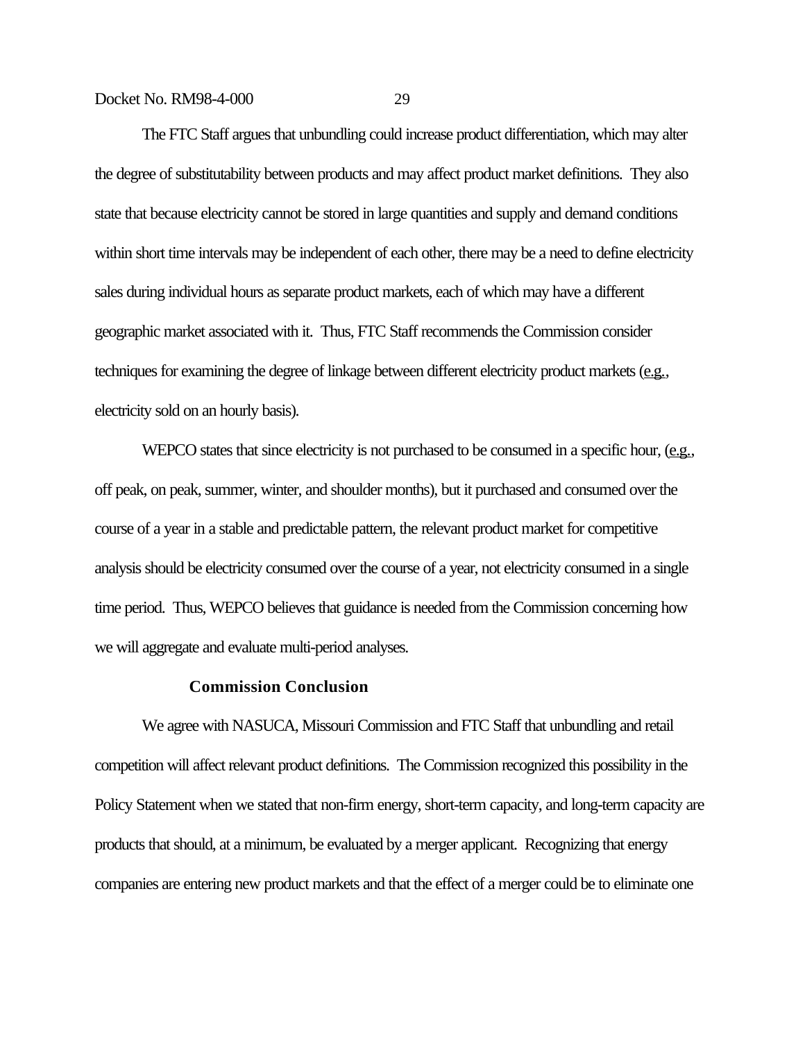The FTC Staff argues that unbundling could increase product differentiation, which may alter the degree of substitutability between products and may affect product market definitions. They also state that because electricity cannot be stored in large quantities and supply and demand conditions within short time intervals may be independent of each other, there may be a need to define electricity sales during individual hours as separate product markets, each of which may have a different geographic market associated with it. Thus, FTC Staff recommends the Commission consider techniques for examining the degree of linkage between different electricity product markets (e.g., electricity sold on an hourly basis).

WEPCO states that since electricity is not purchased to be consumed in a specific hour, (e.g., off peak, on peak, summer, winter, and shoulder months), but it purchased and consumed over the course of a year in a stable and predictable pattern, the relevant product market for competitive analysis should be electricity consumed over the course of a year, not electricity consumed in a single time period. Thus, WEPCO believes that guidance is needed from the Commission concerning how we will aggregate and evaluate multi-period analyses.

**Commission Conclusion**

We agree with NASUCA, Missouri Commission and FTC Staff that unbundling and retail competition will affect relevant product definitions. The Commission recognized this possibility in the Policy Statement when we stated that non-firm energy, short-term capacity, and long-term capacity are products that should, at a minimum, be evaluated by a merger applicant. Recognizing that energy companies are entering new product markets and that the effect of a merger could be to eliminate one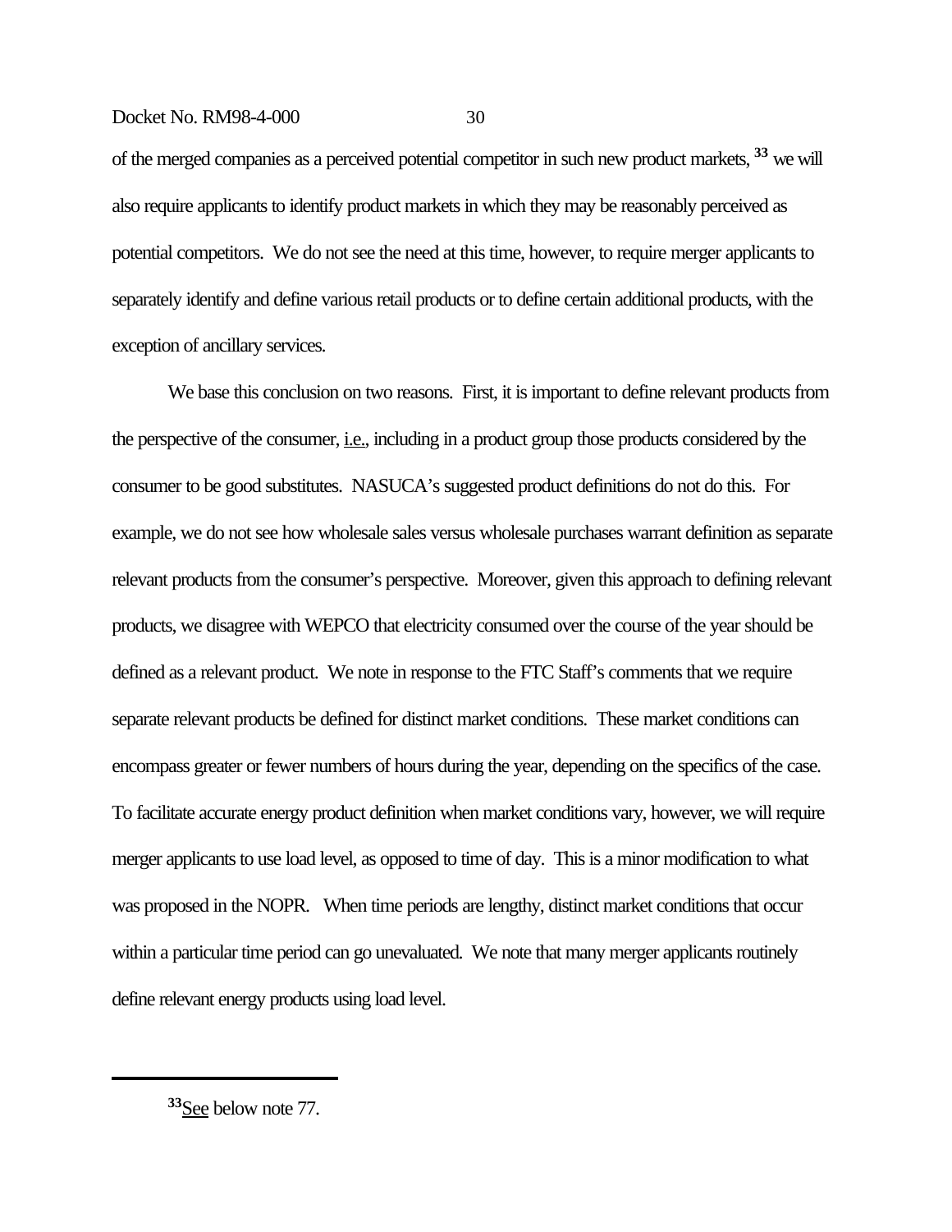of the merged companies as a perceived potential competitor in such new product markets,[33] we will also require applicants to identify product markets in which they may be reasonably perceived as potential competitors. We do not see the need at this time, however, to require merger applicants to separately identify and define various retail products or to define certain additional products, with the exception of ancillary services.

We base this conclusion on two reasons. First, it is important to define relevant products from the perspective of the consumer, i.e., including in a product group those products considered by the consumer to be good substitutes. NASUCA's suggested product definitions do not do this. For example, we do not see how wholesale sales versus wholesale purchases warrant definition as separate relevant products from the consumer's perspective. Moreover, given this approach to defining relevant products, we disagree with WEPCO that electricity consumed over the course of the year should be defined as a relevant product. We note in response to the FTC Staff's comments that we require separate relevant products be defined for distinct market conditions. These market conditions can encompass greater or fewer numbers of hours during the year, depending on the specifics of the case. To facilitate accurate energy product definition when market conditions vary, however, we will require merger applicants to use load level, as opposed to time of day. This is a minor modification to what was proposed in the NOPR. When time periods are lengthy, distinct market conditions that occur within a particular time period can go unevaluated. We note that many merger applicants routinely define relevant energy products using load level.

---

[33] See below note 77.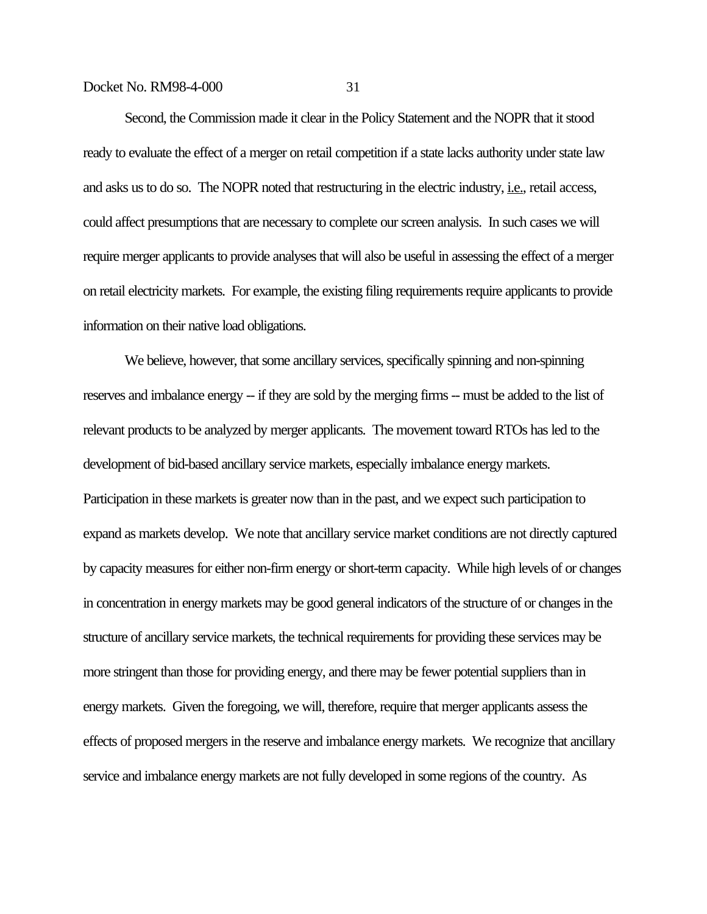Second, the Commission made it clear in the Policy Statement and the NOPR that it stood ready to evaluate the effect of a merger on retail competition if a state lacks authority under state law and asks us to do so. The NOPR noted that restructuring in the electric industry, i.e., retail access, could affect presumptions that are necessary to complete our screen analysis. In such cases we will require merger applicants to provide analyses that will also be useful in assessing the effect of a merger on retail electricity markets. For example, the existing filing requirements require applicants to provide information on their native load obligations.

We believe, however, that some ancillary services, specifically spinning and non-spinning reserves and imbalance energy -- if they are sold by the merging firms -- must be added to the list of relevant products to be analyzed by merger applicants. The movement toward RTOs has led to the development of bid-based ancillary service markets, especially imbalance energy markets. Participation in these markets is greater now than in the past, and we expect such participation to expand as markets develop. We note that ancillary service market conditions are not directly captured by capacity measures for either non-firm energy or short-term capacity. While high levels of or changes in concentration in energy markets may be good general indicators of the structure of or changes in the structure of ancillary service markets, the technical requirements for providing these services may be more stringent than those for providing energy, and there may be fewer potential suppliers than in energy markets. Given the foregoing, we will, therefore, require that merger applicants assess the effects of proposed mergers in the reserve and imbalance energy markets. We recognize that ancillary service and imbalance energy markets are not fully developed in some regions of the country. As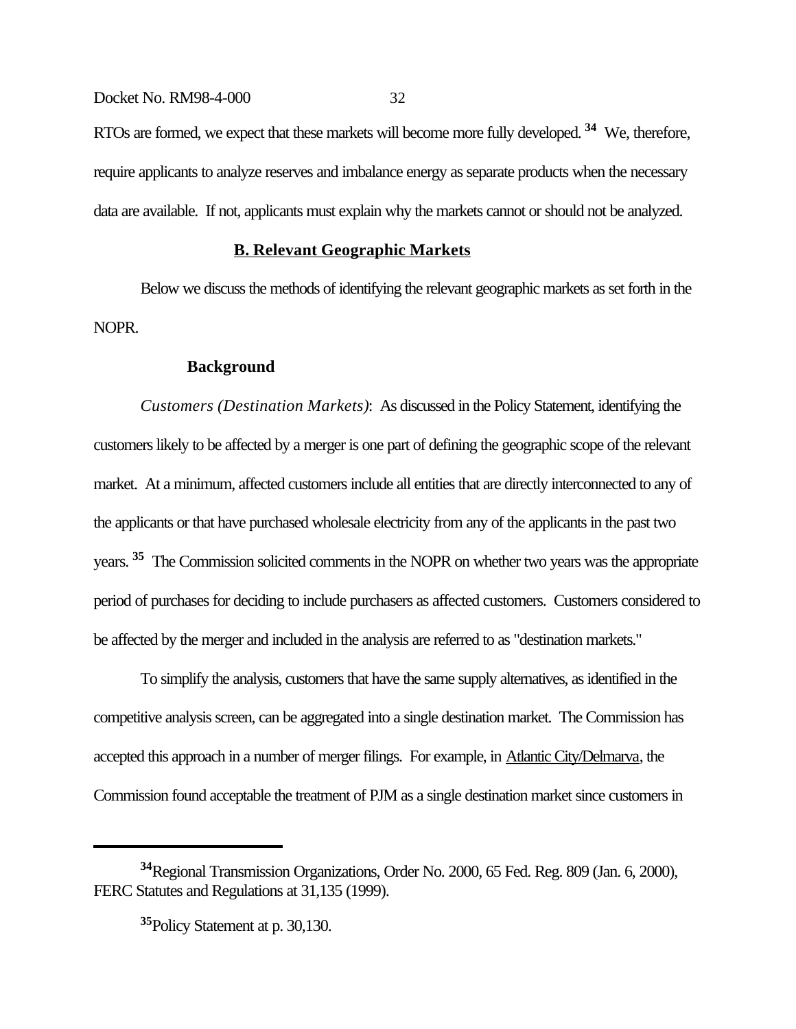RTOs are formed, we expect that these markets will become more fully developed.[34] We, therefore, require applicants to analyze reserves and imbalance energy as separate products when the necessary data are available. If not, applicants must explain why the markets cannot or should not be analyzed.

## B. Relevant Geographic Markets

Below we discuss the methods of identifying the relevant geographic markets as set forth in the NOPR.

### Background

*Customers (Destination Markets)*: As discussed in the Policy Statement, identifying the customers likely to be affected by a merger is one part of defining the geographic scope of the relevant market. At a minimum, affected customers include all entities that are directly interconnected to any of the applicants or that have purchased wholesale electricity from any of the applicants in the past two years.[35] The Commission solicited comments in the NOPR on whether two years was the appropriate period of purchases for deciding to include purchasers as affected customers. Customers considered to be affected by the merger and included in the analysis are referred to as "destination markets."

To simplify the analysis, customers that have the same supply alternatives, as identified in the competitive analysis screen, can be aggregated into a single destination market. The Commission has accepted this approach in a number of merger filings. For example, in Atlantic City/Delmarva, the Commission found acceptable the treatment of PJM as a single destination market since customers in

---

[34] Regional Transmission Organizations, Order No. 2000, 65 Fed. Reg. 809 (Jan. 6, 2000), FERC Statutes and Regulations at 31,135 (1999).

[35] Policy Statement at p. 30,130.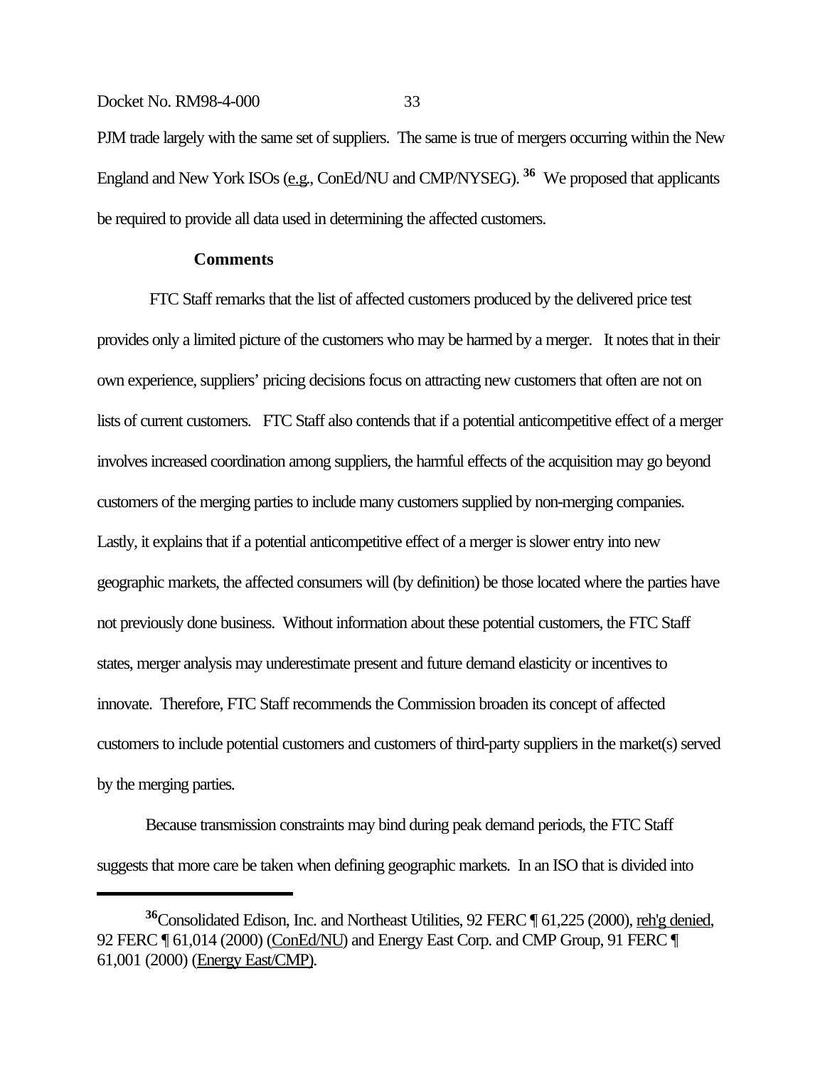PJM trade largely with the same set of suppliers. The same is true of mergers occurring within the New England and New York ISOs (e.g., ConEd/NU and CMP/NYSEG).[36] We proposed that applicants be required to provide all data used in determining the affected customers.

**Comments**

FTC Staff remarks that the list of affected customers produced by the delivered price test provides only a limited picture of the customers who may be harmed by a merger. It notes that in their own experience, suppliers' pricing decisions focus on attracting new customers that often are not on lists of current customers. FTC Staff also contends that if a potential anticompetitive effect of a merger involves increased coordination among suppliers, the harmful effects of the acquisition may go beyond customers of the merging parties to include many customers supplied by non-merging companies. Lastly, it explains that if a potential anticompetitive effect of a merger is slower entry into new geographic markets, the affected consumers will (by definition) be those located where the parties have not previously done business. Without information about these potential customers, the FTC Staff states, merger analysis may underestimate present and future demand elasticity or incentives to innovate. Therefore, FTC Staff recommends the Commission broaden its concept of affected customers to include potential customers and customers of third-party suppliers in the market(s) served by the merging parties.

Because transmission constraints may bind during peak demand periods, the FTC Staff suggests that more care be taken when defining geographic markets. In an ISO that is divided into

[36] Consolidated Edison, Inc. and Northeast Utilities, 92 FERC ¶ 61,225 (2000), reh'g denied, 92 FERC ¶ 61,014 (2000) (ConEd/NU) and Energy East Corp. and CMP Group, 91 FERC ¶ 61,001 (2000) (Energy East/CMP).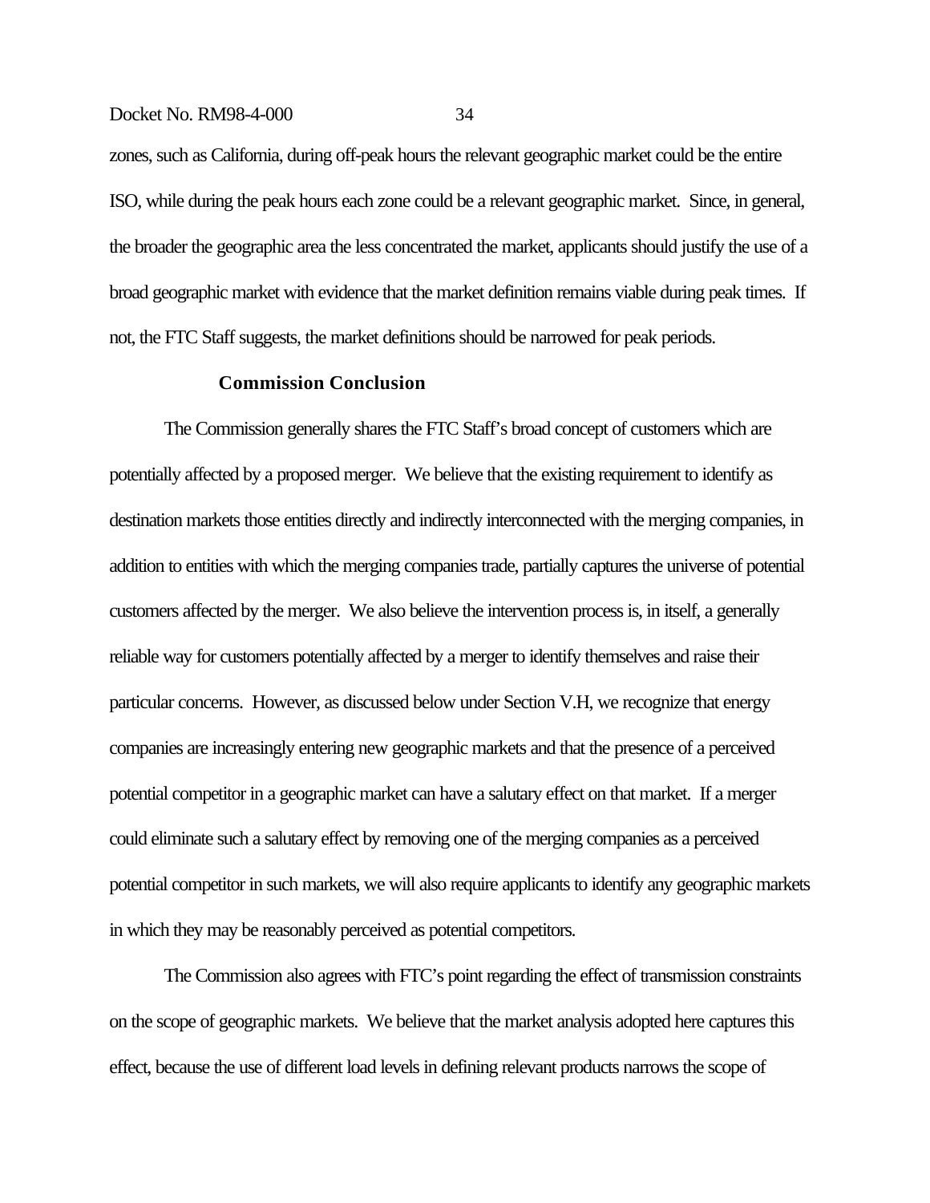zones, such as California, during off-peak hours the relevant geographic market could be the entire ISO, while during the peak hours each zone could be a relevant geographic market. Since, in general, the broader the geographic area the less concentrated the market, applicants should justify the use of a broad geographic market with evidence that the market definition remains viable during peak times. If not, the FTC Staff suggests, the market definitions should be narrowed for peak periods.

**Commission Conclusion**

The Commission generally shares the FTC Staff's broad concept of customers which are potentially affected by a proposed merger. We believe that the existing requirement to identify as destination markets those entities directly and indirectly interconnected with the merging companies, in addition to entities with which the merging companies trade, partially captures the universe of potential customers affected by the merger. We also believe the intervention process is, in itself, a generally reliable way for customers potentially affected by a merger to identify themselves and raise their particular concerns. However, as discussed below under Section V.H, we recognize that energy companies are increasingly entering new geographic markets and that the presence of a perceived potential competitor in a geographic market can have a salutary effect on that market. If a merger could eliminate such a salutary effect by removing one of the merging companies as a perceived potential competitor in such markets, we will also require applicants to identify any geographic markets in which they may be reasonably perceived as potential competitors.

The Commission also agrees with FTC's point regarding the effect of transmission constraints on the scope of geographic markets. We believe that the market analysis adopted here captures this effect, because the use of different load levels in defining relevant products narrows the scope of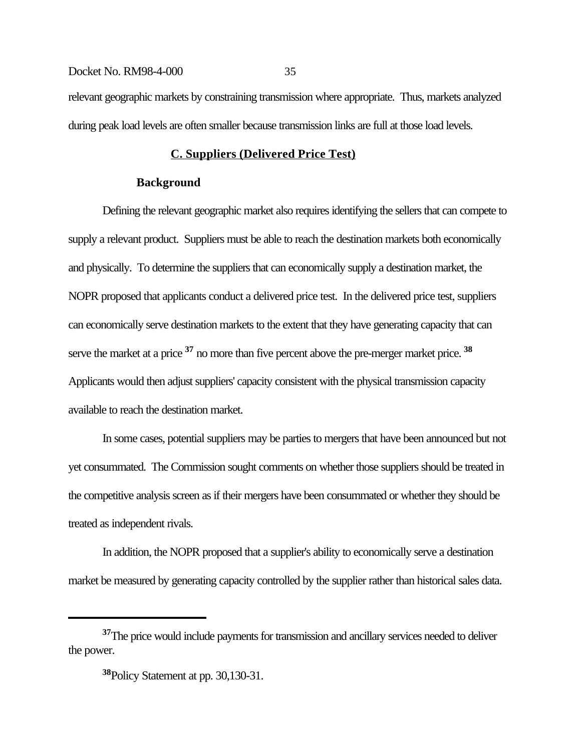relevant geographic markets by constraining transmission where appropriate. Thus, markets analyzed during peak load levels are often smaller because transmission links are full at those load levels.

## C. Suppliers (Delivered Price Test)

### Background

Defining the relevant geographic market also requires identifying the sellers that can compete to supply a relevant product. Suppliers must be able to reach the destination markets both economically and physically. To determine the suppliers that can economically supply a destination market, the NOPR proposed that applicants conduct a delivered price test. In the delivered price test, suppliers can economically serve destination markets to the extent that they have generating capacity that can serve the market at a price [37] no more than five percent above the pre-merger market price. [38] Applicants would then adjust suppliers' capacity consistent with the physical transmission capacity available to reach the destination market.

In some cases, potential suppliers may be parties to mergers that have been announced but not yet consummated. The Commission sought comments on whether those suppliers should be treated in the competitive analysis screen as if their mergers have been consummated or whether they should be treated as independent rivals.

In addition, the NOPR proposed that a supplier's ability to economically serve a destination market be measured by generating capacity controlled by the supplier rather than historical sales data.

---

[37] The price would include payments for transmission and ancillary services needed to deliver the power.

[38] Policy Statement at pp. 30,130-31.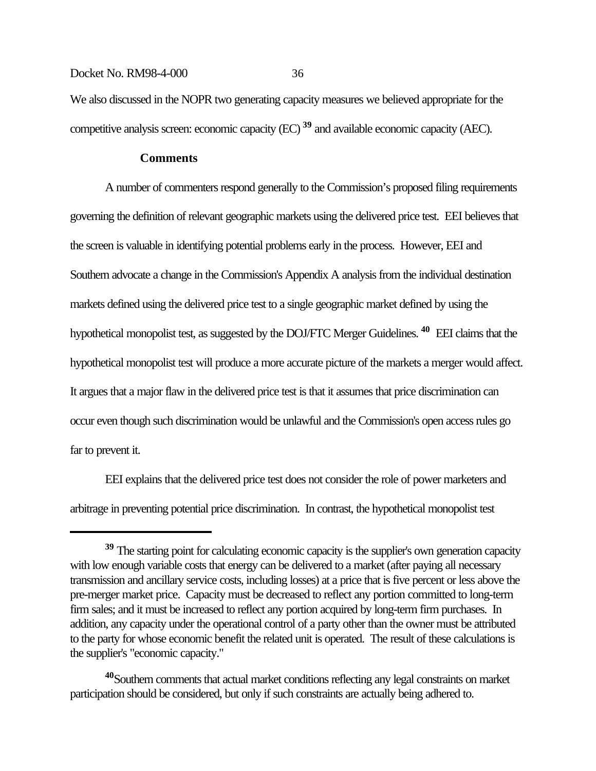We also discussed in the NOPR two generating capacity measures we believed appropriate for the competitive analysis screen: economic capacity (EC) [39] and available economic capacity (AEC).

**Comments**

A number of commenters respond generally to the Commission's proposed filing requirements governing the definition of relevant geographic markets using the delivered price test. EEI believes that the screen is valuable in identifying potential problems early in the process. However, EEI and Southern advocate a change in the Commission's Appendix A analysis from the individual destination markets defined using the delivered price test to a single geographic market defined by using the hypothetical monopolist test, as suggested by the DOJ/FTC Merger Guidelines. [40] EEI claims that the hypothetical monopolist test will produce a more accurate picture of the markets a merger would affect. It argues that a major flaw in the delivered price test is that it assumes that price discrimination can occur even though such discrimination would be unlawful and the Commission's open access rules go far to prevent it.

EEI explains that the delivered price test does not consider the role of power marketers and arbitrage in preventing potential price discrimination. In contrast, the hypothetical monopolist test

---

[39] The starting point for calculating economic capacity is the supplier's own generation capacity with low enough variable costs that energy can be delivered to a market (after paying all necessary transmission and ancillary service costs, including losses) at a price that is five percent or less above the pre-merger market price. Capacity must be decreased to reflect any portion committed to long-term firm sales; and it must be increased to reflect any portion acquired by long-term firm purchases. In addition, any capacity under the operational control of a party other than the owner must be attributed to the party for whose economic benefit the related unit is operated. The result of these calculations is the supplier's "economic capacity."

[40] Southern comments that actual market conditions reflecting any legal constraints on market participation should be considered, but only if such constraints are actually being adhered to.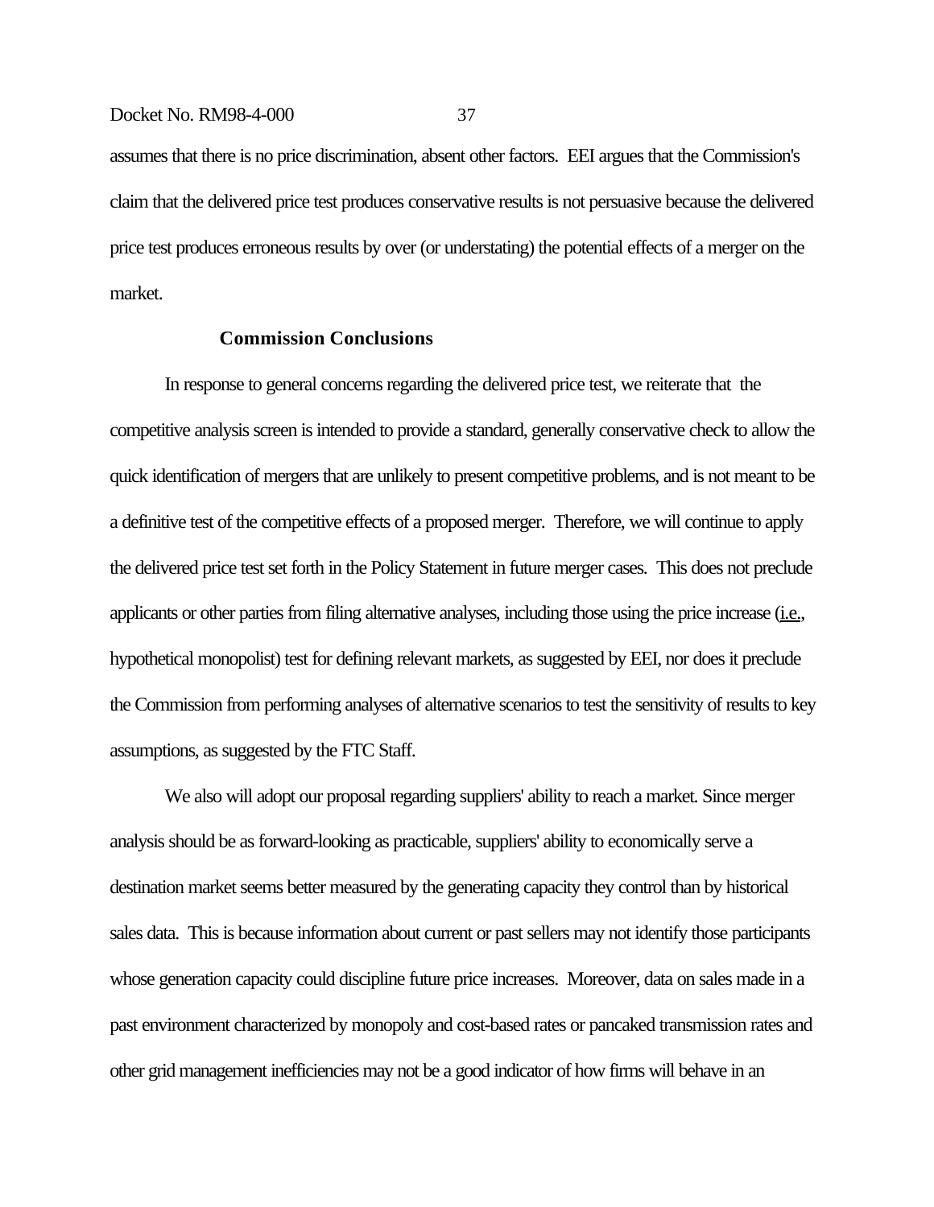assumes that there is no price discrimination, absent other factors. EEI argues that the Commission's claim that the delivered price test produces conservative results is not persuasive because the delivered price test produces erroneous results by over (or understating) the potential effects of a merger on the market.

### Commission Conclusions

In response to general concerns regarding the delivered price test, we reiterate that the competitive analysis screen is intended to provide a standard, generally conservative check to allow the quick identification of mergers that are unlikely to present competitive problems, and is not meant to be a definitive test of the competitive effects of a proposed merger. Therefore, we will continue to apply the delivered price test set forth in the Policy Statement in future merger cases. This does not preclude applicants or other parties from filing alternative analyses, including those using the price increase (i.e., hypothetical monopolist) test for defining relevant markets, as suggested by EEI, nor does it preclude the Commission from performing analyses of alternative scenarios to test the sensitivity of results to key assumptions, as suggested by the FTC Staff.

We also will adopt our proposal regarding suppliers' ability to reach a market. Since merger analysis should be as forward-looking as practicable, suppliers' ability to economically serve a destination market seems better measured by the generating capacity they control than by historical sales data. This is because information about current or past sellers may not identify those participants whose generation capacity could discipline future price increases. Moreover, data on sales made in a past environment characterized by monopoly and cost-based rates or pancaked transmission rates and other grid management inefficiencies may not be a good indicator of how firms will behave in an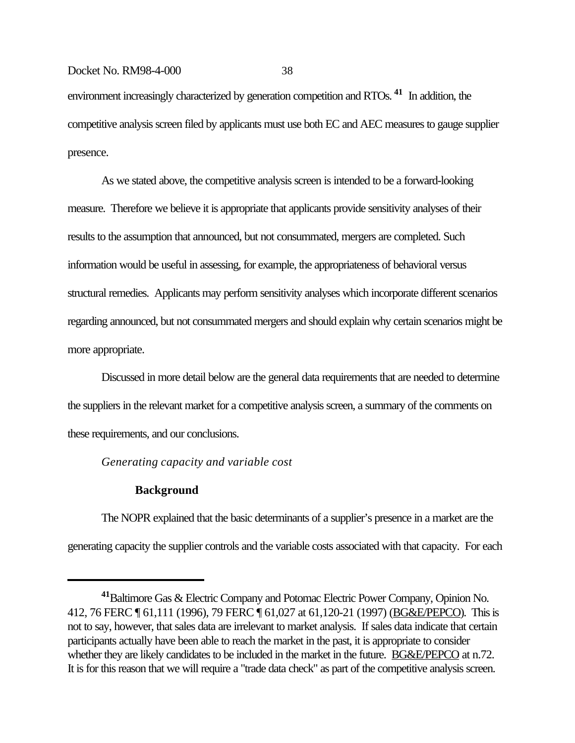environment increasingly characterized by generation competition and RTOs.[41] In addition, the competitive analysis screen filed by applicants must use both EC and AEC measures to gauge supplier presence.

As we stated above, the competitive analysis screen is intended to be a forward-looking measure. Therefore we believe it is appropriate that applicants provide sensitivity analyses of their results to the assumption that announced, but not consummated, mergers are completed. Such information would be useful in assessing, for example, the appropriateness of behavioral versus structural remedies. Applicants may perform sensitivity analyses which incorporate different scenarios regarding announced, but not consummated mergers and should explain why certain scenarios might be more appropriate.

Discussed in more detail below are the general data requirements that are needed to determine the suppliers in the relevant market for a competitive analysis screen, a summary of the comments on these requirements, and our conclusions.

*Generating capacity and variable cost*

**Background**

The NOPR explained that the basic determinants of a supplier's presence in a market are the generating capacity the supplier controls and the variable costs associated with that capacity. For each

---

[41] Baltimore Gas & Electric Company and Potomac Electric Power Company, Opinion No. 412, 76 FERC ¶ 61,111 (1996), 79 FERC ¶ 61,027 at 61,120-21 (1997) (BG&E/PEPCO). This is not to say, however, that sales data are irrelevant to market analysis. If sales data indicate that certain participants actually have been able to reach the market in the past, it is appropriate to consider whether they are likely candidates to be included in the market in the future. BG&E/PEPCO at n.72. It is for this reason that we will require a "trade data check" as part of the competitive analysis screen.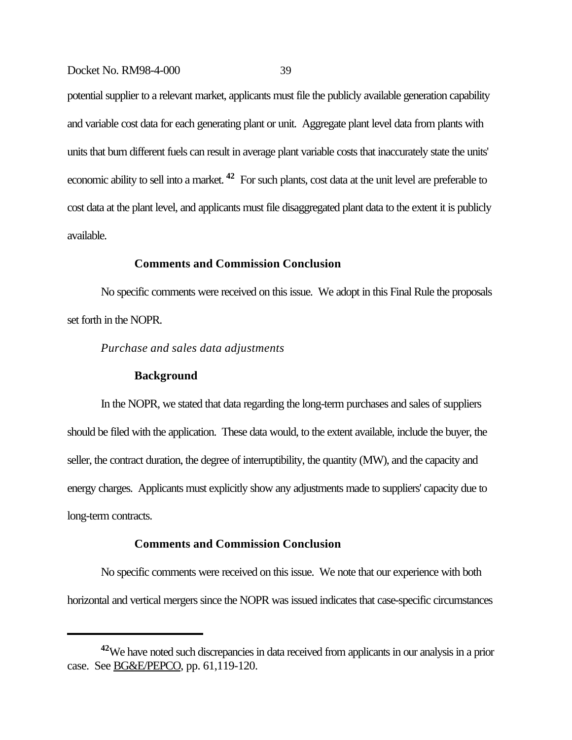potential supplier to a relevant market, applicants must file the publicly available generation capability and variable cost data for each generating plant or unit. Aggregate plant level data from plants with units that burn different fuels can result in average plant variable costs that inaccurately state the units' economic ability to sell into a market.[42] For such plants, cost data at the unit level are preferable to cost data at the plant level, and applicants must file disaggregated plant data to the extent it is publicly available.

**Comments and Commission Conclusion**

No specific comments were received on this issue. We adopt in this Final Rule the proposals set forth in the NOPR.

*Purchase and sales data adjustments*

**Background**

In the NOPR, we stated that data regarding the long-term purchases and sales of suppliers should be filed with the application. These data would, to the extent available, include the buyer, the seller, the contract duration, the degree of interruptibility, the quantity (MW), and the capacity and energy charges. Applicants must explicitly show any adjustments made to suppliers' capacity due to long-term contracts.

**Comments and Commission Conclusion**

No specific comments were received on this issue. We note that our experience with both horizontal and vertical mergers since the NOPR was issued indicates that case-specific circumstances

---

[42] We have noted such discrepancies in data received from applicants in our analysis in a prior case. See BG&E/PEPCO, pp. 61,119-120.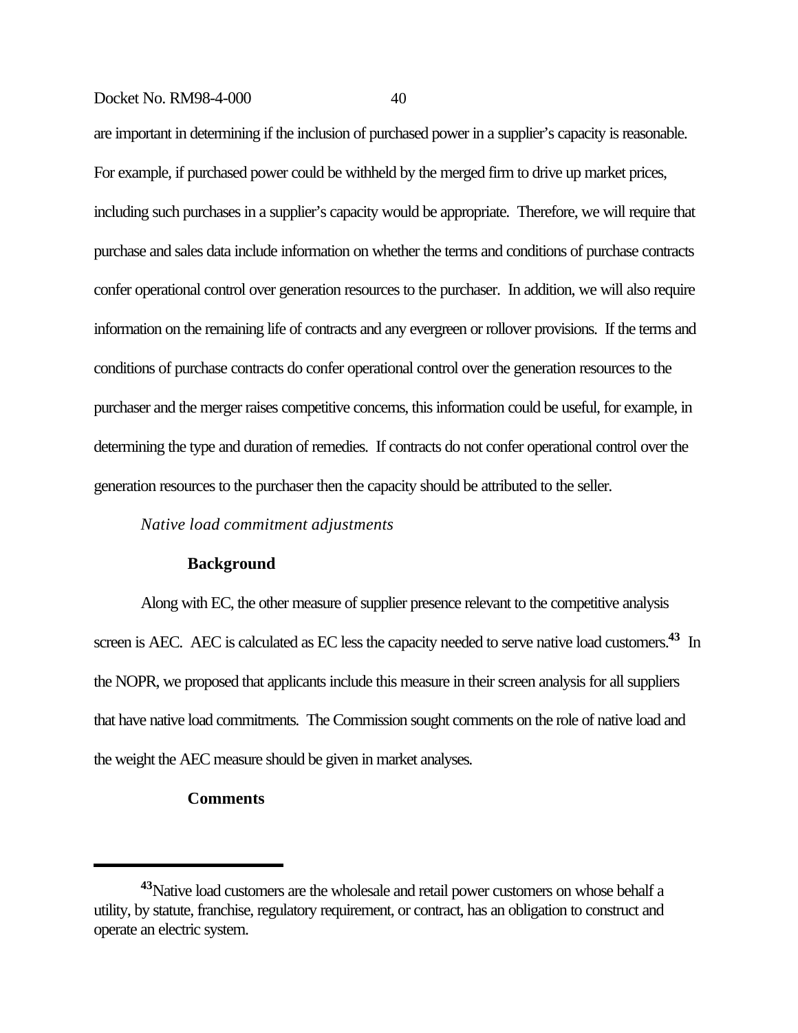are important in determining if the inclusion of purchased power in a supplier's capacity is reasonable. For example, if purchased power could be withheld by the merged firm to drive up market prices, including such purchases in a supplier's capacity would be appropriate. Therefore, we will require that purchase and sales data include information on whether the terms and conditions of purchase contracts confer operational control over generation resources to the purchaser. In addition, we will also require information on the remaining life of contracts and any evergreen or rollover provisions. If the terms and conditions of purchase contracts do confer operational control over the generation resources to the purchaser and the merger raises competitive concerns, this information could be useful, for example, in determining the type and duration of remedies. If contracts do not confer operational control over the generation resources to the purchaser then the capacity should be attributed to the seller.

*Native load commitment adjustments*

**Background**

Along with EC, the other measure of supplier presence relevant to the competitive analysis screen is AEC. AEC is calculated as EC less the capacity needed to serve native load customers.[43] In the NOPR, we proposed that applicants include this measure in their screen analysis for all suppliers that have native load commitments. The Commission sought comments on the role of native load and the weight the AEC measure should be given in market analyses.

**Comments**

---

[43]Native load customers are the wholesale and retail power customers on whose behalf a utility, by statute, franchise, regulatory requirement, or contract, has an obligation to construct and operate an electric system.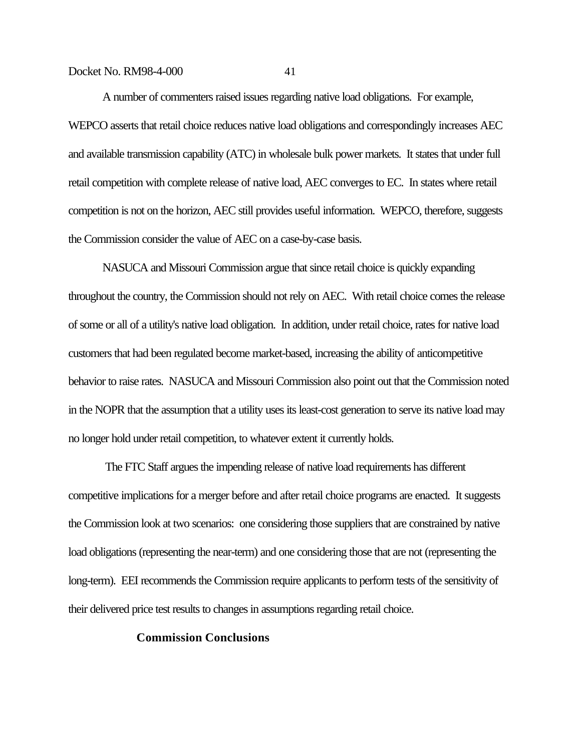A number of commenters raised issues regarding native load obligations. For example, WEPCO asserts that retail choice reduces native load obligations and correspondingly increases AEC and available transmission capability (ATC) in wholesale bulk power markets. It states that under full retail competition with complete release of native load, AEC converges to EC. In states where retail competition is not on the horizon, AEC still provides useful information. WEPCO, therefore, suggests the Commission consider the value of AEC on a case-by-case basis.

NASUCA and Missouri Commission argue that since retail choice is quickly expanding throughout the country, the Commission should not rely on AEC. With retail choice comes the release of some or all of a utility's native load obligation. In addition, under retail choice, rates for native load customers that had been regulated become market-based, increasing the ability of anticompetitive behavior to raise rates. NASUCA and Missouri Commission also point out that the Commission noted in the NOPR that the assumption that a utility uses its least-cost generation to serve its native load may no longer hold under retail competition, to whatever extent it currently holds.

The FTC Staff argues the impending release of native load requirements has different competitive implications for a merger before and after retail choice programs are enacted. It suggests the Commission look at two scenarios: one considering those suppliers that are constrained by native load obligations (representing the near-term) and one considering those that are not (representing the long-term). EEI recommends the Commission require applicants to perform tests of the sensitivity of their delivered price test results to changes in assumptions regarding retail choice.

**Commission Conclusions**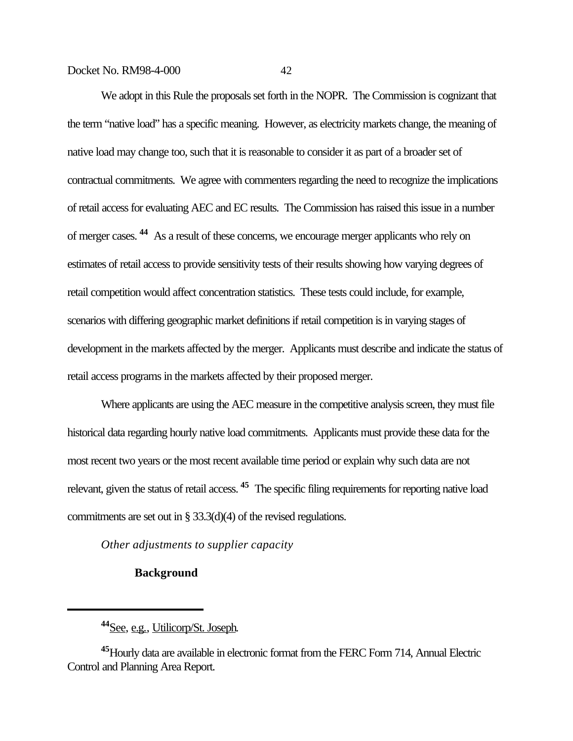We adopt in this Rule the proposals set forth in the NOPR. The Commission is cognizant that the term "native load" has a specific meaning. However, as electricity markets change, the meaning of native load may change too, such that it is reasonable to consider it as part of a broader set of contractual commitments. We agree with commenters regarding the need to recognize the implications of retail access for evaluating AEC and EC results. The Commission has raised this issue in a number of merger cases.[44] As a result of these concerns, we encourage merger applicants who rely on estimates of retail access to provide sensitivity tests of their results showing how varying degrees of retail competition would affect concentration statistics. These tests could include, for example, scenarios with differing geographic market definitions if retail competition is in varying stages of development in the markets affected by the merger. Applicants must describe and indicate the status of retail access programs in the markets affected by their proposed merger.

Where applicants are using the AEC measure in the competitive analysis screen, they must file historical data regarding hourly native load commitments. Applicants must provide these data for the most recent two years or the most recent available time period or explain why such data are not relevant, given the status of retail access.[45] The specific filing requirements for reporting native load commitments are set out in § 33.3(d)(4) of the revised regulations.

*Other adjustments to supplier capacity*

**Background**

---

[44] See, e.g., Utilicorp/St. Joseph.

[45] Hourly data are available in electronic format from the FERC Form 714, Annual Electric Control and Planning Area Report.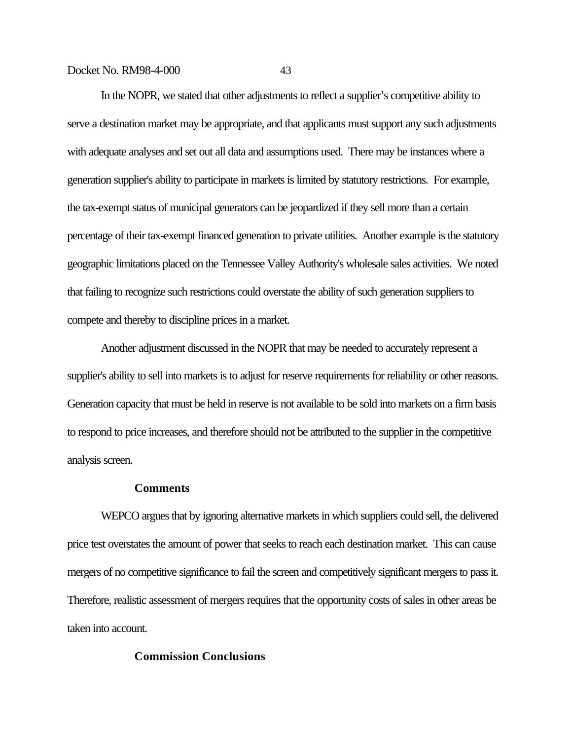In the NOPR, we stated that other adjustments to reflect a supplier's competitive ability to serve a destination market may be appropriate, and that applicants must support any such adjustments with adequate analyses and set out all data and assumptions used. There may be instances where a generation supplier's ability to participate in markets is limited by statutory restrictions. For example, the tax-exempt status of municipal generators can be jeopardized if they sell more than a certain percentage of their tax-exempt financed generation to private utilities. Another example is the statutory geographic limitations placed on the Tennessee Valley Authority's wholesale sales activities. We noted that failing to recognize such restrictions could overstate the ability of such generation suppliers to compete and thereby to discipline prices in a market.

Another adjustment discussed in the NOPR that may be needed to accurately represent a supplier's ability to sell into markets is to adjust for reserve requirements for reliability or other reasons. Generation capacity that must be held in reserve is not available to be sold into markets on a firm basis to respond to price increases, and therefore should not be attributed to the supplier in the competitive analysis screen.

**Comments**

WEPCO argues that by ignoring alternative markets in which suppliers could sell, the delivered price test overstates the amount of power that seeks to reach each destination market. This can cause mergers of no competitive significance to fail the screen and competitively significant mergers to pass it. Therefore, realistic assessment of mergers requires that the opportunity costs of sales in other areas be taken into account.

**Commission Conclusions**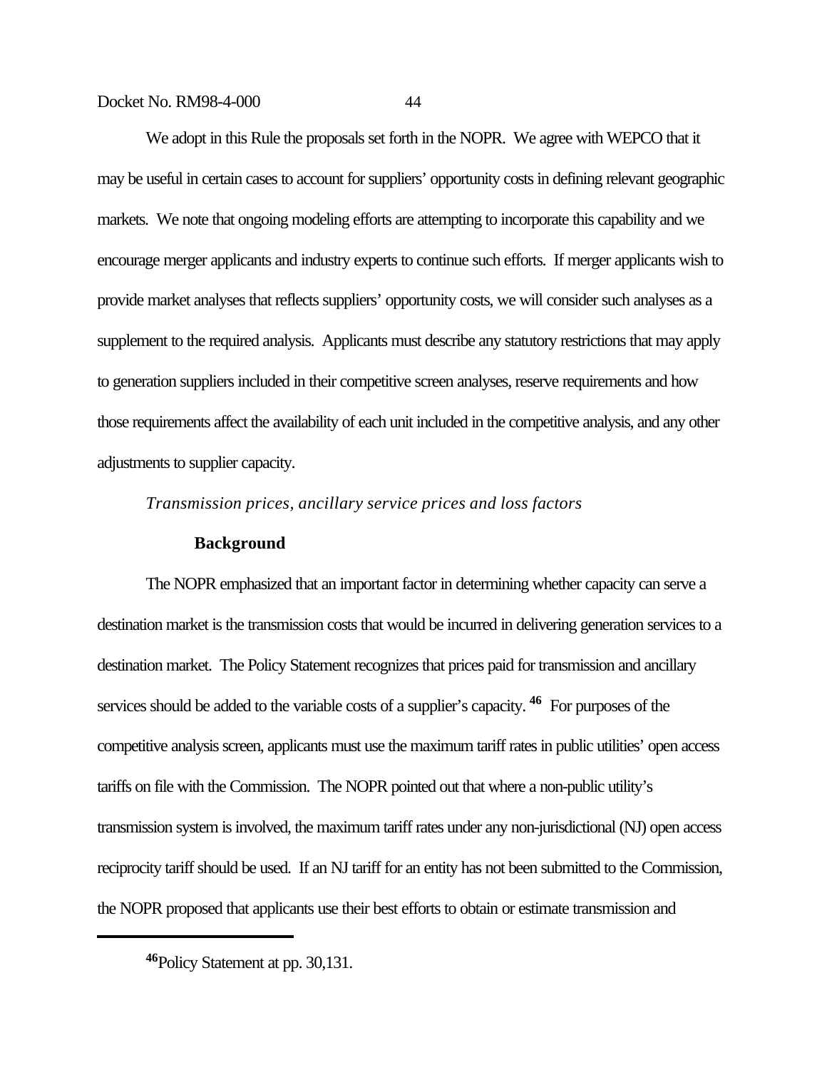We adopt in this Rule the proposals set forth in the NOPR. We agree with WEPCO that it may be useful in certain cases to account for suppliers' opportunity costs in defining relevant geographic markets. We note that ongoing modeling efforts are attempting to incorporate this capability and we encourage merger applicants and industry experts to continue such efforts. If merger applicants wish to provide market analyses that reflects suppliers' opportunity costs, we will consider such analyses as a supplement to the required analysis. Applicants must describe any statutory restrictions that may apply to generation suppliers included in their competitive screen analyses, reserve requirements and how those requirements affect the availability of each unit included in the competitive analysis, and any other adjustments to supplier capacity.

*Transmission prices, ancillary service prices and loss factors*

**Background**

The NOPR emphasized that an important factor in determining whether capacity can serve a destination market is the transmission costs that would be incurred in delivering generation services to a destination market. The Policy Statement recognizes that prices paid for transmission and ancillary services should be added to the variable costs of a supplier's capacity.[46] For purposes of the competitive analysis screen, applicants must use the maximum tariff rates in public utilities' open access tariffs on file with the Commission. The NOPR pointed out that where a non-public utility's transmission system is involved, the maximum tariff rates under any non-jurisdictional (NJ) open access reciprocity tariff should be used. If an NJ tariff for an entity has not been submitted to the Commission, the NOPR proposed that applicants use their best efforts to obtain or estimate transmission and

---

[46] Policy Statement at pp. 30,131.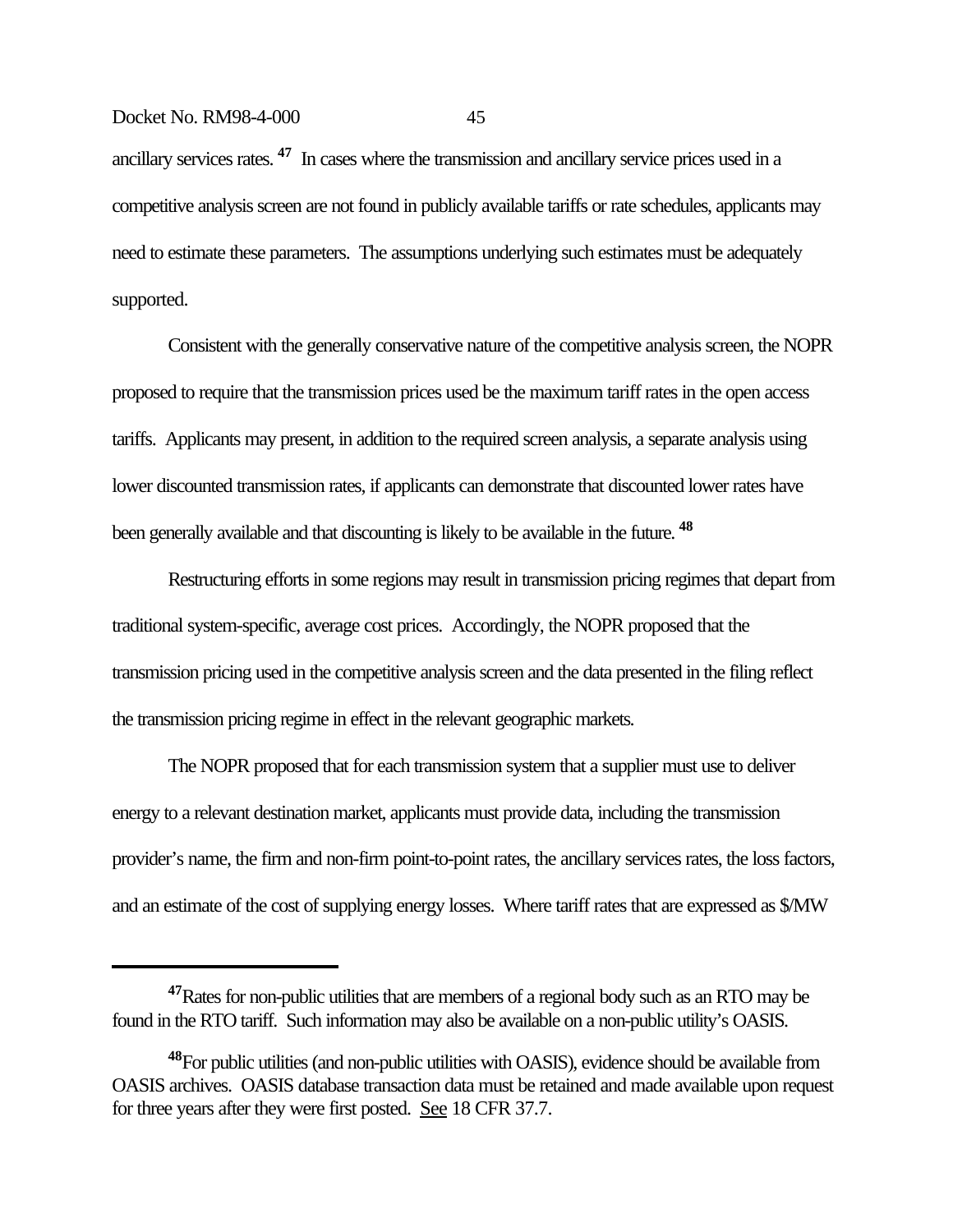ancillary services rates.[47] In cases where the transmission and ancillary service prices used in a competitive analysis screen are not found in publicly available tariffs or rate schedules, applicants may need to estimate these parameters. The assumptions underlying such estimates must be adequately supported.

Consistent with the generally conservative nature of the competitive analysis screen, the NOPR proposed to require that the transmission prices used be the maximum tariff rates in the open access tariffs. Applicants may present, in addition to the required screen analysis, a separate analysis using lower discounted transmission rates, if applicants can demonstrate that discounted lower rates have been generally available and that discounting is likely to be available in the future.[48]

Restructuring efforts in some regions may result in transmission pricing regimes that depart from traditional system-specific, average cost prices. Accordingly, the NOPR proposed that the transmission pricing used in the competitive analysis screen and the data presented in the filing reflect the transmission pricing regime in effect in the relevant geographic markets.

The NOPR proposed that for each transmission system that a supplier must use to deliver energy to a relevant destination market, applicants must provide data, including the transmission provider's name, the firm and non-firm point-to-point rates, the ancillary services rates, the loss factors, and an estimate of the cost of supplying energy losses. Where tariff rates that are expressed as $/MW

---

[47] Rates for non-public utilities that are members of a regional body such as an RTO may be found in the RTO tariff. Such information may also be available on a non-public utility's OASIS.

[48] For public utilities (and non-public utilities with OASIS), evidence should be available from OASIS archives. OASIS database transaction data must be retained and made available upon request for three years after they were first posted. See 18 CFR 37.7.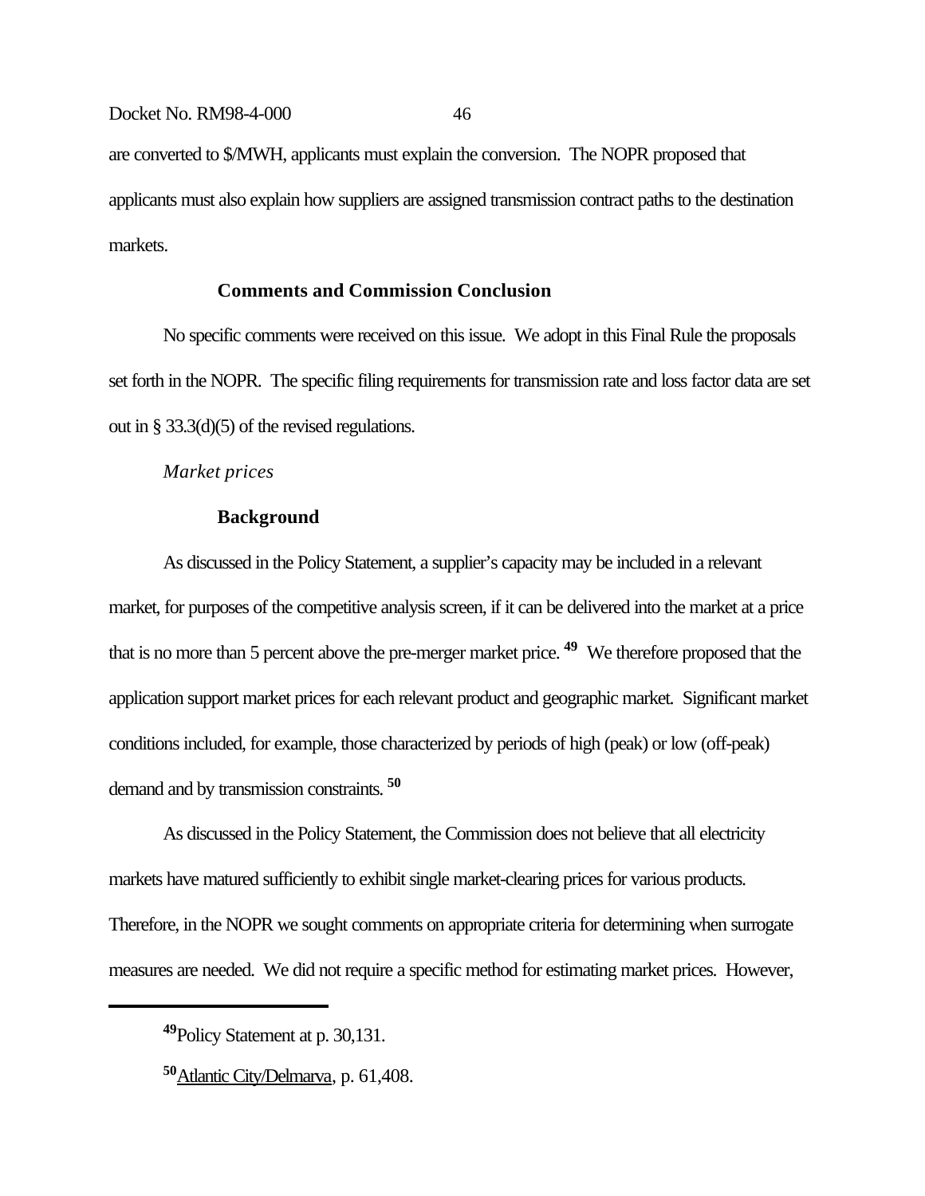are converted to $/MWH, applicants must explain the conversion. The NOPR proposed that applicants must also explain how suppliers are assigned transmission contract paths to the destination markets.

### Comments and Commission Conclusion

No specific comments were received on this issue. We adopt in this Final Rule the proposals set forth in the NOPR. The specific filing requirements for transmission rate and loss factor data are set out in § 33.3(d)(5) of the revised regulations.

*Market prices*

### Background

As discussed in the Policy Statement, a supplier's capacity may be included in a relevant market, for purposes of the competitive analysis screen, if it can be delivered into the market at a price that is no more than 5 percent above the pre-merger market price.[49] We therefore proposed that the application support market prices for each relevant product and geographic market. Significant market conditions included, for example, those characterized by periods of high (peak) or low (off-peak) demand and by transmission constraints.[50]

As discussed in the Policy Statement, the Commission does not believe that all electricity markets have matured sufficiently to exhibit single market-clearing prices for various products. Therefore, in the NOPR we sought comments on appropriate criteria for determining when surrogate measures are needed. We did not require a specific method for estimating market prices. However,

---

[49] Policy Statement at p. 30,131.

[50] Atlantic City/Delmarva, p. 61,408.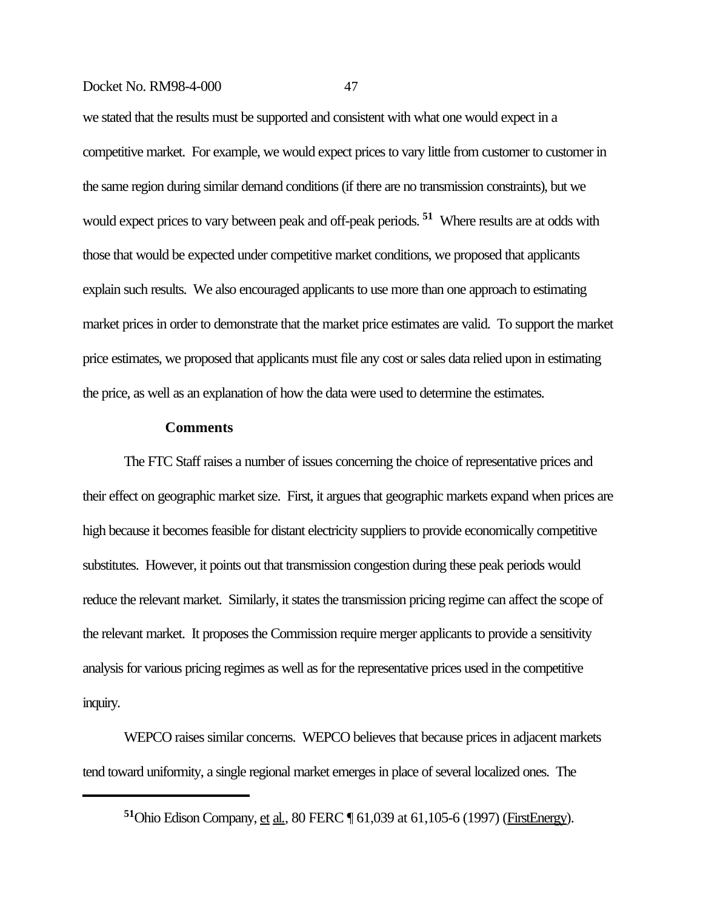we stated that the results must be supported and consistent with what one would expect in a competitive market. For example, we would expect prices to vary little from customer to customer in the same region during similar demand conditions (if there are no transmission constraints), but we would expect prices to vary between peak and off-peak periods.[51] Where results are at odds with those that would be expected under competitive market conditions, we proposed that applicants explain such results. We also encouraged applicants to use more than one approach to estimating market prices in order to demonstrate that the market price estimates are valid. To support the market price estimates, we proposed that applicants must file any cost or sales data relied upon in estimating the price, as well as an explanation of how the data were used to determine the estimates.

**Comments**

The FTC Staff raises a number of issues concerning the choice of representative prices and their effect on geographic market size. First, it argues that geographic markets expand when prices are high because it becomes feasible for distant electricity suppliers to provide economically competitive substitutes. However, it points out that transmission congestion during these peak periods would reduce the relevant market. Similarly, it states the transmission pricing regime can affect the scope of the relevant market. It proposes the Commission require merger applicants to provide a sensitivity analysis for various pricing regimes as well as for the representative prices used in the competitive inquiry.

WEPCO raises similar concerns. WEPCO believes that because prices in adjacent markets tend toward uniformity, a single regional market emerges in place of several localized ones. The

---

[51] Ohio Edison Company, et al., 80 FERC ¶ 61,039 at 61,105-6 (1997) (FirstEnergy).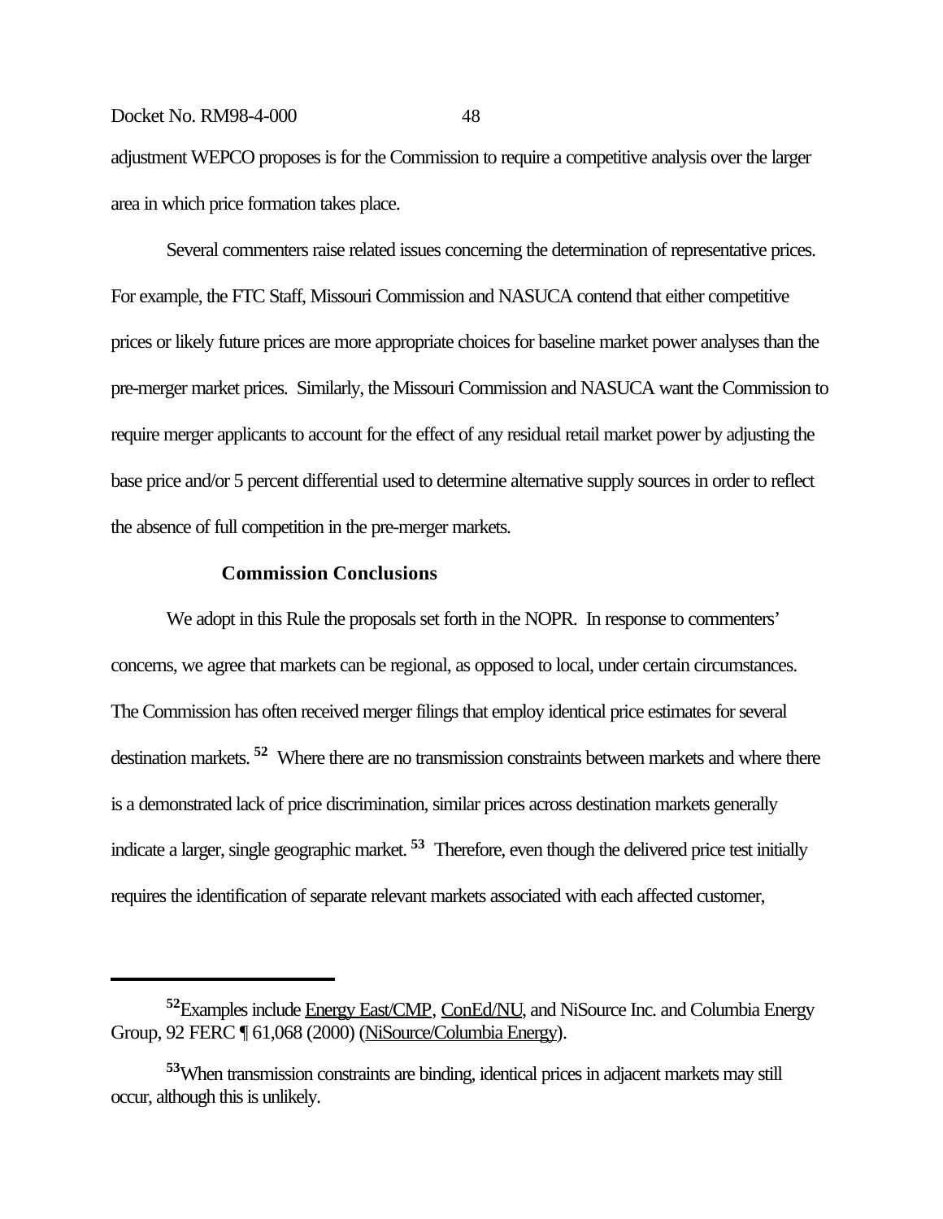adjustment WEPCO proposes is for the Commission to require a competitive analysis over the larger area in which price formation takes place.

Several commenters raise related issues concerning the determination of representative prices. For example, the FTC Staff, Missouri Commission and NASUCA contend that either competitive prices or likely future prices are more appropriate choices for baseline market power analyses than the pre-merger market prices. Similarly, the Missouri Commission and NASUCA want the Commission to require merger applicants to account for the effect of any residual retail market power by adjusting the base price and/or 5 percent differential used to determine alternative supply sources in order to reflect the absence of full competition in the pre-merger markets.

### Commission Conclusions

We adopt in this Rule the proposals set forth in the NOPR. In response to commenters' concerns, we agree that markets can be regional, as opposed to local, under certain circumstances. The Commission has often received merger filings that employ identical price estimates for several destination markets.[52] Where there are no transmission constraints between markets and where there is a demonstrated lack of price discrimination, similar prices across destination markets generally indicate a larger, single geographic market.[53] Therefore, even though the delivered price test initially requires the identification of separate relevant markets associated with each affected customer,

---

[52] Examples include Energy East/CMP, ConEd/NU, and NiSource Inc. and Columbia Energy Group, 92 FERC ¶ 61,068 (2000) (NiSource/Columbia Energy).

[53] When transmission constraints are binding, identical prices in adjacent markets may still occur, although this is unlikely.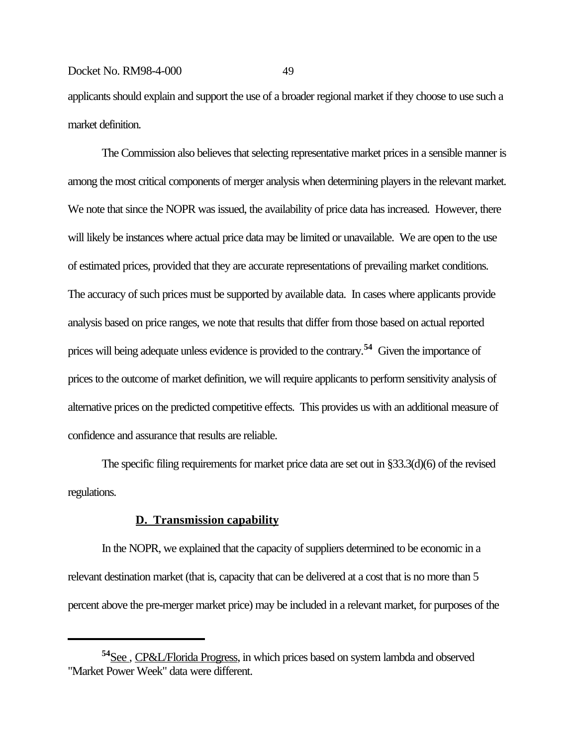applicants should explain and support the use of a broader regional market if they choose to use such a market definition.

The Commission also believes that selecting representative market prices in a sensible manner is among the most critical components of merger analysis when determining players in the relevant market. We note that since the NOPR was issued, the availability of price data has increased. However, there will likely be instances where actual price data may be limited or unavailable. We are open to the use of estimated prices, provided that they are accurate representations of prevailing market conditions. The accuracy of such prices must be supported by available data. In cases where applicants provide analysis based on price ranges, we note that results that differ from those based on actual reported prices will being adequate unless evidence is provided to the contrary.[54] Given the importance of prices to the outcome of market definition, we will require applicants to perform sensitivity analysis of alternative prices on the predicted competitive effects. This provides us with an additional measure of confidence and assurance that results are reliable.

The specific filing requirements for market price data are set out in §33.3(d)(6) of the revised regulations.

### D. Transmission capability

In the NOPR, we explained that the capacity of suppliers determined to be economic in a relevant destination market (that is, capacity that can be delivered at a cost that is no more than 5 percent above the pre-merger market price) may be included in a relevant market, for purposes of the

---

[54] See , CP&L/Florida Progress, in which prices based on system lambda and observed "Market Power Week" data were different.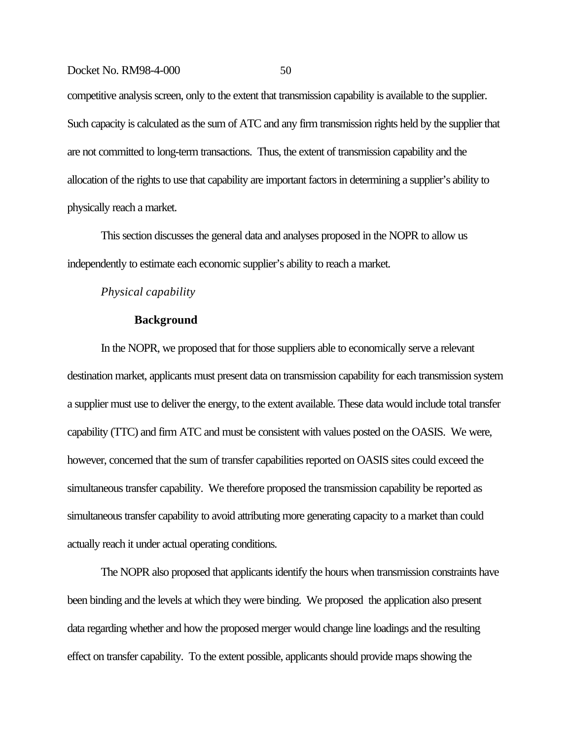competitive analysis screen, only to the extent that transmission capability is available to the supplier. Such capacity is calculated as the sum of ATC and any firm transmission rights held by the supplier that are not committed to long-term transactions. Thus, the extent of transmission capability and the allocation of the rights to use that capability are important factors in determining a supplier's ability to physically reach a market.

This section discusses the general data and analyses proposed in the NOPR to allow us independently to estimate each economic supplier's ability to reach a market.

*Physical capability*

**Background**

In the NOPR, we proposed that for those suppliers able to economically serve a relevant destination market, applicants must present data on transmission capability for each transmission system a supplier must use to deliver the energy, to the extent available. These data would include total transfer capability (TTC) and firm ATC and must be consistent with values posted on the OASIS. We were, however, concerned that the sum of transfer capabilities reported on OASIS sites could exceed the simultaneous transfer capability. We therefore proposed the transmission capability be reported as simultaneous transfer capability to avoid attributing more generating capacity to a market than could actually reach it under actual operating conditions.

The NOPR also proposed that applicants identify the hours when transmission constraints have been binding and the levels at which they were binding. We proposed the application also present data regarding whether and how the proposed merger would change line loadings and the resulting effect on transfer capability. To the extent possible, applicants should provide maps showing the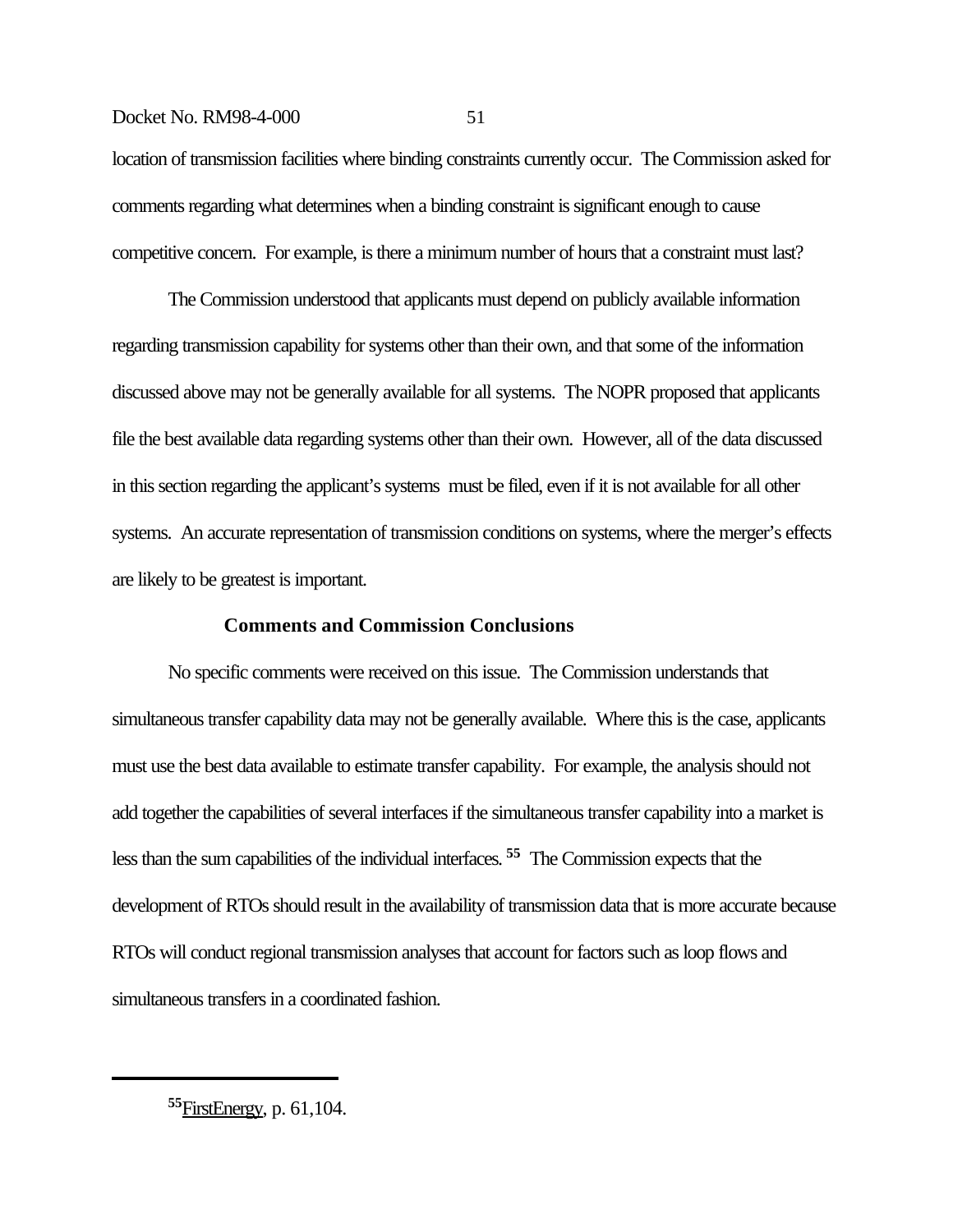location of transmission facilities where binding constraints currently occur. The Commission asked for comments regarding what determines when a binding constraint is significant enough to cause competitive concern. For example, is there a minimum number of hours that a constraint must last?

The Commission understood that applicants must depend on publicly available information regarding transmission capability for systems other than their own, and that some of the information discussed above may not be generally available for all systems. The NOPR proposed that applicants file the best available data regarding systems other than their own. However, all of the data discussed in this section regarding the applicant's systems must be filed, even if it is not available for all other systems. An accurate representation of transmission conditions on systems, where the merger's effects are likely to be greatest is important.

**Comments and Commission Conclusions**

No specific comments were received on this issue. The Commission understands that simultaneous transfer capability data may not be generally available. Where this is the case, applicants must use the best data available to estimate transfer capability. For example, the analysis should not add together the capabilities of several interfaces if the simultaneous transfer capability into a market is less than the sum capabilities of the individual interfaces.[55] The Commission expects that the development of RTOs should result in the availability of transmission data that is more accurate because RTOs will conduct regional transmission analyses that account for factors such as loop flows and simultaneous transfers in a coordinated fashion.

---

[55] FirstEnergy, p. 61,104.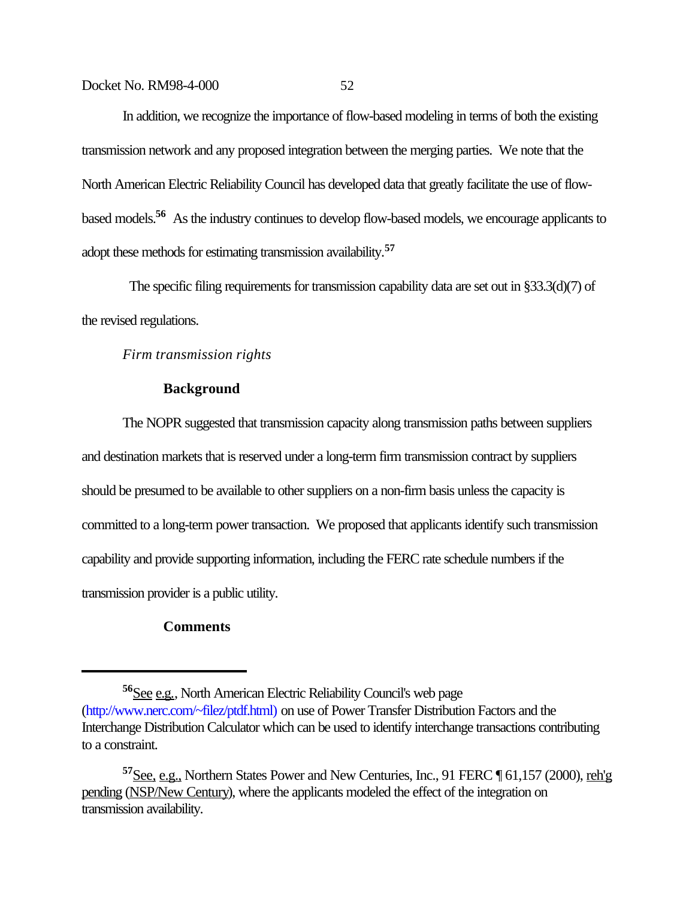In addition, we recognize the importance of flow-based modeling in terms of both the existing transmission network and any proposed integration between the merging parties. We note that the North American Electric Reliability Council has developed data that greatly facilitate the use of flow-based models.[56] As the industry continues to develop flow-based models, we encourage applicants to adopt these methods for estimating transmission availability.[57]

The specific filing requirements for transmission capability data are set out in §33.3(d)(7) of the revised regulations.

*Firm transmission rights*

**Background**

The NOPR suggested that transmission capacity along transmission paths between suppliers and destination markets that is reserved under a long-term firm transmission contract by suppliers should be presumed to be available to other suppliers on a non-firm basis unless the capacity is committed to a long-term power transaction. We proposed that applicants identify such transmission capability and provide supporting information, including the FERC rate schedule numbers if the transmission provider is a public utility.

**Comments**

---

[56] See e.g., North American Electric Reliability Council's web page (http://www.nerc.com/~filez/ptdf.html) on use of Power Transfer Distribution Factors and the Interchange Distribution Calculator which can be used to identify interchange transactions contributing to a constraint.

[57] See, e.g., Northern States Power and New Centuries, Inc., 91 FERC ¶ 61,157 (2000), reh'g pending (NSP/New Century), where the applicants modeled the effect of the integration on transmission availability.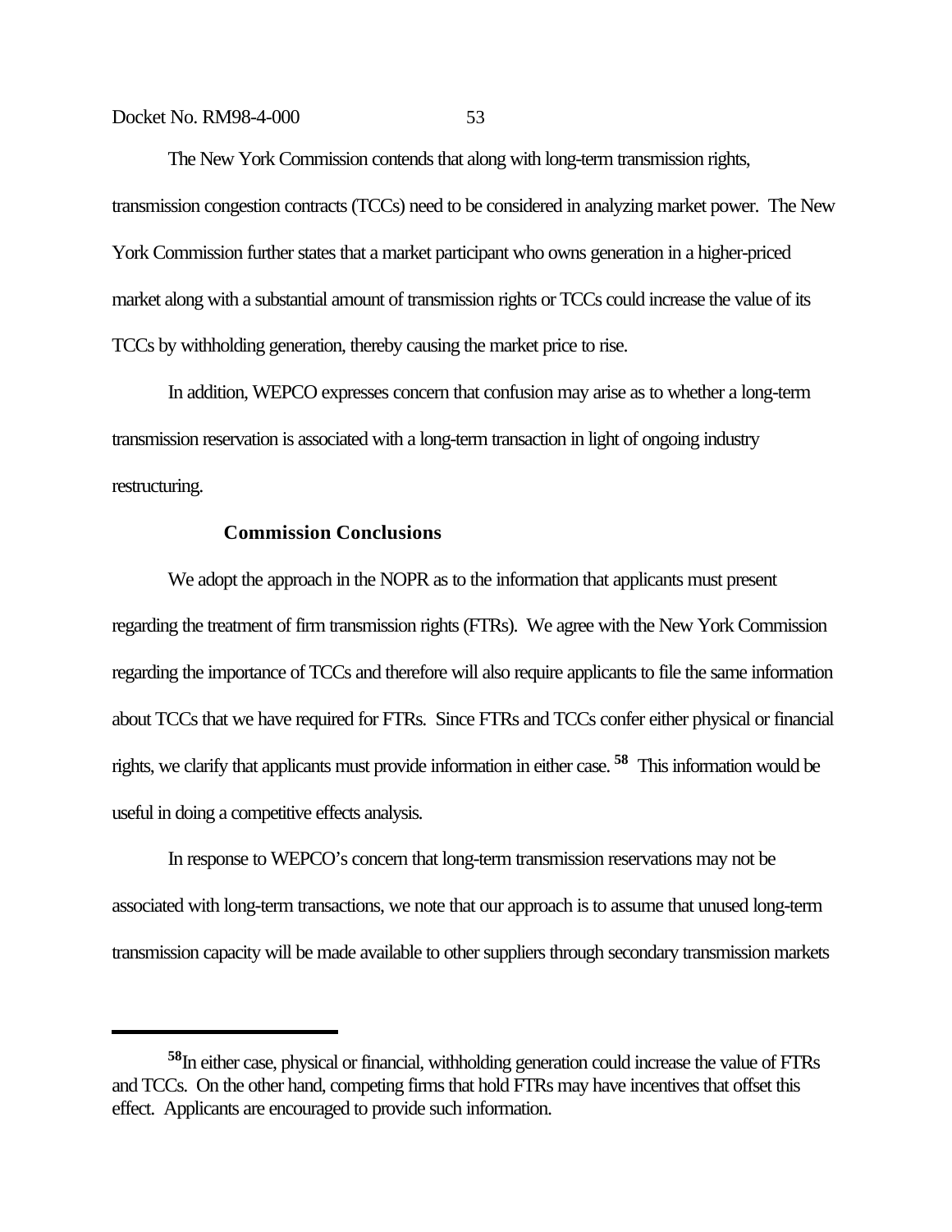The New York Commission contends that along with long-term transmission rights, transmission congestion contracts (TCCs) need to be considered in analyzing market power. The New York Commission further states that a market participant who owns generation in a higher-priced market along with a substantial amount of transmission rights or TCCs could increase the value of its TCCs by withholding generation, thereby causing the market price to rise.

In addition, WEPCO expresses concern that confusion may arise as to whether a long-term transmission reservation is associated with a long-term transaction in light of ongoing industry restructuring.

**Commission Conclusions**

We adopt the approach in the NOPR as to the information that applicants must present regarding the treatment of firm transmission rights (FTRs). We agree with the New York Commission regarding the importance of TCCs and therefore will also require applicants to file the same information about TCCs that we have required for FTRs. Since FTRs and TCCs confer either physical or financial rights, we clarify that applicants must provide information in either case.[58] This information would be useful in doing a competitive effects analysis.

In response to WEPCO's concern that long-term transmission reservations may not be associated with long-term transactions, we note that our approach is to assume that unused long-term transmission capacity will be made available to other suppliers through secondary transmission markets

---

[58] In either case, physical or financial, withholding generation could increase the value of FTRs and TCCs. On the other hand, competing firms that hold FTRs may have incentives that offset this effect. Applicants are encouraged to provide such information.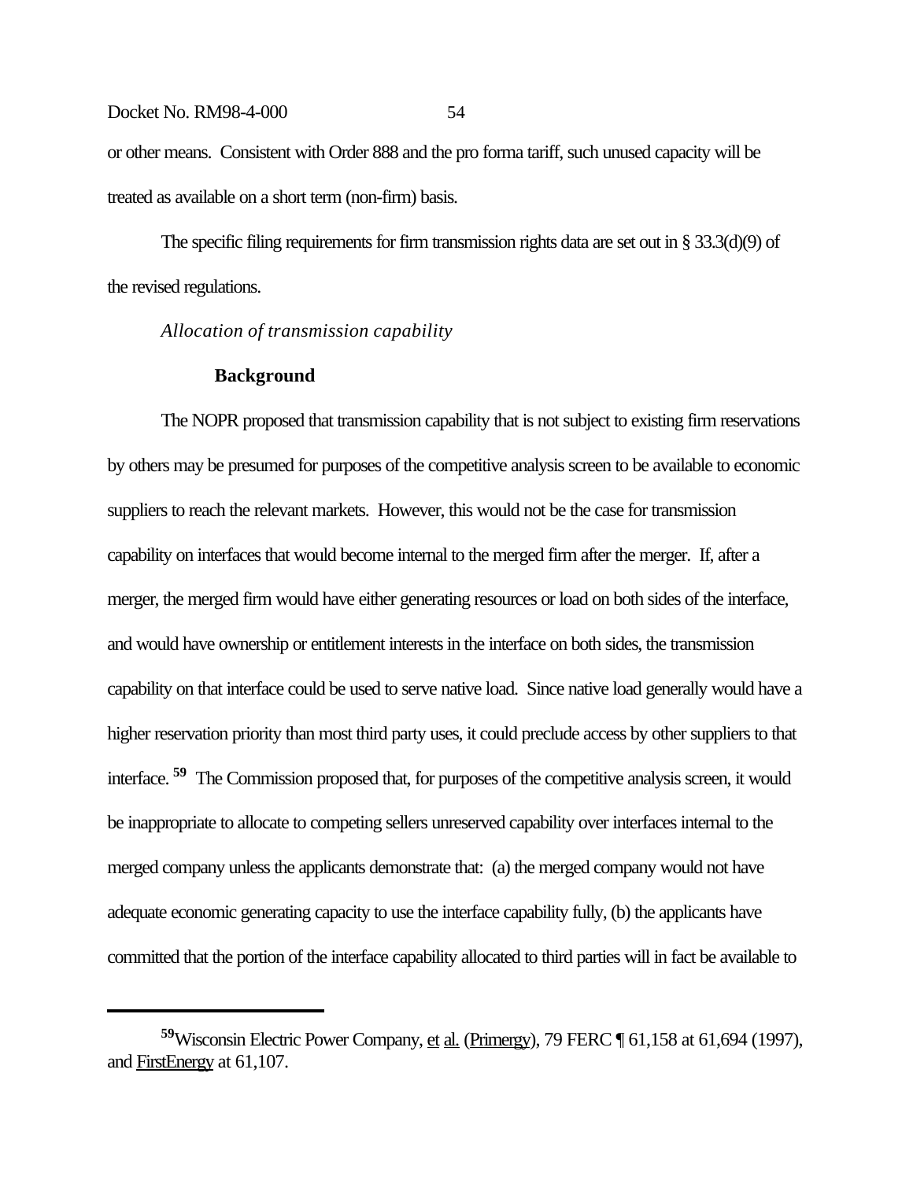or other means. Consistent with Order 888 and the pro forma tariff, such unused capacity will be treated as available on a short term (non-firm) basis.

The specific filing requirements for firm transmission rights data are set out in § 33.3(d)(9) of the revised regulations.

*Allocation of transmission capability*

**Background**

The NOPR proposed that transmission capability that is not subject to existing firm reservations by others may be presumed for purposes of the competitive analysis screen to be available to economic suppliers to reach the relevant markets. However, this would not be the case for transmission capability on interfaces that would become internal to the merged firm after the merger. If, after a merger, the merged firm would have either generating resources or load on both sides of the interface, and would have ownership or entitlement interests in the interface on both sides, the transmission capability on that interface could be used to serve native load. Since native load generally would have a higher reservation priority than most third party uses, it could preclude access by other suppliers to that interface.[59] The Commission proposed that, for purposes of the competitive analysis screen, it would be inappropriate to allocate to competing sellers unreserved capability over interfaces internal to the merged company unless the applicants demonstrate that: (a) the merged company would not have adequate economic generating capacity to use the interface capability fully, (b) the applicants have committed that the portion of the interface capability allocated to third parties will in fact be available to

---

[59] Wisconsin Electric Power Company, et al. (Primergy), 79 FERC ¶ 61,158 at 61,694 (1997), and FirstEnergy at 61,107.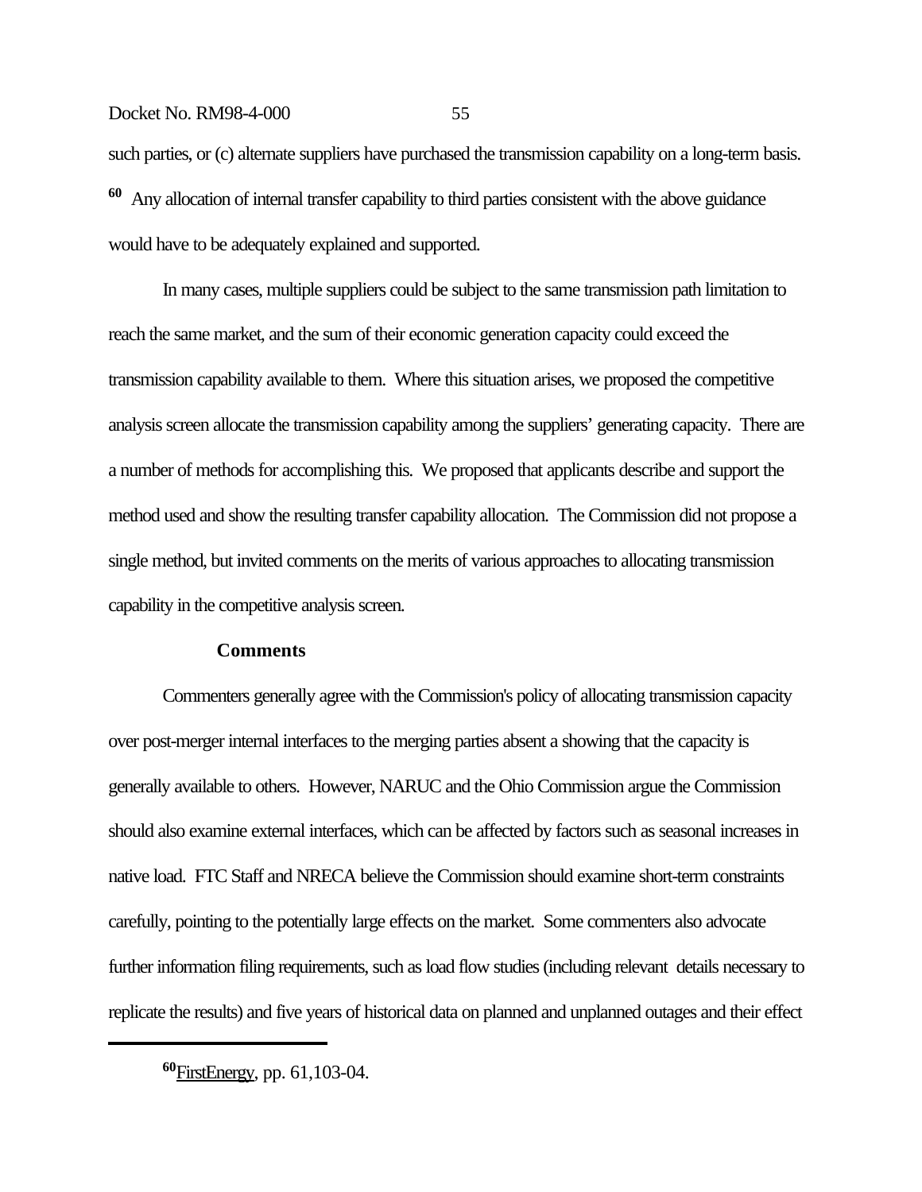such parties, or (c) alternate suppliers have purchased the transmission capability on a long-term basis.[60] Any allocation of internal transfer capability to third parties consistent with the above guidance would have to be adequately explained and supported.

In many cases, multiple suppliers could be subject to the same transmission path limitation to reach the same market, and the sum of their economic generation capacity could exceed the transmission capability available to them. Where this situation arises, we proposed the competitive analysis screen allocate the transmission capability among the suppliers' generating capacity. There are a number of methods for accomplishing this. We proposed that applicants describe and support the method used and show the resulting transfer capability allocation. The Commission did not propose a single method, but invited comments on the merits of various approaches to allocating transmission capability in the competitive analysis screen.

**Comments**

Commenters generally agree with the Commission's policy of allocating transmission capacity over post-merger internal interfaces to the merging parties absent a showing that the capacity is generally available to others. However, NARUC and the Ohio Commission argue the Commission should also examine external interfaces, which can be affected by factors such as seasonal increases in native load. FTC Staff and NRECA believe the Commission should examine short-term constraints carefully, pointing to the potentially large effects on the market. Some commenters also advocate further information filing requirements, such as load flow studies (including relevant details necessary to replicate the results) and five years of historical data on planned and unplanned outages and their effect

---

[60] FirstEnergy, pp. 61,103-04.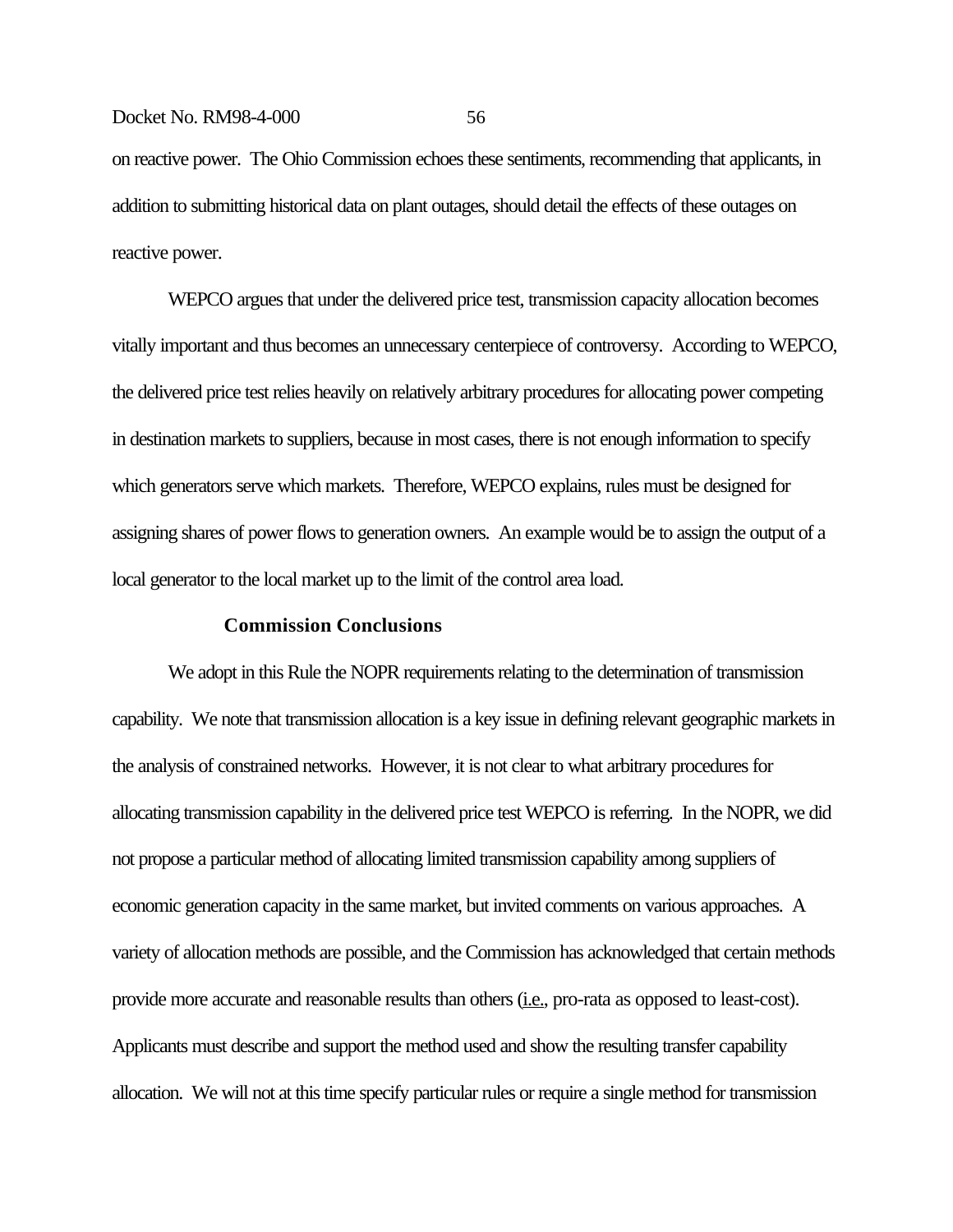on reactive power. The Ohio Commission echoes these sentiments, recommending that applicants, in addition to submitting historical data on plant outages, should detail the effects of these outages on reactive power.

WEPCO argues that under the delivered price test, transmission capacity allocation becomes vitally important and thus becomes an unnecessary centerpiece of controversy. According to WEPCO, the delivered price test relies heavily on relatively arbitrary procedures for allocating power competing in destination markets to suppliers, because in most cases, there is not enough information to specify which generators serve which markets. Therefore, WEPCO explains, rules must be designed for assigning shares of power flows to generation owners. An example would be to assign the output of a local generator to the local market up to the limit of the control area load.

**Commission Conclusions**

We adopt in this Rule the NOPR requirements relating to the determination of transmission capability. We note that transmission allocation is a key issue in defining relevant geographic markets in the analysis of constrained networks. However, it is not clear to what arbitrary procedures for allocating transmission capability in the delivered price test WEPCO is referring. In the NOPR, we did not propose a particular method of allocating limited transmission capability among suppliers of economic generation capacity in the same market, but invited comments on various approaches. A variety of allocation methods are possible, and the Commission has acknowledged that certain methods provide more accurate and reasonable results than others (i.e., pro-rata as opposed to least-cost). Applicants must describe and support the method used and show the resulting transfer capability allocation. We will not at this time specify particular rules or require a single method for transmission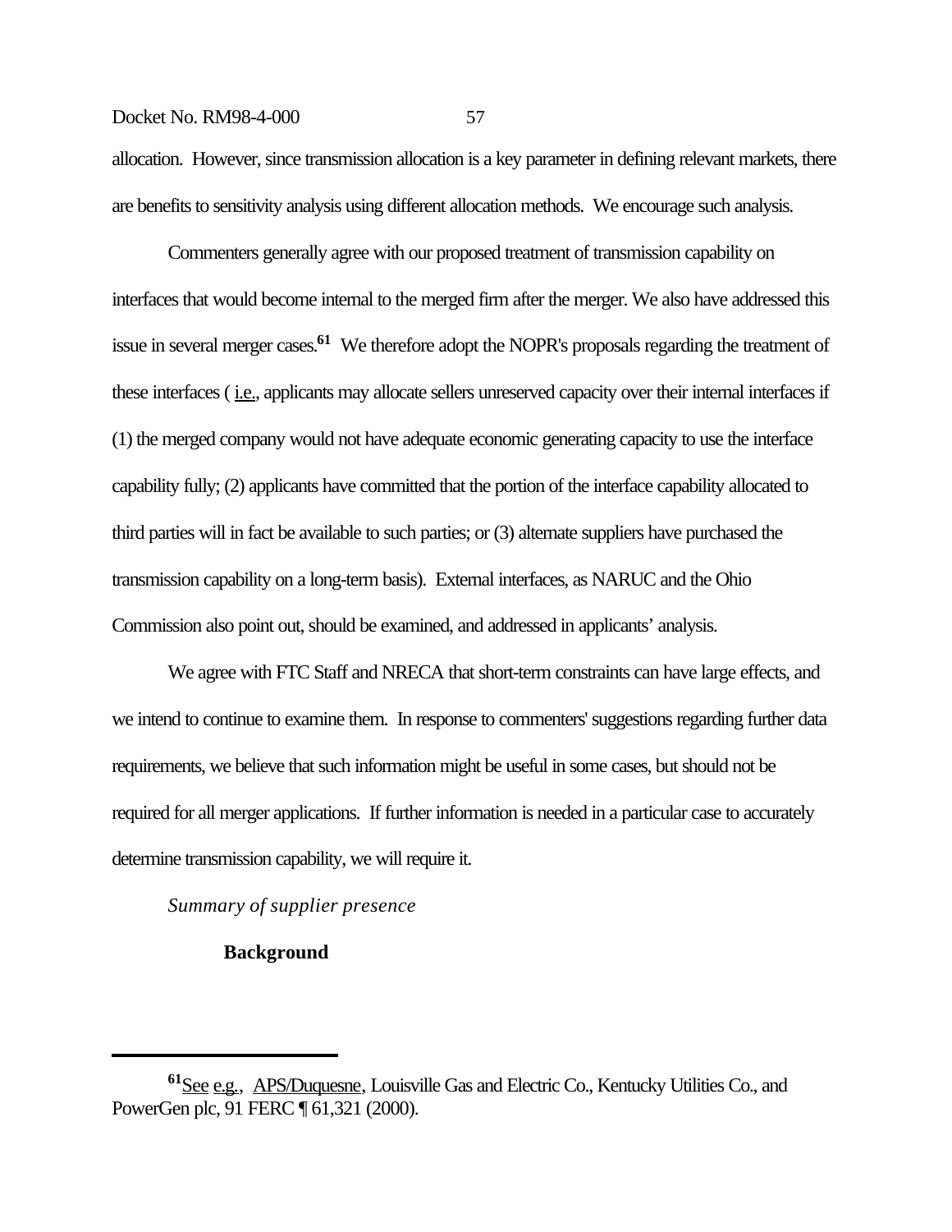allocation. However, since transmission allocation is a key parameter in defining relevant markets, there are benefits to sensitivity analysis using different allocation methods. We encourage such analysis.

Commenters generally agree with our proposed treatment of transmission capability on interfaces that would become internal to the merged firm after the merger. We also have addressed this issue in several merger cases.[61] We therefore adopt the NOPR's proposals regarding the treatment of these interfaces ( i.e., applicants may allocate sellers unreserved capacity over their internal interfaces if (1) the merged company would not have adequate economic generating capacity to use the interface capability fully; (2) applicants have committed that the portion of the interface capability allocated to third parties will in fact be available to such parties; or (3) alternate suppliers have purchased the transmission capability on a long-term basis). External interfaces, as NARUC and the Ohio Commission also point out, should be examined, and addressed in applicants' analysis.

We agree with FTC Staff and NRECA that short-term constraints can have large effects, and we intend to continue to examine them. In response to commenters' suggestions regarding further data requirements, we believe that such information might be useful in some cases, but should not be required for all merger applications. If further information is needed in a particular case to accurately determine transmission capability, we will require it.

*Summary of supplier presence*

**Background**

---

[61] See e.g., APS/Duquesne, Louisville Gas and Electric Co., Kentucky Utilities Co., and PowerGen plc, 91 FERC ¶ 61,321 (2000).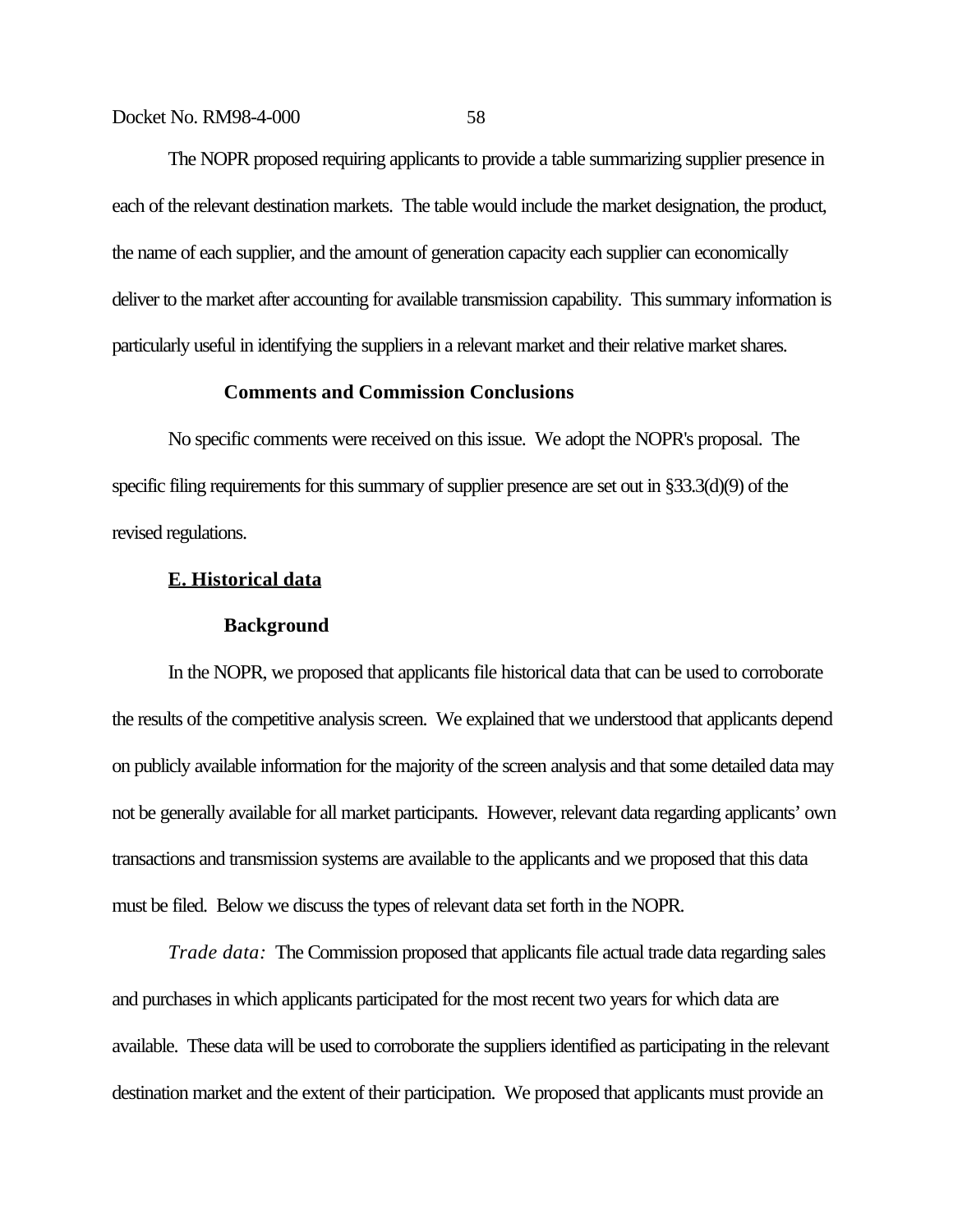The NOPR proposed requiring applicants to provide a table summarizing supplier presence in each of the relevant destination markets. The table would include the market designation, the product, the name of each supplier, and the amount of generation capacity each supplier can economically deliver to the market after accounting for available transmission capability. This summary information is particularly useful in identifying the suppliers in a relevant market and their relative market shares.

**Comments and Commission Conclusions**

No specific comments were received on this issue. We adopt the NOPR's proposal. The specific filing requirements for this summary of supplier presence are set out in §33.3(d)(9) of the revised regulations.

## E. Historical data

**Background**

In the NOPR, we proposed that applicants file historical data that can be used to corroborate the results of the competitive analysis screen. We explained that we understood that applicants depend on publicly available information for the majority of the screen analysis and that some detailed data may not be generally available for all market participants. However, relevant data regarding applicants' own transactions and transmission systems are available to the applicants and we proposed that this data must be filed. Below we discuss the types of relevant data set forth in the NOPR.

*Trade data:* The Commission proposed that applicants file actual trade data regarding sales and purchases in which applicants participated for the most recent two years for which data are available. These data will be used to corroborate the suppliers identified as participating in the relevant destination market and the extent of their participation. We proposed that applicants must provide an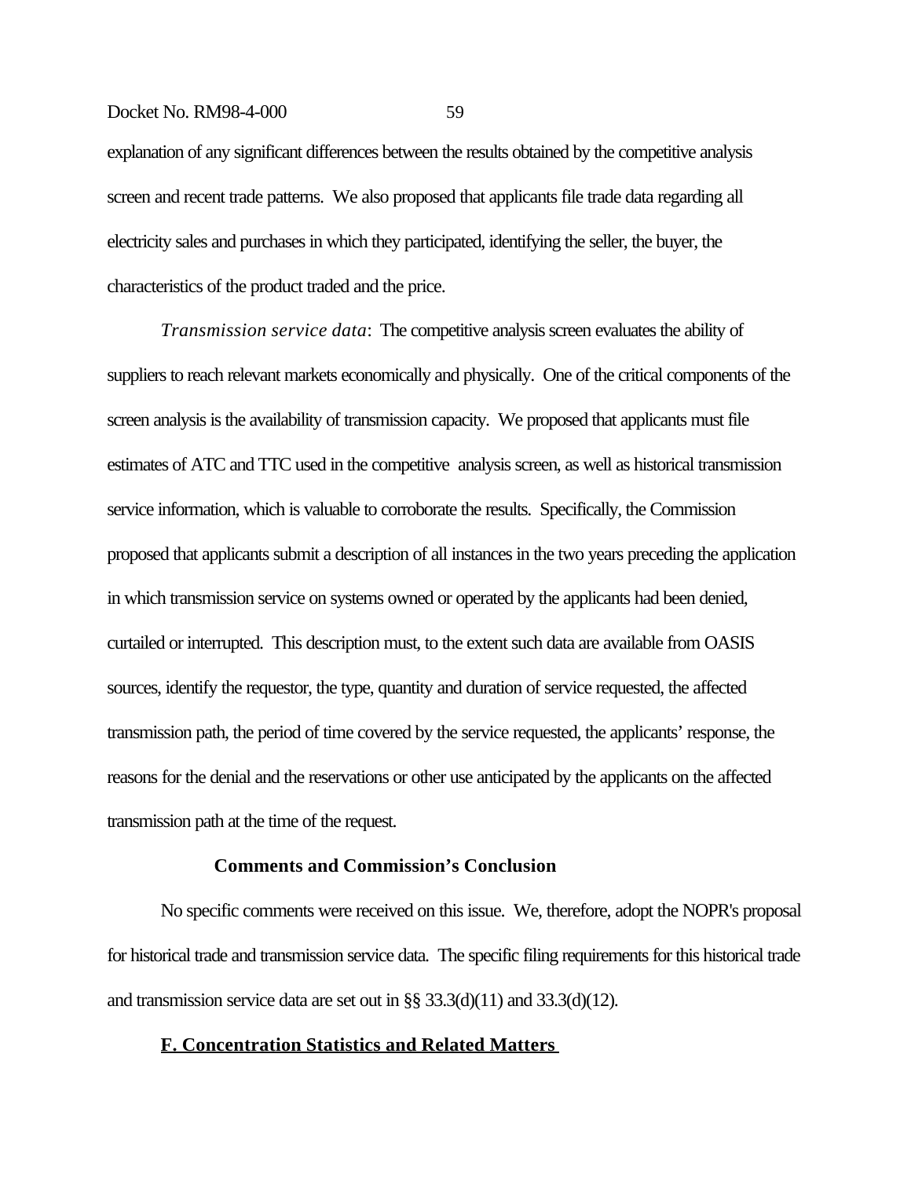explanation of any significant differences between the results obtained by the competitive analysis screen and recent trade patterns. We also proposed that applicants file trade data regarding all electricity sales and purchases in which they participated, identifying the seller, the buyer, the characteristics of the product traded and the price.

*Transmission service data*: The competitive analysis screen evaluates the ability of suppliers to reach relevant markets economically and physically. One of the critical components of the screen analysis is the availability of transmission capacity. We proposed that applicants must file estimates of ATC and TTC used in the competitive analysis screen, as well as historical transmission service information, which is valuable to corroborate the results. Specifically, the Commission proposed that applicants submit a description of all instances in the two years preceding the application in which transmission service on systems owned or operated by the applicants had been denied, curtailed or interrupted. This description must, to the extent such data are available from OASIS sources, identify the requestor, the type, quantity and duration of service requested, the affected transmission path, the period of time covered by the service requested, the applicants' response, the reasons for the denial and the reservations or other use anticipated by the applicants on the affected transmission path at the time of the request.

**Comments and Commission's Conclusion**

No specific comments were received on this issue. We, therefore, adopt the NOPR's proposal for historical trade and transmission service data. The specific filing requirements for this historical trade and transmission service data are set out in §§ 33.3(d)(11) and 33.3(d)(12).

## F. Concentration Statistics and Related Matters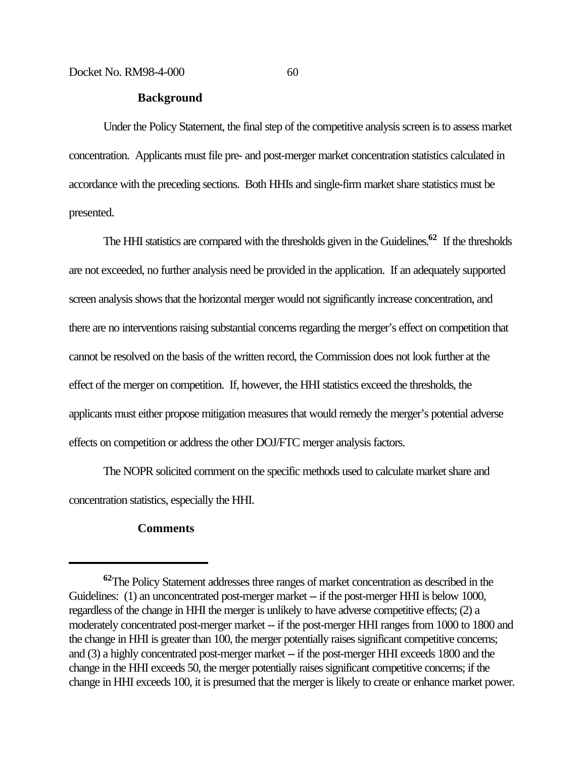**Background**

Under the Policy Statement, the final step of the competitive analysis screen is to assess market concentration. Applicants must file pre- and post-merger market concentration statistics calculated in accordance with the preceding sections. Both HHIs and single-firm market share statistics must be presented.

The HHI statistics are compared with the thresholds given in the Guidelines.[62] If the thresholds are not exceeded, no further analysis need be provided in the application. If an adequately supported screen analysis shows that the horizontal merger would not significantly increase concentration, and there are no interventions raising substantial concerns regarding the merger's effect on competition that cannot be resolved on the basis of the written record, the Commission does not look further at the effect of the merger on competition. If, however, the HHI statistics exceed the thresholds, the applicants must either propose mitigation measures that would remedy the merger's potential adverse effects on competition or address the other DOJ/FTC merger analysis factors.

The NOPR solicited comment on the specific methods used to calculate market share and concentration statistics, especially the HHI.

**Comments**

---

[62] The Policy Statement addresses three ranges of market concentration as described in the Guidelines: (1) an unconcentrated post-merger market -- if the post-merger HHI is below 1000, regardless of the change in HHI the merger is unlikely to have adverse competitive effects; (2) a moderately concentrated post-merger market -- if the post-merger HHI ranges from 1000 to 1800 and the change in HHI is greater than 100, the merger potentially raises significant competitive concerns; and (3) a highly concentrated post-merger market -- if the post-merger HHI exceeds 1800 and the change in the HHI exceeds 50, the merger potentially raises significant competitive concerns; if the change in HHI exceeds 100, it is presumed that the merger is likely to create or enhance market power.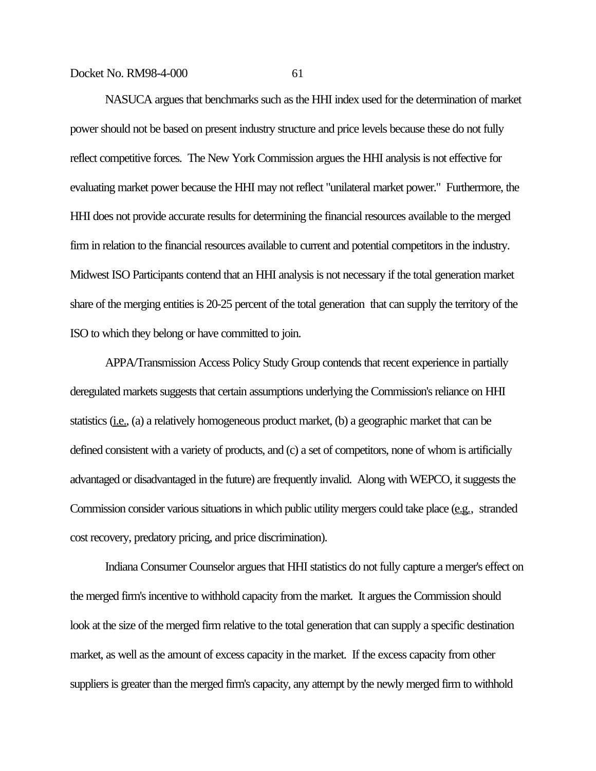NASUCA argues that benchmarks such as the HHI index used for the determination of market power should not be based on present industry structure and price levels because these do not fully reflect competitive forces. The New York Commission argues the HHI analysis is not effective for evaluating market power because the HHI may not reflect "unilateral market power." Furthermore, the HHI does not provide accurate results for determining the financial resources available to the merged firm in relation to the financial resources available to current and potential competitors in the industry. Midwest ISO Participants contend that an HHI analysis is not necessary if the total generation market share of the merging entities is 20-25 percent of the total generation that can supply the territory of the ISO to which they belong or have committed to join.

APPA/Transmission Access Policy Study Group contends that recent experience in partially deregulated markets suggests that certain assumptions underlying the Commission's reliance on HHI statistics (i.e., (a) a relatively homogeneous product market, (b) a geographic market that can be defined consistent with a variety of products, and (c) a set of competitors, none of whom is artificially advantaged or disadvantaged in the future) are frequently invalid. Along with WEPCO, it suggests the Commission consider various situations in which public utility mergers could take place (e.g., stranded cost recovery, predatory pricing, and price discrimination).

Indiana Consumer Counselor argues that HHI statistics do not fully capture a merger's effect on the merged firm's incentive to withhold capacity from the market. It argues the Commission should look at the size of the merged firm relative to the total generation that can supply a specific destination market, as well as the amount of excess capacity in the market. If the excess capacity from other suppliers is greater than the merged firm's capacity, any attempt by the newly merged firm to withhold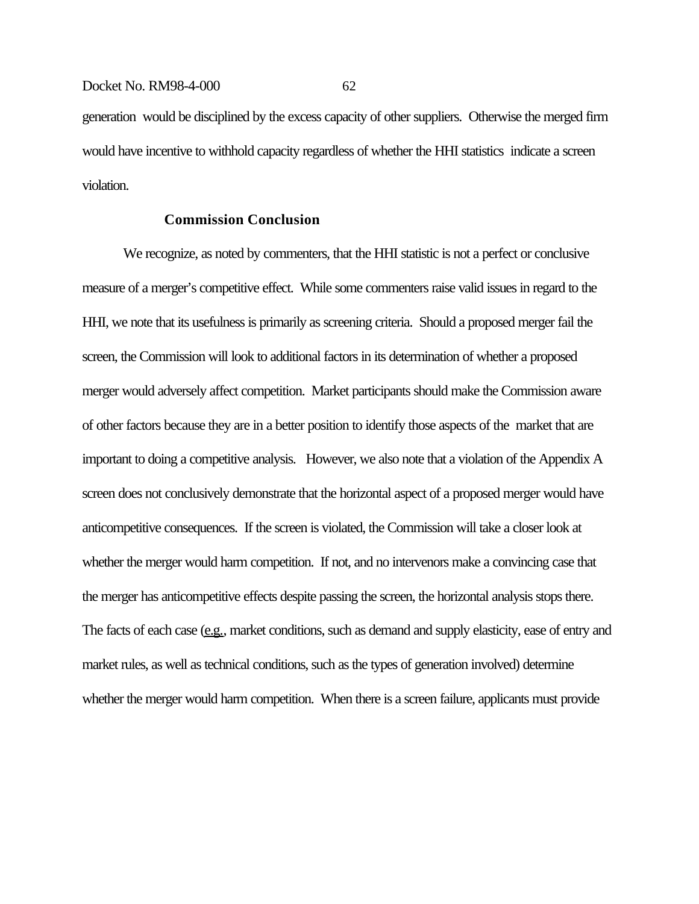generation would be disciplined by the excess capacity of other suppliers. Otherwise the merged firm would have incentive to withhold capacity regardless of whether the HHI statistics indicate a screen violation.

### Commission Conclusion

We recognize, as noted by commenters, that the HHI statistic is not a perfect or conclusive measure of a merger's competitive effect. While some commenters raise valid issues in regard to the HHI, we note that its usefulness is primarily as screening criteria. Should a proposed merger fail the screen, the Commission will look to additional factors in its determination of whether a proposed merger would adversely affect competition. Market participants should make the Commission aware of other factors because they are in a better position to identify those aspects of the market that are important to doing a competitive analysis. However, we also note that a violation of the Appendix A screen does not conclusively demonstrate that the horizontal aspect of a proposed merger would have anticompetitive consequences. If the screen is violated, the Commission will take a closer look at whether the merger would harm competition. If not, and no intervenors make a convincing case that the merger has anticompetitive effects despite passing the screen, the horizontal analysis stops there. The facts of each case (e.g., market conditions, such as demand and supply elasticity, ease of entry and market rules, as well as technical conditions, such as the types of generation involved) determine whether the merger would harm competition. When there is a screen failure, applicants must provide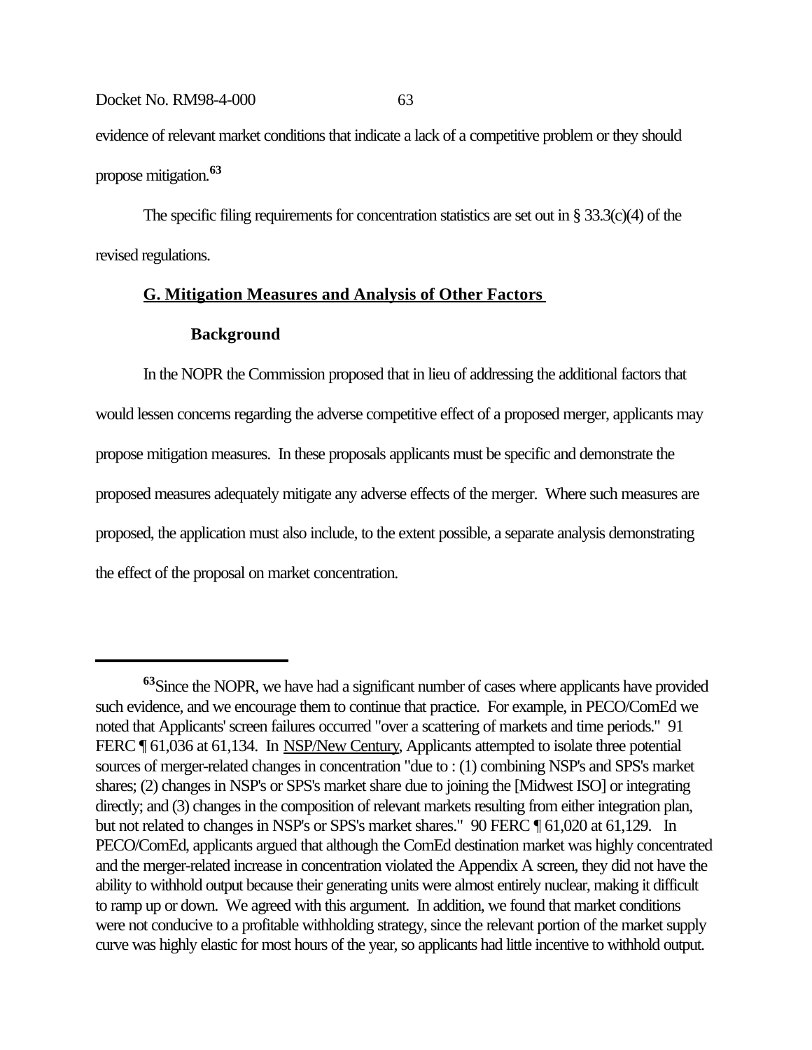evidence of relevant market conditions that indicate a lack of a competitive problem or they should propose mitigation.[63]

The specific filing requirements for concentration statistics are set out in § 33.3(c)(4) of the revised regulations.

## G. Mitigation Measures and Analysis of Other Factors

### Background

In the NOPR the Commission proposed that in lieu of addressing the additional factors that would lessen concerns regarding the adverse competitive effect of a proposed merger, applicants may propose mitigation measures. In these proposals applicants must be specific and demonstrate the proposed measures adequately mitigate any adverse effects of the merger. Where such measures are proposed, the application must also include, to the extent possible, a separate analysis demonstrating the effect of the proposal on market concentration.

---

[63] Since the NOPR, we have had a significant number of cases where applicants have provided such evidence, and we encourage them to continue that practice. For example, in PECO/ComEd we noted that Applicants' screen failures occurred "over a scattering of markets and time periods." 91 FERC ¶ 61,036 at 61,134. In NSP/New Century, Applicants attempted to isolate three potential sources of merger-related changes in concentration "due to : (1) combining NSP's and SPS's market shares; (2) changes in NSP's or SPS's market share due to joining the [Midwest ISO] or integrating directly; and (3) changes in the composition of relevant markets resulting from either integration plan, but not related to changes in NSP's or SPS's market shares." 90 FERC ¶ 61,020 at 61,129. In PECO/ComEd, applicants argued that although the ComEd destination market was highly concentrated and the merger-related increase in concentration violated the Appendix A screen, they did not have the ability to withhold output because their generating units were almost entirely nuclear, making it difficult to ramp up or down. We agreed with this argument. In addition, we found that market conditions were not conducive to a profitable withholding strategy, since the relevant portion of the market supply curve was highly elastic for most hours of the year, so applicants had little incentive to withhold output.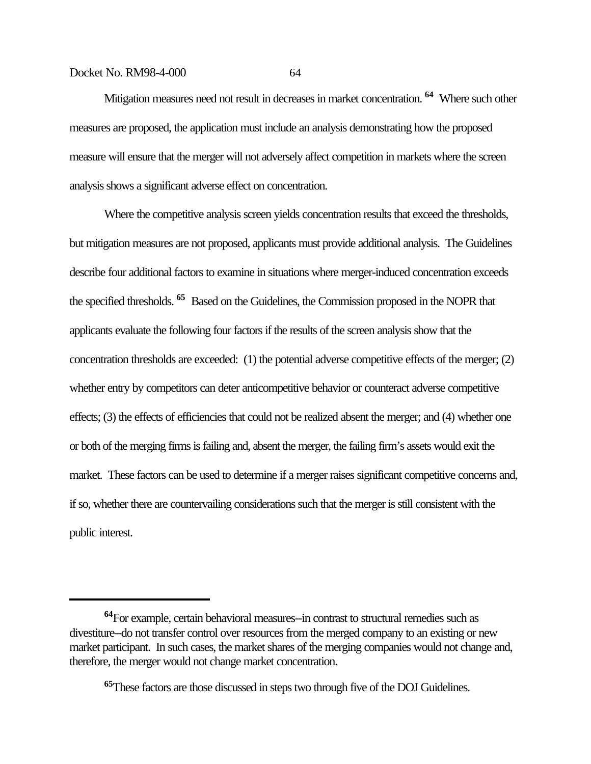Mitigation measures need not result in decreases in market concentration.[64] Where such other measures are proposed, the application must include an analysis demonstrating how the proposed measure will ensure that the merger will not adversely affect competition in markets where the screen analysis shows a significant adverse effect on concentration.

Where the competitive analysis screen yields concentration results that exceed the thresholds, but mitigation measures are not proposed, applicants must provide additional analysis. The Guidelines describe four additional factors to examine in situations where merger-induced concentration exceeds the specified thresholds.[65] Based on the Guidelines, the Commission proposed in the NOPR that applicants evaluate the following four factors if the results of the screen analysis show that the concentration thresholds are exceeded: (1) the potential adverse competitive effects of the merger; (2) whether entry by competitors can deter anticompetitive behavior or counteract adverse competitive effects; (3) the effects of efficiencies that could not be realized absent the merger; and (4) whether one or both of the merging firms is failing and, absent the merger, the failing firm's assets would exit the market. These factors can be used to determine if a merger raises significant competitive concerns and, if so, whether there are countervailing considerations such that the merger is still consistent with the public interest.

---

[64] For example, certain behavioral measures--in contrast to structural remedies such as divestiture--do not transfer control over resources from the merged company to an existing or new market participant. In such cases, the market shares of the merging companies would not change and, therefore, the merger would not change market concentration.

[65] These factors are those discussed in steps two through five of the DOJ Guidelines.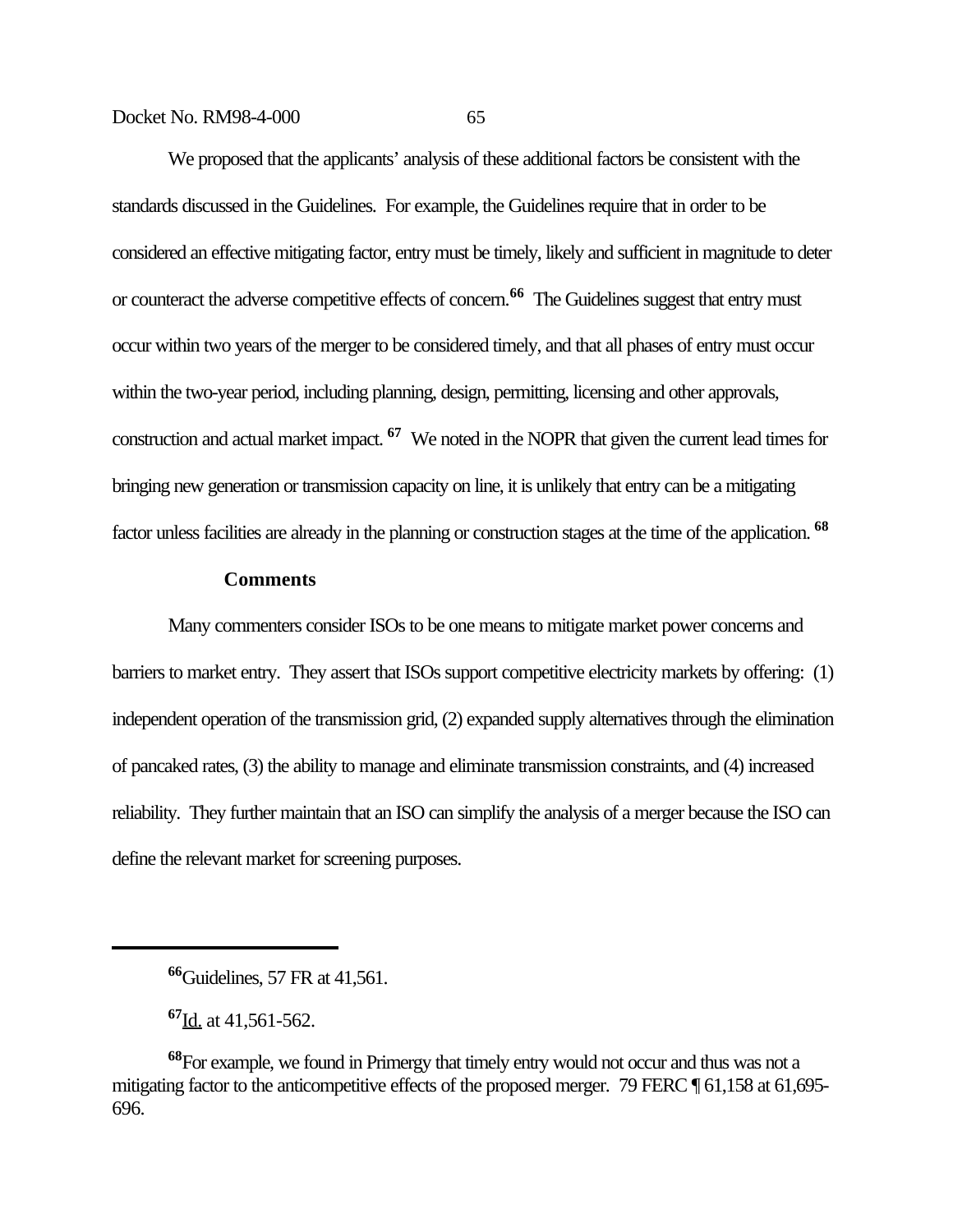We proposed that the applicants' analysis of these additional factors be consistent with the standards discussed in the Guidelines. For example, the Guidelines require that in order to be considered an effective mitigating factor, entry must be timely, likely and sufficient in magnitude to deter or counteract the adverse competitive effects of concern.[66] The Guidelines suggest that entry must occur within two years of the merger to be considered timely, and that all phases of entry must occur within the two-year period, including planning, design, permitting, licensing and other approvals, construction and actual market impact.[67] We noted in the NOPR that given the current lead times for bringing new generation or transmission capacity on line, it is unlikely that entry can be a mitigating factor unless facilities are already in the planning or construction stages at the time of the application.[68]

**Comments**

Many commenters consider ISOs to be one means to mitigate market power concerns and barriers to market entry. They assert that ISOs support competitive electricity markets by offering: (1) independent operation of the transmission grid, (2) expanded supply alternatives through the elimination of pancaked rates, (3) the ability to manage and eliminate transmission constraints, and (4) increased reliability. They further maintain that an ISO can simplify the analysis of a merger because the ISO can define the relevant market for screening purposes.

---

[66] Guidelines, 57 FR at 41,561.

[67] Id. at 41,561-562.

[68] For example, we found in Primergy that timely entry would not occur and thus was not a mitigating factor to the anticompetitive effects of the proposed merger. 79 FERC ¶ 61,158 at 61,695-696.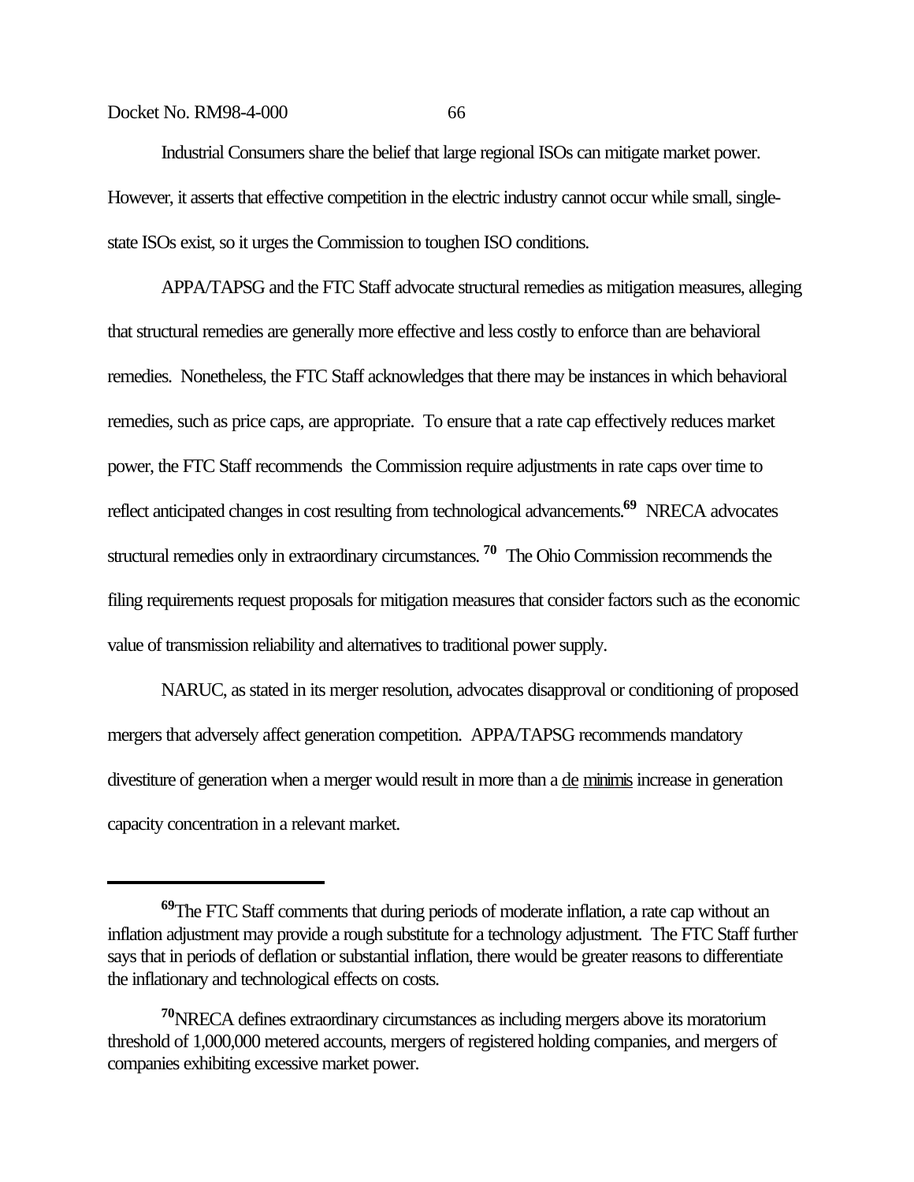Industrial Consumers share the belief that large regional ISOs can mitigate market power. However, it asserts that effective competition in the electric industry cannot occur while small, single-state ISOs exist, so it urges the Commission to toughen ISO conditions.

APPA/TAPSG and the FTC Staff advocate structural remedies as mitigation measures, alleging that structural remedies are generally more effective and less costly to enforce than are behavioral remedies. Nonetheless, the FTC Staff acknowledges that there may be instances in which behavioral remedies, such as price caps, are appropriate. To ensure that a rate cap effectively reduces market power, the FTC Staff recommends the Commission require adjustments in rate caps over time to reflect anticipated changes in cost resulting from technological advancements.[69] NRECA advocates structural remedies only in extraordinary circumstances.[70] The Ohio Commission recommends the filing requirements request proposals for mitigation measures that consider factors such as the economic value of transmission reliability and alternatives to traditional power supply.

NARUC, as stated in its merger resolution, advocates disapproval or conditioning of proposed mergers that adversely affect generation competition. APPA/TAPSG recommends mandatory divestiture of generation when a merger would result in more than a de minimis increase in generation capacity concentration in a relevant market.

---

[69]The FTC Staff comments that during periods of moderate inflation, a rate cap without an inflation adjustment may provide a rough substitute for a technology adjustment. The FTC Staff further says that in periods of deflation or substantial inflation, there would be greater reasons to differentiate the inflationary and technological effects on costs.

[70]NRECA defines extraordinary circumstances as including mergers above its moratorium threshold of 1,000,000 metered accounts, mergers of registered holding companies, and mergers of companies exhibiting excessive market power.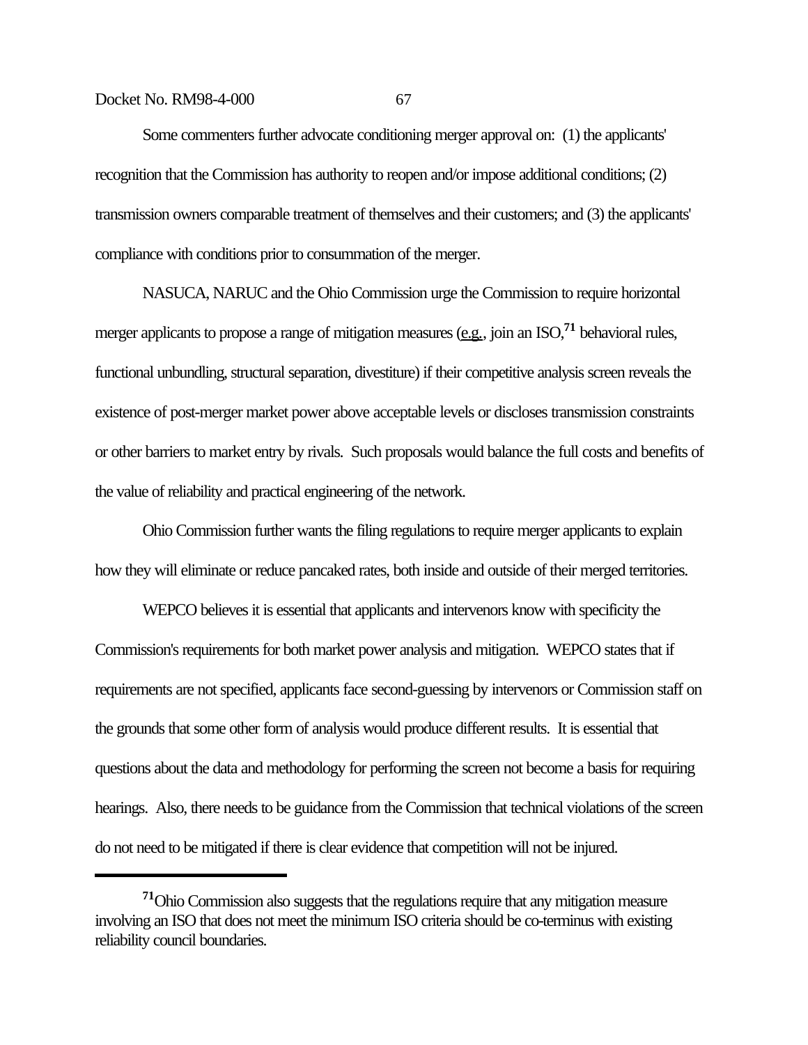Some commenters further advocate conditioning merger approval on: (1) the applicants' recognition that the Commission has authority to reopen and/or impose additional conditions; (2) transmission owners comparable treatment of themselves and their customers; and (3) the applicants' compliance with conditions prior to consummation of the merger.

NASUCA, NARUC and the Ohio Commission urge the Commission to require horizontal merger applicants to propose a range of mitigation measures (e.g., join an ISO,[71] behavioral rules, functional unbundling, structural separation, divestiture) if their competitive analysis screen reveals the existence of post-merger market power above acceptable levels or discloses transmission constraints or other barriers to market entry by rivals. Such proposals would balance the full costs and benefits of the value of reliability and practical engineering of the network.

Ohio Commission further wants the filing regulations to require merger applicants to explain how they will eliminate or reduce pancaked rates, both inside and outside of their merged territories.

WEPCO believes it is essential that applicants and intervenors know with specificity the Commission's requirements for both market power analysis and mitigation. WEPCO states that if requirements are not specified, applicants face second-guessing by intervenors or Commission staff on the grounds that some other form of analysis would produce different results. It is essential that questions about the data and methodology for performing the screen not become a basis for requiring hearings. Also, there needs to be guidance from the Commission that technical violations of the screen do not need to be mitigated if there is clear evidence that competition will not be injured.

---

[71] Ohio Commission also suggests that the regulations require that any mitigation measure involving an ISO that does not meet the minimum ISO criteria should be co-terminus with existing reliability council boundaries.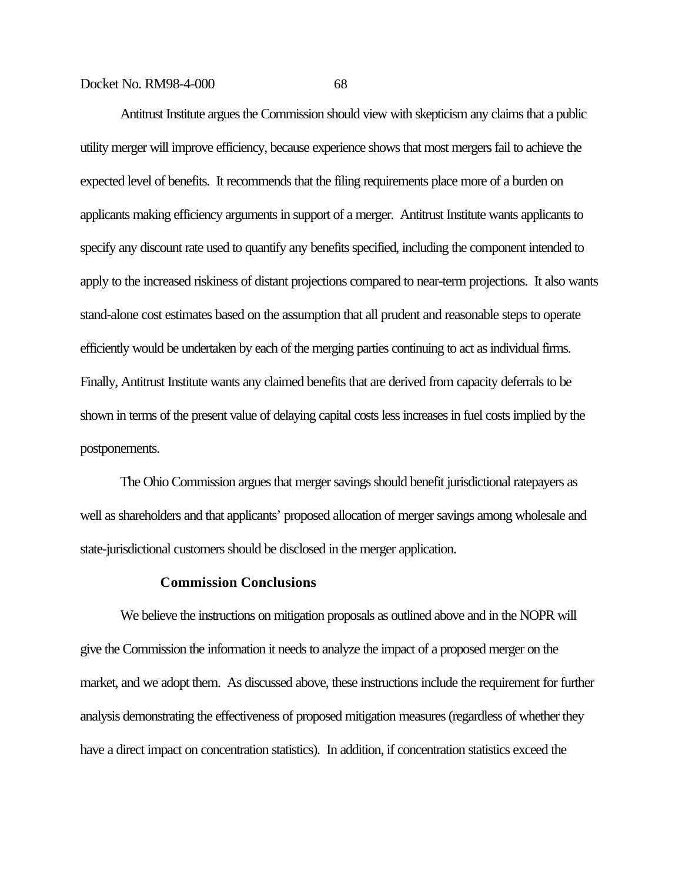Antitrust Institute argues the Commission should view with skepticism any claims that a public utility merger will improve efficiency, because experience shows that most mergers fail to achieve the expected level of benefits. It recommends that the filing requirements place more of a burden on applicants making efficiency arguments in support of a merger. Antitrust Institute wants applicants to specify any discount rate used to quantify any benefits specified, including the component intended to apply to the increased riskiness of distant projections compared to near-term projections. It also wants stand-alone cost estimates based on the assumption that all prudent and reasonable steps to operate efficiently would be undertaken by each of the merging parties continuing to act as individual firms. Finally, Antitrust Institute wants any claimed benefits that are derived from capacity deferrals to be shown in terms of the present value of delaying capital costs less increases in fuel costs implied by the postponements.

The Ohio Commission argues that merger savings should benefit jurisdictional ratepayers as well as shareholders and that applicants' proposed allocation of merger savings among wholesale and state-jurisdictional customers should be disclosed in the merger application.

**Commission Conclusions**

We believe the instructions on mitigation proposals as outlined above and in the NOPR will give the Commission the information it needs to analyze the impact of a proposed merger on the market, and we adopt them. As discussed above, these instructions include the requirement for further analysis demonstrating the effectiveness of proposed mitigation measures (regardless of whether they have a direct impact on concentration statistics). In addition, if concentration statistics exceed the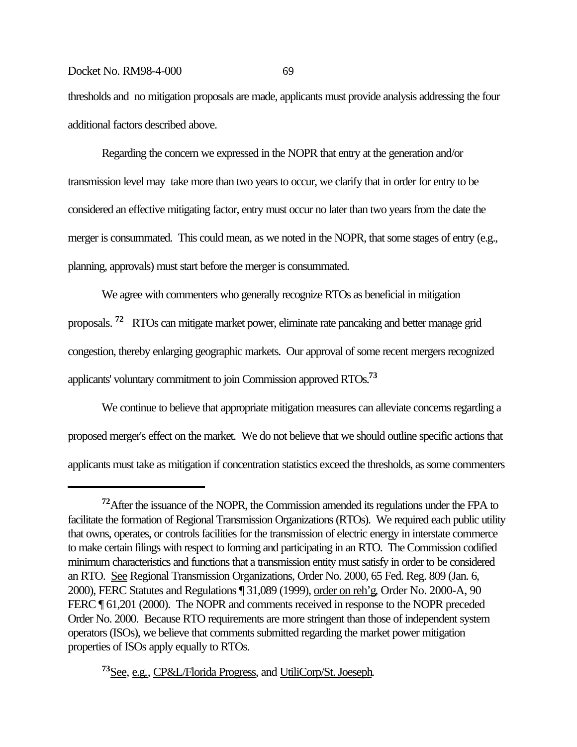thresholds and no mitigation proposals are made, applicants must provide analysis addressing the four additional factors described above.

Regarding the concern we expressed in the NOPR that entry at the generation and/or transmission level may take more than two years to occur, we clarify that in order for entry to be considered an effective mitigating factor, entry must occur no later than two years from the date the merger is consummated. This could mean, as we noted in the NOPR, that some stages of entry (e.g., planning, approvals) must start before the merger is consummated.

We agree with commenters who generally recognize RTOs as beneficial in mitigation proposals.[72] RTOs can mitigate market power, eliminate rate pancaking and better manage grid congestion, thereby enlarging geographic markets. Our approval of some recent mergers recognized applicants' voluntary commitment to join Commission approved RTOs.[73]

We continue to believe that appropriate mitigation measures can alleviate concerns regarding a proposed merger's effect on the market. We do not believe that we should outline specific actions that applicants must take as mitigation if concentration statistics exceed the thresholds, as some commenters

---

[72] After the issuance of the NOPR, the Commission amended its regulations under the FPA to facilitate the formation of Regional Transmission Organizations (RTOs). We required each public utility that owns, operates, or controls facilities for the transmission of electric energy in interstate commerce to make certain filings with respect to forming and participating in an RTO. The Commission codified minimum characteristics and functions that a transmission entity must satisfy in order to be considered an RTO. See Regional Transmission Organizations, Order No. 2000, 65 Fed. Reg. 809 (Jan. 6, 2000), FERC Statutes and Regulations ¶ 31,089 (1999), order on reh'g, Order No. 2000-A, 90 FERC ¶ 61,201 (2000). The NOPR and comments received in response to the NOPR preceded Order No. 2000. Because RTO requirements are more stringent than those of independent system operators (ISOs), we believe that comments submitted regarding the market power mitigation properties of ISOs apply equally to RTOs.

[73] See, e.g., CP&L/Florida Progress, and UtiliCorp/St. Joeseph.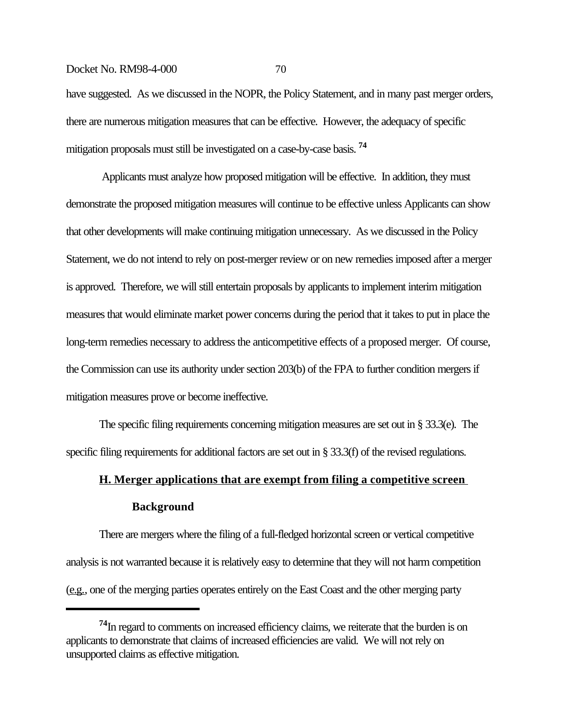have suggested. As we discussed in the NOPR, the Policy Statement, and in many past merger orders, there are numerous mitigation measures that can be effective. However, the adequacy of specific mitigation proposals must still be investigated on a case-by-case basis.[74]

Applicants must analyze how proposed mitigation will be effective. In addition, they must demonstrate the proposed mitigation measures will continue to be effective unless Applicants can show that other developments will make continuing mitigation unnecessary. As we discussed in the Policy Statement, we do not intend to rely on post-merger review or on new remedies imposed after a merger is approved. Therefore, we will still entertain proposals by applicants to implement interim mitigation measures that would eliminate market power concerns during the period that it takes to put in place the long-term remedies necessary to address the anticompetitive effects of a proposed merger. Of course, the Commission can use its authority under section 203(b) of the FPA to further condition mergers if mitigation measures prove or become ineffective.

The specific filing requirements concerning mitigation measures are set out in § 33.3(e). The specific filing requirements for additional factors are set out in § 33.3(f) of the revised regulations.

## H. Merger applications that are exempt from filing a competitive screen

### Background

There are mergers where the filing of a full-fledged horizontal screen or vertical competitive analysis is not warranted because it is relatively easy to determine that they will not harm competition (e.g., one of the merging parties operates entirely on the East Coast and the other merging party

---

[74] In regard to comments on increased efficiency claims, we reiterate that the burden is on applicants to demonstrate that claims of increased efficiencies are valid. We will not rely on unsupported claims as effective mitigation.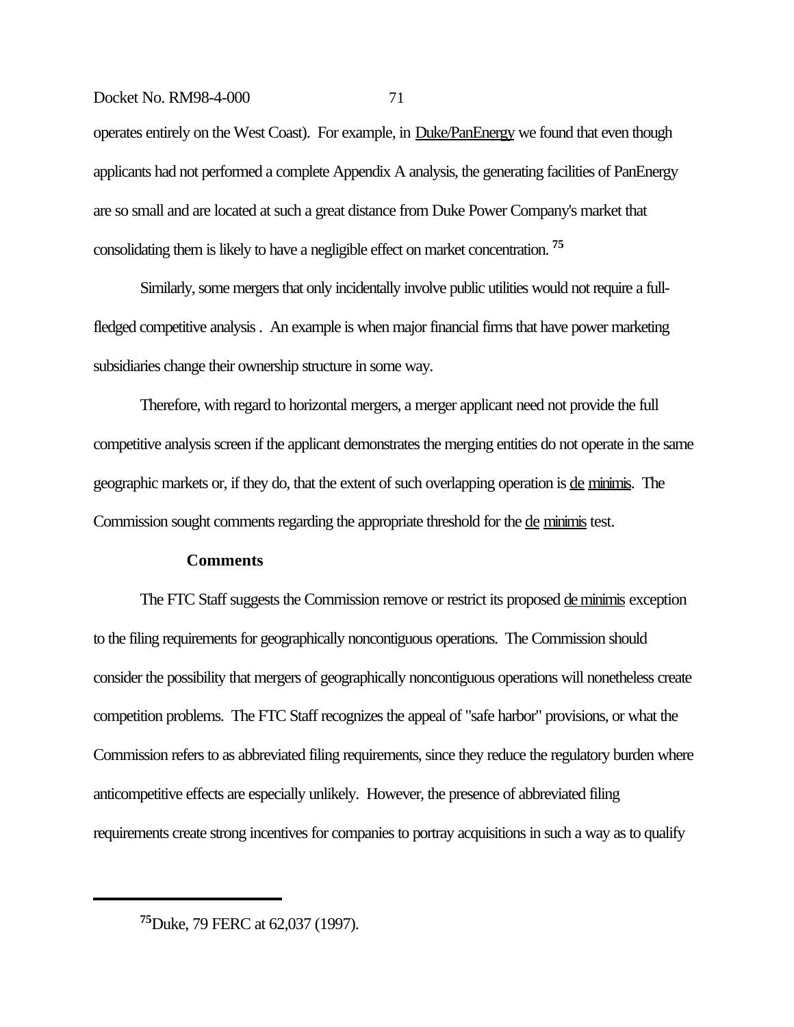operates entirely on the West Coast). For example, in Duke/PanEnergy we found that even though applicants had not performed a complete Appendix A analysis, the generating facilities of PanEnergy are so small and are located at such a great distance from Duke Power Company's market that consolidating them is likely to have a negligible effect on market concentration.[75]

Similarly, some mergers that only incidentally involve public utilities would not require a full-fledged competitive analysis . An example is when major financial firms that have power marketing subsidiaries change their ownership structure in some way.

Therefore, with regard to horizontal mergers, a merger applicant need not provide the full competitive analysis screen if the applicant demonstrates the merging entities do not operate in the same geographic markets or, if they do, that the extent of such overlapping operation is de minimis. The Commission sought comments regarding the appropriate threshold for the de minimis test.

**Comments**

The FTC Staff suggests the Commission remove or restrict its proposed de minimis exception to the filing requirements for geographically noncontiguous operations. The Commission should consider the possibility that mergers of geographically noncontiguous operations will nonetheless create competition problems. The FTC Staff recognizes the appeal of "safe harbor" provisions, or what the Commission refers to as abbreviated filing requirements, since they reduce the regulatory burden where anticompetitive effects are especially unlikely. However, the presence of abbreviated filing requirements create strong incentives for companies to portray acquisitions in such a way as to qualify

---

[75] Duke, 79 FERC at 62,037 (1997).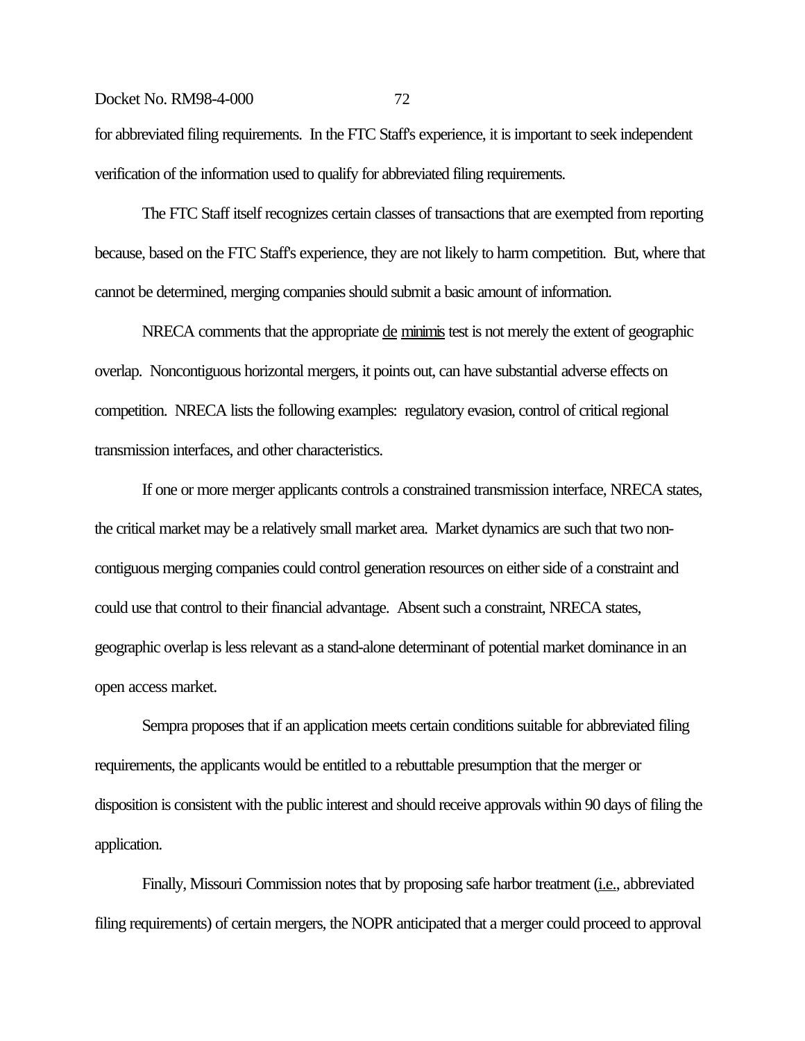for abbreviated filing requirements. In the FTC Staff's experience, it is important to seek independent verification of the information used to qualify for abbreviated filing requirements.

The FTC Staff itself recognizes certain classes of transactions that are exempted from reporting because, based on the FTC Staff's experience, they are not likely to harm competition. But, where that cannot be determined, merging companies should submit a basic amount of information.

NRECA comments that the appropriate de minimis test is not merely the extent of geographic overlap. Noncontiguous horizontal mergers, it points out, can have substantial adverse effects on competition. NRECA lists the following examples: regulatory evasion, control of critical regional transmission interfaces, and other characteristics.

If one or more merger applicants controls a constrained transmission interface, NRECA states, the critical market may be a relatively small market area. Market dynamics are such that two non-contiguous merging companies could control generation resources on either side of a constraint and could use that control to their financial advantage. Absent such a constraint, NRECA states, geographic overlap is less relevant as a stand-alone determinant of potential market dominance in an open access market.

Sempra proposes that if an application meets certain conditions suitable for abbreviated filing requirements, the applicants would be entitled to a rebuttable presumption that the merger or disposition is consistent with the public interest and should receive approvals within 90 days of filing the application.

Finally, Missouri Commission notes that by proposing safe harbor treatment (i.e., abbreviated filing requirements) of certain mergers, the NOPR anticipated that a merger could proceed to approval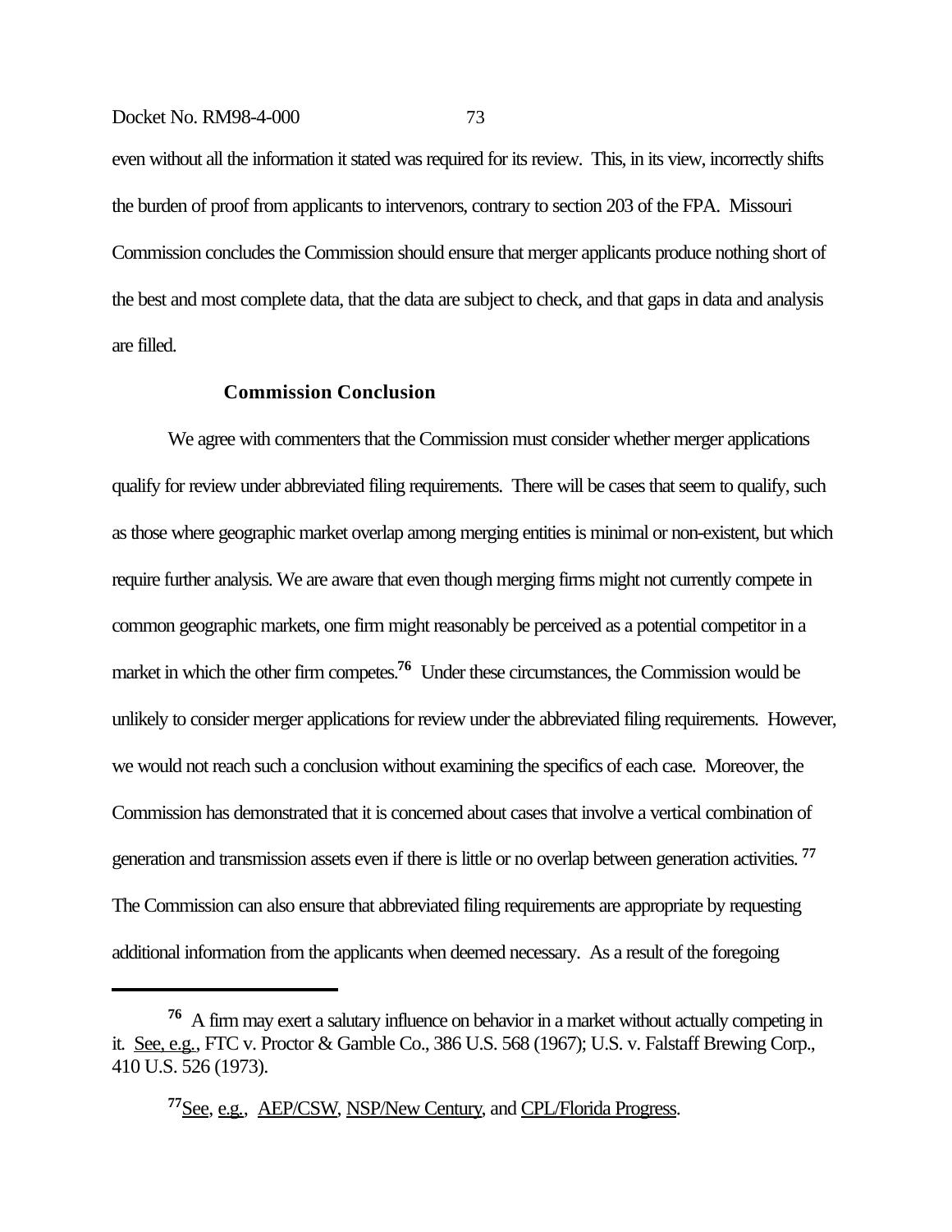even without all the information it stated was required for its review. This, in its view, incorrectly shifts the burden of proof from applicants to intervenors, contrary to section 203 of the FPA. Missouri Commission concludes the Commission should ensure that merger applicants produce nothing short of the best and most complete data, that the data are subject to check, and that gaps in data and analysis are filled.

### Commission Conclusion

We agree with commenters that the Commission must consider whether merger applications qualify for review under abbreviated filing requirements. There will be cases that seem to qualify, such as those where geographic market overlap among merging entities is minimal or non-existent, but which require further analysis. We are aware that even though merging firms might not currently compete in common geographic markets, one firm might reasonably be perceived as a potential competitor in a market in which the other firm competes.[76] Under these circumstances, the Commission would be unlikely to consider merger applications for review under the abbreviated filing requirements. However, we would not reach such a conclusion without examining the specifics of each case. Moreover, the Commission has demonstrated that it is concerned about cases that involve a vertical combination of generation and transmission assets even if there is little or no overlap between generation activities.[77] The Commission can also ensure that abbreviated filing requirements are appropriate by requesting additional information from the applicants when deemed necessary. As a result of the foregoing

---

[76] A firm may exert a salutary influence on behavior in a market without actually competing in it. See, e.g., FTC v. Proctor & Gamble Co., 386 U.S. 568 (1967); U.S. v. Falstaff Brewing Corp., 410 U.S. 526 (1973).

[77] See, e.g., AEP/CSW, NSP/New Century, and CPL/Florida Progress.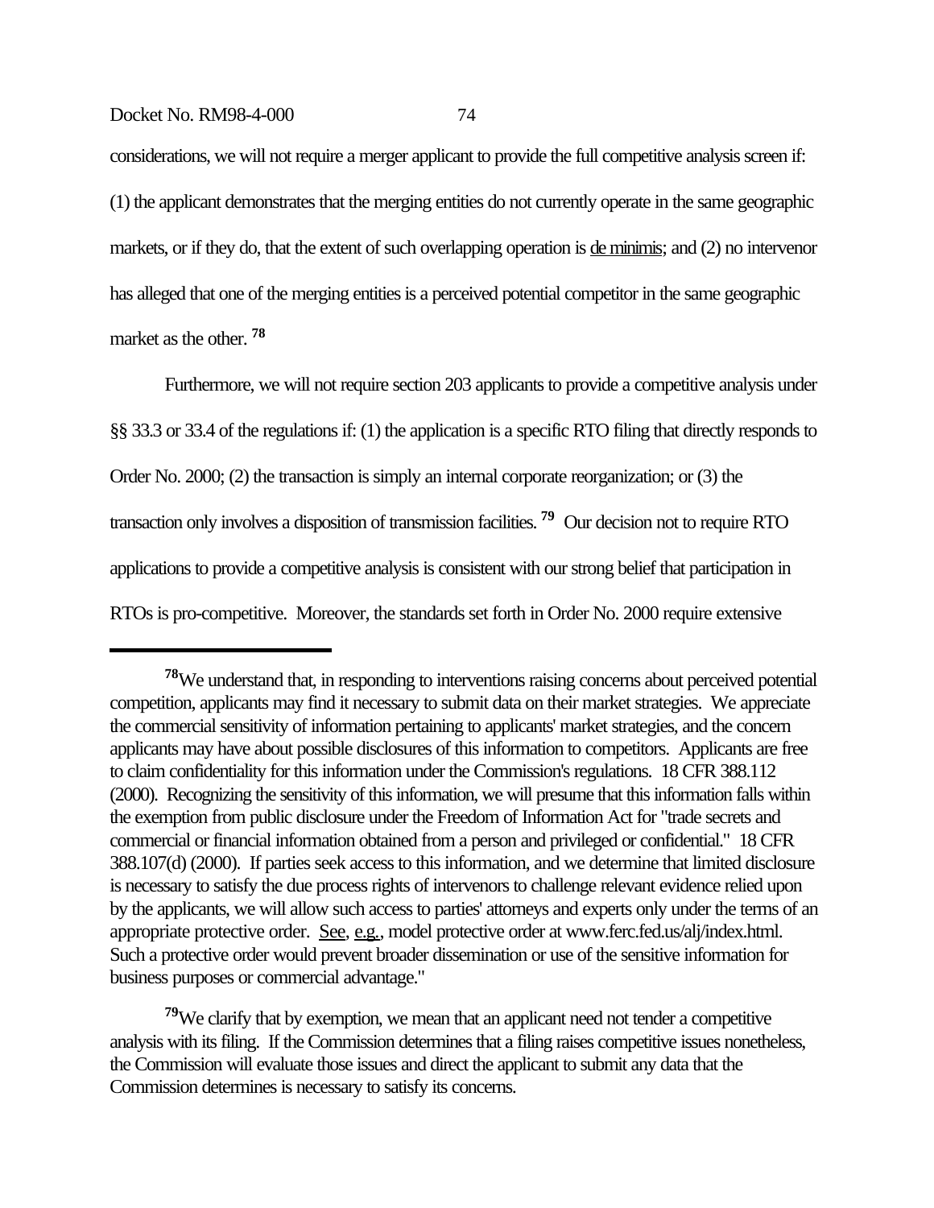considerations, we will not require a merger applicant to provide the full competitive analysis screen if: (1) the applicant demonstrates that the merging entities do not currently operate in the same geographic markets, or if they do, that the extent of such overlapping operation is de minimis; and (2) no intervenor has alleged that one of the merging entities is a perceived potential competitor in the same geographic market as the other.[78]

Furthermore, we will not require section 203 applicants to provide a competitive analysis under §§ 33.3 or 33.4 of the regulations if: (1) the application is a specific RTO filing that directly responds to Order No. 2000; (2) the transaction is simply an internal corporate reorganization; or (3) the transaction only involves a disposition of transmission facilities.[79] Our decision not to require RTO applications to provide a competitive analysis is consistent with our strong belief that participation in RTOs is pro-competitive. Moreover, the standards set forth in Order No. 2000 require extensive

---

[78] We understand that, in responding to interventions raising concerns about perceived potential competition, applicants may find it necessary to submit data on their market strategies. We appreciate the commercial sensitivity of information pertaining to applicants' market strategies, and the concern applicants may have about possible disclosures of this information to competitors. Applicants are free to claim confidentiality for this information under the Commission's regulations. 18 CFR 388.112 (2000). Recognizing the sensitivity of this information, we will presume that this information falls within the exemption from public disclosure under the Freedom of Information Act for "trade secrets and commercial or financial information obtained from a person and privileged or confidential." 18 CFR 388.107(d) (2000). If parties seek access to this information, and we determine that limited disclosure is necessary to satisfy the due process rights of intervenors to challenge relevant evidence relied upon by the applicants, we will allow such access to parties' attorneys and experts only under the terms of an appropriate protective order. See, e.g., model protective order at www.ferc.fed.us/alj/index.html. Such a protective order would prevent broader dissemination or use of the sensitive information for business purposes or commercial advantage."

[79] We clarify that by exemption, we mean that an applicant need not tender a competitive analysis with its filing. If the Commission determines that a filing raises competitive issues nonetheless, the Commission will evaluate those issues and direct the applicant to submit any data that the Commission determines is necessary to satisfy its concerns.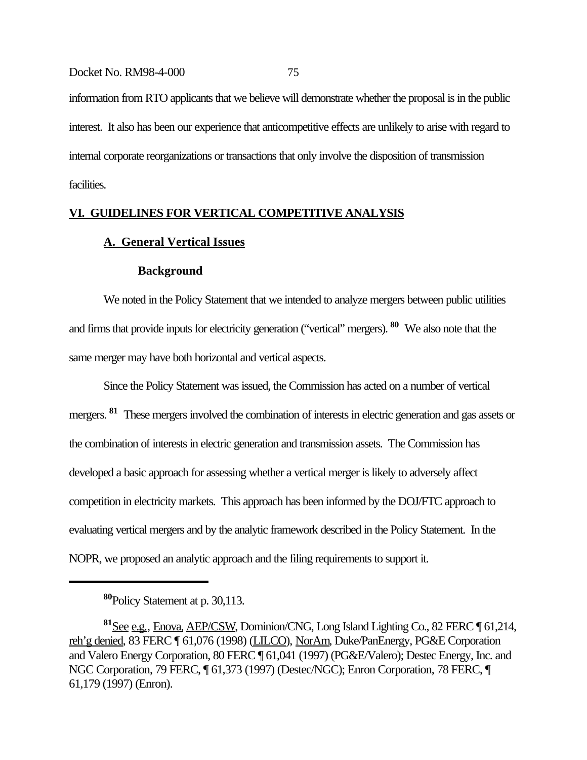information from RTO applicants that we believe will demonstrate whether the proposal is in the public interest. It also has been our experience that anticompetitive effects are unlikely to arise with regard to internal corporate reorganizations or transactions that only involve the disposition of transmission facilities.

## VI. GUIDELINES FOR VERTICAL COMPETITIVE ANALYSIS

### A. General Vertical Issues

#### Background

We noted in the Policy Statement that we intended to analyze mergers between public utilities and firms that provide inputs for electricity generation ("vertical" mergers).[80] We also note that the same merger may have both horizontal and vertical aspects.

Since the Policy Statement was issued, the Commission has acted on a number of vertical mergers.[81] These mergers involved the combination of interests in electric generation and gas assets or the combination of interests in electric generation and transmission assets. The Commission has developed a basic approach for assessing whether a vertical merger is likely to adversely affect competition in electricity markets. This approach has been informed by the DOJ/FTC approach to evaluating vertical mergers and by the analytic framework described in the Policy Statement. In the NOPR, we proposed an analytic approach and the filing requirements to support it.

---

[80] Policy Statement at p. 30,113.

[81] See e.g., Enova, AEP/CSW, Dominion/CNG, Long Island Lighting Co., 82 FERC ¶ 61,214, reh'g denied, 83 FERC ¶ 61,076 (1998) (LILCO), NorAm, Duke/PanEnergy, PG&E Corporation and Valero Energy Corporation, 80 FERC ¶ 61,041 (1997) (PG&E/Valero); Destec Energy, Inc. and NGC Corporation, 79 FERC, ¶ 61,373 (1997) (Destec/NGC); Enron Corporation, 78 FERC, ¶ 61,179 (1997) (Enron).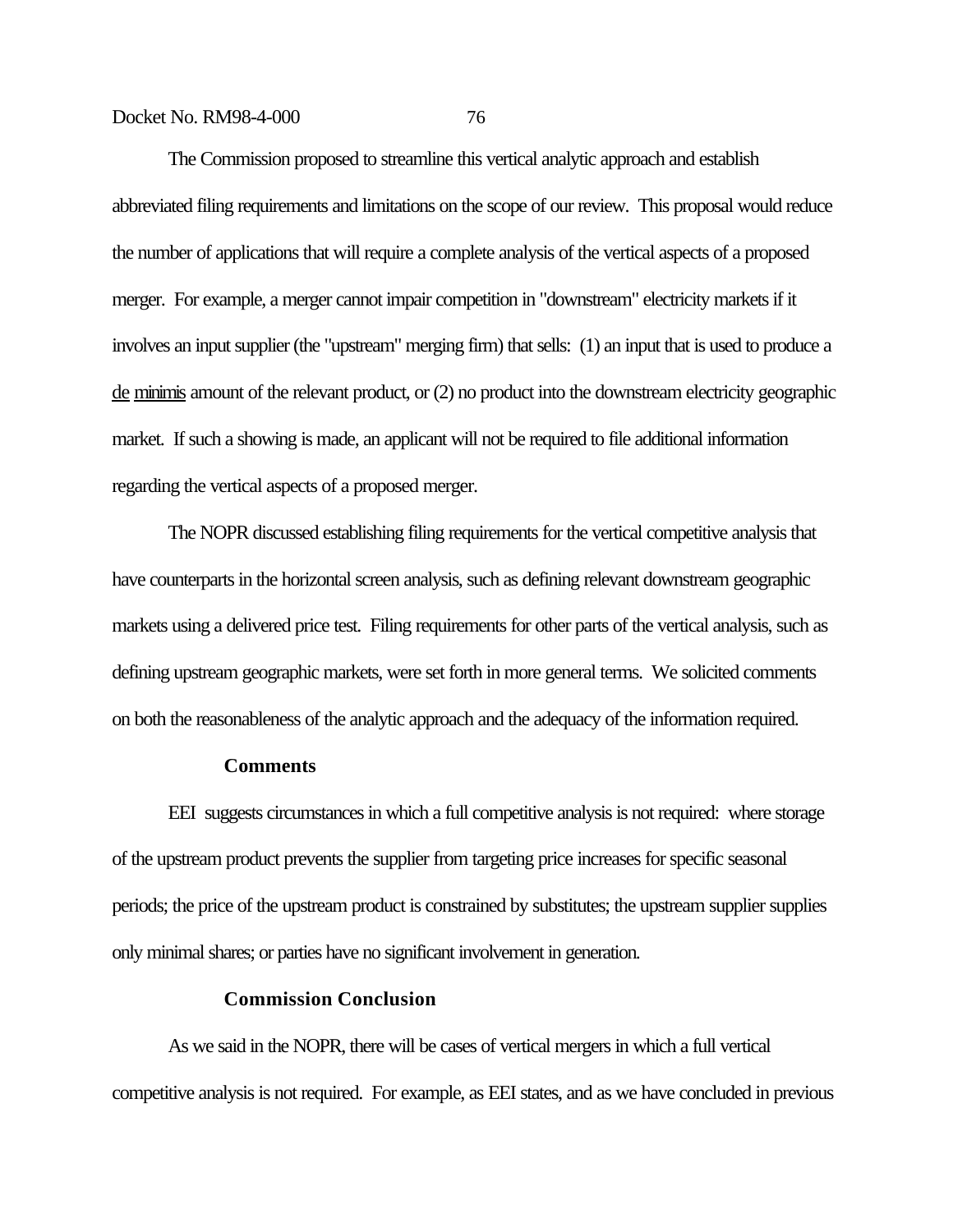The Commission proposed to streamline this vertical analytic approach and establish abbreviated filing requirements and limitations on the scope of our review. This proposal would reduce the number of applications that will require a complete analysis of the vertical aspects of a proposed merger. For example, a merger cannot impair competition in "downstream" electricity markets if it involves an input supplier (the "upstream" merging firm) that sells: (1) an input that is used to produce a de minimis amount of the relevant product, or (2) no product into the downstream electricity geographic market. If such a showing is made, an applicant will not be required to file additional information regarding the vertical aspects of a proposed merger.

The NOPR discussed establishing filing requirements for the vertical competitive analysis that have counterparts in the horizontal screen analysis, such as defining relevant downstream geographic markets using a delivered price test. Filing requirements for other parts of the vertical analysis, such as defining upstream geographic markets, were set forth in more general terms. We solicited comments on both the reasonableness of the analytic approach and the adequacy of the information required.

**Comments**

EEI suggests circumstances in which a full competitive analysis is not required: where storage of the upstream product prevents the supplier from targeting price increases for specific seasonal periods; the price of the upstream product is constrained by substitutes; the upstream supplier supplies only minimal shares; or parties have no significant involvement in generation.

**Commission Conclusion**

As we said in the NOPR, there will be cases of vertical mergers in which a full vertical competitive analysis is not required. For example, as EEI states, and as we have concluded in previous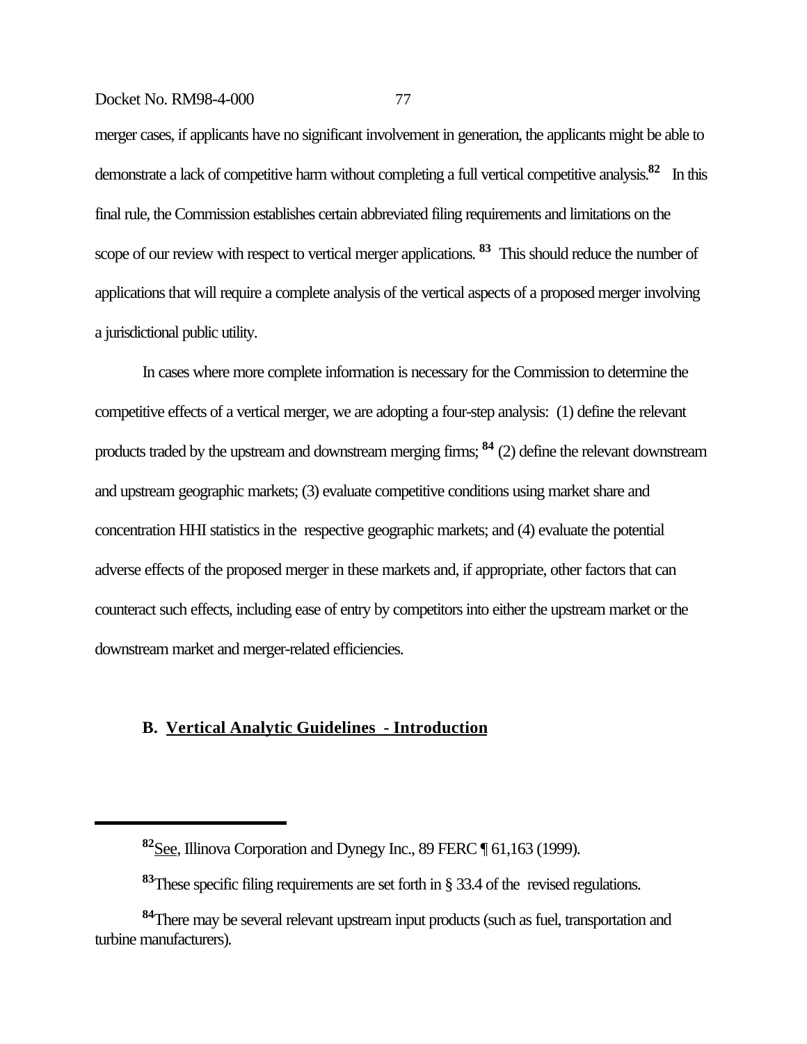merger cases, if applicants have no significant involvement in generation, the applicants might be able to demonstrate a lack of competitive harm without completing a full vertical competitive analysis.[82] In this final rule, the Commission establishes certain abbreviated filing requirements and limitations on the scope of our review with respect to vertical merger applications.[83] This should reduce the number of applications that will require a complete analysis of the vertical aspects of a proposed merger involving a jurisdictional public utility.

In cases where more complete information is necessary for the Commission to determine the competitive effects of a vertical merger, we are adopting a four-step analysis: (1) define the relevant products traded by the upstream and downstream merging firms;[84] (2) define the relevant downstream and upstream geographic markets; (3) evaluate competitive conditions using market share and concentration HHI statistics in the respective geographic markets; and (4) evaluate the potential adverse effects of the proposed merger in these markets and, if appropriate, other factors that can counteract such effects, including ease of entry by competitors into either the upstream market or the downstream market and merger-related efficiencies.

### B. Vertical Analytic Guidelines - Introduction

---

[82] See, Illinova Corporation and Dynegy Inc., 89 FERC ¶ 61,163 (1999).

[83] These specific filing requirements are set forth in § 33.4 of the revised regulations.

[84] There may be several relevant upstream input products (such as fuel, transportation and turbine manufacturers).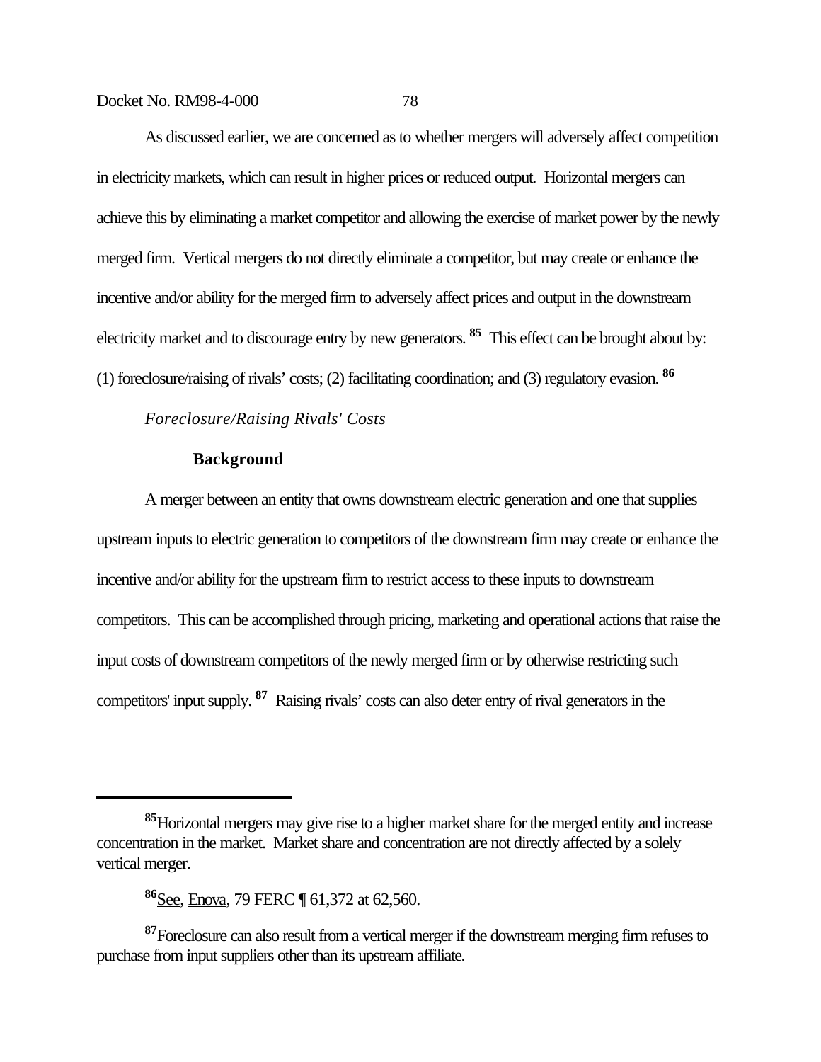As discussed earlier, we are concerned as to whether mergers will adversely affect competition in electricity markets, which can result in higher prices or reduced output. Horizontal mergers can achieve this by eliminating a market competitor and allowing the exercise of market power by the newly merged firm. Vertical mergers do not directly eliminate a competitor, but may create or enhance the incentive and/or ability for the merged firm to adversely affect prices and output in the downstream electricity market and to discourage entry by new generators. [85] This effect can be brought about by: (1) foreclosure/raising of rivals' costs; (2) facilitating coordination; and (3) regulatory evasion. [86]

*Foreclosure/Raising Rivals' Costs*

**Background**

A merger between an entity that owns downstream electric generation and one that supplies upstream inputs to electric generation to competitors of the downstream firm may create or enhance the incentive and/or ability for the upstream firm to restrict access to these inputs to downstream competitors. This can be accomplished through pricing, marketing and operational actions that raise the input costs of downstream competitors of the newly merged firm or by otherwise restricting such competitors' input supply. [87] Raising rivals' costs can also deter entry of rival generators in the

---

[85] Horizontal mergers may give rise to a higher market share for the merged entity and increase concentration in the market. Market share and concentration are not directly affected by a solely vertical merger.

[86] See, Enova, 79 FERC ¶ 61,372 at 62,560.

[87] Foreclosure can also result from a vertical merger if the downstream merging firm refuses to purchase from input suppliers other than its upstream affiliate.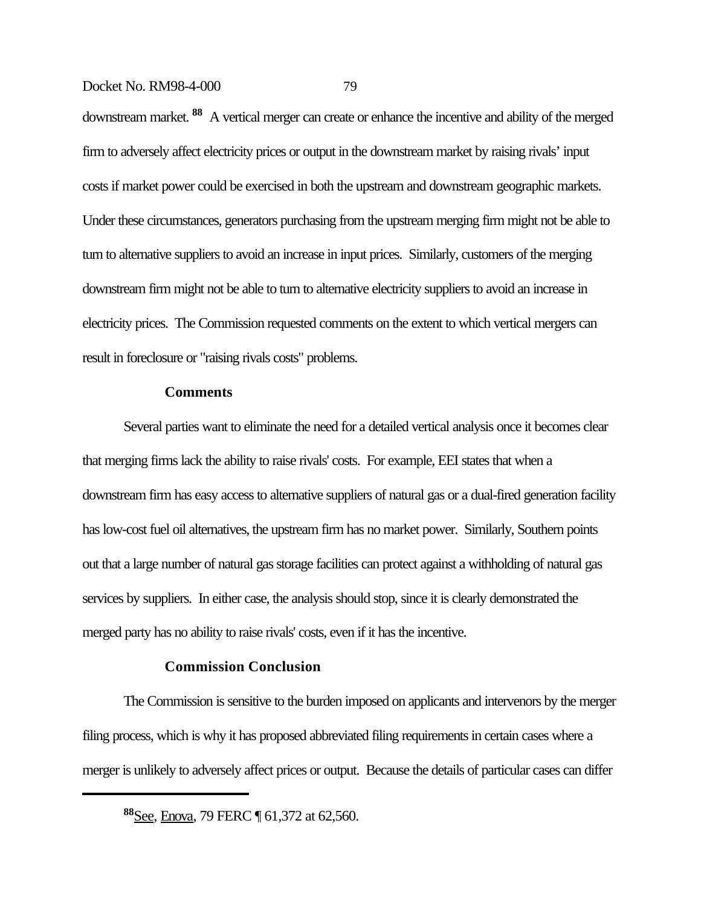downstream market.[88] A vertical merger can create or enhance the incentive and ability of the merged firm to adversely affect electricity prices or output in the downstream market by raising rivals' input costs if market power could be exercised in both the upstream and downstream geographic markets. Under these circumstances, generators purchasing from the upstream merging firm might not be able to turn to alternative suppliers to avoid an increase in input prices. Similarly, customers of the merging downstream firm might not be able to turn to alternative electricity suppliers to avoid an increase in electricity prices. The Commission requested comments on the extent to which vertical mergers can result in foreclosure or "raising rivals costs" problems.

**Comments**

Several parties want to eliminate the need for a detailed vertical analysis once it becomes clear that merging firms lack the ability to raise rivals' costs. For example, EEI states that when a downstream firm has easy access to alternative suppliers of natural gas or a dual-fired generation facility has low-cost fuel oil alternatives, the upstream firm has no market power. Similarly, Southern points out that a large number of natural gas storage facilities can protect against a withholding of natural gas services by suppliers. In either case, the analysis should stop, since it is clearly demonstrated the merged party has no ability to raise rivals' costs, even if it has the incentive.

**Commission Conclusion**

The Commission is sensitive to the burden imposed on applicants and intervenors by the merger filing process, which is why it has proposed abbreviated filing requirements in certain cases where a merger is unlikely to adversely affect prices or output. Because the details of particular cases can differ

---

[88] See, Enova, 79 FERC ¶ 61,372 at 62,560.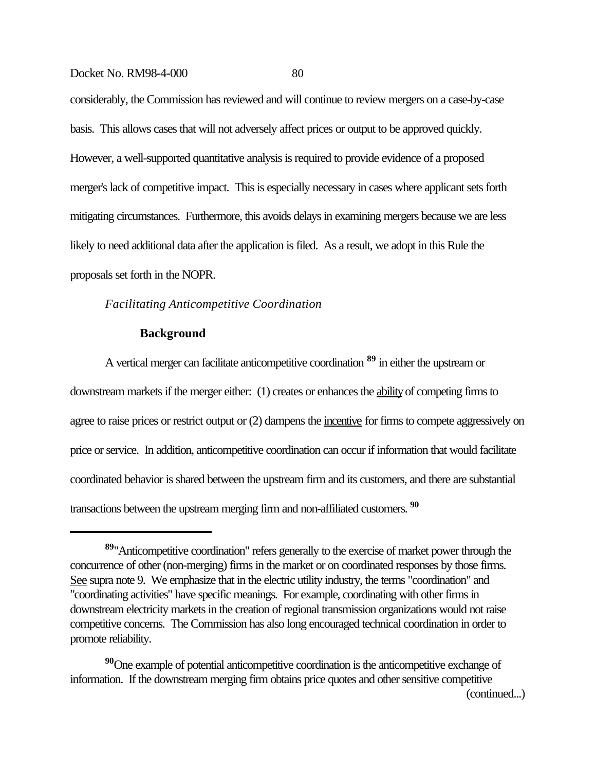considerably, the Commission has reviewed and will continue to review mergers on a case-by-case basis. This allows cases that will not adversely affect prices or output to be approved quickly. However, a well-supported quantitative analysis is required to provide evidence of a proposed merger's lack of competitive impact. This is especially necessary in cases where applicant sets forth mitigating circumstances. Furthermore, this avoids delays in examining mergers because we are less likely to need additional data after the application is filed. As a result, we adopt in this Rule the proposals set forth in the NOPR.

*Facilitating Anticompetitive Coordination*

**Background**

A vertical merger can facilitate anticompetitive coordination [89] in either the upstream or downstream markets if the merger either: (1) creates or enhances the <u>ability</u> of competing firms to agree to raise prices or restrict output or (2) dampens the <u>incentive</u> for firms to compete aggressively on price or service. In addition, anticompetitive coordination can occur if information that would facilitate coordinated behavior is shared between the upstream firm and its customers, and there are substantial transactions between the upstream merging firm and non-affiliated customers. [90]

---

[89] "Anticompetitive coordination" refers generally to the exercise of market power through the concurrence of other (non-merging) firms in the market or on coordinated responses by those firms. <u>See</u> supra note 9. We emphasize that in the electric utility industry, the terms "coordination" and "coordinating activities" have specific meanings. For example, coordinating with other firms in downstream electricity markets in the creation of regional transmission organizations would not raise competitive concerns. The Commission has also long encouraged technical coordination in order to promote reliability.

[90] One example of potential anticompetitive coordination is the anticompetitive exchange of information. If the downstream merging firm obtains price quotes and other sensitive competitive (continued...)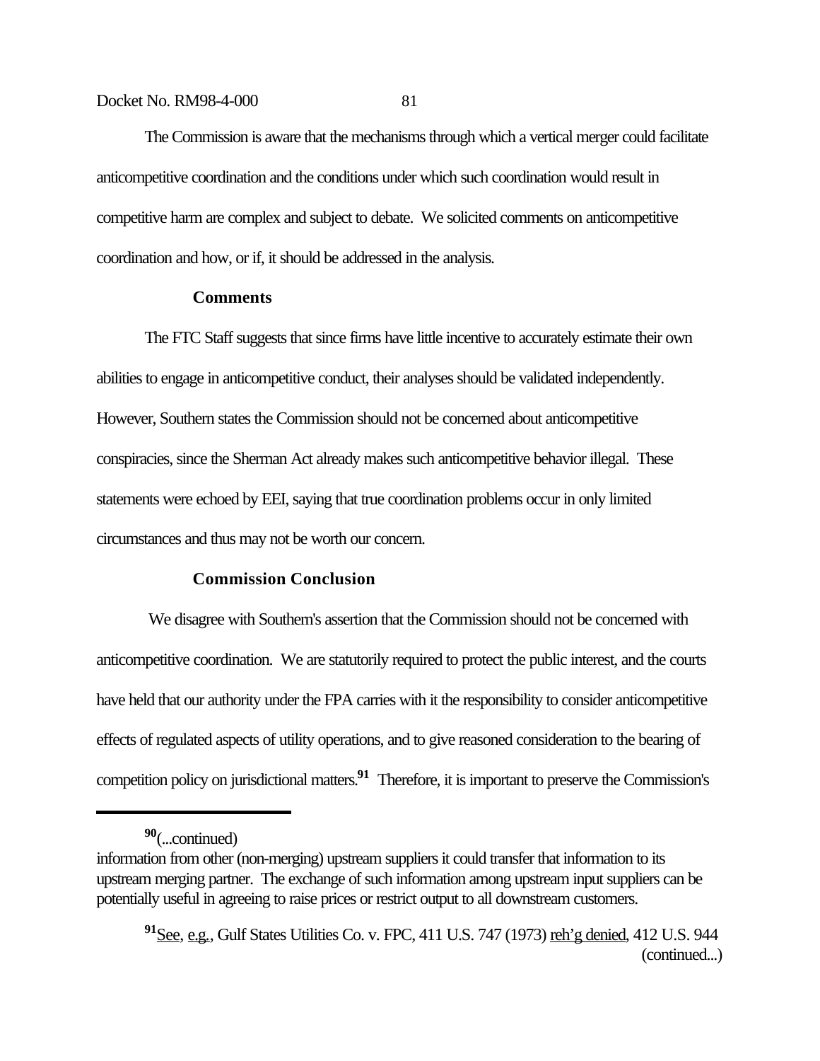The Commission is aware that the mechanisms through which a vertical merger could facilitate anticompetitive coordination and the conditions under which such coordination would result in competitive harm are complex and subject to debate. We solicited comments on anticompetitive coordination and how, or if, it should be addressed in the analysis.

### Comments

The FTC Staff suggests that since firms have little incentive to accurately estimate their own abilities to engage in anticompetitive conduct, their analyses should be validated independently. However, Southern states the Commission should not be concerned about anticompetitive conspiracies, since the Sherman Act already makes such anticompetitive behavior illegal. These statements were echoed by EEI, saying that true coordination problems occur in only limited circumstances and thus may not be worth our concern.

### Commission Conclusion

We disagree with Southern's assertion that the Commission should not be concerned with anticompetitive coordination. We are statutorily required to protect the public interest, and the courts have held that our authority under the FPA carries with it the responsibility to consider anticompetitive effects of regulated aspects of utility operations, and to give reasoned consideration to the bearing of competition policy on jurisdictional matters.[91] Therefore, it is important to preserve the Commission's

---

[90](...continued)
information from other (non-merging) upstream suppliers it could transfer that information to its upstream merging partner. The exchange of such information among upstream input suppliers can be potentially useful in agreeing to raise prices or restrict output to all downstream customers.

[91]See, e.g., Gulf States Utilities Co. v. FPC, 411 U.S. 747 (1973) reh'g denied, 412 U.S. 944 (continued...)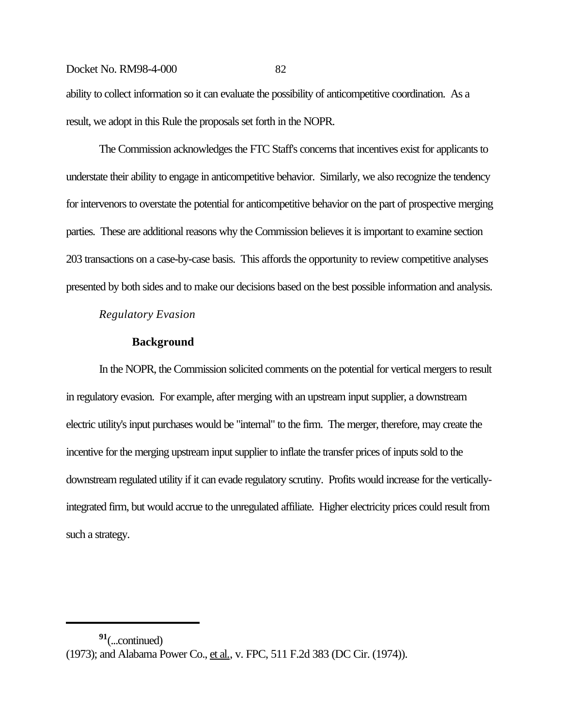ability to collect information so it can evaluate the possibility of anticompetitive coordination. As a result, we adopt in this Rule the proposals set forth in the NOPR.

The Commission acknowledges the FTC Staff's concerns that incentives exist for applicants to understate their ability to engage in anticompetitive behavior. Similarly, we also recognize the tendency for intervenors to overstate the potential for anticompetitive behavior on the part of prospective merging parties. These are additional reasons why the Commission believes it is important to examine section 203 transactions on a case-by-case basis. This affords the opportunity to review competitive analyses presented by both sides and to make our decisions based on the best possible information and analysis.

*Regulatory Evasion*

**Background**

In the NOPR, the Commission solicited comments on the potential for vertical mergers to result in regulatory evasion. For example, after merging with an upstream input supplier, a downstream electric utility's input purchases would be "internal" to the firm. The merger, therefore, may create the incentive for the merging upstream input supplier to inflate the transfer prices of inputs sold to the downstream regulated utility if it can evade regulatory scrutiny. Profits would increase for the vertically-integrated firm, but would accrue to the unregulated affiliate. Higher electricity prices could result from such a strategy.

---

[91](...continued)
(1973); and Alabama Power Co., et al., v. FPC, 511 F.2d 383 (DC Cir. (1974)).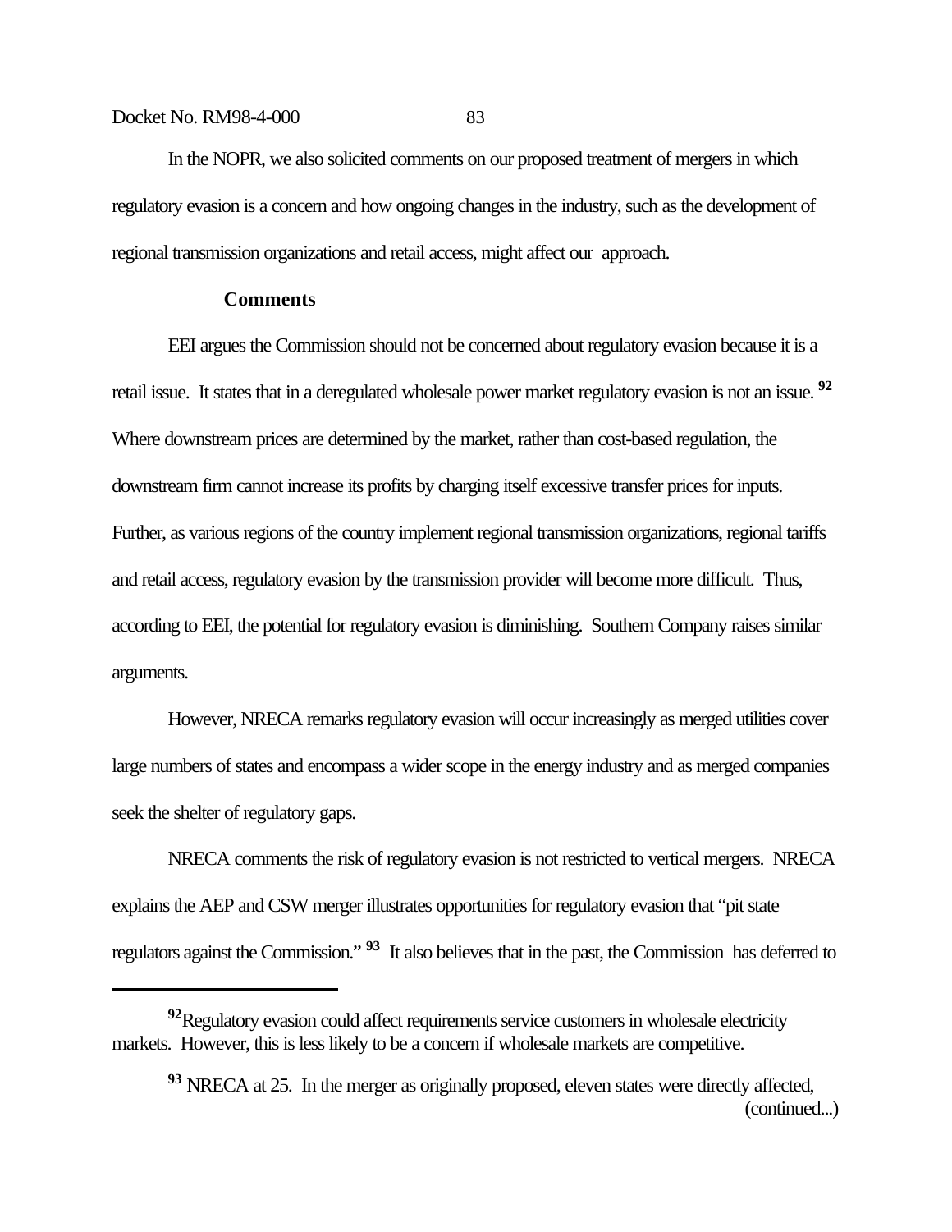In the NOPR, we also solicited comments on our proposed treatment of mergers in which regulatory evasion is a concern and how ongoing changes in the industry, such as the development of regional transmission organizations and retail access, might affect our approach.

### Comments

EEI argues the Commission should not be concerned about regulatory evasion because it is a retail issue. It states that in a deregulated wholesale power market regulatory evasion is not an issue.[92] Where downstream prices are determined by the market, rather than cost-based regulation, the downstream firm cannot increase its profits by charging itself excessive transfer prices for inputs. Further, as various regions of the country implement regional transmission organizations, regional tariffs and retail access, regulatory evasion by the transmission provider will become more difficult. Thus, according to EEI, the potential for regulatory evasion is diminishing. Southern Company raises similar arguments.

However, NRECA remarks regulatory evasion will occur increasingly as merged utilities cover large numbers of states and encompass a wider scope in the energy industry and as merged companies seek the shelter of regulatory gaps.

NRECA comments the risk of regulatory evasion is not restricted to vertical mergers. NRECA explains the AEP and CSW merger illustrates opportunities for regulatory evasion that "pit state regulators against the Commission."[93] It also believes that in the past, the Commission has deferred to

---

[92] Regulatory evasion could affect requirements service customers in wholesale electricity markets. However, this is less likely to be a concern if wholesale markets are competitive.

[93] NRECA at 25. In the merger as originally proposed, eleven states were directly affected, (continued...)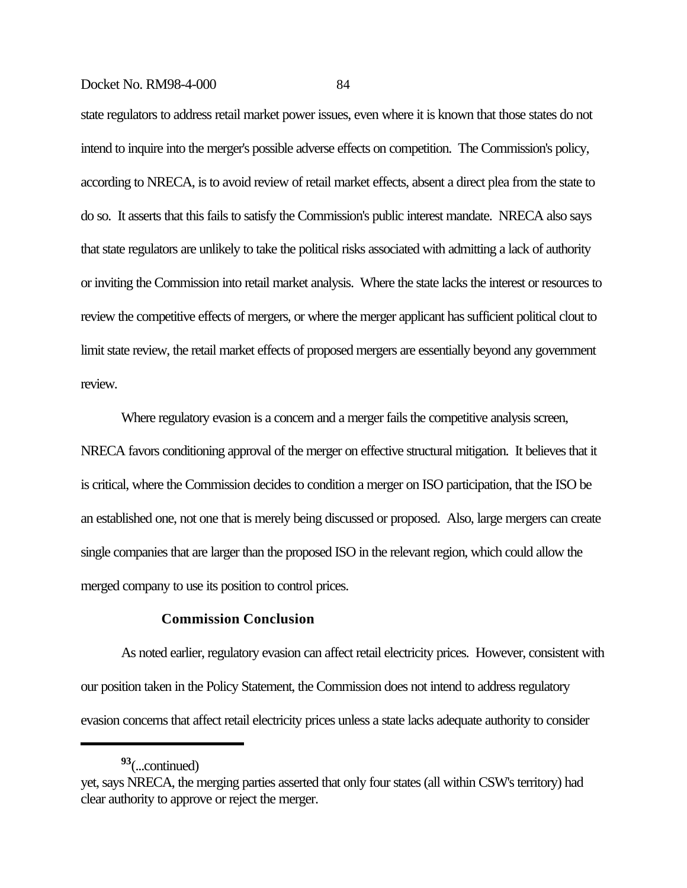state regulators to address retail market power issues, even where it is known that those states do not intend to inquire into the merger's possible adverse effects on competition. The Commission's policy, according to NRECA, is to avoid review of retail market effects, absent a direct plea from the state to do so. It asserts that this fails to satisfy the Commission's public interest mandate. NRECA also says that state regulators are unlikely to take the political risks associated with admitting a lack of authority or inviting the Commission into retail market analysis. Where the state lacks the interest or resources to review the competitive effects of mergers, or where the merger applicant has sufficient political clout to limit state review, the retail market effects of proposed mergers are essentially beyond any government review.

Where regulatory evasion is a concern and a merger fails the competitive analysis screen, NRECA favors conditioning approval of the merger on effective structural mitigation. It believes that it is critical, where the Commission decides to condition a merger on ISO participation, that the ISO be an established one, not one that is merely being discussed or proposed. Also, large mergers can create single companies that are larger than the proposed ISO in the relevant region, which could allow the merged company to use its position to control prices.

### Commission Conclusion

As noted earlier, regulatory evasion can affect retail electricity prices. However, consistent with our position taken in the Policy Statement, the Commission does not intend to address regulatory evasion concerns that affect retail electricity prices unless a state lacks adequate authority to consider

---

[93](...continued)
yet, says NRECA, the merging parties asserted that only four states (all within CSW's territory) had clear authority to approve or reject the merger.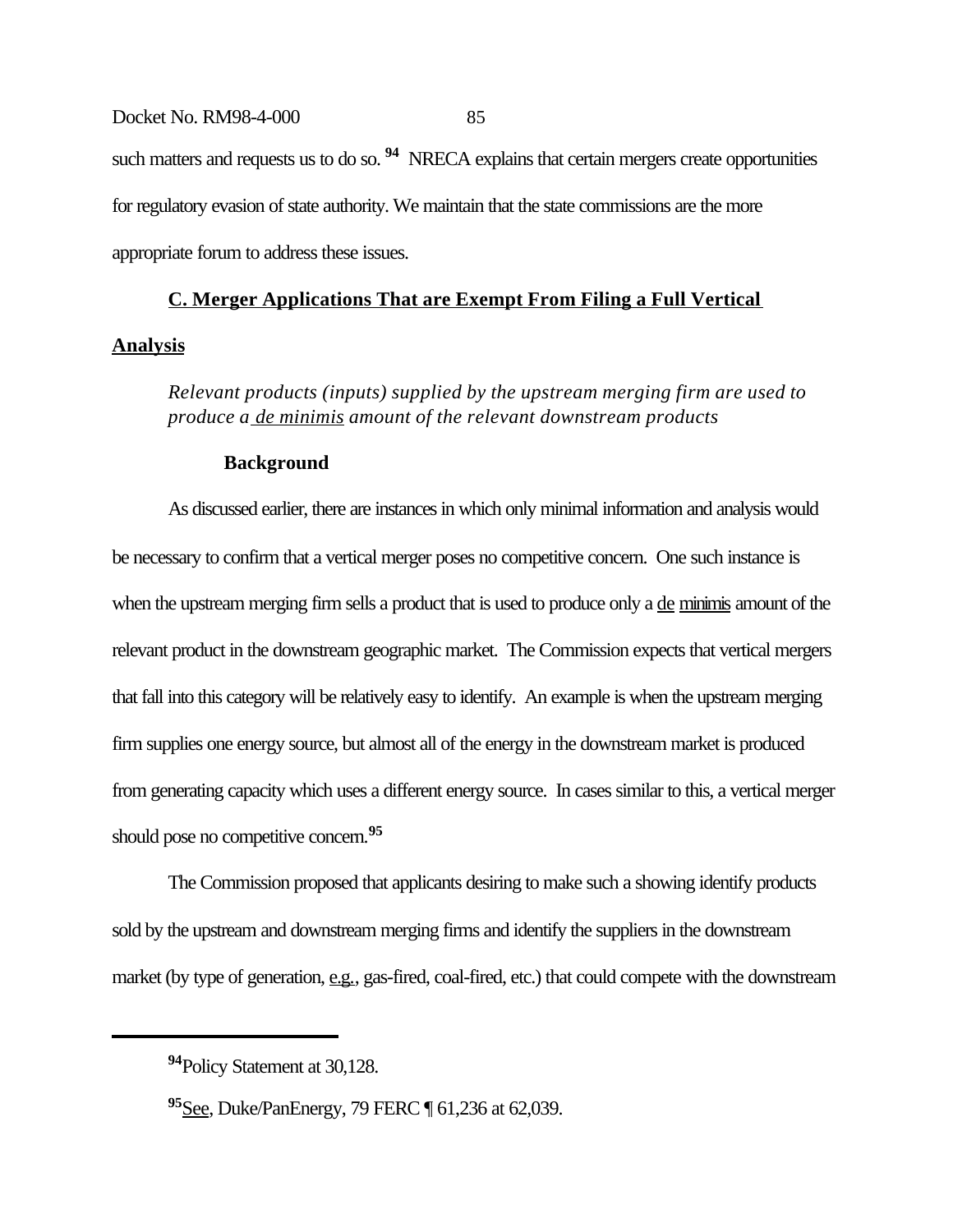such matters and requests us to do so.[94] NRECA explains that certain mergers create opportunities for regulatory evasion of state authority. We maintain that the state commissions are the more appropriate forum to address these issues.

## C. Merger Applications That are Exempt From Filing a Full Vertical Analysis

*Relevant products (inputs) supplied by the upstream merging firm are used to produce a de minimis amount of the relevant downstream products*

### Background

As discussed earlier, there are instances in which only minimal information and analysis would be necessary to confirm that a vertical merger poses no competitive concern. One such instance is when the upstream merging firm sells a product that is used to produce only a de minimis amount of the relevant product in the downstream geographic market. The Commission expects that vertical mergers that fall into this category will be relatively easy to identify. An example is when the upstream merging firm supplies one energy source, but almost all of the energy in the downstream market is produced from generating capacity which uses a different energy source. In cases similar to this, a vertical merger should pose no competitive concern.[95]

The Commission proposed that applicants desiring to make such a showing identify products sold by the upstream and downstream merging firms and identify the suppliers in the downstream market (by type of generation, e.g., gas-fired, coal-fired, etc.) that could compete with the downstream

---

[94] Policy Statement at 30,128.

[95] See, Duke/PanEnergy, 79 FERC ¶ 61,236 at 62,039.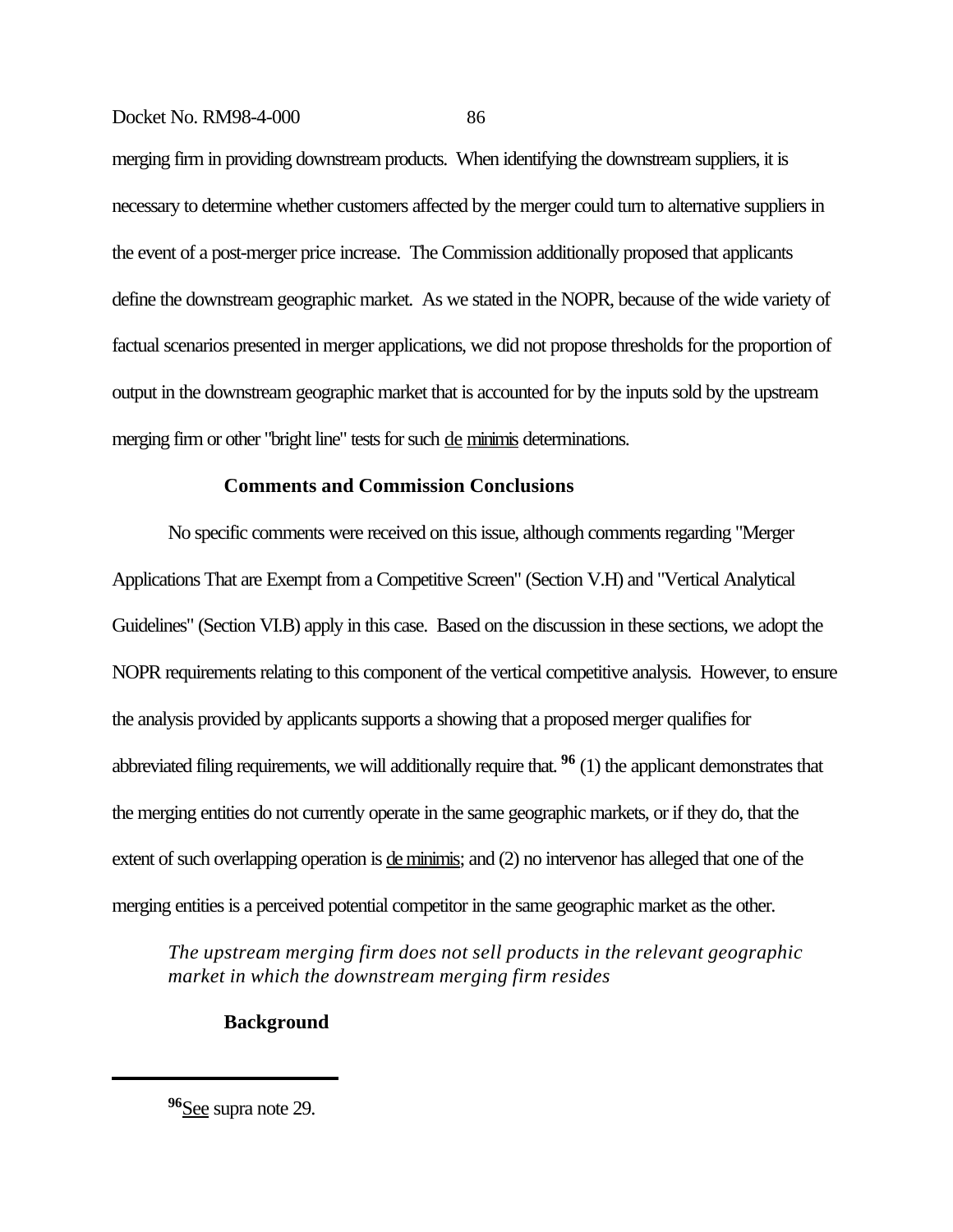merging firm in providing downstream products. When identifying the downstream suppliers, it is necessary to determine whether customers affected by the merger could turn to alternative suppliers in the event of a post-merger price increase. The Commission additionally proposed that applicants define the downstream geographic market. As we stated in the NOPR, because of the wide variety of factual scenarios presented in merger applications, we did not propose thresholds for the proportion of output in the downstream geographic market that is accounted for by the inputs sold by the upstream merging firm or other "bright line" tests for such de minimis determinations.

**Comments and Commission Conclusions**

No specific comments were received on this issue, although comments regarding "Merger Applications That are Exempt from a Competitive Screen" (Section V.H) and "Vertical Analytical Guidelines" (Section VI.B) apply in this case. Based on the discussion in these sections, we adopt the NOPR requirements relating to this component of the vertical competitive analysis. However, to ensure the analysis provided by applicants supports a showing that a proposed merger qualifies for abbreviated filing requirements, we will additionally require that.[96] (1) the applicant demonstrates that the merging entities do not currently operate in the same geographic markets, or if they do, that the extent of such overlapping operation is de minimis; and (2) no intervenor has alleged that one of the merging entities is a perceived potential competitor in the same geographic market as the other.

*The upstream merging firm does not sell products in the relevant geographic market in which the downstream merging firm resides*

**Background**

[96] See supra note 29.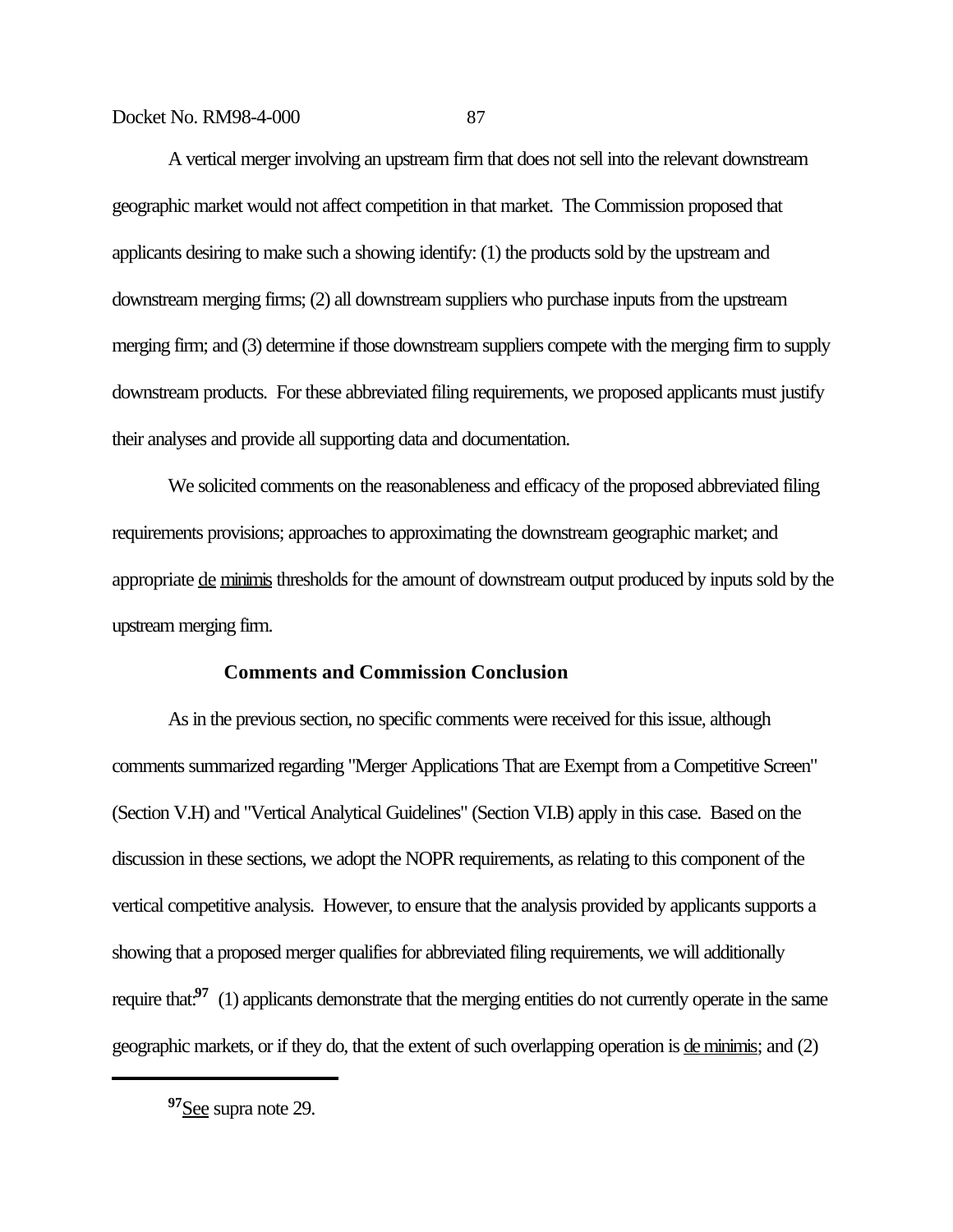A vertical merger involving an upstream firm that does not sell into the relevant downstream geographic market would not affect competition in that market. The Commission proposed that applicants desiring to make such a showing identify: (1) the products sold by the upstream and downstream merging firms; (2) all downstream suppliers who purchase inputs from the upstream merging firm; and (3) determine if those downstream suppliers compete with the merging firm to supply downstream products. For these abbreviated filing requirements, we proposed applicants must justify their analyses and provide all supporting data and documentation.

We solicited comments on the reasonableness and efficacy of the proposed abbreviated filing requirements provisions; approaches to approximating the downstream geographic market; and appropriate de minimis thresholds for the amount of downstream output produced by inputs sold by the upstream merging firm.

### Comments and Commission Conclusion

As in the previous section, no specific comments were received for this issue, although comments summarized regarding "Merger Applications That are Exempt from a Competitive Screen" (Section V.H) and "Vertical Analytical Guidelines" (Section VI.B) apply in this case. Based on the discussion in these sections, we adopt the NOPR requirements, as relating to this component of the vertical competitive analysis. However, to ensure that the analysis provided by applicants supports a showing that a proposed merger qualifies for abbreviated filing requirements, we will additionally require that:[97] (1) applicants demonstrate that the merging entities do not currently operate in the same geographic markets, or if they do, that the extent of such overlapping operation is de minimis; and (2)

---

[97] See supra note 29.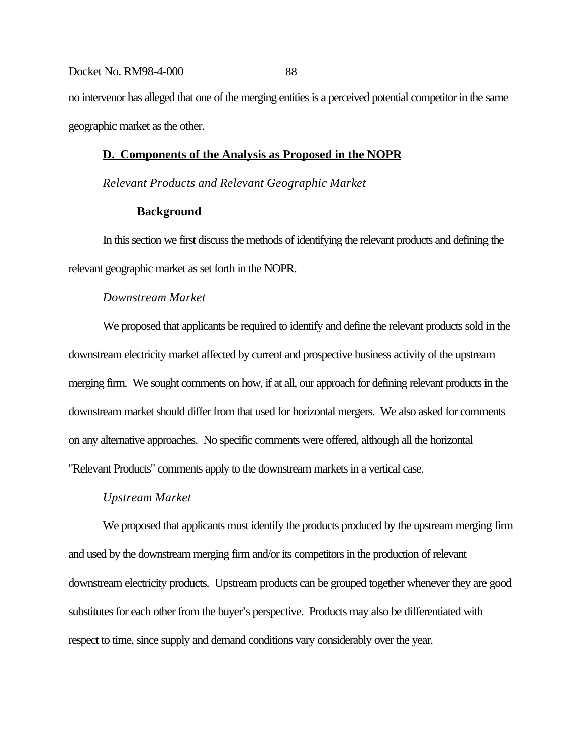no intervenor has alleged that one of the merging entities is a perceived potential competitor in the same geographic market as the other.

## D. Components of the Analysis as Proposed in the NOPR

*Relevant Products and Relevant Geographic Market*

### Background

In this section we first discuss the methods of identifying the relevant products and defining the relevant geographic market as set forth in the NOPR.

*Downstream Market*

We proposed that applicants be required to identify and define the relevant products sold in the downstream electricity market affected by current and prospective business activity of the upstream merging firm. We sought comments on how, if at all, our approach for defining relevant products in the downstream market should differ from that used for horizontal mergers. We also asked for comments on any alternative approaches. No specific comments were offered, although all the horizontal "Relevant Products" comments apply to the downstream markets in a vertical case.

*Upstream Market*

We proposed that applicants must identify the products produced by the upstream merging firm and used by the downstream merging firm and/or its competitors in the production of relevant downstream electricity products. Upstream products can be grouped together whenever they are good substitutes for each other from the buyer's perspective. Products may also be differentiated with respect to time, since supply and demand conditions vary considerably over the year.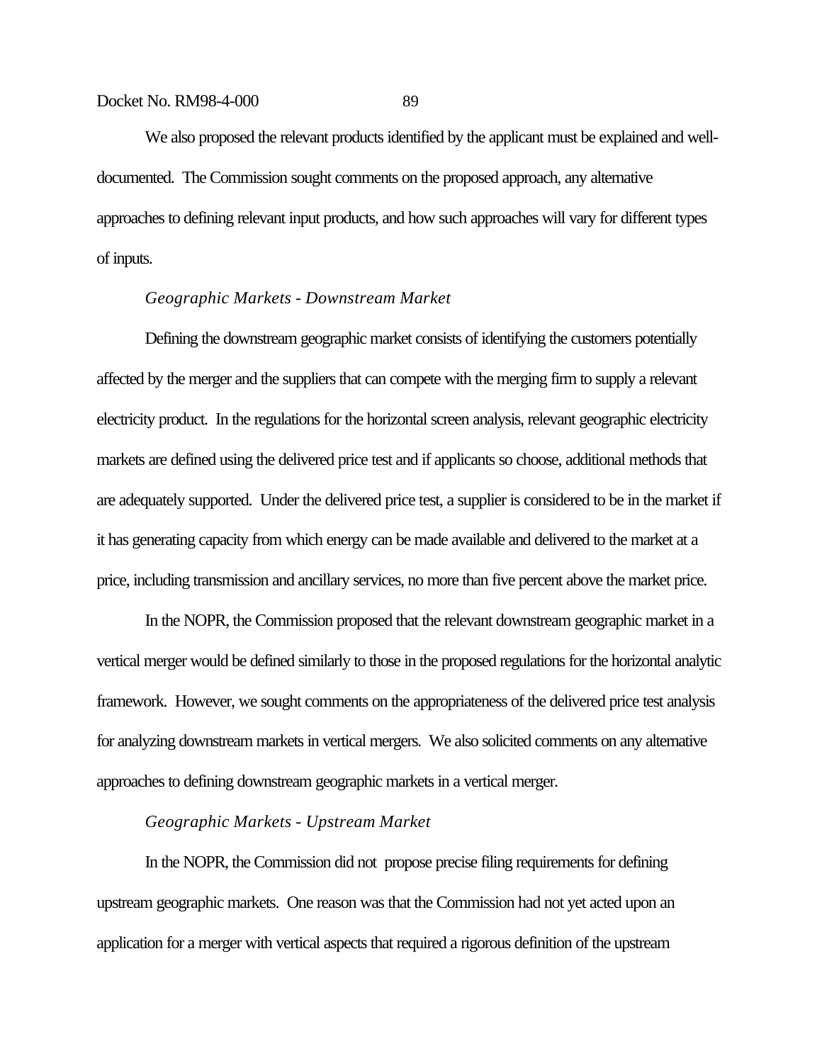We also proposed the relevant products identified by the applicant must be explained and well-documented. The Commission sought comments on the proposed approach, any alternative approaches to defining relevant input products, and how such approaches will vary for different types of inputs.

*Geographic Markets - Downstream Market*

Defining the downstream geographic market consists of identifying the customers potentially affected by the merger and the suppliers that can compete with the merging firm to supply a relevant electricity product. In the regulations for the horizontal screen analysis, relevant geographic electricity markets are defined using the delivered price test and if applicants so choose, additional methods that are adequately supported. Under the delivered price test, a supplier is considered to be in the market if it has generating capacity from which energy can be made available and delivered to the market at a price, including transmission and ancillary services, no more than five percent above the market price.

In the NOPR, the Commission proposed that the relevant downstream geographic market in a vertical merger would be defined similarly to those in the proposed regulations for the horizontal analytic framework. However, we sought comments on the appropriateness of the delivered price test analysis for analyzing downstream markets in vertical mergers. We also solicited comments on any alternative approaches to defining downstream geographic markets in a vertical merger.

*Geographic Markets - Upstream Market*

In the NOPR, the Commission did not propose precise filing requirements for defining upstream geographic markets. One reason was that the Commission had not yet acted upon an application for a merger with vertical aspects that required a rigorous definition of the upstream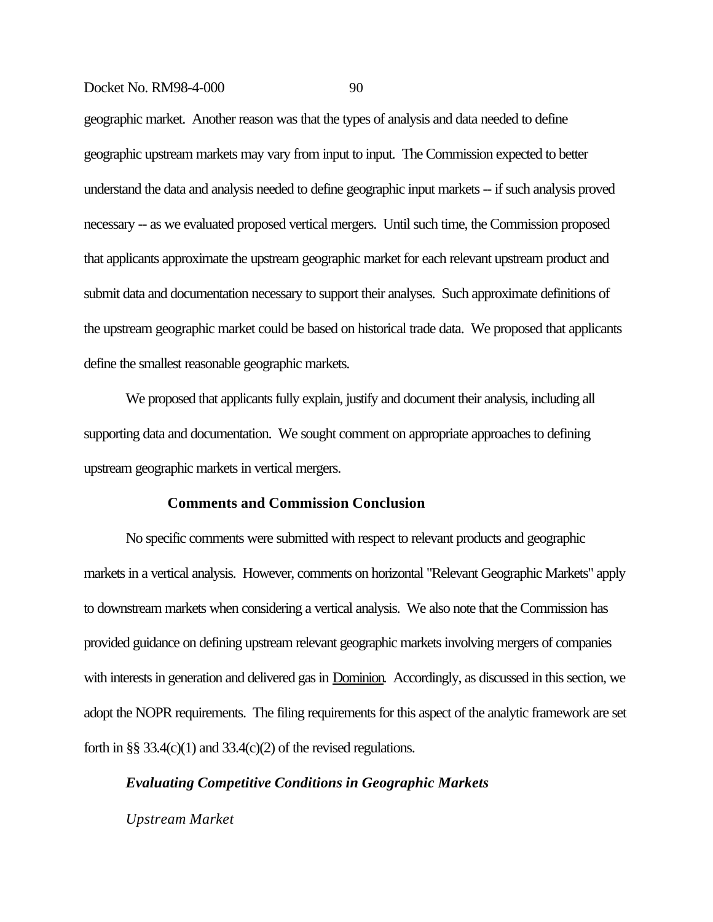geographic market. Another reason was that the types of analysis and data needed to define geographic upstream markets may vary from input to input. The Commission expected to better understand the data and analysis needed to define geographic input markets -- if such analysis proved necessary -- as we evaluated proposed vertical mergers. Until such time, the Commission proposed that applicants approximate the upstream geographic market for each relevant upstream product and submit data and documentation necessary to support their analyses. Such approximate definitions of the upstream geographic market could be based on historical trade data. We proposed that applicants define the smallest reasonable geographic markets.

We proposed that applicants fully explain, justify and document their analysis, including all supporting data and documentation. We sought comment on appropriate approaches to defining upstream geographic markets in vertical mergers.

**Comments and Commission Conclusion**

No specific comments were submitted with respect to relevant products and geographic markets in a vertical analysis. However, comments on horizontal "Relevant Geographic Markets" apply to downstream markets when considering a vertical analysis. We also note that the Commission has provided guidance on defining upstream relevant geographic markets involving mergers of companies with interests in generation and delivered gas in Dominion. Accordingly, as discussed in this section, we adopt the NOPR requirements. The filing requirements for this aspect of the analytic framework are set forth in §§ 33.4(c)(1) and 33.4(c)(2) of the revised regulations.

***Evaluating Competitive Conditions in Geographic Markets***

*Upstream Market*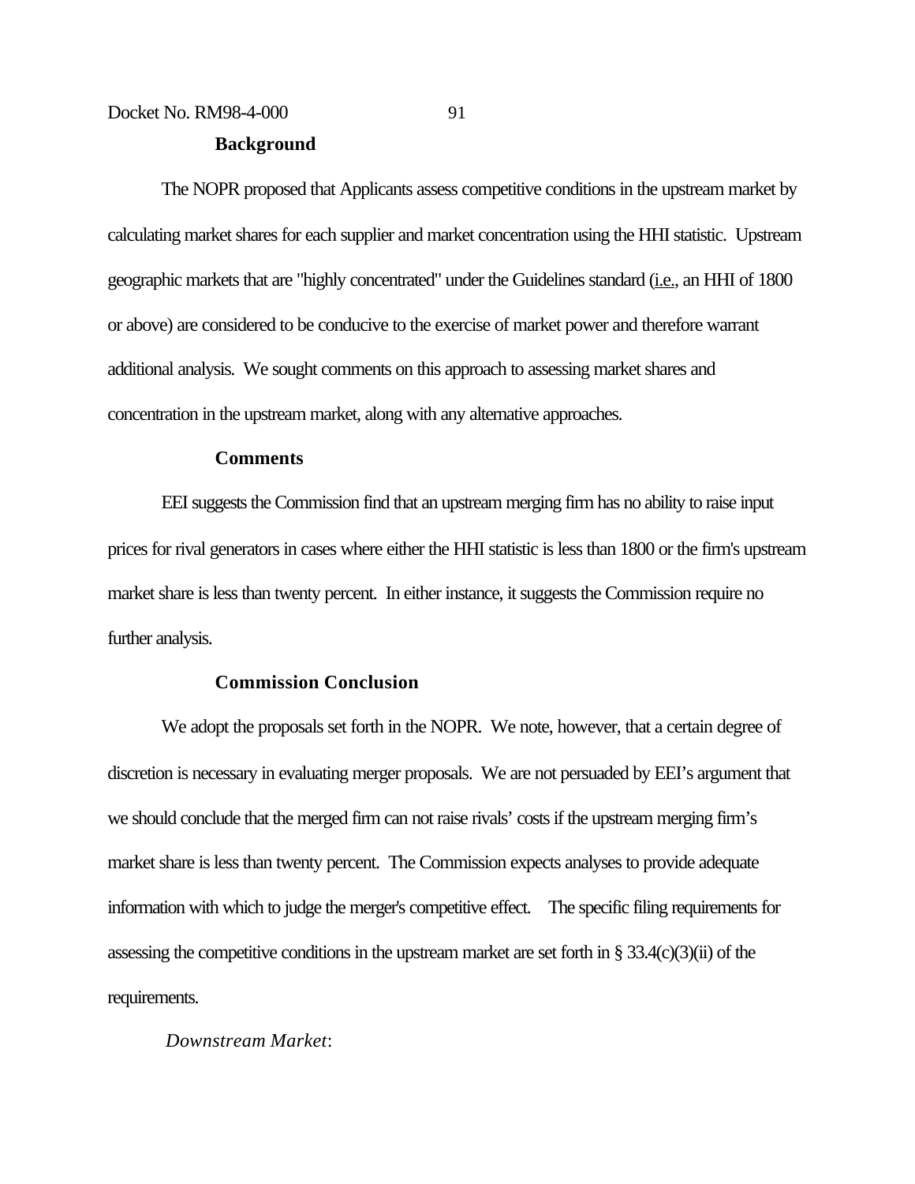**Background**

The NOPR proposed that Applicants assess competitive conditions in the upstream market by calculating market shares for each supplier and market concentration using the HHI statistic. Upstream geographic markets that are "highly concentrated" under the Guidelines standard (i.e., an HHI of 1800 or above) are considered to be conducive to the exercise of market power and therefore warrant additional analysis. We sought comments on this approach to assessing market shares and concentration in the upstream market, along with any alternative approaches.

**Comments**

EEI suggests the Commission find that an upstream merging firm has no ability to raise input prices for rival generators in cases where either the HHI statistic is less than 1800 or the firm's upstream market share is less than twenty percent. In either instance, it suggests the Commission require no further analysis.

**Commission Conclusion**

We adopt the proposals set forth in the NOPR. We note, however, that a certain degree of discretion is necessary in evaluating merger proposals. We are not persuaded by EEI's argument that we should conclude that the merged firm can not raise rivals' costs if the upstream merging firm's market share is less than twenty percent. The Commission expects analyses to provide adequate information with which to judge the merger's competitive effect. The specific filing requirements for assessing the competitive conditions in the upstream market are set forth in § 33.4(c)(3)(ii) of the requirements.

*Downstream Market*: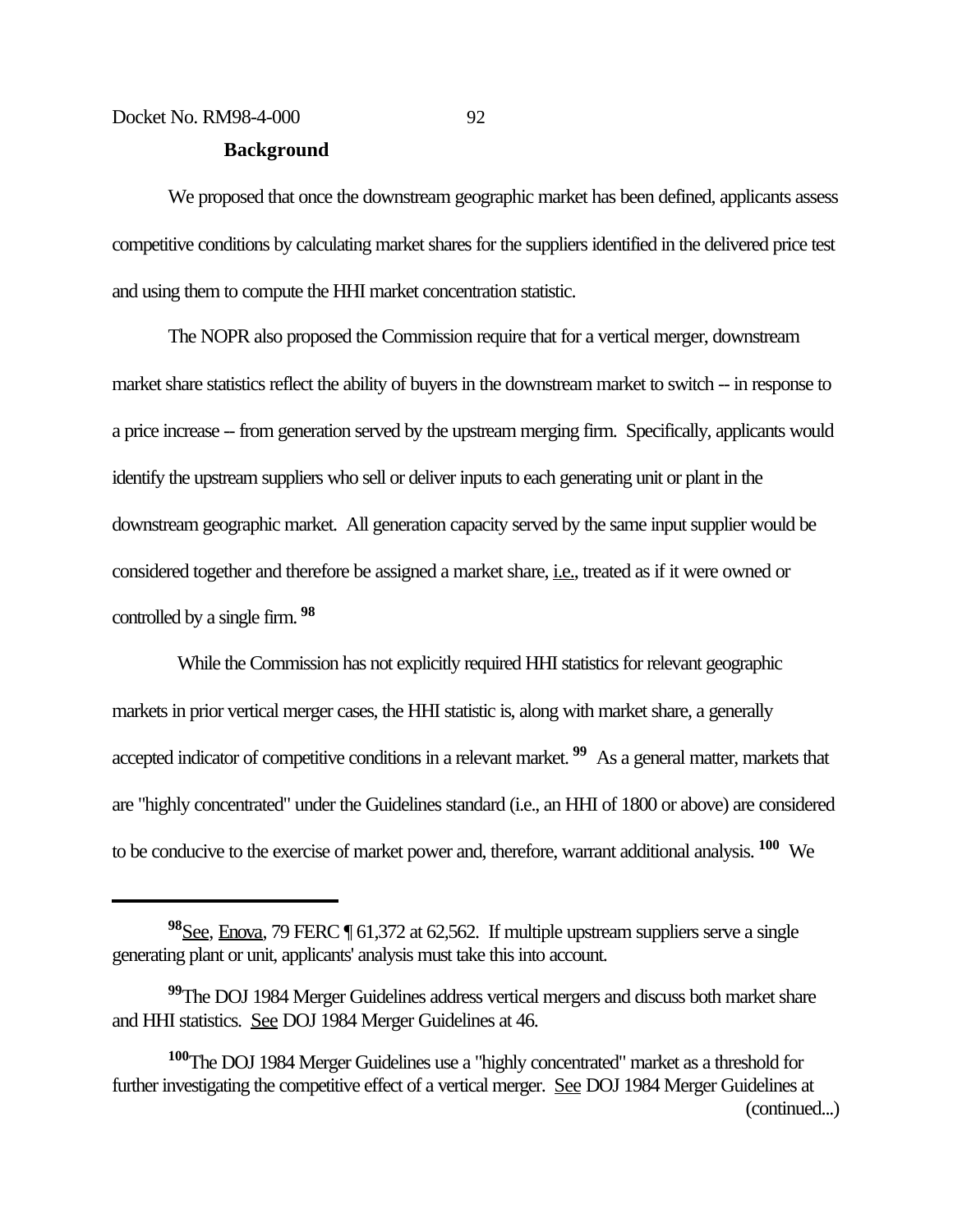**Background**

We proposed that once the downstream geographic market has been defined, applicants assess competitive conditions by calculating market shares for the suppliers identified in the delivered price test and using them to compute the HHI market concentration statistic.

The NOPR also proposed the Commission require that for a vertical merger, downstream market share statistics reflect the ability of buyers in the downstream market to switch -- in response to a price increase -- from generation served by the upstream merging firm. Specifically, applicants would identify the upstream suppliers who sell or deliver inputs to each generating unit or plant in the downstream geographic market. All generation capacity served by the same input supplier would be considered together and therefore be assigned a market share, i.e., treated as if it were owned or controlled by a single firm.[98]

While the Commission has not explicitly required HHI statistics for relevant geographic markets in prior vertical merger cases, the HHI statistic is, along with market share, a generally accepted indicator of competitive conditions in a relevant market.[99] As a general matter, markets that are "highly concentrated" under the Guidelines standard (i.e., an HHI of 1800 or above) are considered to be conducive to the exercise of market power and, therefore, warrant additional analysis.[100] We

---

[98] See, Enova, 79 FERC ¶ 61,372 at 62,562. If multiple upstream suppliers serve a single generating plant or unit, applicants' analysis must take this into account.

[99] The DOJ 1984 Merger Guidelines address vertical mergers and discuss both market share and HHI statistics. See DOJ 1984 Merger Guidelines at 46.

[100] The DOJ 1984 Merger Guidelines use a "highly concentrated" market as a threshold for further investigating the competitive effect of a vertical merger. See DOJ 1984 Merger Guidelines at (continued...)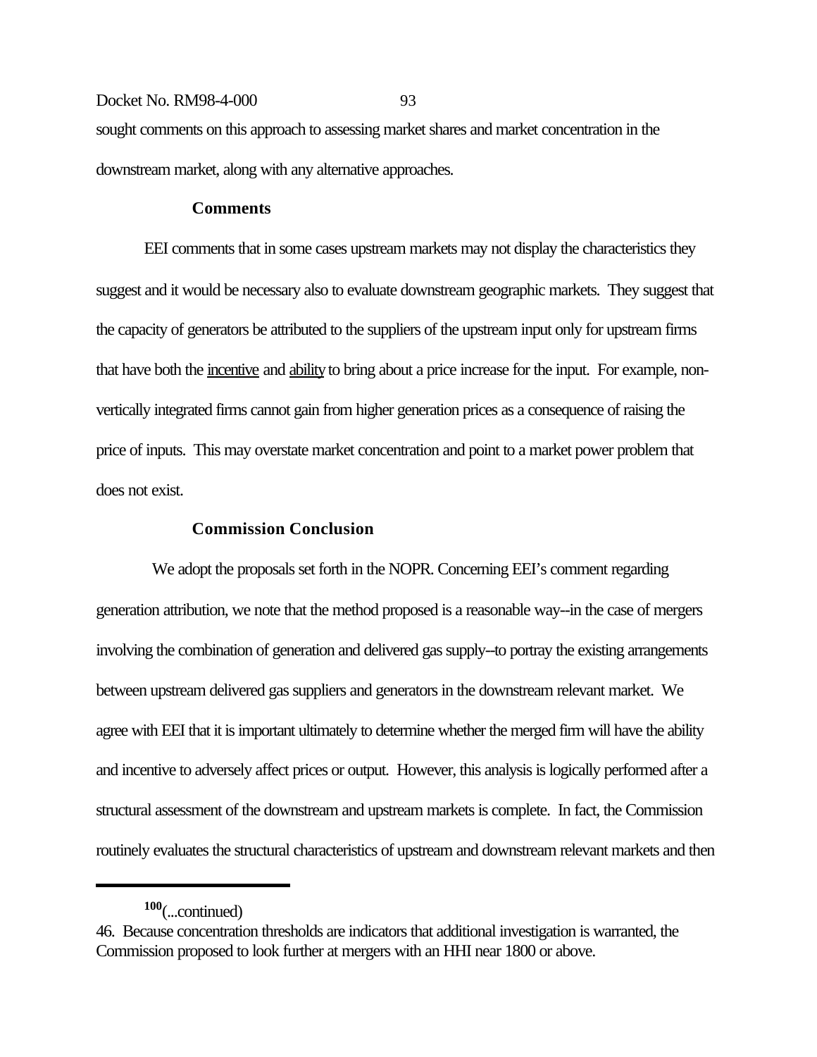sought comments on this approach to assessing market shares and market concentration in the downstream market, along with any alternative approaches.

**Comments**

EEI comments that in some cases upstream markets may not display the characteristics they suggest and it would be necessary also to evaluate downstream geographic markets. They suggest that the capacity of generators be attributed to the suppliers of the upstream input only for upstream firms that have both the incentive and ability to bring about a price increase for the input. For example, non-vertically integrated firms cannot gain from higher generation prices as a consequence of raising the price of inputs. This may overstate market concentration and point to a market power problem that does not exist.

**Commission Conclusion**

We adopt the proposals set forth in the NOPR. Concerning EEI's comment regarding generation attribution, we note that the method proposed is a reasonable way--in the case of mergers involving the combination of generation and delivered gas supply--to portray the existing arrangements between upstream delivered gas suppliers and generators in the downstream relevant market. We agree with EEI that it is important ultimately to determine whether the merged firm will have the ability and incentive to adversely affect prices or output. However, this analysis is logically performed after a structural assessment of the downstream and upstream markets is complete. In fact, the Commission routinely evaluates the structural characteristics of upstream and downstream relevant markets and then

---

[100](...continued)
46. Because concentration thresholds are indicators that additional investigation is warranted, the Commission proposed to look further at mergers with an HHI near 1800 or above.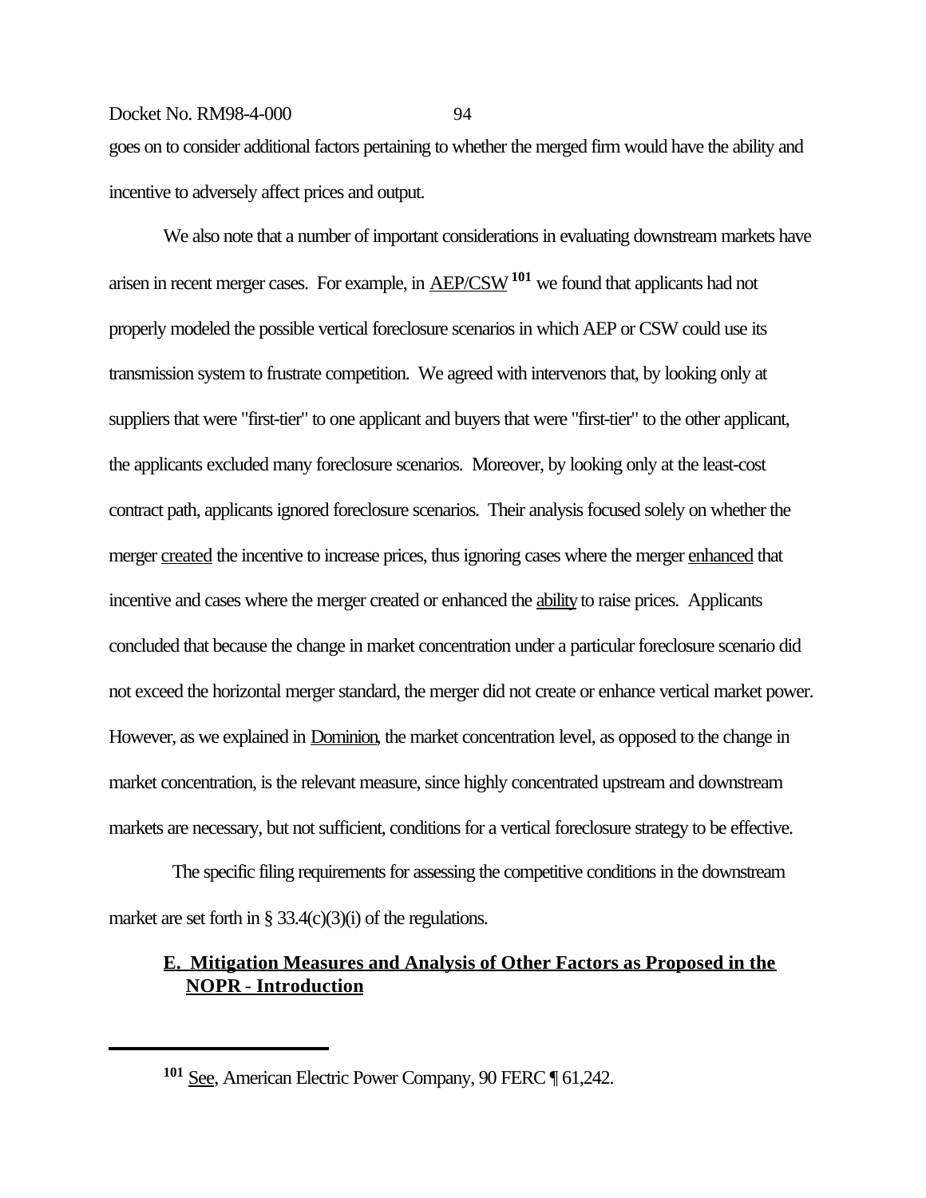goes on to consider additional factors pertaining to whether the merged firm would have the ability and incentive to adversely affect prices and output.

We also note that a number of important considerations in evaluating downstream markets have arisen in recent merger cases. For example, in AEP/CSW[101] we found that applicants had not properly modeled the possible vertical foreclosure scenarios in which AEP or CSW could use its transmission system to frustrate competition. We agreed with intervenors that, by looking only at suppliers that were "first-tier" to one applicant and buyers that were "first-tier" to the other applicant, the applicants excluded many foreclosure scenarios. Moreover, by looking only at the least-cost contract path, applicants ignored foreclosure scenarios. Their analysis focused solely on whether the merger created the incentive to increase prices, thus ignoring cases where the merger enhanced that incentive and cases where the merger created or enhanced the ability to raise prices. Applicants concluded that because the change in market concentration under a particular foreclosure scenario did not exceed the horizontal merger standard, the merger did not create or enhance vertical market power. However, as we explained in Dominion, the market concentration level, as opposed to the change in market concentration, is the relevant measure, since highly concentrated upstream and downstream markets are necessary, but not sufficient, conditions for a vertical foreclosure strategy to be effective.

The specific filing requirements for assessing the competitive conditions in the downstream market are set forth in § 33.4(c)(3)(i) of the regulations.

## E. Mitigation Measures and Analysis of Other Factors as Proposed in the NOPR - Introduction

---

[101] See, American Electric Power Company, 90 FERC ¶ 61,242.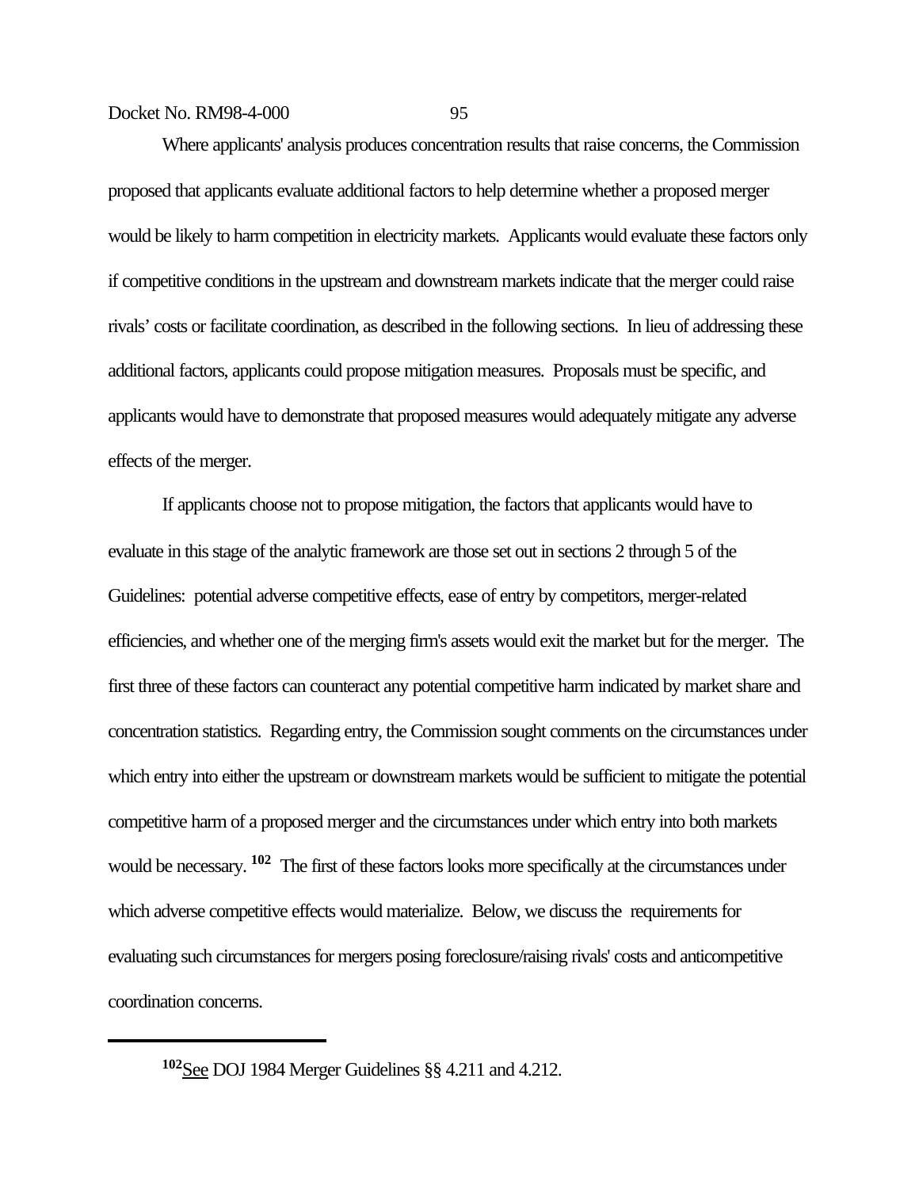Where applicants' analysis produces concentration results that raise concerns, the Commission proposed that applicants evaluate additional factors to help determine whether a proposed merger would be likely to harm competition in electricity markets. Applicants would evaluate these factors only if competitive conditions in the upstream and downstream markets indicate that the merger could raise rivals' costs or facilitate coordination, as described in the following sections. In lieu of addressing these additional factors, applicants could propose mitigation measures. Proposals must be specific, and applicants would have to demonstrate that proposed measures would adequately mitigate any adverse effects of the merger.

If applicants choose not to propose mitigation, the factors that applicants would have to evaluate in this stage of the analytic framework are those set out in sections 2 through 5 of the Guidelines: potential adverse competitive effects, ease of entry by competitors, merger-related efficiencies, and whether one of the merging firm's assets would exit the market but for the merger. The first three of these factors can counteract any potential competitive harm indicated by market share and concentration statistics. Regarding entry, the Commission sought comments on the circumstances under which entry into either the upstream or downstream markets would be sufficient to mitigate the potential competitive harm of a proposed merger and the circumstances under which entry into both markets would be necessary. [102] The first of these factors looks more specifically at the circumstances under which adverse competitive effects would materialize. Below, we discuss the requirements for evaluating such circumstances for mergers posing foreclosure/raising rivals' costs and anticompetitive coordination concerns.

---

[102] See DOJ 1984 Merger Guidelines §§ 4.211 and 4.212.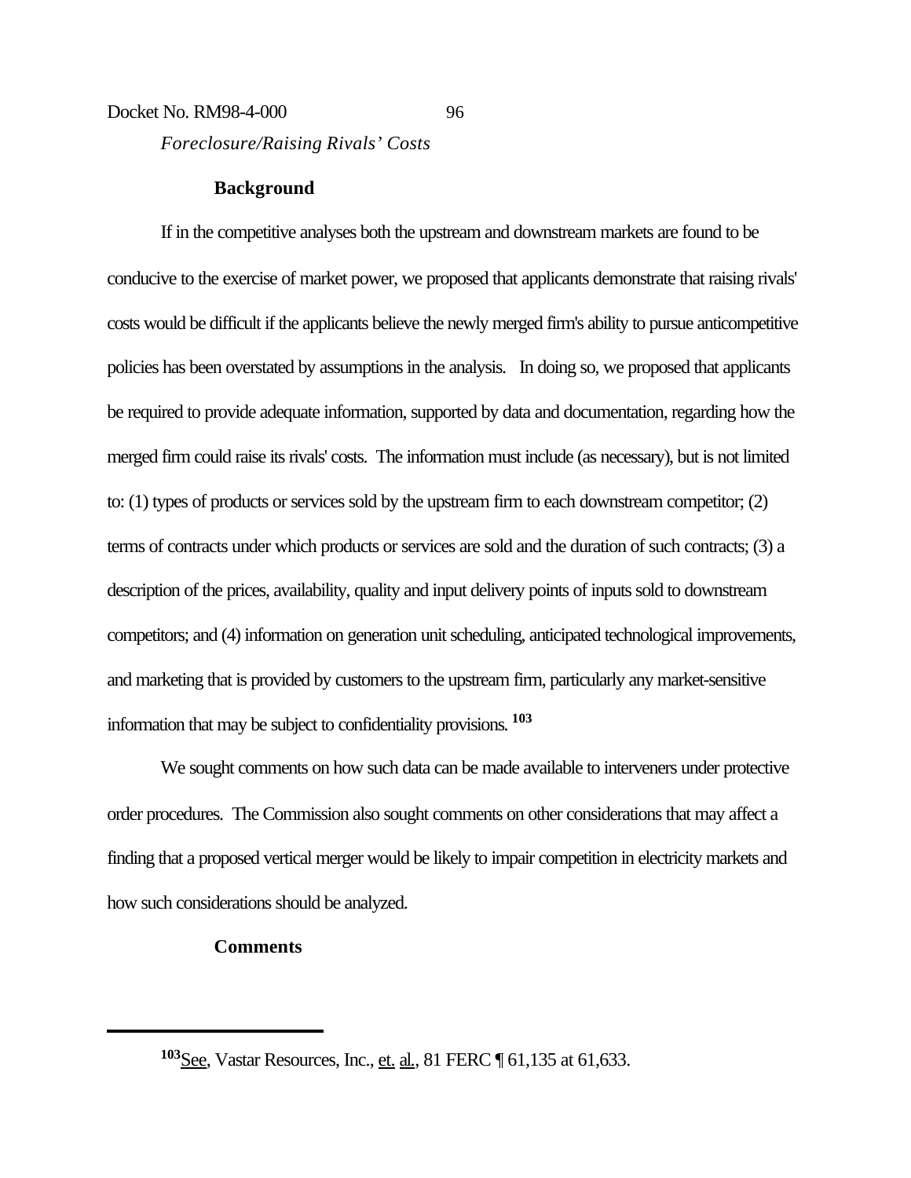*Foreclosure/Raising Rivals' Costs*

**Background**

If in the competitive analyses both the upstream and downstream markets are found to be conducive to the exercise of market power, we proposed that applicants demonstrate that raising rivals' costs would be difficult if the applicants believe the newly merged firm's ability to pursue anticompetitive policies has been overstated by assumptions in the analysis. In doing so, we proposed that applicants be required to provide adequate information, supported by data and documentation, regarding how the merged firm could raise its rivals' costs. The information must include (as necessary), but is not limited to: (1) types of products or services sold by the upstream firm to each downstream competitor; (2) terms of contracts under which products or services are sold and the duration of such contracts; (3) a description of the prices, availability, quality and input delivery points of inputs sold to downstream competitors; and (4) information on generation unit scheduling, anticipated technological improvements, and marketing that is provided by customers to the upstream firm, particularly any market-sensitive information that may be subject to confidentiality provisions.[103]

We sought comments on how such data can be made available to interveners under protective order procedures. The Commission also sought comments on other considerations that may affect a finding that a proposed vertical merger would be likely to impair competition in electricity markets and how such considerations should be analyzed.

**Comments**

---

[103] See, Vastar Resources, Inc., et. al., 81 FERC ¶ 61,135 at 61,633.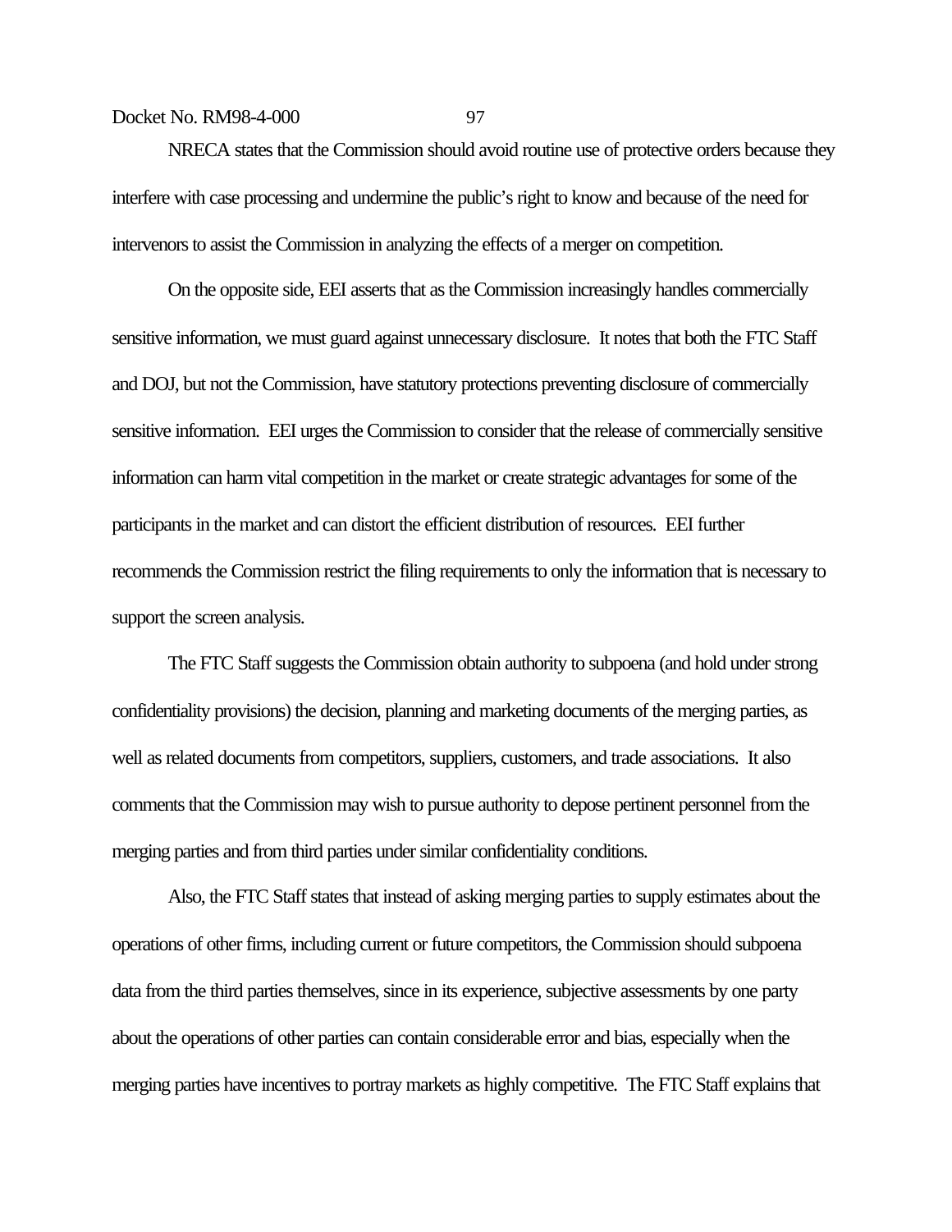NRECA states that the Commission should avoid routine use of protective orders because they interfere with case processing and undermine the public's right to know and because of the need for intervenors to assist the Commission in analyzing the effects of a merger on competition.

On the opposite side, EEI asserts that as the Commission increasingly handles commercially sensitive information, we must guard against unnecessary disclosure. It notes that both the FTC Staff and DOJ, but not the Commission, have statutory protections preventing disclosure of commercially sensitive information. EEI urges the Commission to consider that the release of commercially sensitive information can harm vital competition in the market or create strategic advantages for some of the participants in the market and can distort the efficient distribution of resources. EEI further recommends the Commission restrict the filing requirements to only the information that is necessary to support the screen analysis.

The FTC Staff suggests the Commission obtain authority to subpoena (and hold under strong confidentiality provisions) the decision, planning and marketing documents of the merging parties, as well as related documents from competitors, suppliers, customers, and trade associations. It also comments that the Commission may wish to pursue authority to depose pertinent personnel from the merging parties and from third parties under similar confidentiality conditions.

Also, the FTC Staff states that instead of asking merging parties to supply estimates about the operations of other firms, including current or future competitors, the Commission should subpoena data from the third parties themselves, since in its experience, subjective assessments by one party about the operations of other parties can contain considerable error and bias, especially when the merging parties have incentives to portray markets as highly competitive. The FTC Staff explains that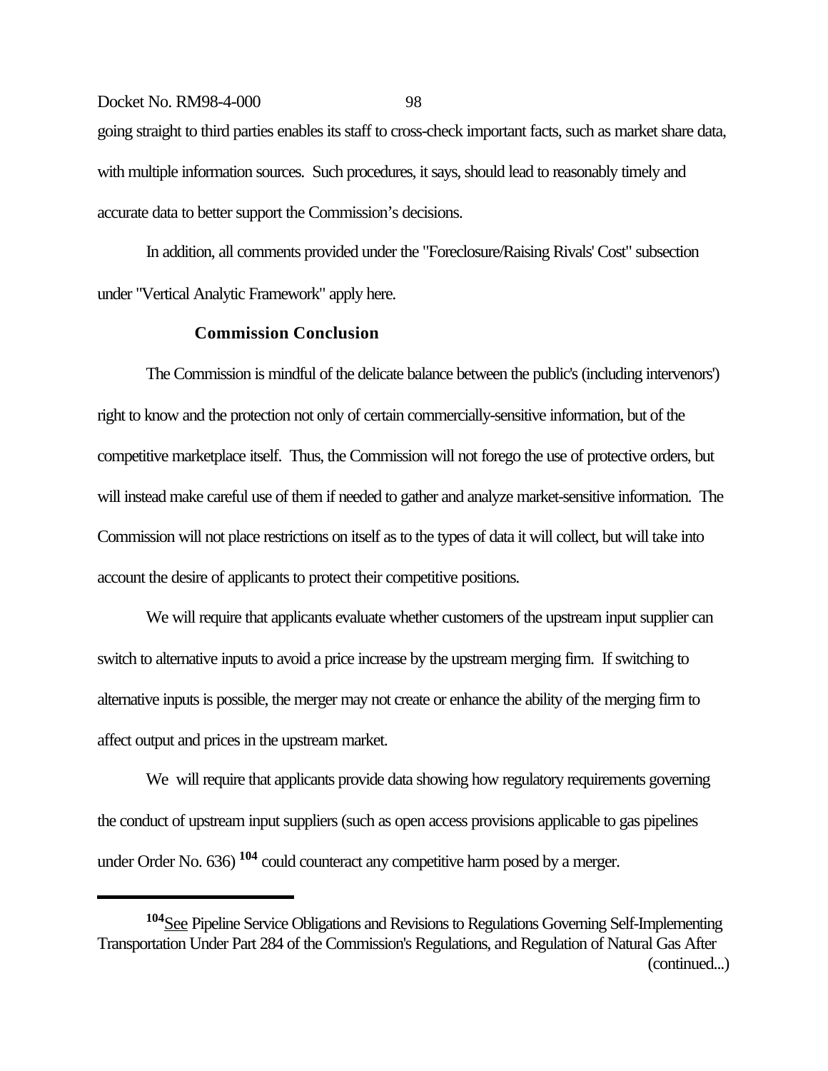going straight to third parties enables its staff to cross-check important facts, such as market share data, with multiple information sources. Such procedures, it says, should lead to reasonably timely and accurate data to better support the Commission's decisions.

In addition, all comments provided under the "Foreclosure/Raising Rivals' Cost" subsection under "Vertical Analytic Framework" apply here.

### Commission Conclusion

The Commission is mindful of the delicate balance between the public's (including intervenors') right to know and the protection not only of certain commercially-sensitive information, but of the competitive marketplace itself. Thus, the Commission will not forego the use of protective orders, but will instead make careful use of them if needed to gather and analyze market-sensitive information. The Commission will not place restrictions on itself as to the types of data it will collect, but will take into account the desire of applicants to protect their competitive positions.

We will require that applicants evaluate whether customers of the upstream input supplier can switch to alternative inputs to avoid a price increase by the upstream merging firm. If switching to alternative inputs is possible, the merger may not create or enhance the ability of the merging firm to affect output and prices in the upstream market.

We will require that applicants provide data showing how regulatory requirements governing the conduct of upstream input suppliers (such as open access provisions applicable to gas pipelines under Order No. 636) [104] could counteract any competitive harm posed by a merger.

---

[104] See Pipeline Service Obligations and Revisions to Regulations Governing Self-Implementing Transportation Under Part 284 of the Commission's Regulations, and Regulation of Natural Gas After (continued...)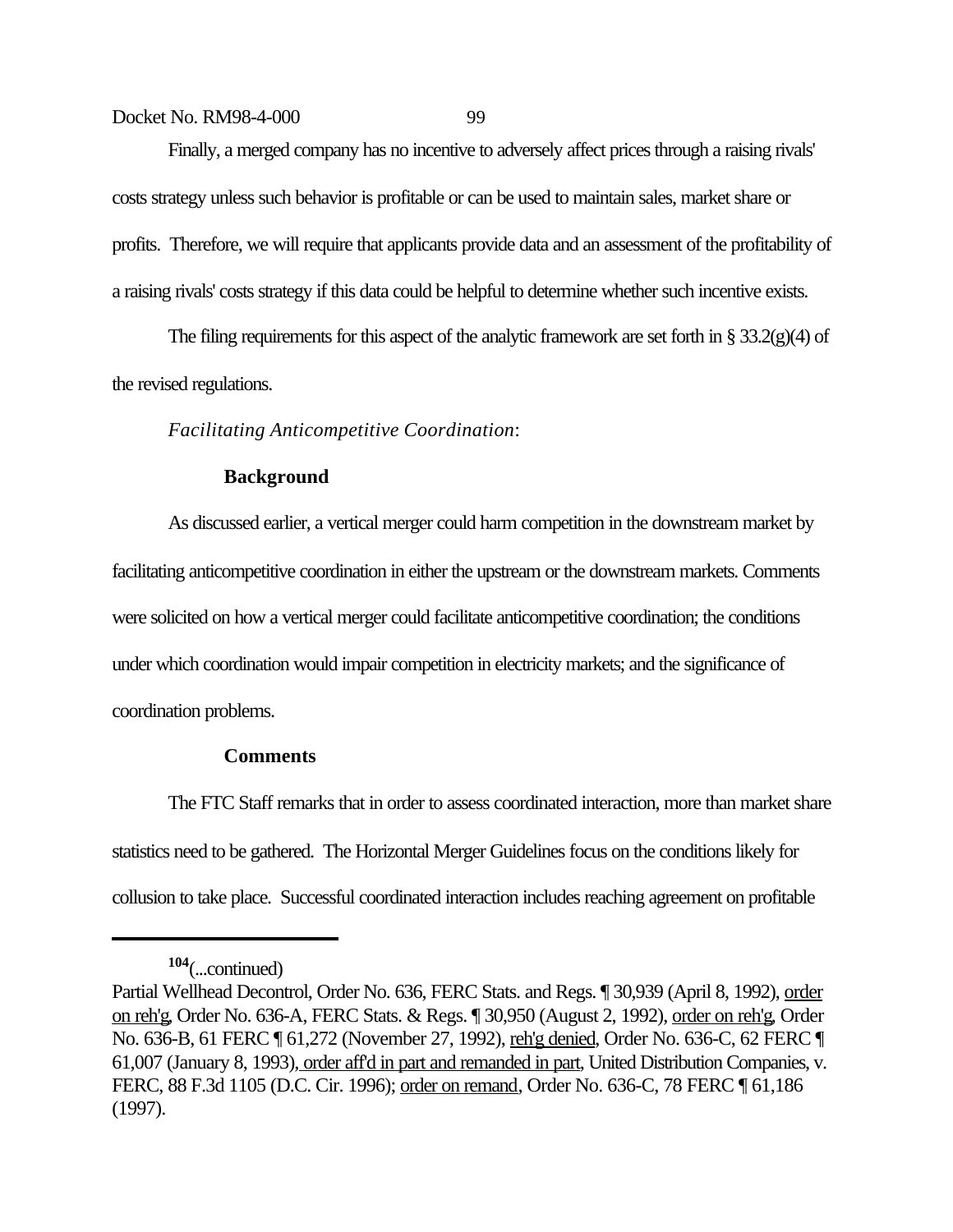Finally, a merged company has no incentive to adversely affect prices through a raising rivals' costs strategy unless such behavior is profitable or can be used to maintain sales, market share or profits. Therefore, we will require that applicants provide data and an assessment of the profitability of a raising rivals' costs strategy if this data could be helpful to determine whether such incentive exists.

The filing requirements for this aspect of the analytic framework are set forth in § 33.2(g)(4) of the revised regulations.

*Facilitating Anticompetitive Coordination*:

**Background**

As discussed earlier, a vertical merger could harm competition in the downstream market by facilitating anticompetitive coordination in either the upstream or the downstream markets. Comments were solicited on how a vertical merger could facilitate anticompetitive coordination; the conditions under which coordination would impair competition in electricity markets; and the significance of coordination problems.

**Comments**

The FTC Staff remarks that in order to assess coordinated interaction, more than market share statistics need to be gathered. The Horizontal Merger Guidelines focus on the conditions likely for collusion to take place. Successful coordinated interaction includes reaching agreement on profitable

---

[104](...continued)
Partial Wellhead Decontrol, Order No. 636, FERC Stats. and Regs. ¶ 30,939 (April 8, 1992), order on reh'g, Order No. 636-A, FERC Stats. & Regs. ¶ 30,950 (August 2, 1992), order on reh'g, Order No. 636-B, 61 FERC ¶ 61,272 (November 27, 1992), reh'g denied, Order No. 636-C, 62 FERC ¶ 61,007 (January 8, 1993), order aff'd in part and remanded in part, United Distribution Companies, v. FERC, 88 F.3d 1105 (D.C. Cir. 1996); order on remand, Order No. 636-C, 78 FERC ¶ 61,186 (1997).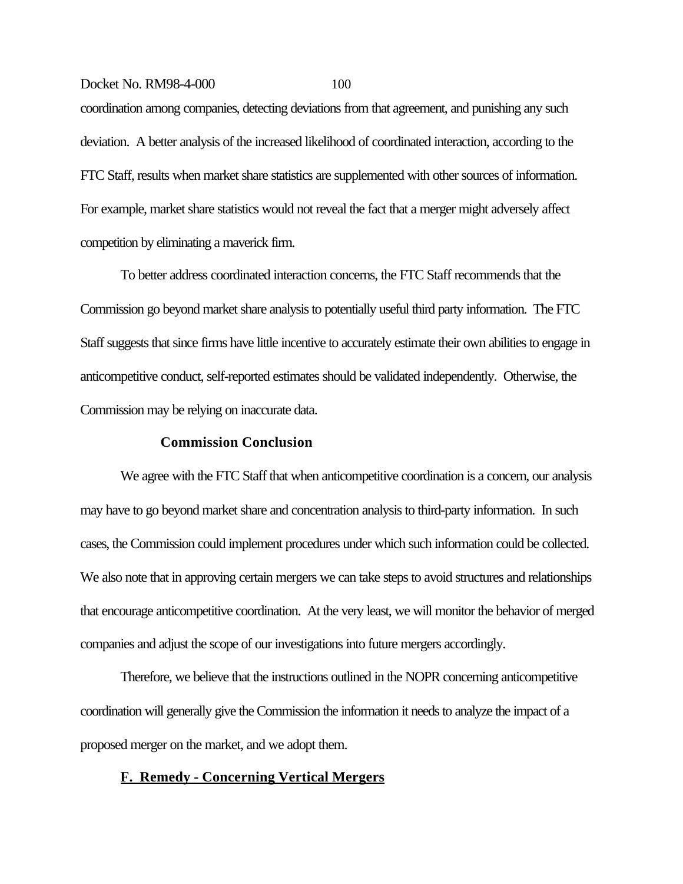coordination among companies, detecting deviations from that agreement, and punishing any such deviation. A better analysis of the increased likelihood of coordinated interaction, according to the FTC Staff, results when market share statistics are supplemented with other sources of information. For example, market share statistics would not reveal the fact that a merger might adversely affect competition by eliminating a maverick firm.

To better address coordinated interaction concerns, the FTC Staff recommends that the Commission go beyond market share analysis to potentially useful third party information. The FTC Staff suggests that since firms have little incentive to accurately estimate their own abilities to engage in anticompetitive conduct, self-reported estimates should be validated independently. Otherwise, the Commission may be relying on inaccurate data.

**Commission Conclusion**

We agree with the FTC Staff that when anticompetitive coordination is a concern, our analysis may have to go beyond market share and concentration analysis to third-party information. In such cases, the Commission could implement procedures under which such information could be collected. We also note that in approving certain mergers we can take steps to avoid structures and relationships that encourage anticompetitive coordination. At the very least, we will monitor the behavior of merged companies and adjust the scope of our investigations into future mergers accordingly.

Therefore, we believe that the instructions outlined in the NOPR concerning anticompetitive coordination will generally give the Commission the information it needs to analyze the impact of a proposed merger on the market, and we adopt them.

## F. Remedy - Concerning Vertical Mergers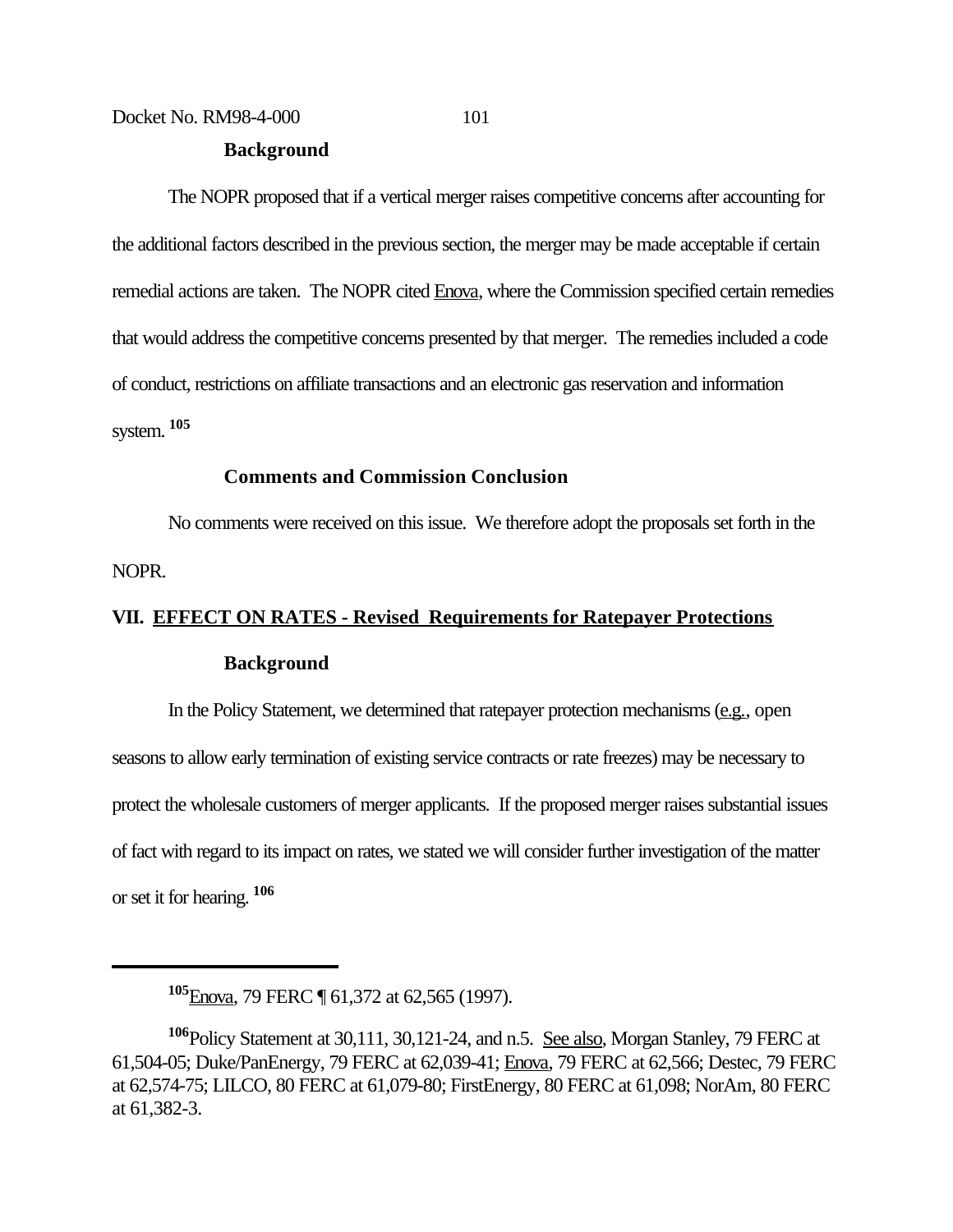**Background**

The NOPR proposed that if a vertical merger raises competitive concerns after accounting for the additional factors described in the previous section, the merger may be made acceptable if certain remedial actions are taken. The NOPR cited Enova, where the Commission specified certain remedies that would address the competitive concerns presented by that merger. The remedies included a code of conduct, restrictions on affiliate transactions and an electronic gas reservation and information system.[105]

**Comments and Commission Conclusion**

No comments were received on this issue. We therefore adopt the proposals set forth in the NOPR.

## VII. EFFECT ON RATES - Revised Requirements for Ratepayer Protections

**Background**

In the Policy Statement, we determined that ratepayer protection mechanisms (e.g., open seasons to allow early termination of existing service contracts or rate freezes) may be necessary to protect the wholesale customers of merger applicants. If the proposed merger raises substantial issues of fact with regard to its impact on rates, we stated we will consider further investigation of the matter or set it for hearing.[106]

---

[105] Enova, 79 FERC ¶ 61,372 at 62,565 (1997).

[106] Policy Statement at 30,111, 30,121-24, and n.5. See also, Morgan Stanley, 79 FERC at 61,504-05; Duke/PanEnergy, 79 FERC at 62,039-41; Enova, 79 FERC at 62,566; Destec, 79 FERC at 62,574-75; LILCO, 80 FERC at 61,079-80; FirstEnergy, 80 FERC at 61,098; NorAm, 80 FERC at 61,382-3.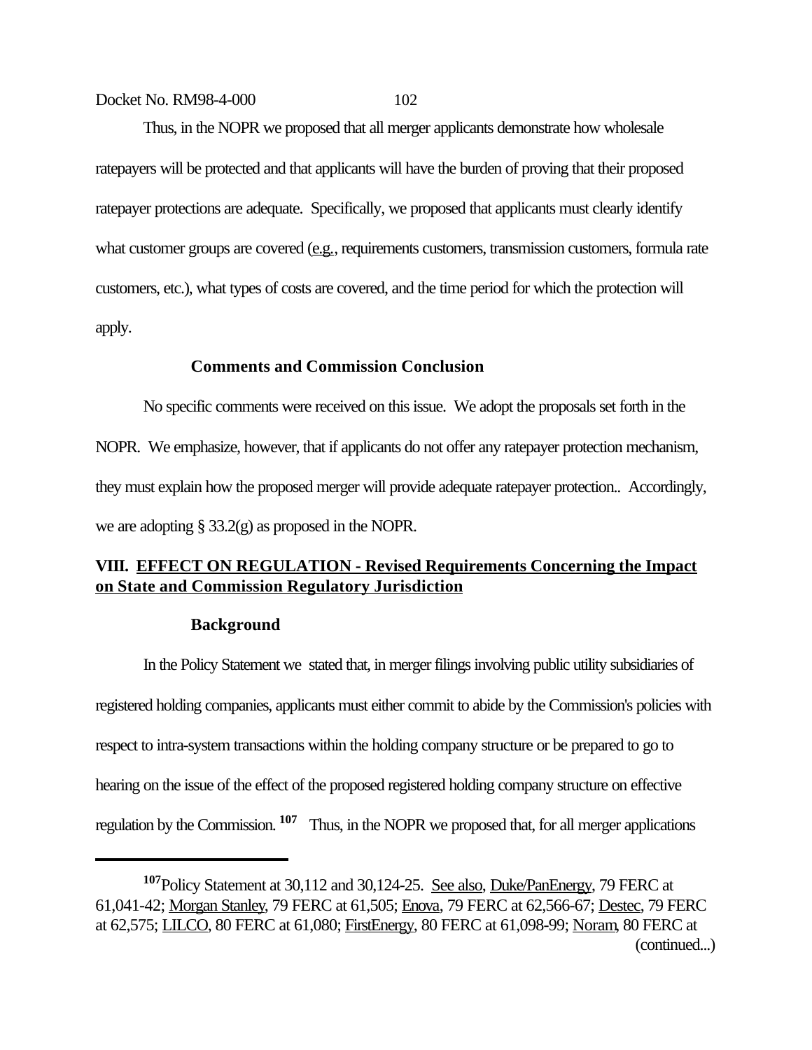Thus, in the NOPR we proposed that all merger applicants demonstrate how wholesale ratepayers will be protected and that applicants will have the burden of proving that their proposed ratepayer protections are adequate. Specifically, we proposed that applicants must clearly identify what customer groups are covered (e.g., requirements customers, transmission customers, formula rate customers, etc.), what types of costs are covered, and the time period for which the protection will apply.

**Comments and Commission Conclusion**

No specific comments were received on this issue. We adopt the proposals set forth in the NOPR. We emphasize, however, that if applicants do not offer any ratepayer protection mechanism, they must explain how the proposed merger will provide adequate ratepayer protection.. Accordingly, we are adopting § 33.2(g) as proposed in the NOPR.

## VIII. EFFECT ON REGULATION - Revised Requirements Concerning the Impact on State and Commission Regulatory Jurisdiction

**Background**

In the Policy Statement we stated that, in merger filings involving public utility subsidiaries of registered holding companies, applicants must either commit to abide by the Commission's policies with respect to intra-system transactions within the holding company structure or be prepared to go to hearing on the issue of the effect of the proposed registered holding company structure on effective regulation by the Commission.[107] Thus, in the NOPR we proposed that, for all merger applications

---

[107] Policy Statement at 30,112 and 30,124-25. See also, Duke/PanEnergy, 79 FERC at 61,041-42; Morgan Stanley, 79 FERC at 61,505; Enova, 79 FERC at 62,566-67; Destec, 79 FERC at 62,575; LILCO, 80 FERC at 61,080; FirstEnergy, 80 FERC at 61,098-99; Noram, 80 FERC at (continued...)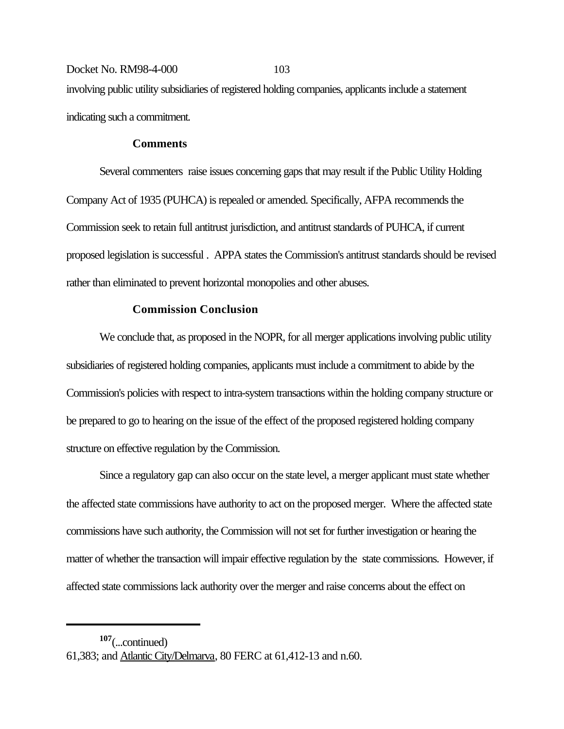involving public utility subsidiaries of registered holding companies, applicants include a statement indicating such a commitment.

**Comments**

Several commenters raise issues concerning gaps that may result if the Public Utility Holding Company Act of 1935 (PUHCA) is repealed or amended. Specifically, AFPA recommends the Commission seek to retain full antitrust jurisdiction, and antitrust standards of PUHCA, if current proposed legislation is successful . APPA states the Commission's antitrust standards should be revised rather than eliminated to prevent horizontal monopolies and other abuses.

**Commission Conclusion**

We conclude that, as proposed in the NOPR, for all merger applications involving public utility subsidiaries of registered holding companies, applicants must include a commitment to abide by the Commission's policies with respect to intra-system transactions within the holding company structure or be prepared to go to hearing on the issue of the effect of the proposed registered holding company structure on effective regulation by the Commission.

Since a regulatory gap can also occur on the state level, a merger applicant must state whether the affected state commissions have authority to act on the proposed merger. Where the affected state commissions have such authority, the Commission will not set for further investigation or hearing the matter of whether the transaction will impair effective regulation by the state commissions. However, if affected state commissions lack authority over the merger and raise concerns about the effect on

---

[107](...continued)
61,383; and Atlantic City/Delmarva, 80 FERC at 61,412-13 and n.60.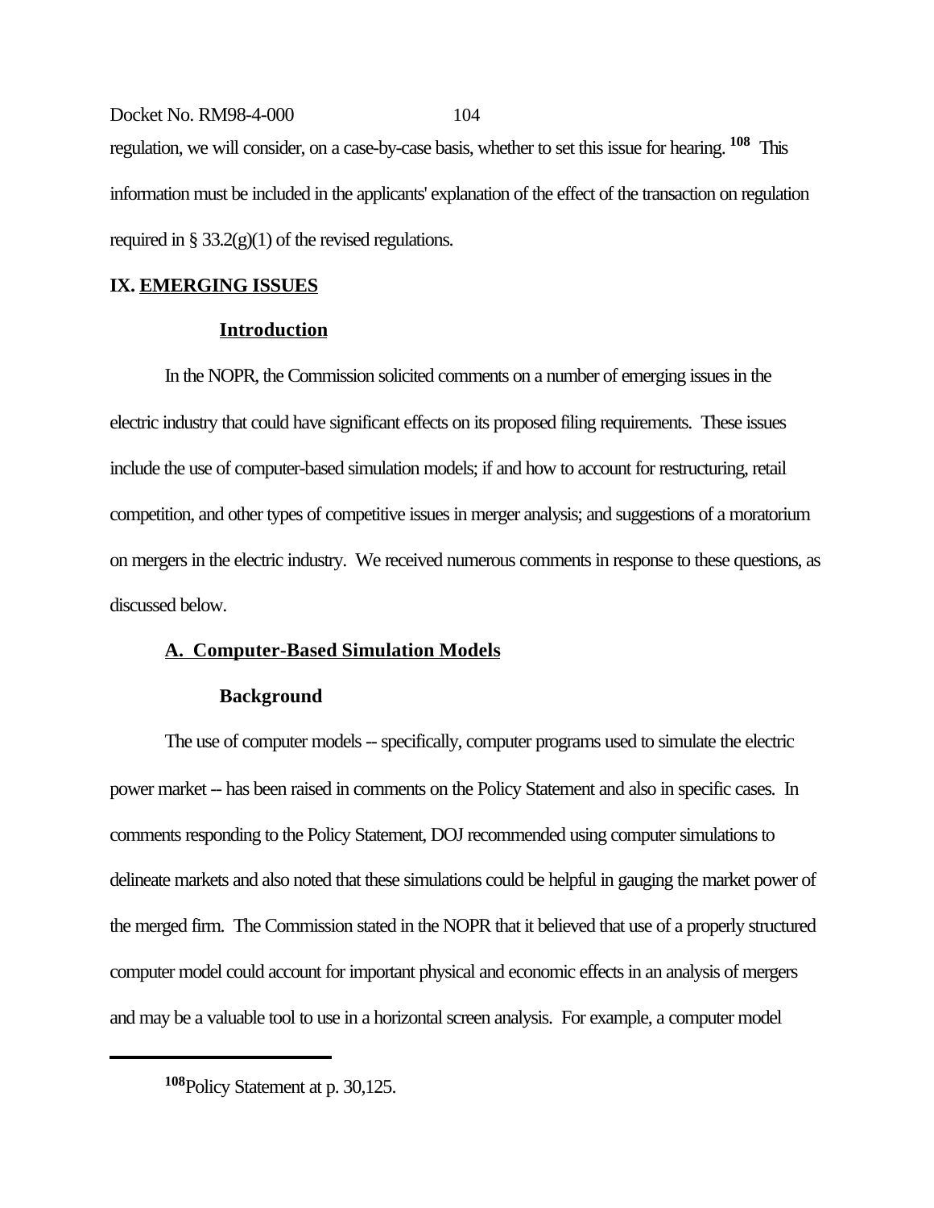regulation, we will consider, on a case-by-case basis, whether to set this issue for hearing.[108] This information must be included in the applicants' explanation of the effect of the transaction on regulation required in § 33.2(g)(1) of the revised regulations.

## IX. EMERGING ISSUES

### Introduction

In the NOPR, the Commission solicited comments on a number of emerging issues in the electric industry that could have significant effects on its proposed filing requirements. These issues include the use of computer-based simulation models; if and how to account for restructuring, retail competition, and other types of competitive issues in merger analysis; and suggestions of a moratorium on mergers in the electric industry. We received numerous comments in response to these questions, as discussed below.

### A. Computer-Based Simulation Models

#### Background

The use of computer models -- specifically, computer programs used to simulate the electric power market -- has been raised in comments on the Policy Statement and also in specific cases. In comments responding to the Policy Statement, DOJ recommended using computer simulations to delineate markets and also noted that these simulations could be helpful in gauging the market power of the merged firm. The Commission stated in the NOPR that it believed that use of a properly structured computer model could account for important physical and economic effects in an analysis of mergers and may be a valuable tool to use in a horizontal screen analysis. For example, a computer model

---

[108] Policy Statement at p. 30,125.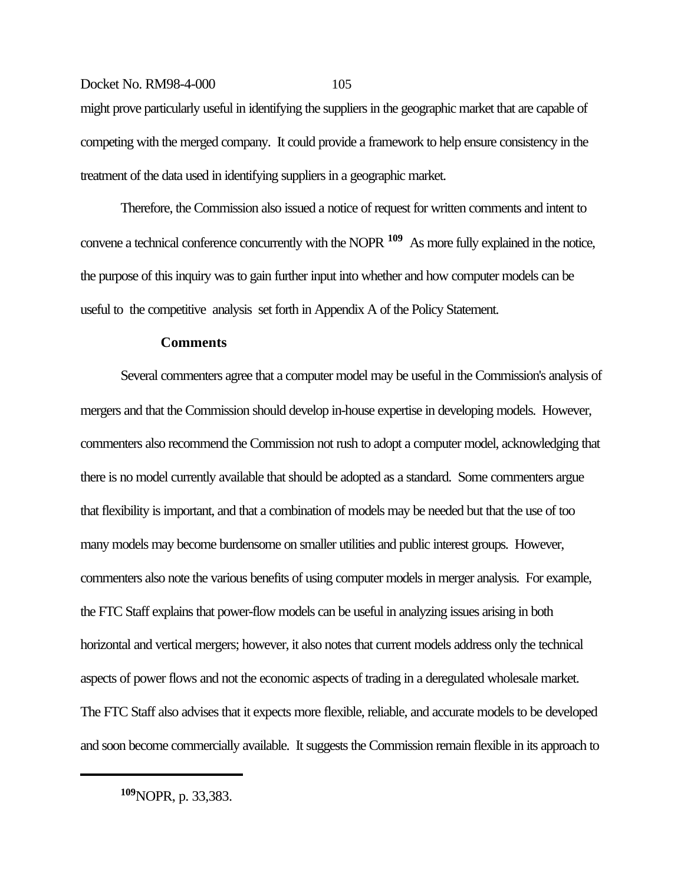might prove particularly useful in identifying the suppliers in the geographic market that are capable of competing with the merged company. It could provide a framework to help ensure consistency in the treatment of the data used in identifying suppliers in a geographic market.

Therefore, the Commission also issued a notice of request for written comments and intent to convene a technical conference concurrently with the NOPR [109] As more fully explained in the notice, the purpose of this inquiry was to gain further input into whether and how computer models can be useful to the competitive analysis set forth in Appendix A of the Policy Statement.

**Comments**

Several commenters agree that a computer model may be useful in the Commission's analysis of mergers and that the Commission should develop in-house expertise in developing models. However, commenters also recommend the Commission not rush to adopt a computer model, acknowledging that there is no model currently available that should be adopted as a standard. Some commenters argue that flexibility is important, and that a combination of models may be needed but that the use of too many models may become burdensome on smaller utilities and public interest groups. However, commenters also note the various benefits of using computer models in merger analysis. For example, the FTC Staff explains that power-flow models can be useful in analyzing issues arising in both horizontal and vertical mergers; however, it also notes that current models address only the technical aspects of power flows and not the economic aspects of trading in a deregulated wholesale market. The FTC Staff also advises that it expects more flexible, reliable, and accurate models to be developed and soon become commercially available. It suggests the Commission remain flexible in its approach to

---

[109] NOPR, p. 33,383.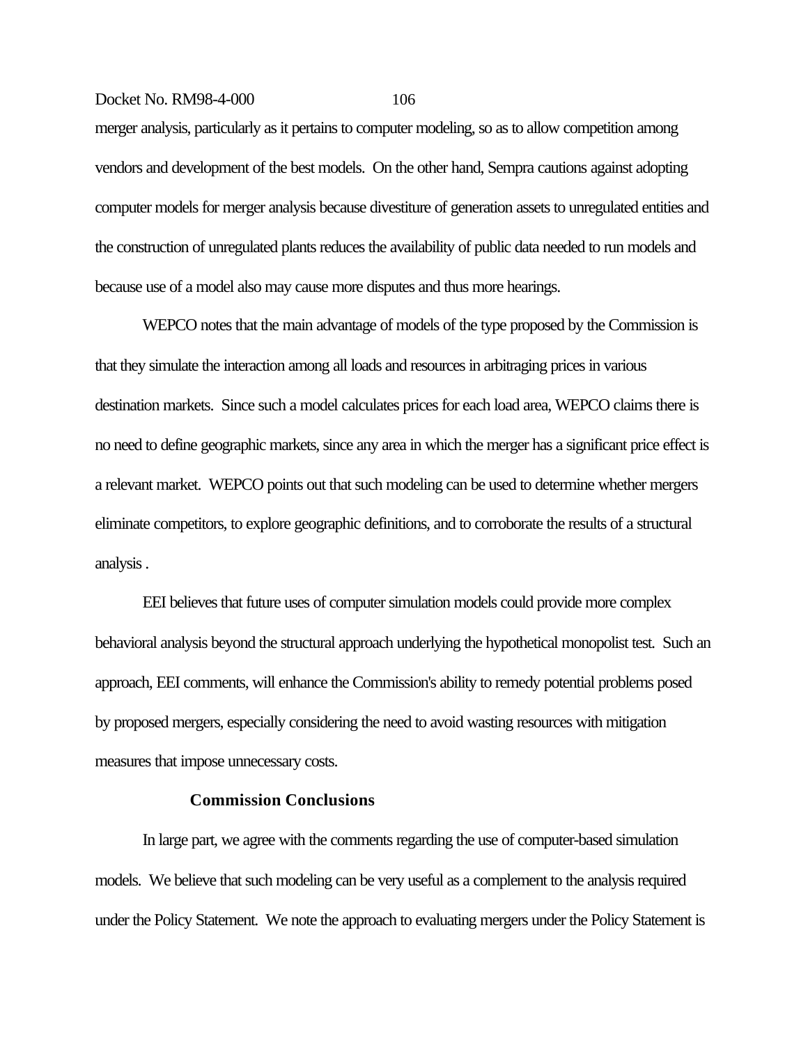merger analysis, particularly as it pertains to computer modeling, so as to allow competition among vendors and development of the best models. On the other hand, Sempra cautions against adopting computer models for merger analysis because divestiture of generation assets to unregulated entities and the construction of unregulated plants reduces the availability of public data needed to run models and because use of a model also may cause more disputes and thus more hearings.

WEPCO notes that the main advantage of models of the type proposed by the Commission is that they simulate the interaction among all loads and resources in arbitraging prices in various destination markets. Since such a model calculates prices for each load area, WEPCO claims there is no need to define geographic markets, since any area in which the merger has a significant price effect is a relevant market. WEPCO points out that such modeling can be used to determine whether mergers eliminate competitors, to explore geographic definitions, and to corroborate the results of a structural analysis .

EEI believes that future uses of computer simulation models could provide more complex behavioral analysis beyond the structural approach underlying the hypothetical monopolist test. Such an approach, EEI comments, will enhance the Commission's ability to remedy potential problems posed by proposed mergers, especially considering the need to avoid wasting resources with mitigation measures that impose unnecessary costs.

**Commission Conclusions**

In large part, we agree with the comments regarding the use of computer-based simulation models. We believe that such modeling can be very useful as a complement to the analysis required under the Policy Statement. We note the approach to evaluating mergers under the Policy Statement is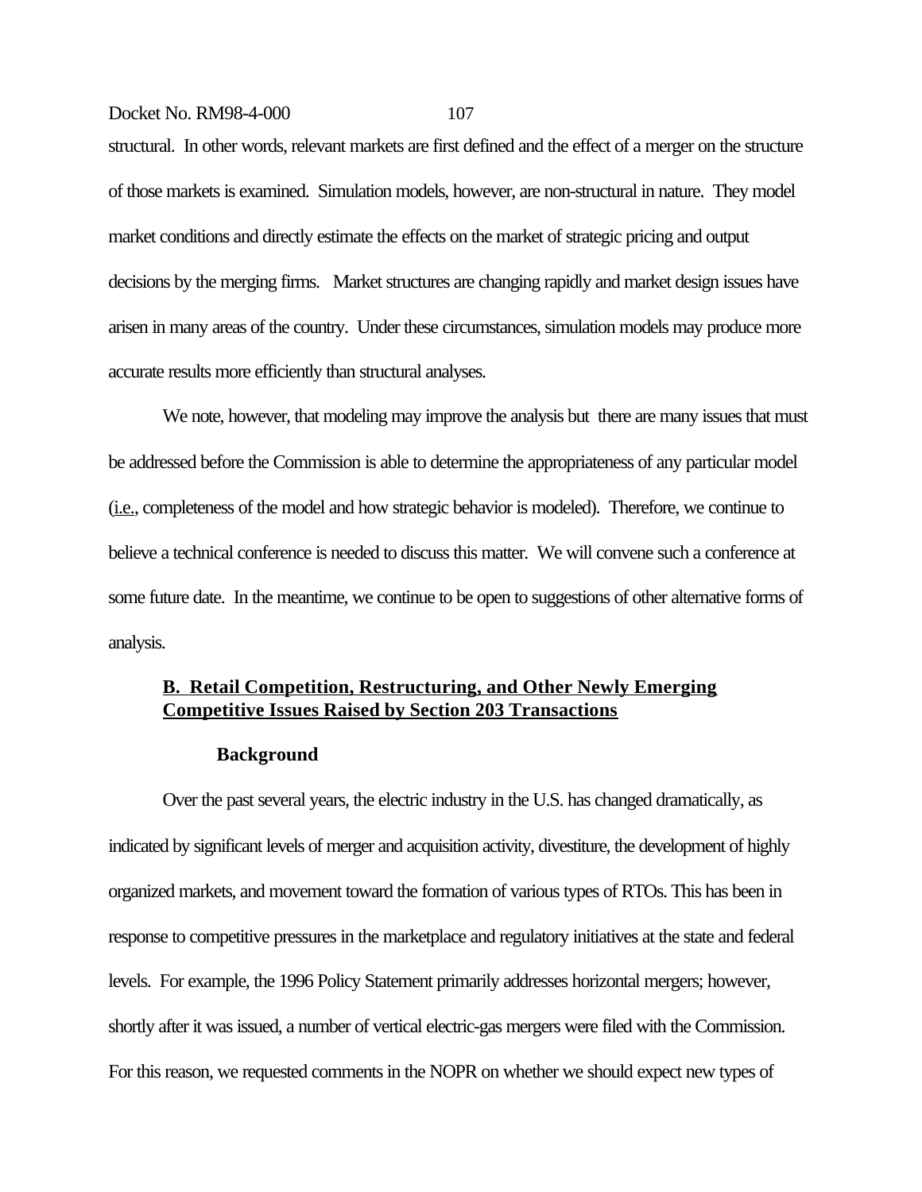structural. In other words, relevant markets are first defined and the effect of a merger on the structure of those markets is examined. Simulation models, however, are non-structural in nature. They model market conditions and directly estimate the effects on the market of strategic pricing and output decisions by the merging firms. Market structures are changing rapidly and market design issues have arisen in many areas of the country. Under these circumstances, simulation models may produce more accurate results more efficiently than structural analyses.

We note, however, that modeling may improve the analysis but there are many issues that must be addressed before the Commission is able to determine the appropriateness of any particular model (i.e., completeness of the model and how strategic behavior is modeled). Therefore, we continue to believe a technical conference is needed to discuss this matter. We will convene such a conference at some future date. In the meantime, we continue to be open to suggestions of other alternative forms of analysis.

## B. Retail Competition, Restructuring, and Other Newly Emerging Competitive Issues Raised by Section 203 Transactions

### Background

Over the past several years, the electric industry in the U.S. has changed dramatically, as indicated by significant levels of merger and acquisition activity, divestiture, the development of highly organized markets, and movement toward the formation of various types of RTOs. This has been in response to competitive pressures in the marketplace and regulatory initiatives at the state and federal levels. For example, the 1996 Policy Statement primarily addresses horizontal mergers; however, shortly after it was issued, a number of vertical electric-gas mergers were filed with the Commission. For this reason, we requested comments in the NOPR on whether we should expect new types of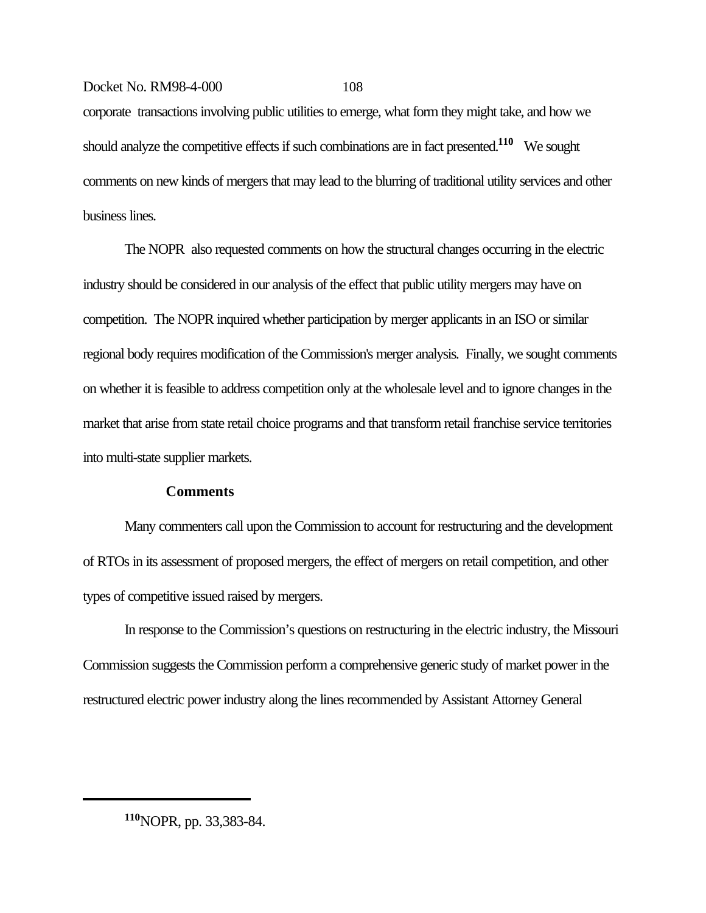corporate transactions involving public utilities to emerge, what form they might take, and how we should analyze the competitive effects if such combinations are in fact presented.[110] We sought comments on new kinds of mergers that may lead to the blurring of traditional utility services and other business lines.

The NOPR also requested comments on how the structural changes occurring in the electric industry should be considered in our analysis of the effect that public utility mergers may have on competition. The NOPR inquired whether participation by merger applicants in an ISO or similar regional body requires modification of the Commission's merger analysis. Finally, we sought comments on whether it is feasible to address competition only at the wholesale level and to ignore changes in the market that arise from state retail choice programs and that transform retail franchise service territories into multi-state supplier markets.

**Comments**

Many commenters call upon the Commission to account for restructuring and the development of RTOs in its assessment of proposed mergers, the effect of mergers on retail competition, and other types of competitive issued raised by mergers.

In response to the Commission's questions on restructuring in the electric industry, the Missouri Commission suggests the Commission perform a comprehensive generic study of market power in the restructured electric power industry along the lines recommended by Assistant Attorney General

---

[110] NOPR, pp. 33,383-84.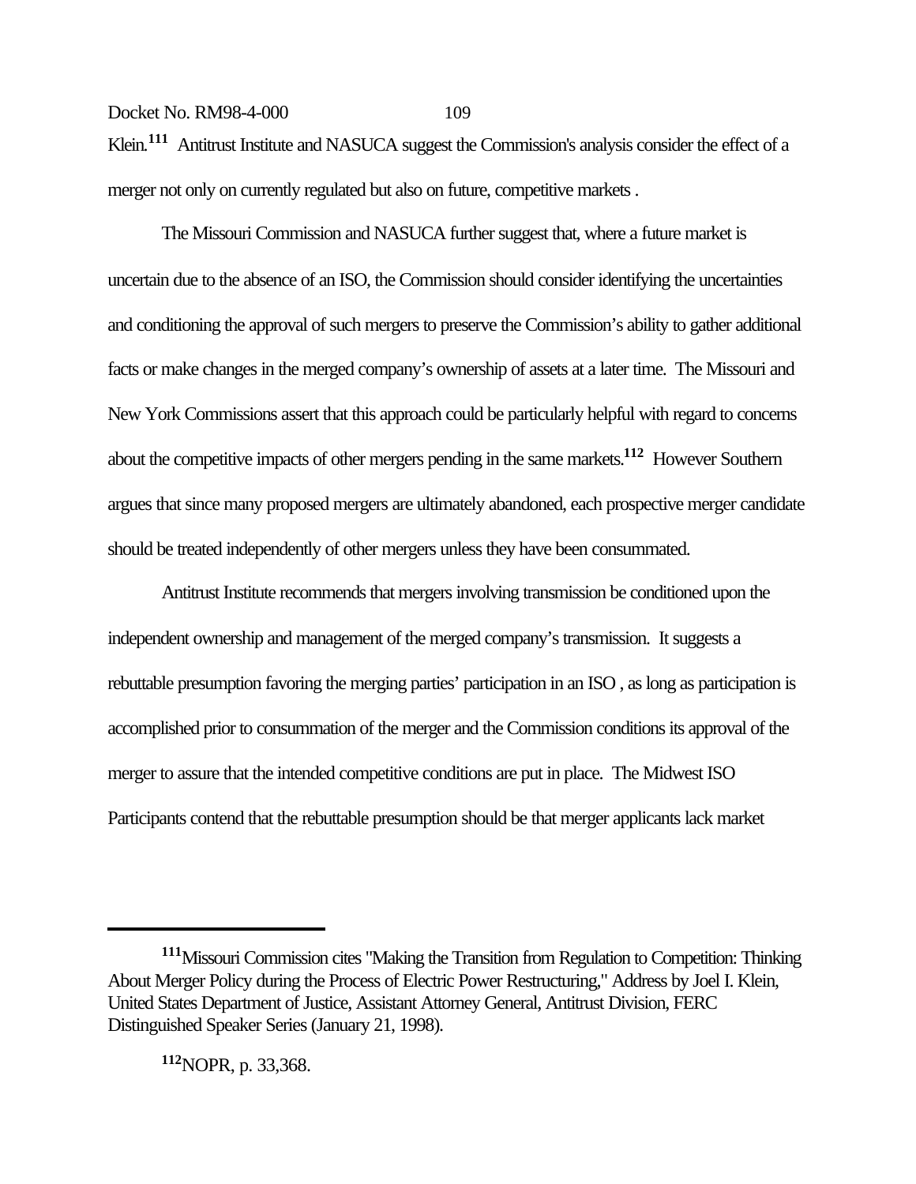Klein.[111] Antitrust Institute and NASUCA suggest the Commission's analysis consider the effect of a merger not only on currently regulated but also on future, competitive markets .

The Missouri Commission and NASUCA further suggest that, where a future market is uncertain due to the absence of an ISO, the Commission should consider identifying the uncertainties and conditioning the approval of such mergers to preserve the Commission's ability to gather additional facts or make changes in the merged company's ownership of assets at a later time. The Missouri and New York Commissions assert that this approach could be particularly helpful with regard to concerns about the competitive impacts of other mergers pending in the same markets.[112] However Southern argues that since many proposed mergers are ultimately abandoned, each prospective merger candidate should be treated independently of other mergers unless they have been consummated.

Antitrust Institute recommends that mergers involving transmission be conditioned upon the independent ownership and management of the merged company's transmission. It suggests a rebuttable presumption favoring the merging parties' participation in an ISO , as long as participation is accomplished prior to consummation of the merger and the Commission conditions its approval of the merger to assure that the intended competitive conditions are put in place. The Midwest ISO Participants contend that the rebuttable presumption should be that merger applicants lack market

---

[111] Missouri Commission cites "Making the Transition from Regulation to Competition: Thinking About Merger Policy during the Process of Electric Power Restructuring," Address by Joel I. Klein, United States Department of Justice, Assistant Attorney General, Antitrust Division, FERC Distinguished Speaker Series (January 21, 1998).

[112] NOPR, p. 33,368.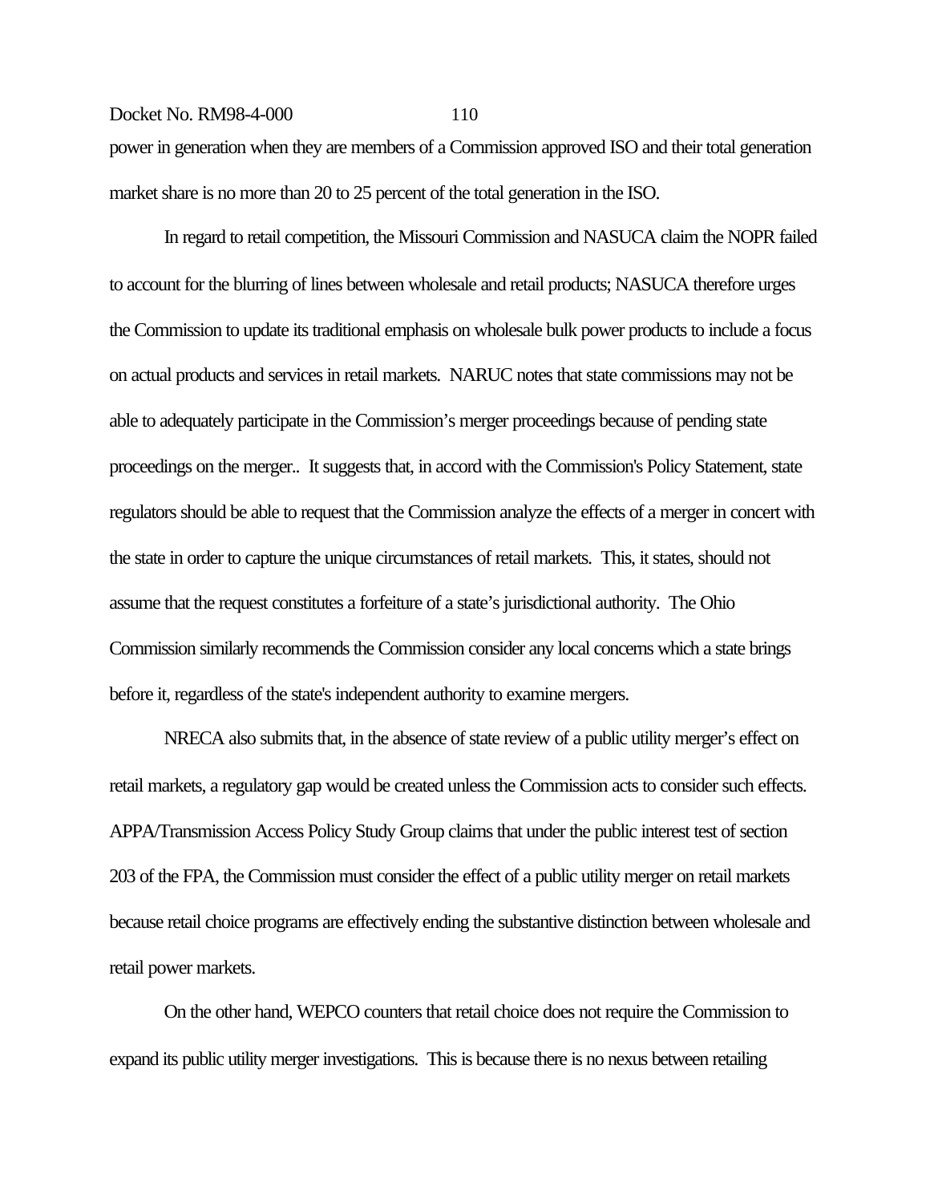power in generation when they are members of a Commission approved ISO and their total generation market share is no more than 20 to 25 percent of the total generation in the ISO.

In regard to retail competition, the Missouri Commission and NASUCA claim the NOPR failed to account for the blurring of lines between wholesale and retail products; NASUCA therefore urges the Commission to update its traditional emphasis on wholesale bulk power products to include a focus on actual products and services in retail markets. NARUC notes that state commissions may not be able to adequately participate in the Commission's merger proceedings because of pending state proceedings on the merger.. It suggests that, in accord with the Commission's Policy Statement, state regulators should be able to request that the Commission analyze the effects of a merger in concert with the state in order to capture the unique circumstances of retail markets. This, it states, should not assume that the request constitutes a forfeiture of a state's jurisdictional authority. The Ohio Commission similarly recommends the Commission consider any local concerns which a state brings before it, regardless of the state's independent authority to examine mergers.

NRECA also submits that, in the absence of state review of a public utility merger's effect on retail markets, a regulatory gap would be created unless the Commission acts to consider such effects. APPA/Transmission Access Policy Study Group claims that under the public interest test of section 203 of the FPA, the Commission must consider the effect of a public utility merger on retail markets because retail choice programs are effectively ending the substantive distinction between wholesale and retail power markets.

On the other hand, WEPCO counters that retail choice does not require the Commission to expand its public utility merger investigations. This is because there is no nexus between retailing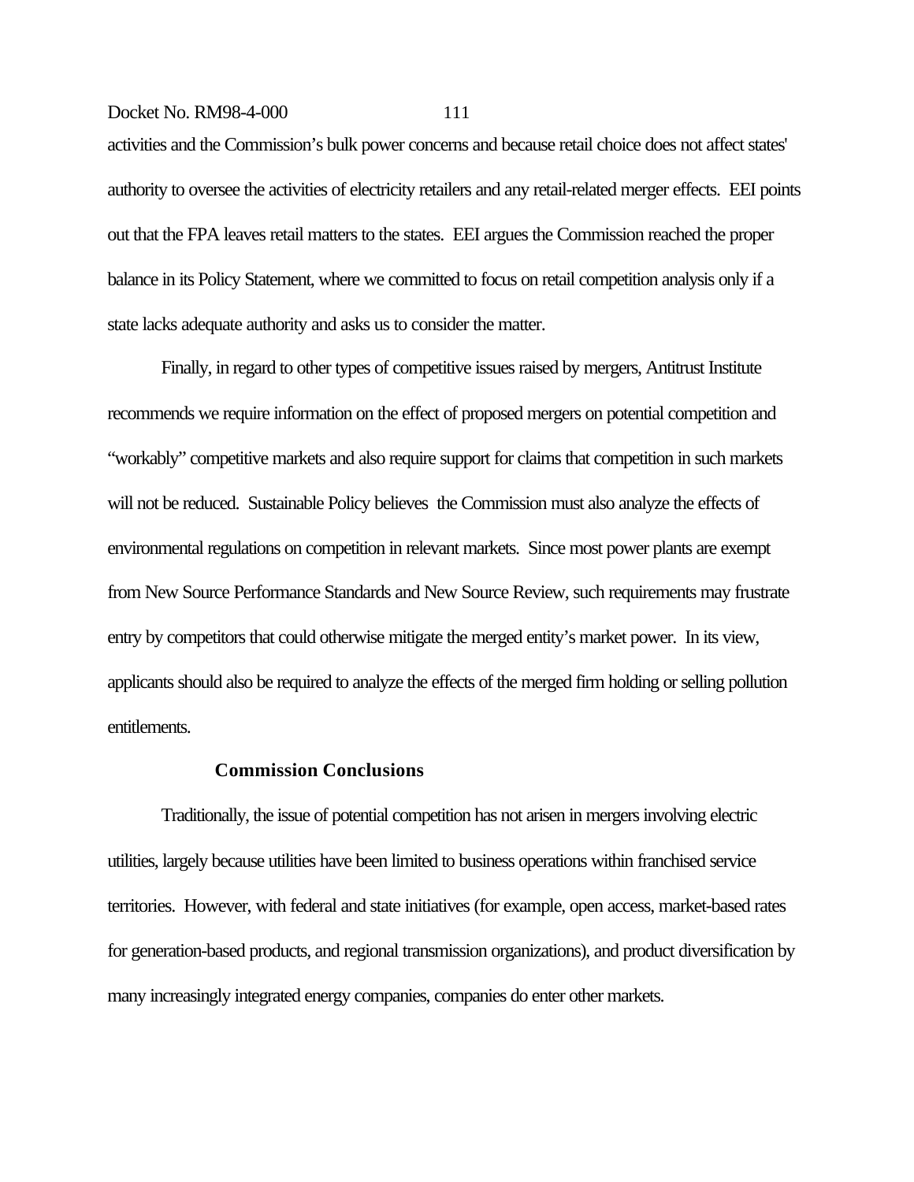activities and the Commission's bulk power concerns and because retail choice does not affect states' authority to oversee the activities of electricity retailers and any retail-related merger effects. EEI points out that the FPA leaves retail matters to the states. EEI argues the Commission reached the proper balance in its Policy Statement, where we committed to focus on retail competition analysis only if a state lacks adequate authority and asks us to consider the matter.

Finally, in regard to other types of competitive issues raised by mergers, Antitrust Institute recommends we require information on the effect of proposed mergers on potential competition and "workably" competitive markets and also require support for claims that competition in such markets will not be reduced. Sustainable Policy believes the Commission must also analyze the effects of environmental regulations on competition in relevant markets. Since most power plants are exempt from New Source Performance Standards and New Source Review, such requirements may frustrate entry by competitors that could otherwise mitigate the merged entity's market power. In its view, applicants should also be required to analyze the effects of the merged firm holding or selling pollution entitlements.

**Commission Conclusions**

Traditionally, the issue of potential competition has not arisen in mergers involving electric utilities, largely because utilities have been limited to business operations within franchised service territories. However, with federal and state initiatives (for example, open access, market-based rates for generation-based products, and regional transmission organizations), and product diversification by many increasingly integrated energy companies, companies do enter other markets.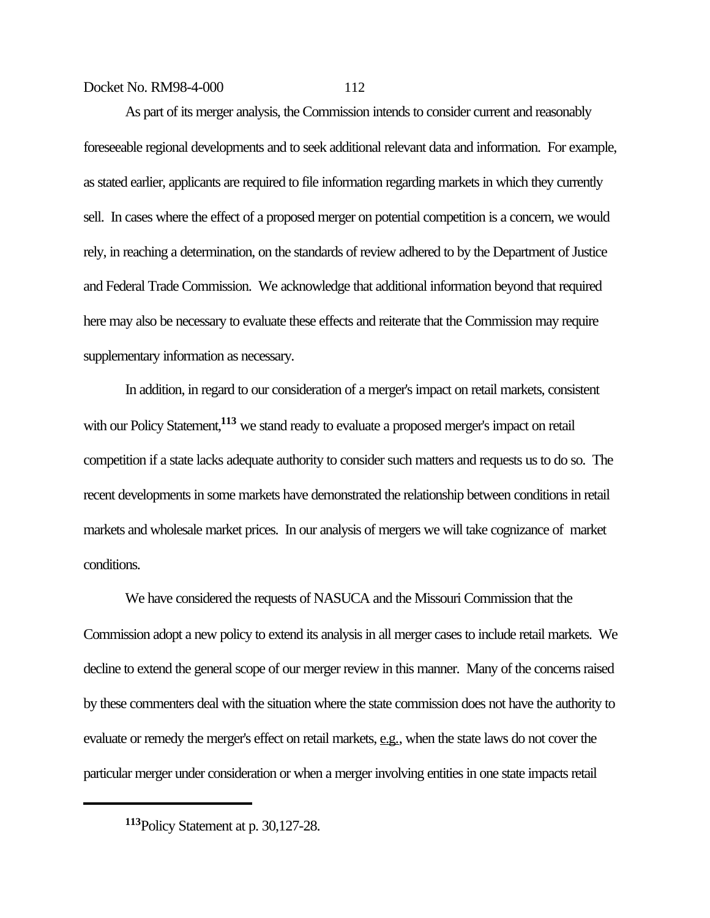As part of its merger analysis, the Commission intends to consider current and reasonably foreseeable regional developments and to seek additional relevant data and information. For example, as stated earlier, applicants are required to file information regarding markets in which they currently sell. In cases where the effect of a proposed merger on potential competition is a concern, we would rely, in reaching a determination, on the standards of review adhered to by the Department of Justice and Federal Trade Commission. We acknowledge that additional information beyond that required here may also be necessary to evaluate these effects and reiterate that the Commission may require supplementary information as necessary.

In addition, in regard to our consideration of a merger's impact on retail markets, consistent with our Policy Statement,[113] we stand ready to evaluate a proposed merger's impact on retail competition if a state lacks adequate authority to consider such matters and requests us to do so. The recent developments in some markets have demonstrated the relationship between conditions in retail markets and wholesale market prices. In our analysis of mergers we will take cognizance of market conditions.

We have considered the requests of NASUCA and the Missouri Commission that the Commission adopt a new policy to extend its analysis in all merger cases to include retail markets. We decline to extend the general scope of our merger review in this manner. Many of the concerns raised by these commenters deal with the situation where the state commission does not have the authority to evaluate or remedy the merger's effect on retail markets, e.g., when the state laws do not cover the particular merger under consideration or when a merger involving entities in one state impacts retail

---

[113] Policy Statement at p. 30,127-28.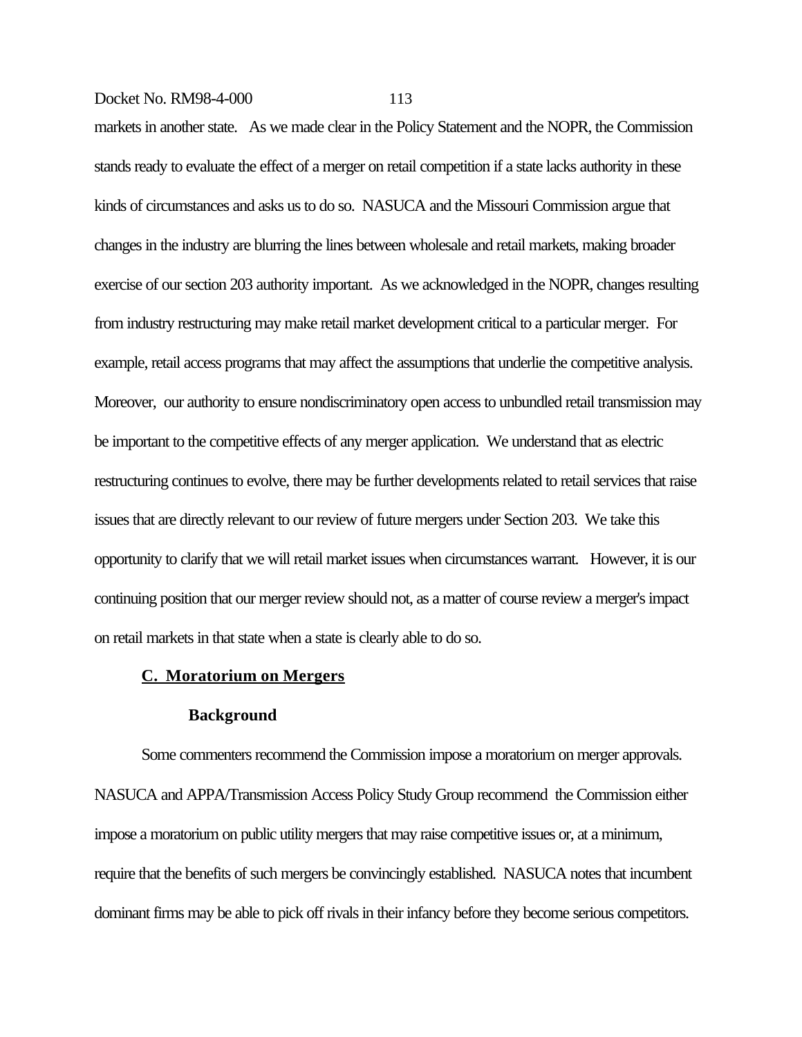markets in another state. As we made clear in the Policy Statement and the NOPR, the Commission stands ready to evaluate the effect of a merger on retail competition if a state lacks authority in these kinds of circumstances and asks us to do so. NASUCA and the Missouri Commission argue that changes in the industry are blurring the lines between wholesale and retail markets, making broader exercise of our section 203 authority important. As we acknowledged in the NOPR, changes resulting from industry restructuring may make retail market development critical to a particular merger. For example, retail access programs that may affect the assumptions that underlie the competitive analysis. Moreover, our authority to ensure nondiscriminatory open access to unbundled retail transmission may be important to the competitive effects of any merger application. We understand that as electric restructuring continues to evolve, there may be further developments related to retail services that raise issues that are directly relevant to our review of future mergers under Section 203. We take this opportunity to clarify that we will retail market issues when circumstances warrant. However, it is our continuing position that our merger review should not, as a matter of course review a merger's impact on retail markets in that state when a state is clearly able to do so.

## C. Moratorium on Mergers

### Background

Some commenters recommend the Commission impose a moratorium on merger approvals. NASUCA and APPA/Transmission Access Policy Study Group recommend the Commission either impose a moratorium on public utility mergers that may raise competitive issues or, at a minimum, require that the benefits of such mergers be convincingly established. NASUCA notes that incumbent dominant firms may be able to pick off rivals in their infancy before they become serious competitors.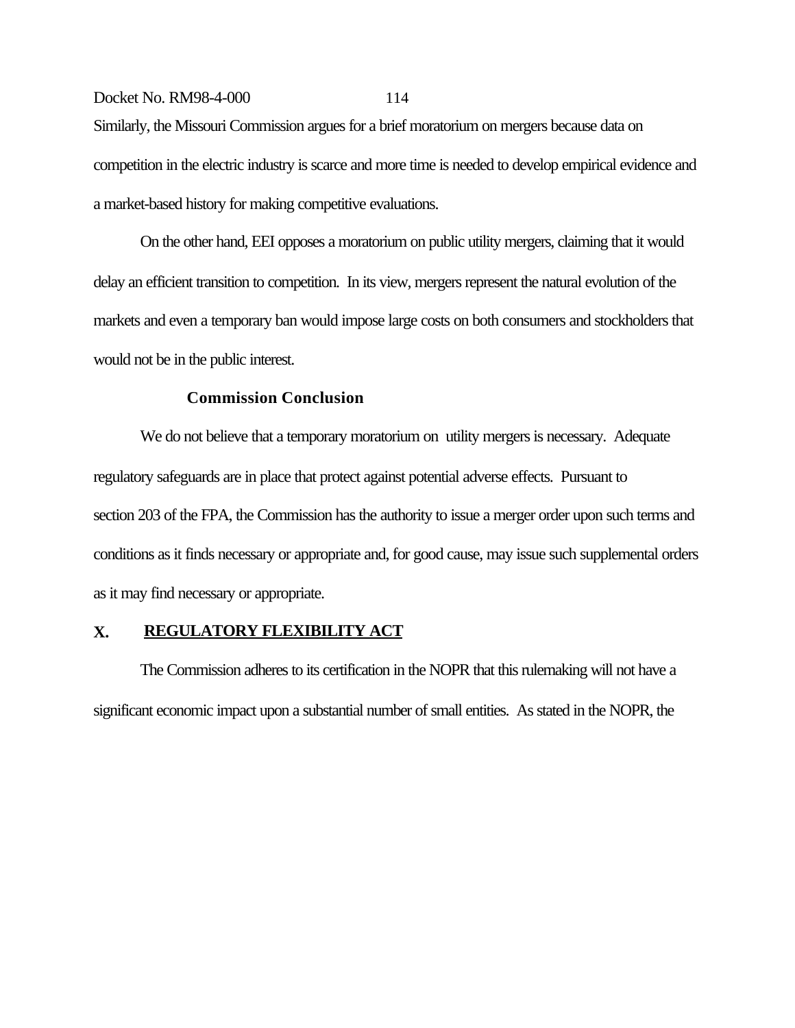Similarly, the Missouri Commission argues for a brief moratorium on mergers because data on competition in the electric industry is scarce and more time is needed to develop empirical evidence and a market-based history for making competitive evaluations.

On the other hand, EEI opposes a moratorium on public utility mergers, claiming that it would delay an efficient transition to competition. In its view, mergers represent the natural evolution of the markets and even a temporary ban would impose large costs on both consumers and stockholders that would not be in the public interest.

**Commission Conclusion**

We do not believe that a temporary moratorium on utility mergers is necessary. Adequate regulatory safeguards are in place that protect against potential adverse effects. Pursuant to section 203 of the FPA, the Commission has the authority to issue a merger order upon such terms and conditions as it finds necessary or appropriate and, for good cause, may issue such supplemental orders as it may find necessary or appropriate.

## X. REGULATORY FLEXIBILITY ACT

The Commission adheres to its certification in the NOPR that this rulemaking will not have a significant economic impact upon a substantial number of small entities. As stated in the NOPR, the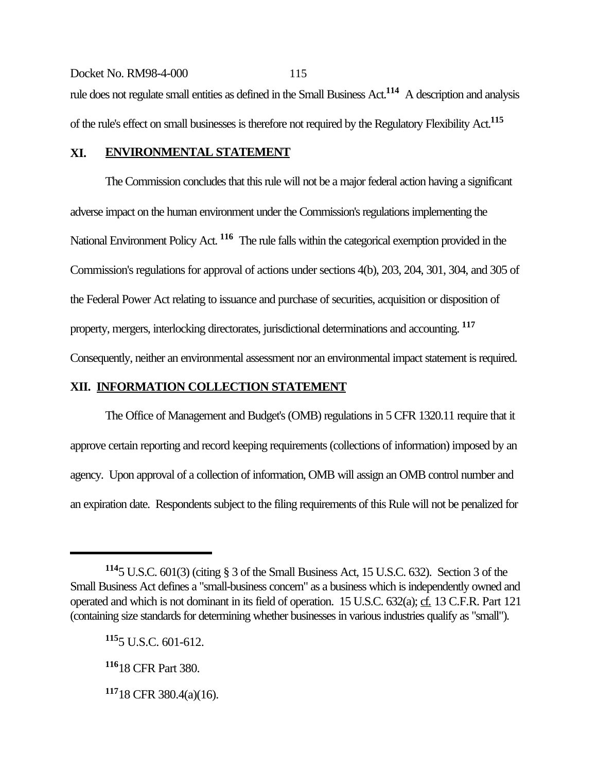rule does not regulate small entities as defined in the Small Business Act.[114] A description and analysis of the rule's effect on small businesses is therefore not required by the Regulatory Flexibility Act.[115]

## XI. ENVIRONMENTAL STATEMENT

The Commission concludes that this rule will not be a major federal action having a significant adverse impact on the human environment under the Commission's regulations implementing the National Environment Policy Act.[116] The rule falls within the categorical exemption provided in the Commission's regulations for approval of actions under sections 4(b), 203, 204, 301, 304, and 305 of the Federal Power Act relating to issuance and purchase of securities, acquisition or disposition of property, mergers, interlocking directorates, jurisdictional determinations and accounting.[117] Consequently, neither an environmental assessment nor an environmental impact statement is required.

## XII. INFORMATION COLLECTION STATEMENT

The Office of Management and Budget's (OMB) regulations in 5 CFR 1320.11 require that it approve certain reporting and record keeping requirements (collections of information) imposed by an agency. Upon approval of a collection of information, OMB will assign an OMB control number and an expiration date. Respondents subject to the filing requirements of this Rule will not be penalized for

---

[114] 5 U.S.C. 601(3) (citing § 3 of the Small Business Act, 15 U.S.C. 632). Section 3 of the Small Business Act defines a "small-business concern" as a business which is independently owned and operated and which is not dominant in its field of operation. 15 U.S.C. 632(a); cf. 13 C.F.R. Part 121 (containing size standards for determining whether businesses in various industries qualify as "small").

[115] 5 U.S.C. 601-612.

[116] 18 CFR Part 380.

[117] 18 CFR 380.4(a)(16).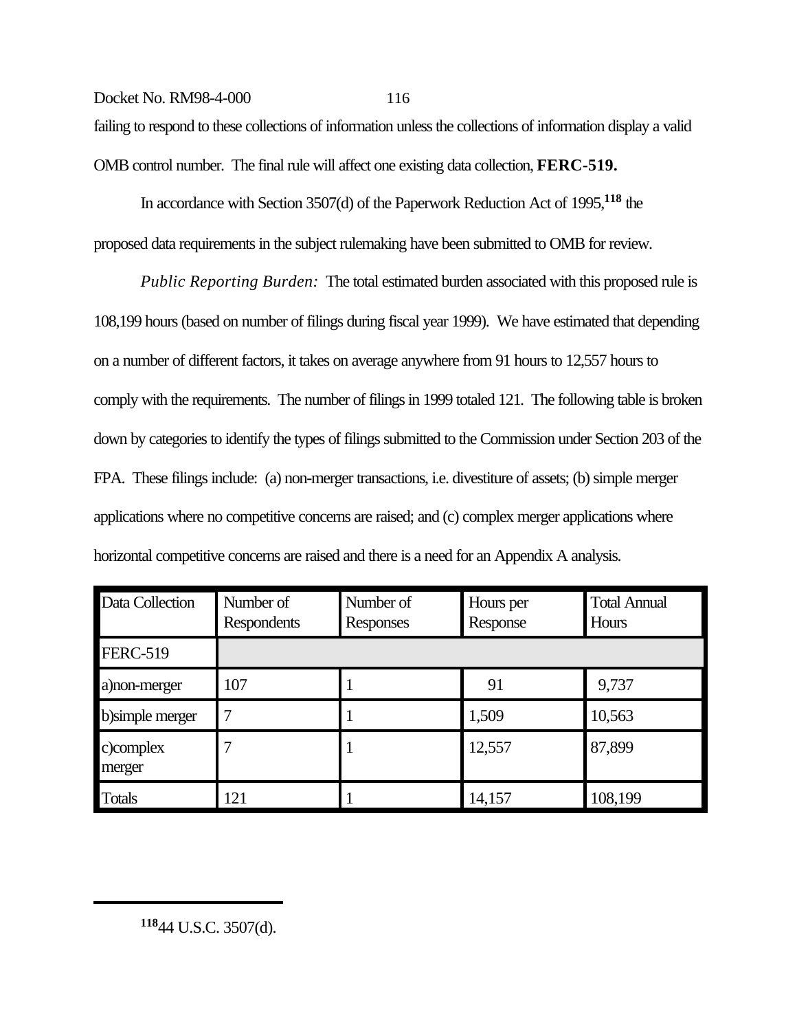failing to respond to these collections of information unless the collections of information display a valid OMB control number. The final rule will affect one existing data collection, **FERC-519.**

In accordance with Section 3507(d) of the Paperwork Reduction Act of 1995,[118] the proposed data requirements in the subject rulemaking have been submitted to OMB for review.

*Public Reporting Burden:* The total estimated burden associated with this proposed rule is 108,199 hours (based on number of filings during fiscal year 1999). We have estimated that depending on a number of different factors, it takes on average anywhere from 91 hours to 12,557 hours to comply with the requirements. The number of filings in 1999 totaled 121. The following table is broken down by categories to identify the types of filings submitted to the Commission under Section 203 of the FPA. These filings include: (a) non-merger transactions, i.e. divestiture of assets; (b) simple merger applications where no competitive concerns are raised; and (c) complex merger applications where horizontal competitive concerns are raised and there is a need for an Appendix A analysis.

| Data Collection | Number of Respondents | Number of Responses | Hours per Response | Total Annual Hours |
|---|---|---|---|---|
| FERC-519 | | | | |
| a)non-merger | 107 | 1 | 91 | 9,737 |
| b)simple merger | 7 | 1 | 1,509 | 10,563 |
| c)complex merger | 7 | 1 | 12,557 | 87,899 |
| Totals | 121 | 1 | 14,157 | 108,199 |

[118] 44 U.S.C. 3507(d).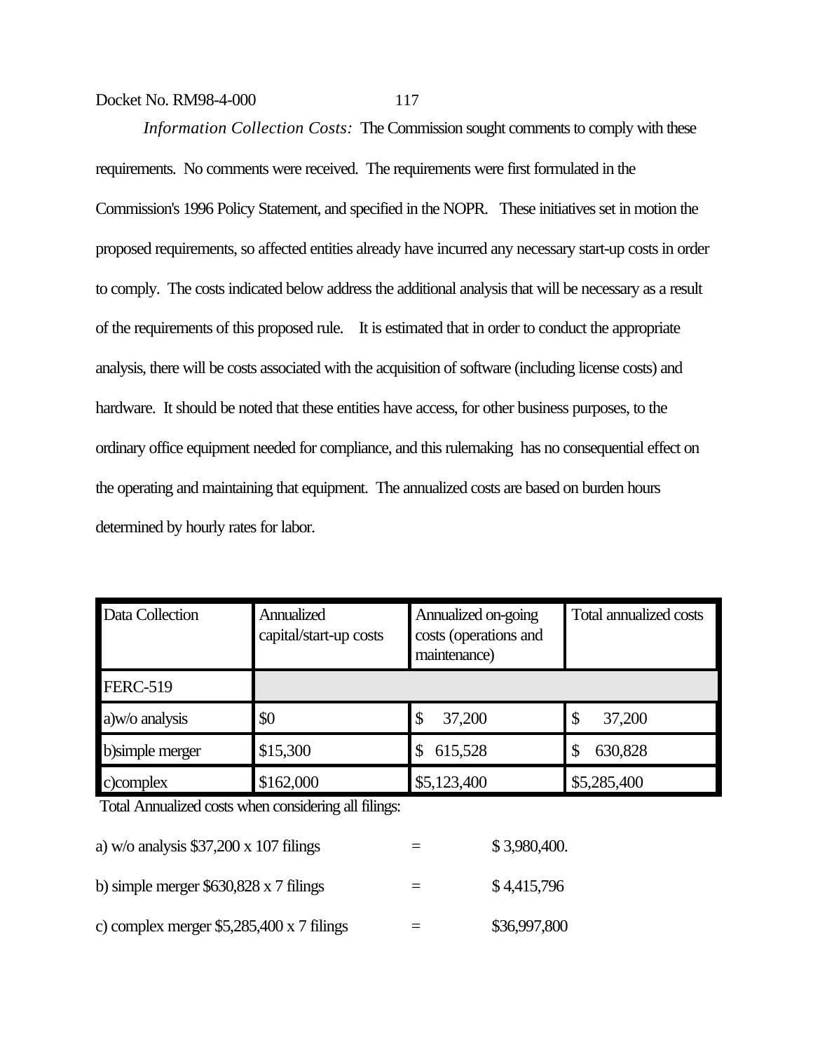*Information Collection Costs:* The Commission sought comments to comply with these requirements. No comments were received. The requirements were first formulated in the Commission's 1996 Policy Statement, and specified in the NOPR. These initiatives set in motion the proposed requirements, so affected entities already have incurred any necessary start-up costs in order to comply. The costs indicated below address the additional analysis that will be necessary as a result of the requirements of this proposed rule. It is estimated that in order to conduct the appropriate analysis, there will be costs associated with the acquisition of software (including license costs) and hardware. It should be noted that these entities have access, for other business purposes, to the ordinary office equipment needed for compliance, and this rulemaking has no consequential effect on the operating and maintaining that equipment. The annualized costs are based on burden hours determined by hourly rates for labor.

| Data Collection | Annualized capital/start-up costs | Annualized on-going costs (operations and maintenance) | Total annualized costs |
|---|---|---|---|
| FERC-519 | | | |
| a)w/o analysis | $0 | $ 37,200 | $ 37,200 |
| b)simple merger | $15,300 | $ 615,528 | $ 630,828 |
| c)complex | $162,000 | $5,123,400 | $5,285,400 |

Total Annualized costs when considering all filings:

a) w/o analysis $37,200 x 107 filings = $ 3,980,400.

b) simple merger $630,828 x 7 filings = $ 4,415,796

c) complex merger $5,285,400 x 7 filings = $36,997,800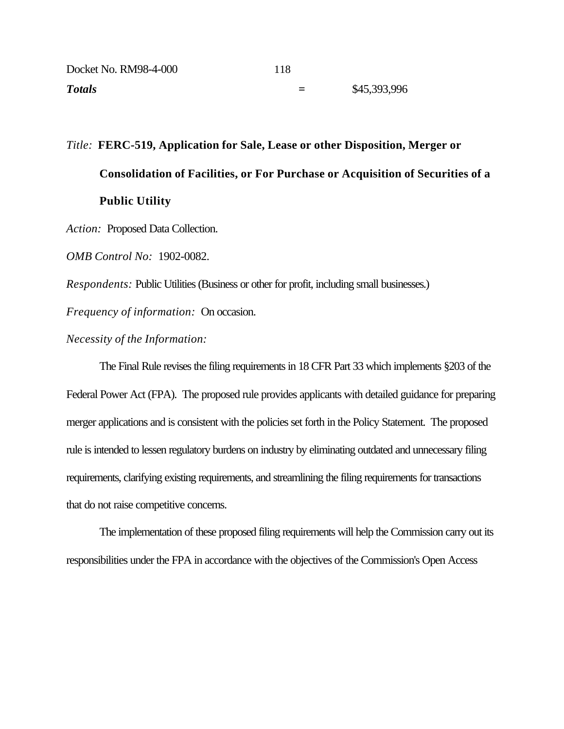| | | |
|---|---|---|
| ***Totals*** | = | $45,393,996 |

*Title:* **FERC-519, Application for Sale, Lease or other Disposition, Merger or Consolidation of Facilities, or For Purchase or Acquisition of Securities of a Public Utility**

*Action:* Proposed Data Collection.

*OMB Control No:* 1902-0082.

*Respondents:* Public Utilities (Business or other for profit, including small businesses.)

*Frequency of information:* On occasion.

*Necessity of the Information:*

The Final Rule revises the filing requirements in 18 CFR Part 33 which implements §203 of the Federal Power Act (FPA). The proposed rule provides applicants with detailed guidance for preparing merger applications and is consistent with the policies set forth in the Policy Statement. The proposed rule is intended to lessen regulatory burdens on industry by eliminating outdated and unnecessary filing requirements, clarifying existing requirements, and streamlining the filing requirements for transactions that do not raise competitive concerns.

The implementation of these proposed filing requirements will help the Commission carry out its responsibilities under the FPA in accordance with the objectives of the Commission's Open Access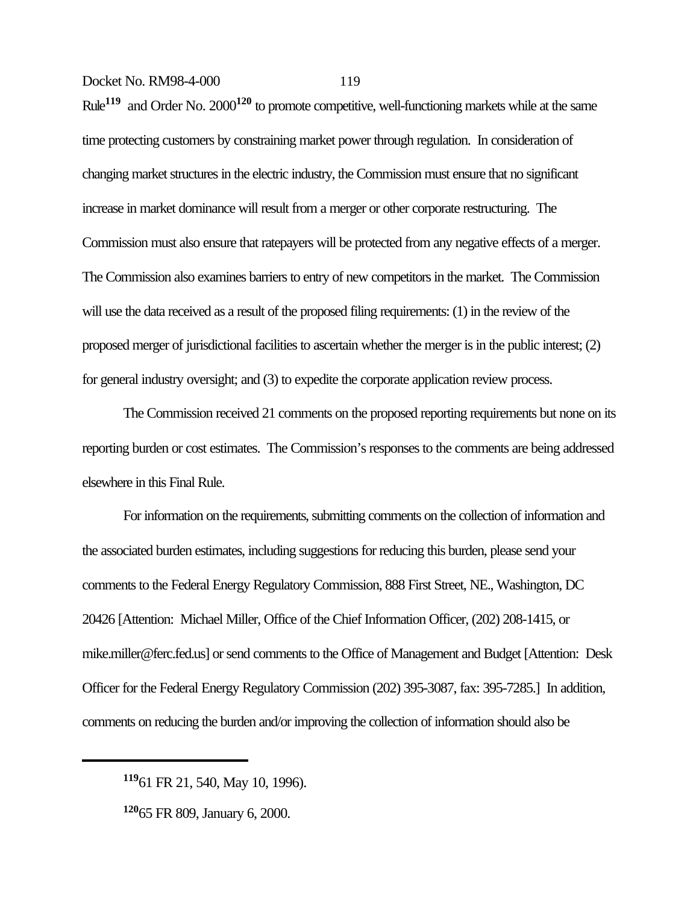Rule[119] and Order No. 2000[120] to promote competitive, well-functioning markets while at the same time protecting customers by constraining market power through regulation. In consideration of changing market structures in the electric industry, the Commission must ensure that no significant increase in market dominance will result from a merger or other corporate restructuring. The Commission must also ensure that ratepayers will be protected from any negative effects of a merger. The Commission also examines barriers to entry of new competitors in the market. The Commission will use the data received as a result of the proposed filing requirements: (1) in the review of the proposed merger of jurisdictional facilities to ascertain whether the merger is in the public interest; (2) for general industry oversight; and (3) to expedite the corporate application review process.

The Commission received 21 comments on the proposed reporting requirements but none on its reporting burden or cost estimates. The Commission's responses to the comments are being addressed elsewhere in this Final Rule.

For information on the requirements, submitting comments on the collection of information and the associated burden estimates, including suggestions for reducing this burden, please send your comments to the Federal Energy Regulatory Commission, 888 First Street, NE., Washington, DC 20426 [Attention: Michael Miller, Office of the Chief Information Officer, (202) 208-1415, or mike.miller@ferc.fed.us] or send comments to the Office of Management and Budget [Attention: Desk Officer for the Federal Energy Regulatory Commission (202) 395-3087, fax: 395-7285.] In addition, comments on reducing the burden and/or improving the collection of information should also be

[119] 61 FR 21, 540, May 10, 1996).

[120] 65 FR 809, January 6, 2000.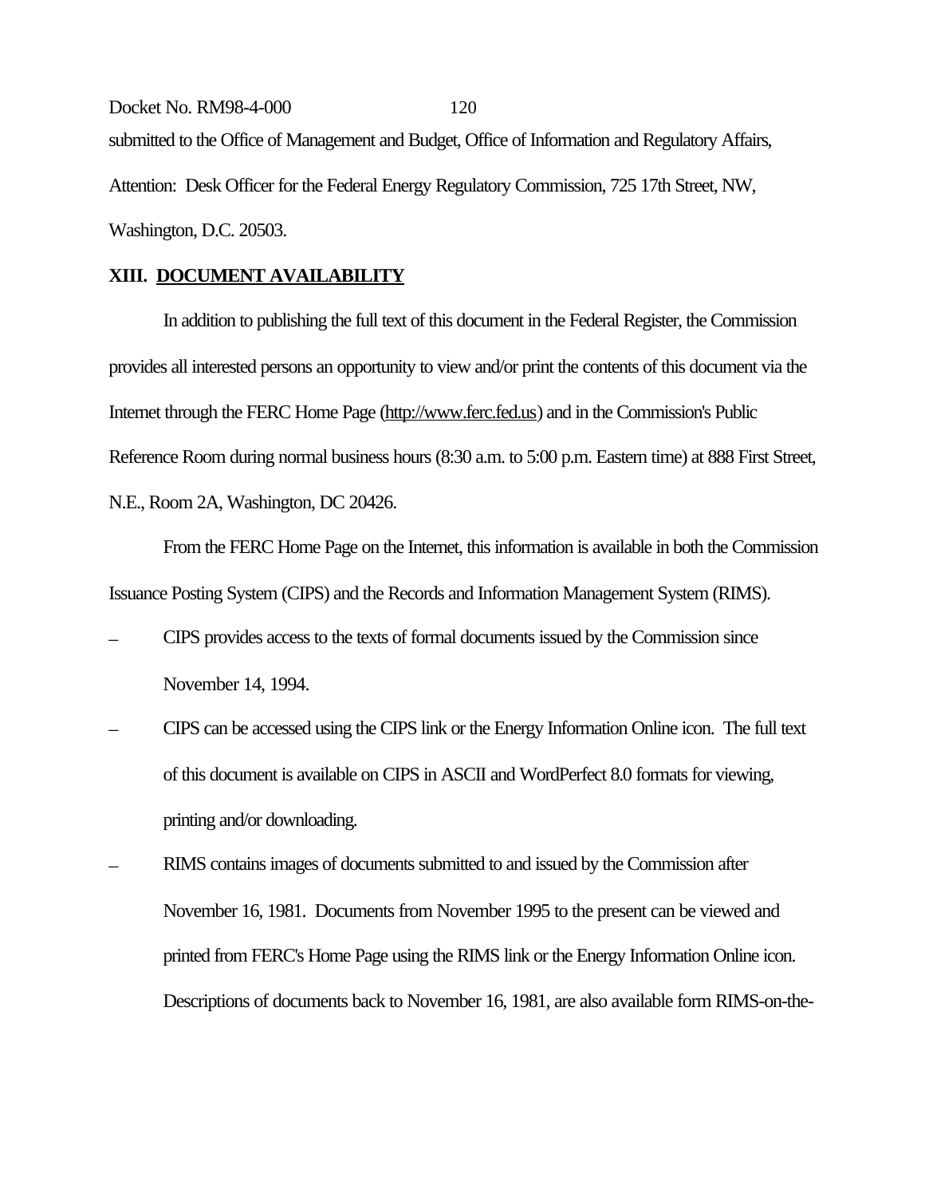submitted to the Office of Management and Budget, Office of Information and Regulatory Affairs, Attention: Desk Officer for the Federal Energy Regulatory Commission, 725 17th Street, NW, Washington, D.C. 20503.

## XIII. DOCUMENT AVAILABILITY

In addition to publishing the full text of this document in the Federal Register, the Commission provides all interested persons an opportunity to view and/or print the contents of this document via the Internet through the FERC Home Page (http://www.ferc.fed.us) and in the Commission's Public Reference Room during normal business hours (8:30 a.m. to 5:00 p.m. Eastern time) at 888 First Street, N.E., Room 2A, Washington, DC 20426.

From the FERC Home Page on the Internet, this information is available in both the Commission Issuance Posting System (CIPS) and the Records and Information Management System (RIMS).

- CIPS provides access to the texts of formal documents issued by the Commission since November 14, 1994.
- CIPS can be accessed using the CIPS link or the Energy Information Online icon. The full text of this document is available on CIPS in ASCII and WordPerfect 8.0 formats for viewing, printing and/or downloading.
- RIMS contains images of documents submitted to and issued by the Commission after November 16, 1981. Documents from November 1995 to the present can be viewed and printed from FERC's Home Page using the RIMS link or the Energy Information Online icon. Descriptions of documents back to November 16, 1981, are also available form RIMS-on-the-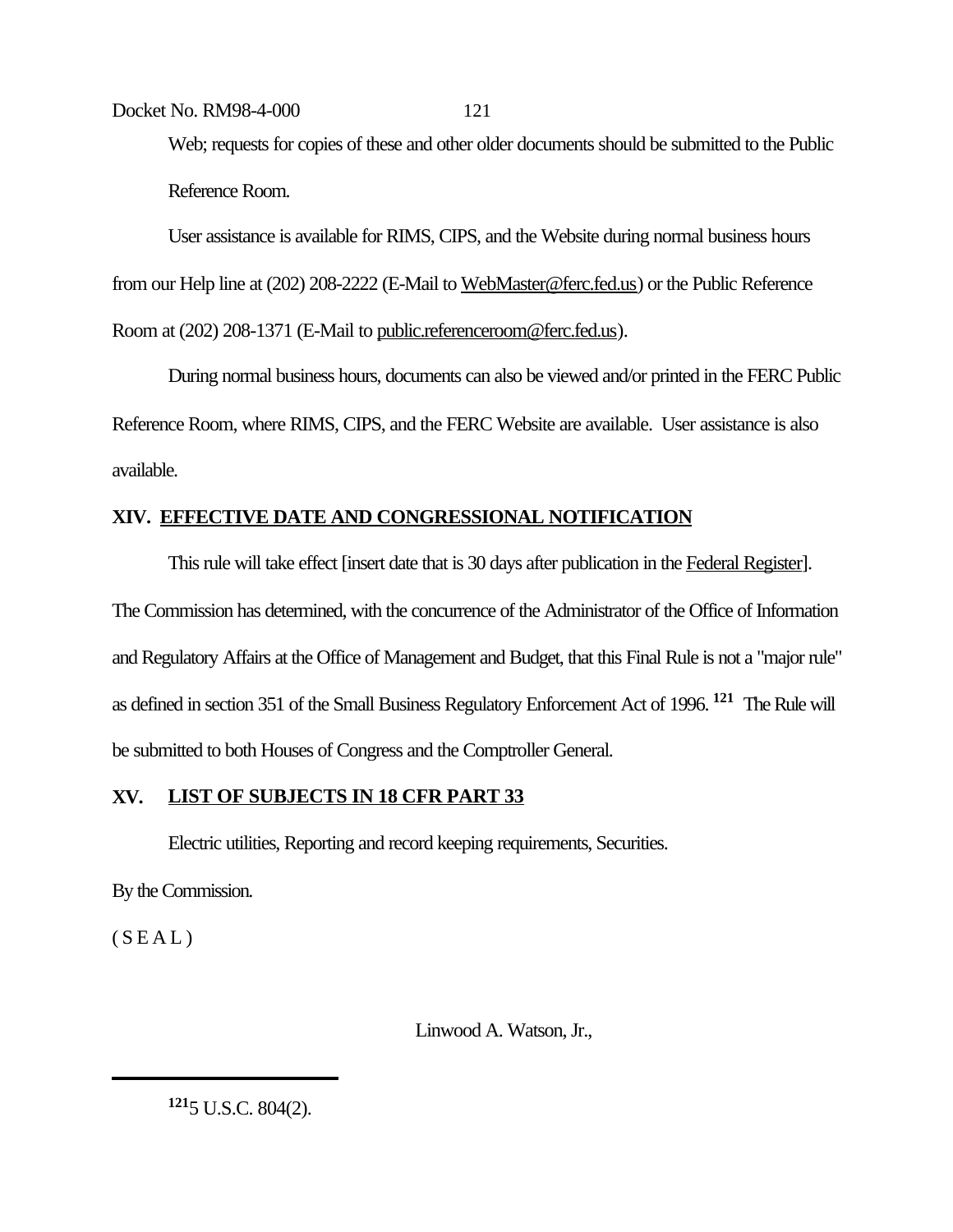Web; requests for copies of these and other older documents should be submitted to the Public Reference Room.

User assistance is available for RIMS, CIPS, and the Website during normal business hours from our Help line at (202) 208-2222 (E-Mail to WebMaster@ferc.fed.us) or the Public Reference Room at (202) 208-1371 (E-Mail to public.referenceroom@ferc.fed.us).

During normal business hours, documents can also be viewed and/or printed in the FERC Public Reference Room, where RIMS, CIPS, and the FERC Website are available. User assistance is also available.

## XIV. EFFECTIVE DATE AND CONGRESSIONAL NOTIFICATION

This rule will take effect [insert date that is 30 days after publication in the Federal Register]. The Commission has determined, with the concurrence of the Administrator of the Office of Information and Regulatory Affairs at the Office of Management and Budget, that this Final Rule is not a "major rule" as defined in section 351 of the Small Business Regulatory Enforcement Act of 1996.[121] The Rule will be submitted to both Houses of Congress and the Comptroller General.

## XV. LIST OF SUBJECTS IN 18 CFR PART 33

Electric utilities, Reporting and record keeping requirements, Securities.

By the Commission.

( S E A L )

Linwood A. Watson, Jr.,

---

[121] 5 U.S.C. 804(2).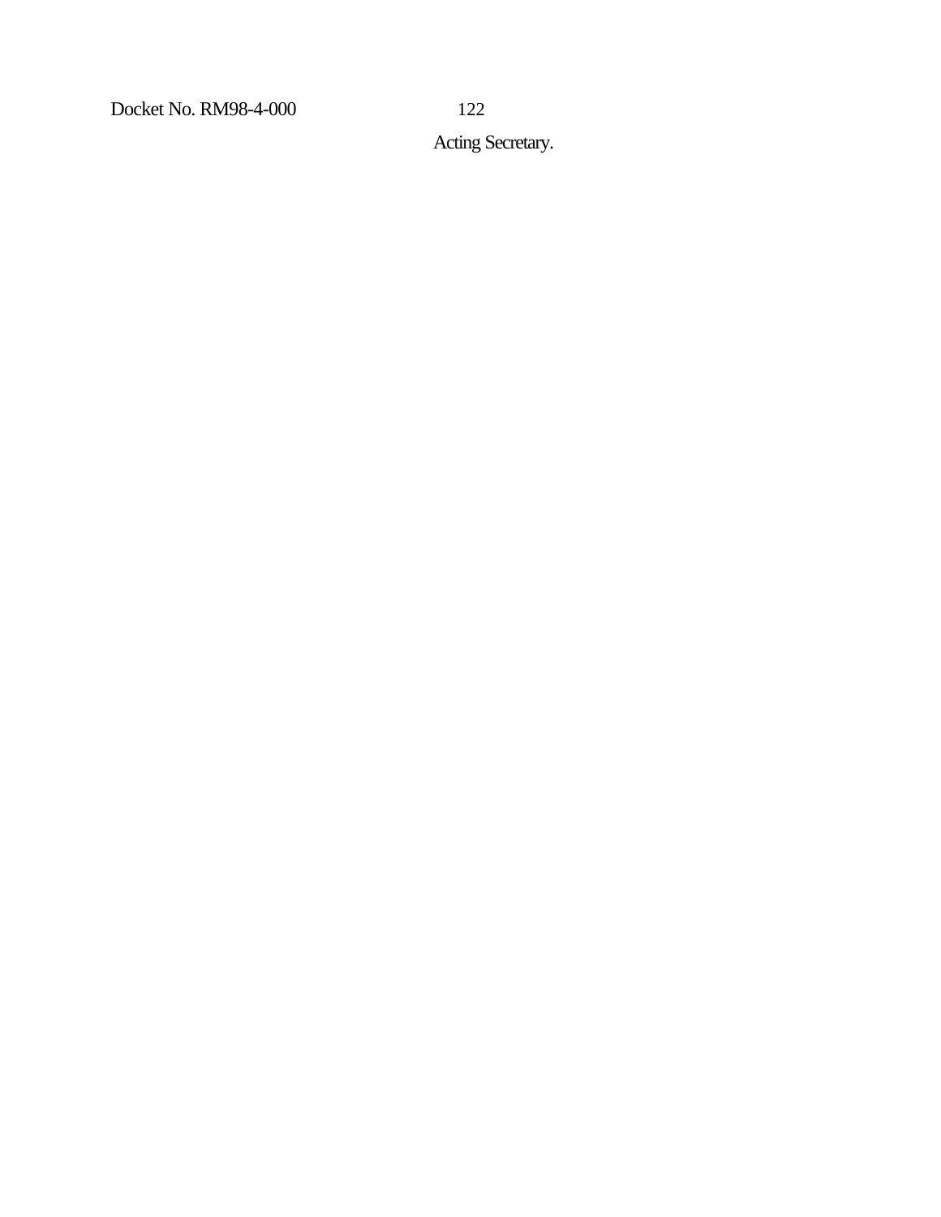Acting Secretary.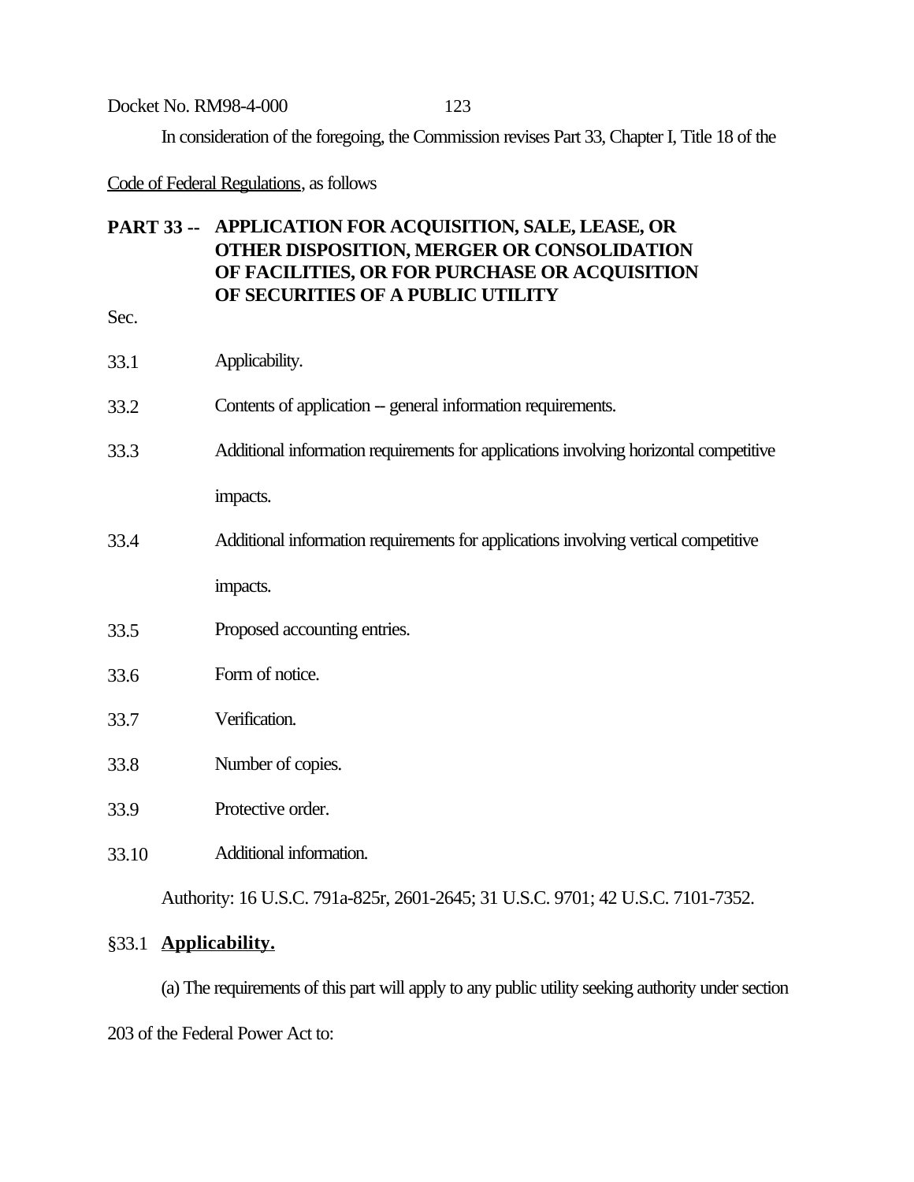In consideration of the foregoing, the Commission revises Part 33, Chapter I, Title 18 of the Code of Federal Regulations, as follows

## PART 33 -- APPLICATION FOR ACQUISITION, SALE, LEASE, OR OTHER DISPOSITION, MERGER OR CONSOLIDATION OF FACILITIES, OR FOR PURCHASE OR ACQUISITION OF SECURITIES OF A PUBLIC UTILITY

Sec.

33.1 Applicability.

33.2 Contents of application -- general information requirements.

33.3 Additional information requirements for applications involving horizontal competitive impacts.

33.4 Additional information requirements for applications involving vertical competitive impacts.

33.5 Proposed accounting entries.

33.6 Form of notice.

33.7 Verification.

33.8 Number of copies.

33.9 Protective order.

33.10 Additional information.

Authority: 16 U.S.C. 791a-825r, 2601-2645; 31 U.S.C. 9701; 42 U.S.C. 7101-7352.

### §33.1 Applicability.

(a) The requirements of this part will apply to any public utility seeking authority under section 203 of the Federal Power Act to: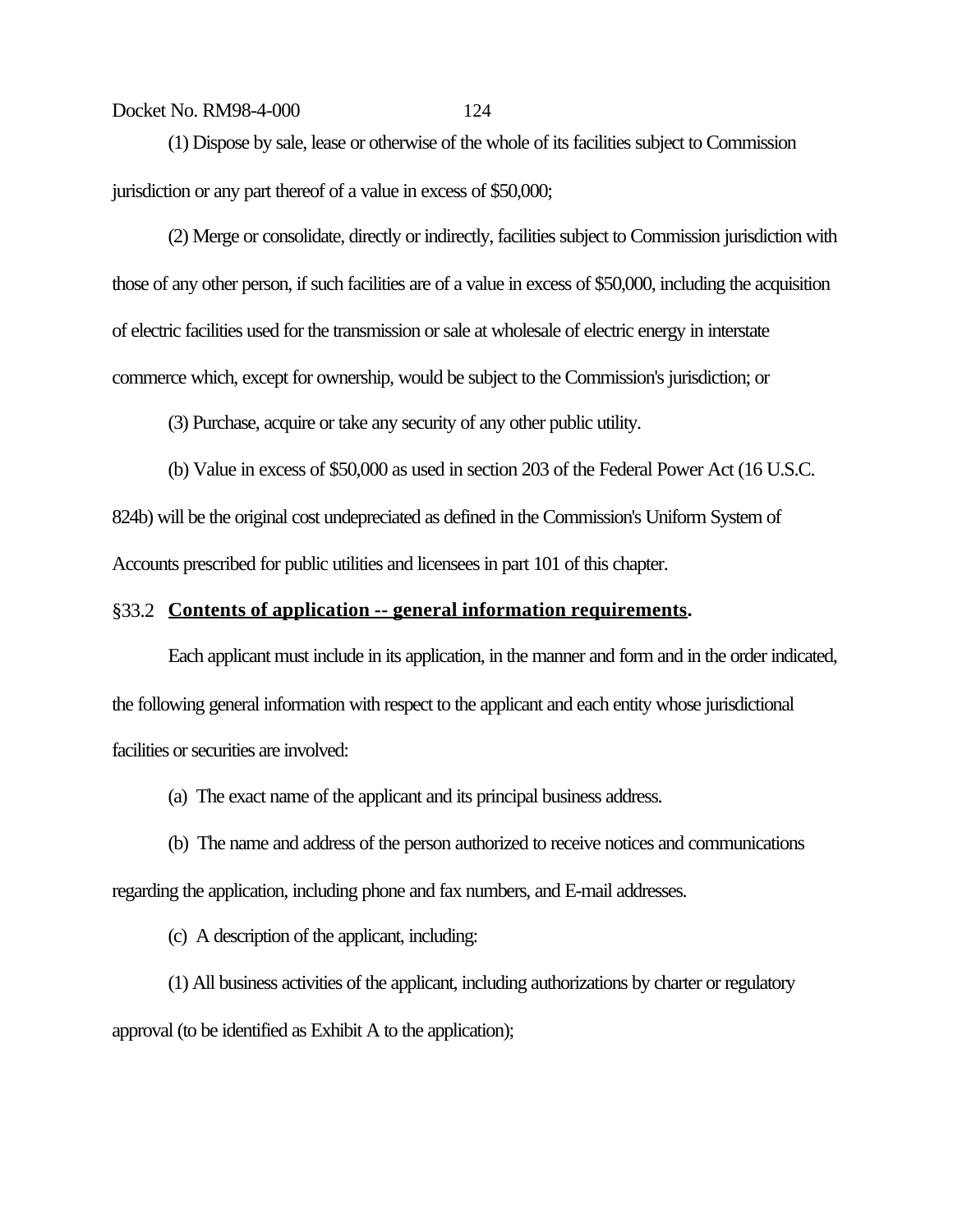(1) Dispose by sale, lease or otherwise of the whole of its facilities subject to Commission jurisdiction or any part thereof of a value in excess of $50,000;

(2) Merge or consolidate, directly or indirectly, facilities subject to Commission jurisdiction with those of any other person, if such facilities are of a value in excess of $50,000, including the acquisition of electric facilities used for the transmission or sale at wholesale of electric energy in interstate commerce which, except for ownership, would be subject to the Commission's jurisdiction; or

(3) Purchase, acquire or take any security of any other public utility.

(b) Value in excess of $50,000 as used in section 203 of the Federal Power Act (16 U.S.C. 824b) will be the original cost undepreciated as defined in the Commission's Uniform System of Accounts prescribed for public utilities and licensees in part 101 of this chapter.

§33.2 **Contents of application -- general information requirements.**

Each applicant must include in its application, in the manner and form and in the order indicated, the following general information with respect to the applicant and each entity whose jurisdictional facilities or securities are involved:

(a) The exact name of the applicant and its principal business address.

(b) The name and address of the person authorized to receive notices and communications regarding the application, including phone and fax numbers, and E-mail addresses.

(c) A description of the applicant, including:

(1) All business activities of the applicant, including authorizations by charter or regulatory approval (to be identified as Exhibit A to the application);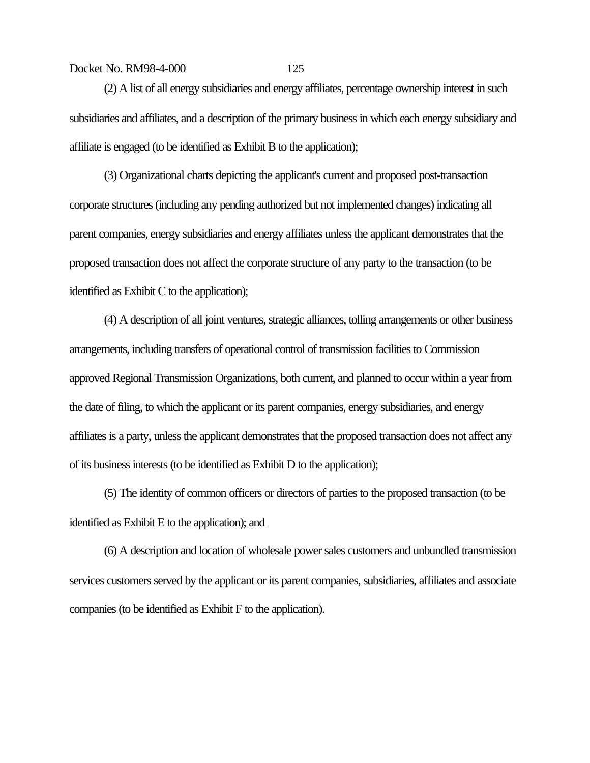(2) A list of all energy subsidiaries and energy affiliates, percentage ownership interest in such subsidiaries and affiliates, and a description of the primary business in which each energy subsidiary and affiliate is engaged (to be identified as Exhibit B to the application);

(3) Organizational charts depicting the applicant's current and proposed post-transaction corporate structures (including any pending authorized but not implemented changes) indicating all parent companies, energy subsidiaries and energy affiliates unless the applicant demonstrates that the proposed transaction does not affect the corporate structure of any party to the transaction (to be identified as Exhibit C to the application);

(4) A description of all joint ventures, strategic alliances, tolling arrangements or other business arrangements, including transfers of operational control of transmission facilities to Commission approved Regional Transmission Organizations, both current, and planned to occur within a year from the date of filing, to which the applicant or its parent companies, energy subsidiaries, and energy affiliates is a party, unless the applicant demonstrates that the proposed transaction does not affect any of its business interests (to be identified as Exhibit D to the application);

(5) The identity of common officers or directors of parties to the proposed transaction (to be identified as Exhibit E to the application); and

(6) A description and location of wholesale power sales customers and unbundled transmission services customers served by the applicant or its parent companies, subsidiaries, affiliates and associate companies (to be identified as Exhibit F to the application).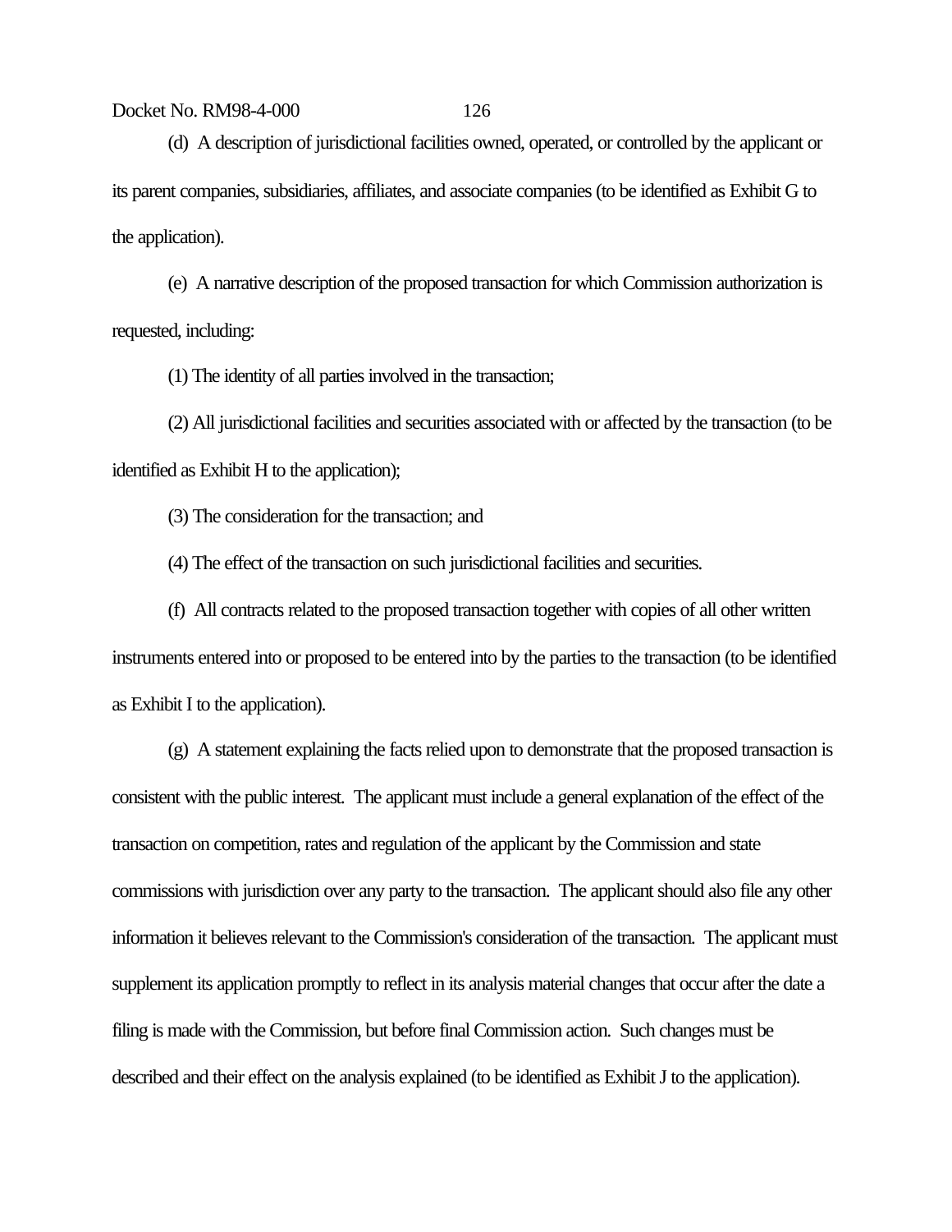(d) A description of jurisdictional facilities owned, operated, or controlled by the applicant or its parent companies, subsidiaries, affiliates, and associate companies (to be identified as Exhibit G to the application).

(e) A narrative description of the proposed transaction for which Commission authorization is requested, including:

(1) The identity of all parties involved in the transaction;

(2) All jurisdictional facilities and securities associated with or affected by the transaction (to be identified as Exhibit H to the application);

(3) The consideration for the transaction; and

(4) The effect of the transaction on such jurisdictional facilities and securities.

(f) All contracts related to the proposed transaction together with copies of all other written instruments entered into or proposed to be entered into by the parties to the transaction (to be identified as Exhibit I to the application).

(g) A statement explaining the facts relied upon to demonstrate that the proposed transaction is consistent with the public interest. The applicant must include a general explanation of the effect of the transaction on competition, rates and regulation of the applicant by the Commission and state commissions with jurisdiction over any party to the transaction. The applicant should also file any other information it believes relevant to the Commission's consideration of the transaction. The applicant must supplement its application promptly to reflect in its analysis material changes that occur after the date a filing is made with the Commission, but before final Commission action. Such changes must be described and their effect on the analysis explained (to be identified as Exhibit J to the application).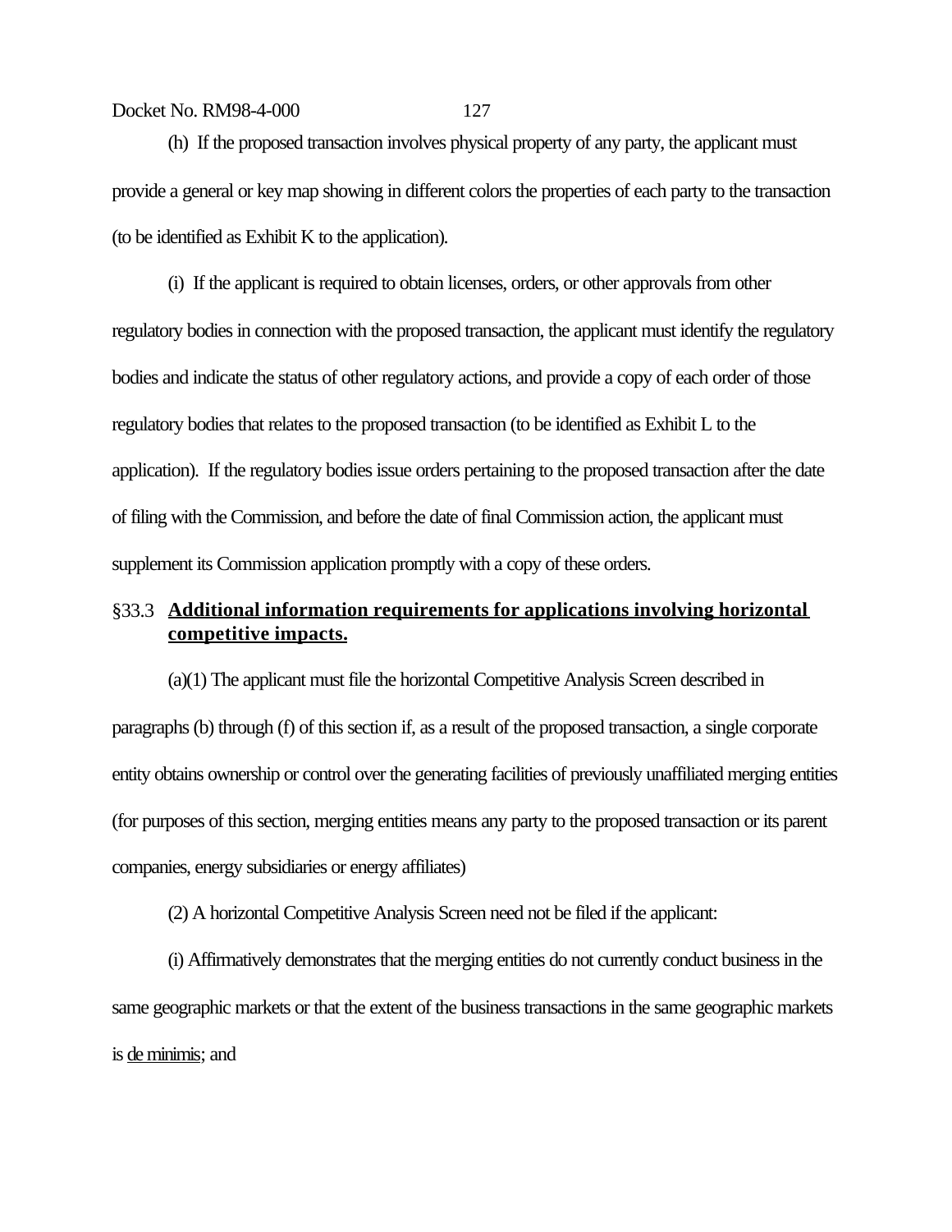(h) If the proposed transaction involves physical property of any party, the applicant must provide a general or key map showing in different colors the properties of each party to the transaction (to be identified as Exhibit K to the application).

(i) If the applicant is required to obtain licenses, orders, or other approvals from other regulatory bodies in connection with the proposed transaction, the applicant must identify the regulatory bodies and indicate the status of other regulatory actions, and provide a copy of each order of those regulatory bodies that relates to the proposed transaction (to be identified as Exhibit L to the application). If the regulatory bodies issue orders pertaining to the proposed transaction after the date of filing with the Commission, and before the date of final Commission action, the applicant must supplement its Commission application promptly with a copy of these orders.

§33.3 **Additional information requirements for applications involving horizontal competitive impacts.**

(a)(1) The applicant must file the horizontal Competitive Analysis Screen described in paragraphs (b) through (f) of this section if, as a result of the proposed transaction, a single corporate entity obtains ownership or control over the generating facilities of previously unaffiliated merging entities (for purposes of this section, merging entities means any party to the proposed transaction or its parent companies, energy subsidiaries or energy affiliates)

(2) A horizontal Competitive Analysis Screen need not be filed if the applicant:

(i) Affirmatively demonstrates that the merging entities do not currently conduct business in the same geographic markets or that the extent of the business transactions in the same geographic markets is de minimis; and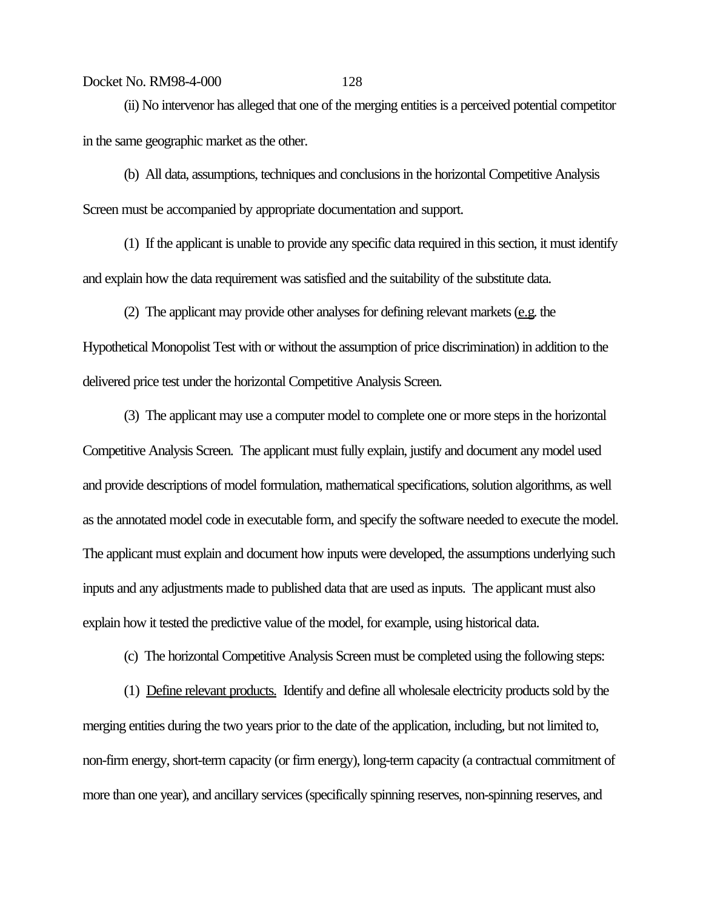(ii) No intervenor has alleged that one of the merging entities is a perceived potential competitor in the same geographic market as the other.

(b) All data, assumptions, techniques and conclusions in the horizontal Competitive Analysis Screen must be accompanied by appropriate documentation and support.

(1) If the applicant is unable to provide any specific data required in this section, it must identify and explain how the data requirement was satisfied and the suitability of the substitute data.

(2) The applicant may provide other analyses for defining relevant markets (e.g. the Hypothetical Monopolist Test with or without the assumption of price discrimination) in addition to the delivered price test under the horizontal Competitive Analysis Screen.

(3) The applicant may use a computer model to complete one or more steps in the horizontal Competitive Analysis Screen. The applicant must fully explain, justify and document any model used and provide descriptions of model formulation, mathematical specifications, solution algorithms, as well as the annotated model code in executable form, and specify the software needed to execute the model. The applicant must explain and document how inputs were developed, the assumptions underlying such inputs and any adjustments made to published data that are used as inputs. The applicant must also explain how it tested the predictive value of the model, for example, using historical data.

(c) The horizontal Competitive Analysis Screen must be completed using the following steps:

(1) Define relevant products. Identify and define all wholesale electricity products sold by the merging entities during the two years prior to the date of the application, including, but not limited to, non-firm energy, short-term capacity (or firm energy), long-term capacity (a contractual commitment of more than one year), and ancillary services (specifically spinning reserves, non-spinning reserves, and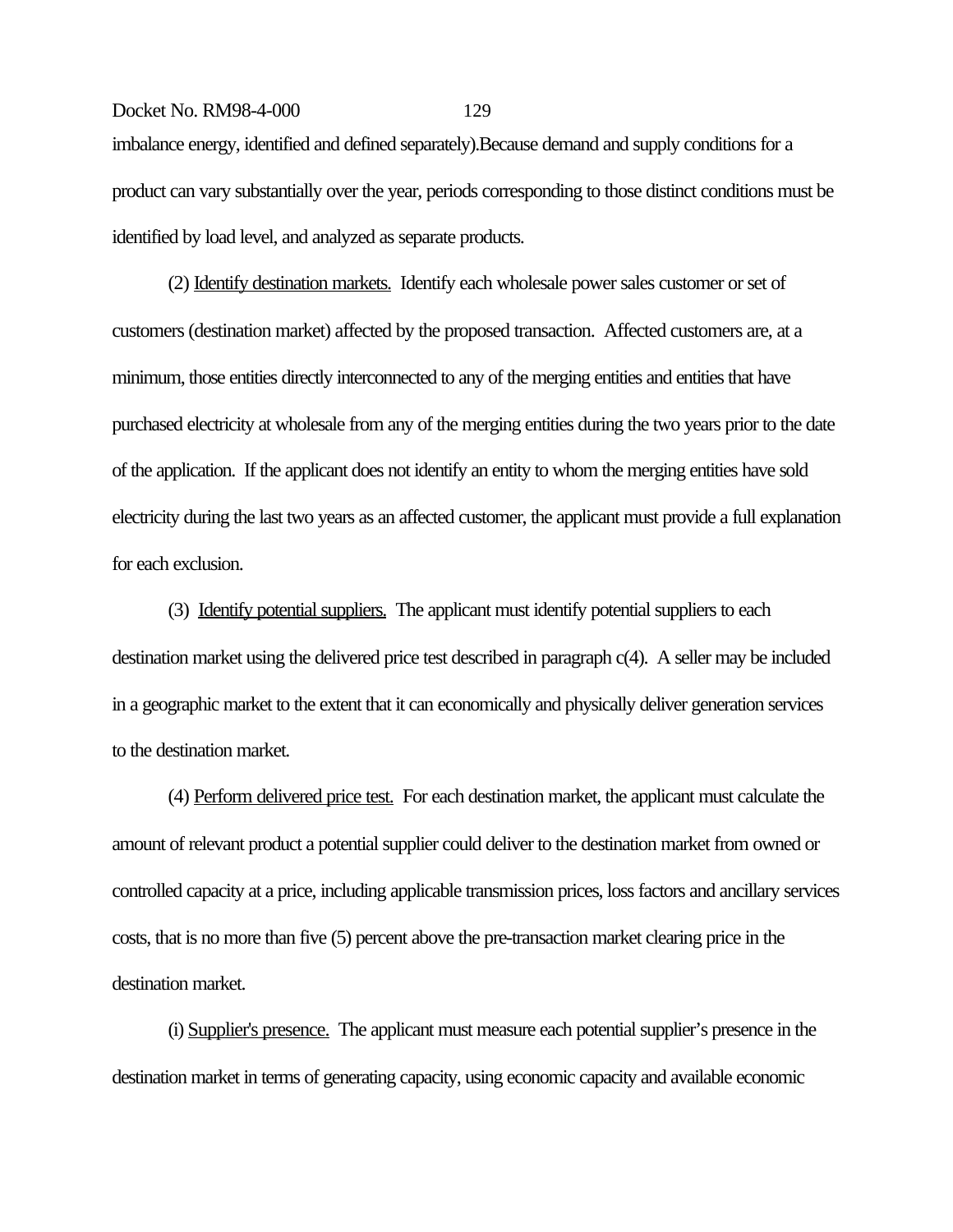imbalance energy, identified and defined separately).Because demand and supply conditions for a product can vary substantially over the year, periods corresponding to those distinct conditions must be identified by load level, and analyzed as separate products.

(2) Identify destination markets. Identify each wholesale power sales customer or set of customers (destination market) affected by the proposed transaction. Affected customers are, at a minimum, those entities directly interconnected to any of the merging entities and entities that have purchased electricity at wholesale from any of the merging entities during the two years prior to the date of the application. If the applicant does not identify an entity to whom the merging entities have sold electricity during the last two years as an affected customer, the applicant must provide a full explanation for each exclusion.

(3) Identify potential suppliers. The applicant must identify potential suppliers to each destination market using the delivered price test described in paragraph c(4). A seller may be included in a geographic market to the extent that it can economically and physically deliver generation services to the destination market.

(4) Perform delivered price test. For each destination market, the applicant must calculate the amount of relevant product a potential supplier could deliver to the destination market from owned or controlled capacity at a price, including applicable transmission prices, loss factors and ancillary services costs, that is no more than five (5) percent above the pre-transaction market clearing price in the destination market.

(i) Supplier's presence. The applicant must measure each potential supplier's presence in the destination market in terms of generating capacity, using economic capacity and available economic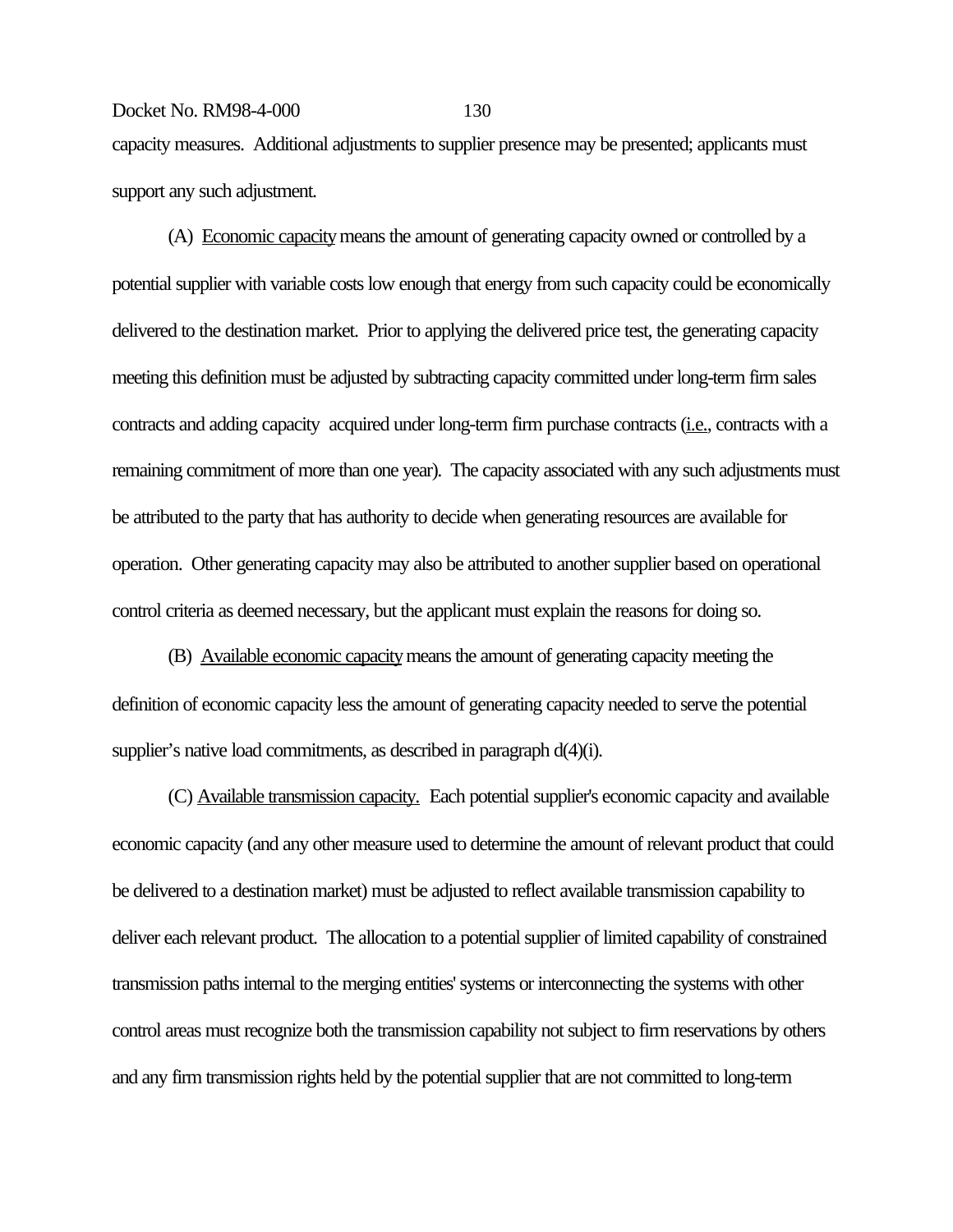capacity measures. Additional adjustments to supplier presence may be presented; applicants must support any such adjustment.

(A) Economic capacity means the amount of generating capacity owned or controlled by a potential supplier with variable costs low enough that energy from such capacity could be economically delivered to the destination market. Prior to applying the delivered price test, the generating capacity meeting this definition must be adjusted by subtracting capacity committed under long-term firm sales contracts and adding capacity acquired under long-term firm purchase contracts (i.e., contracts with a remaining commitment of more than one year). The capacity associated with any such adjustments must be attributed to the party that has authority to decide when generating resources are available for operation. Other generating capacity may also be attributed to another supplier based on operational control criteria as deemed necessary, but the applicant must explain the reasons for doing so.

(B) Available economic capacity means the amount of generating capacity meeting the definition of economic capacity less the amount of generating capacity needed to serve the potential supplier's native load commitments, as described in paragraph d(4)(i).

(C) Available transmission capacity. Each potential supplier's economic capacity and available economic capacity (and any other measure used to determine the amount of relevant product that could be delivered to a destination market) must be adjusted to reflect available transmission capability to deliver each relevant product. The allocation to a potential supplier of limited capability of constrained transmission paths internal to the merging entities' systems or interconnecting the systems with other control areas must recognize both the transmission capability not subject to firm reservations by others and any firm transmission rights held by the potential supplier that are not committed to long-term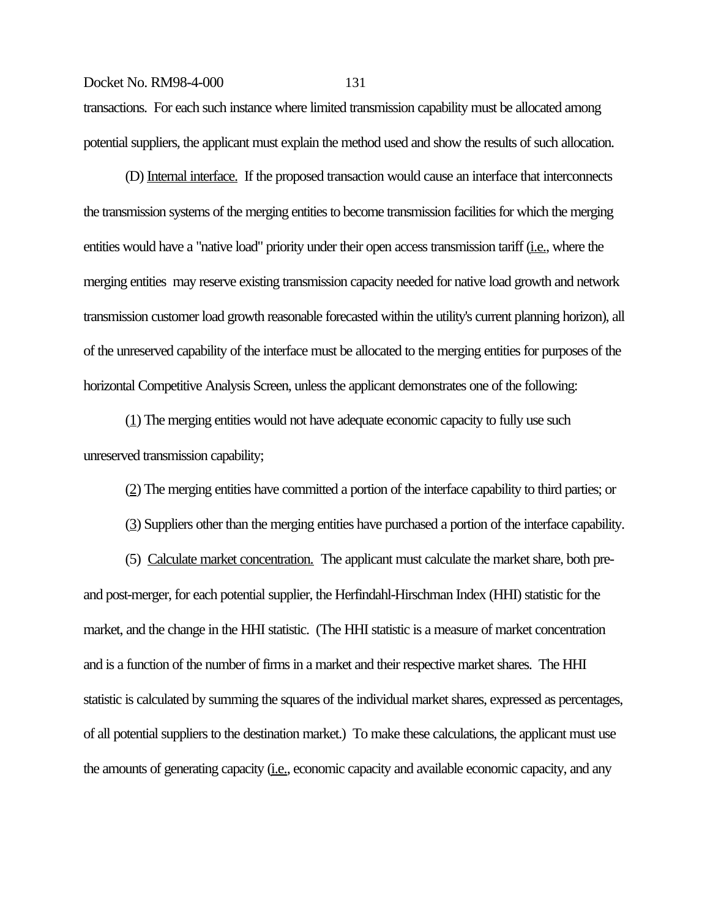transactions. For each such instance where limited transmission capability must be allocated among potential suppliers, the applicant must explain the method used and show the results of such allocation.

(D) Internal interface. If the proposed transaction would cause an interface that interconnects the transmission systems of the merging entities to become transmission facilities for which the merging entities would have a "native load" priority under their open access transmission tariff (i.e., where the merging entities may reserve existing transmission capacity needed for native load growth and network transmission customer load growth reasonable forecasted within the utility's current planning horizon), all of the unreserved capability of the interface must be allocated to the merging entities for purposes of the horizontal Competitive Analysis Screen, unless the applicant demonstrates one of the following:

(1) The merging entities would not have adequate economic capacity to fully use such unreserved transmission capability;

(2) The merging entities have committed a portion of the interface capability to third parties; or

(3) Suppliers other than the merging entities have purchased a portion of the interface capability.

(5) Calculate market concentration. The applicant must calculate the market share, both pre- and post-merger, for each potential supplier, the Herfindahl-Hirschman Index (HHI) statistic for the market, and the change in the HHI statistic. (The HHI statistic is a measure of market concentration and is a function of the number of firms in a market and their respective market shares. The HHI statistic is calculated by summing the squares of the individual market shares, expressed as percentages, of all potential suppliers to the destination market.) To make these calculations, the applicant must use the amounts of generating capacity (i.e., economic capacity and available economic capacity, and any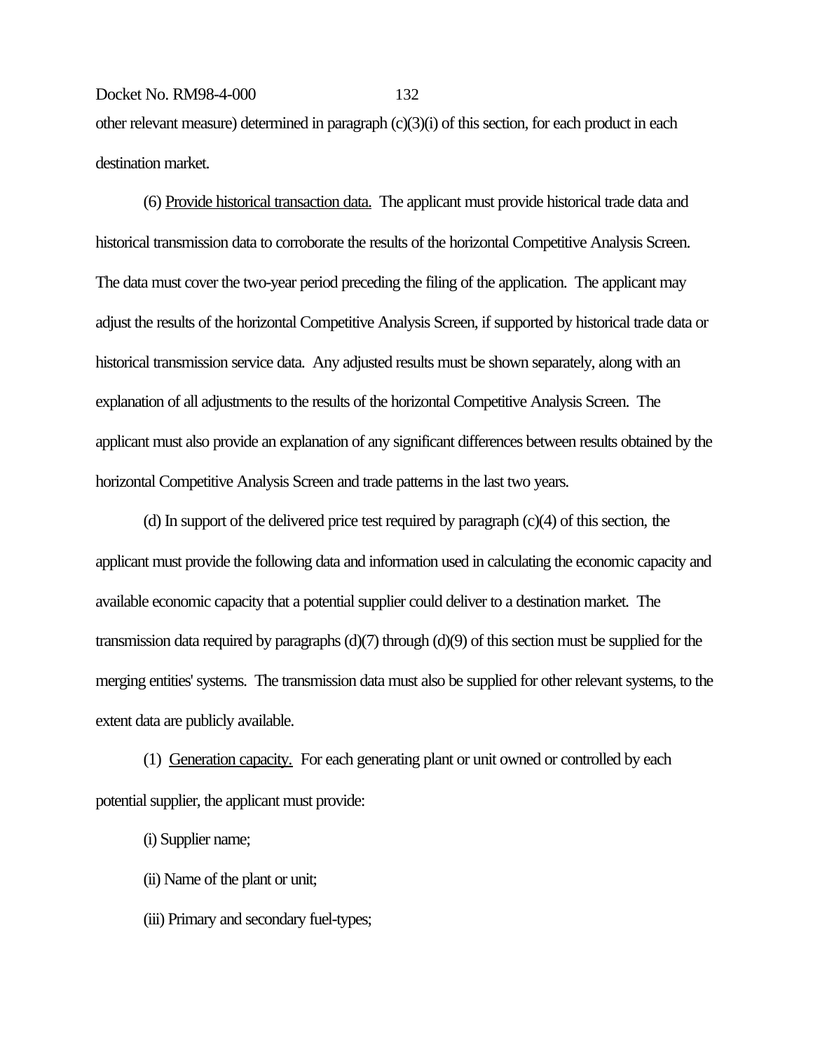other relevant measure) determined in paragraph (c)(3)(i) of this section, for each product in each destination market.

(6) Provide historical transaction data. The applicant must provide historical trade data and historical transmission data to corroborate the results of the horizontal Competitive Analysis Screen. The data must cover the two-year period preceding the filing of the application. The applicant may adjust the results of the horizontal Competitive Analysis Screen, if supported by historical trade data or historical transmission service data. Any adjusted results must be shown separately, along with an explanation of all adjustments to the results of the horizontal Competitive Analysis Screen. The applicant must also provide an explanation of any significant differences between results obtained by the horizontal Competitive Analysis Screen and trade patterns in the last two years.

(d) In support of the delivered price test required by paragraph (c)(4) of this section, the applicant must provide the following data and information used in calculating the economic capacity and available economic capacity that a potential supplier could deliver to a destination market. The transmission data required by paragraphs (d)(7) through (d)(9) of this section must be supplied for the merging entities' systems. The transmission data must also be supplied for other relevant systems, to the extent data are publicly available.

(1) Generation capacity. For each generating plant or unit owned or controlled by each potential supplier, the applicant must provide:

(i) Supplier name;

(ii) Name of the plant or unit;

(iii) Primary and secondary fuel-types;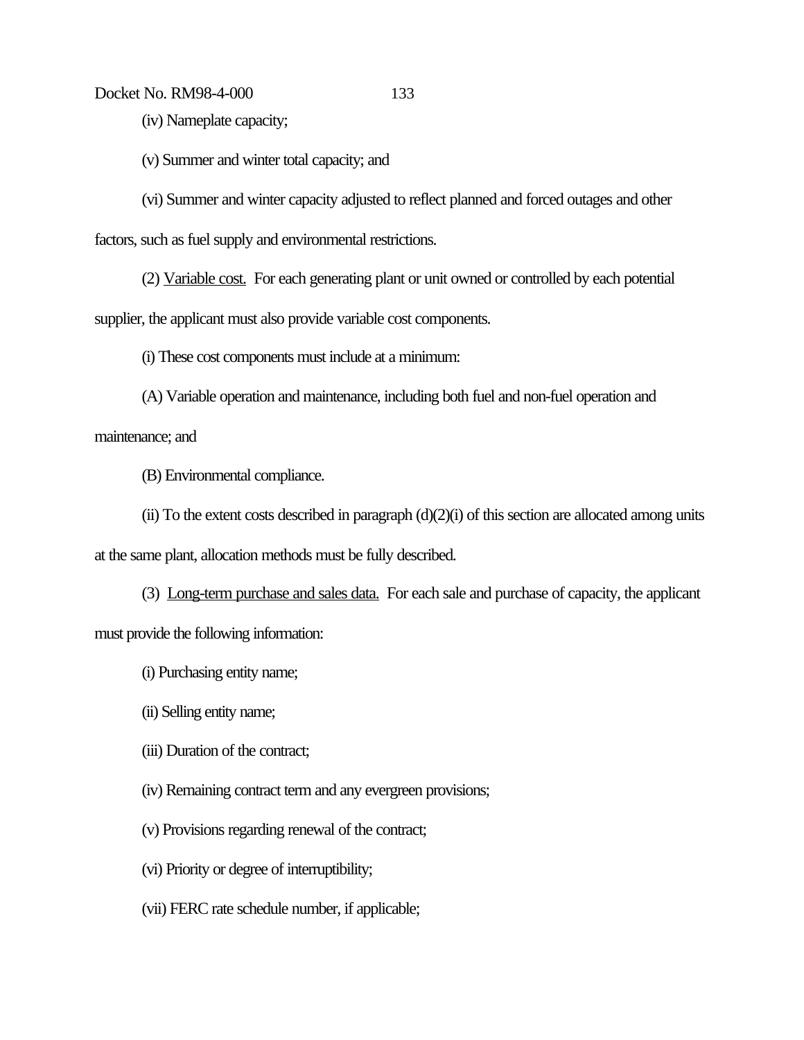(iv) Nameplate capacity;

(v) Summer and winter total capacity; and

(vi) Summer and winter capacity adjusted to reflect planned and forced outages and other factors, such as fuel supply and environmental restrictions.

(2) Variable cost. For each generating plant or unit owned or controlled by each potential supplier, the applicant must also provide variable cost components.

(i) These cost components must include at a minimum:

(A) Variable operation and maintenance, including both fuel and non-fuel operation and maintenance; and

(B) Environmental compliance.

(ii) To the extent costs described in paragraph (d)(2)(i) of this section are allocated among units at the same plant, allocation methods must be fully described.

(3) Long-term purchase and sales data. For each sale and purchase of capacity, the applicant must provide the following information:

(i) Purchasing entity name;

(ii) Selling entity name;

(iii) Duration of the contract;

(iv) Remaining contract term and any evergreen provisions;

(v) Provisions regarding renewal of the contract;

(vi) Priority or degree of interruptibility;

(vii) FERC rate schedule number, if applicable;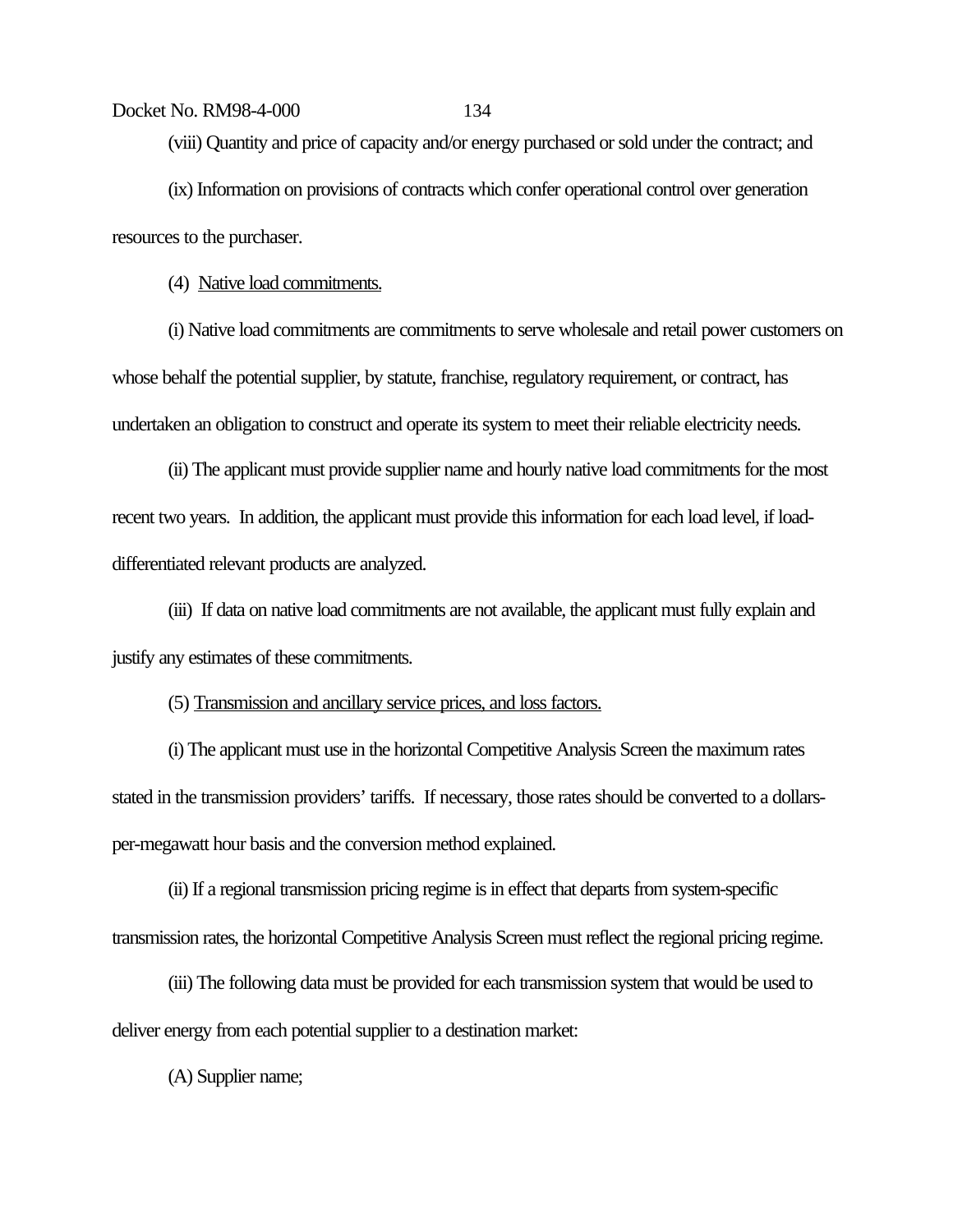(viii) Quantity and price of capacity and/or energy purchased or sold under the contract; and

(ix) Information on provisions of contracts which confer operational control over generation resources to the purchaser.

(4) Native load commitments.

(i) Native load commitments are commitments to serve wholesale and retail power customers on whose behalf the potential supplier, by statute, franchise, regulatory requirement, or contract, has undertaken an obligation to construct and operate its system to meet their reliable electricity needs.

(ii) The applicant must provide supplier name and hourly native load commitments for the most recent two years. In addition, the applicant must provide this information for each load level, if load-differentiated relevant products are analyzed.

(iii) If data on native load commitments are not available, the applicant must fully explain and justify any estimates of these commitments.

(5) Transmission and ancillary service prices, and loss factors.

(i) The applicant must use in the horizontal Competitive Analysis Screen the maximum rates stated in the transmission providers' tariffs. If necessary, those rates should be converted to a dollars-per-megawatt hour basis and the conversion method explained.

(ii) If a regional transmission pricing regime is in effect that departs from system-specific transmission rates, the horizontal Competitive Analysis Screen must reflect the regional pricing regime.

(iii) The following data must be provided for each transmission system that would be used to deliver energy from each potential supplier to a destination market:

(A) Supplier name;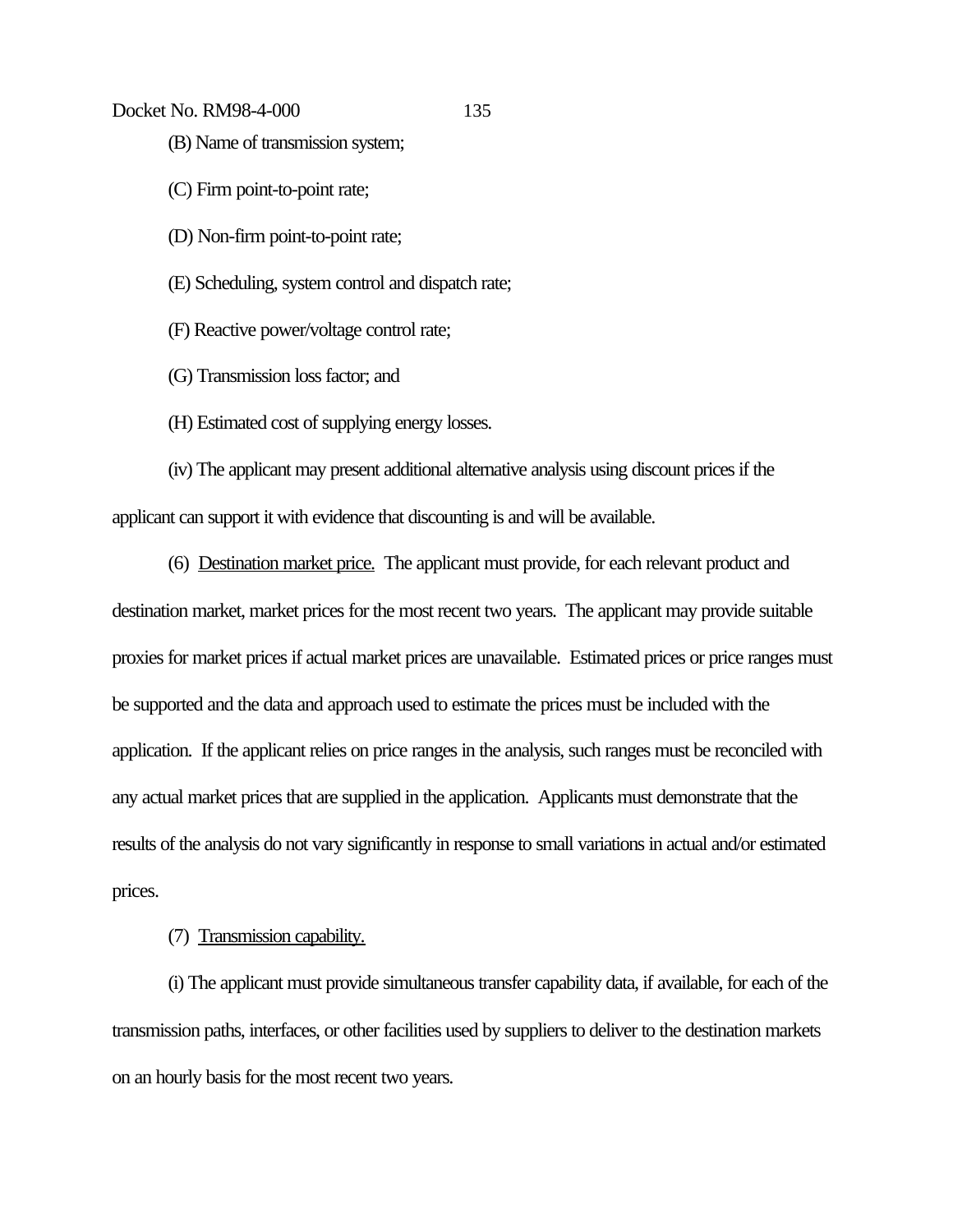(B) Name of transmission system;

(C) Firm point-to-point rate;

(D) Non-firm point-to-point rate;

(E) Scheduling, system control and dispatch rate;

(F) Reactive power/voltage control rate;

(G) Transmission loss factor; and

(H) Estimated cost of supplying energy losses.

(iv) The applicant may present additional alternative analysis using discount prices if the applicant can support it with evidence that discounting is and will be available.

(6) Destination market price. The applicant must provide, for each relevant product and destination market, market prices for the most recent two years. The applicant may provide suitable proxies for market prices if actual market prices are unavailable. Estimated prices or price ranges must be supported and the data and approach used to estimate the prices must be included with the application. If the applicant relies on price ranges in the analysis, such ranges must be reconciled with any actual market prices that are supplied in the application. Applicants must demonstrate that the results of the analysis do not vary significantly in response to small variations in actual and/or estimated prices.

(7) Transmission capability.

(i) The applicant must provide simultaneous transfer capability data, if available, for each of the transmission paths, interfaces, or other facilities used by suppliers to deliver to the destination markets on an hourly basis for the most recent two years.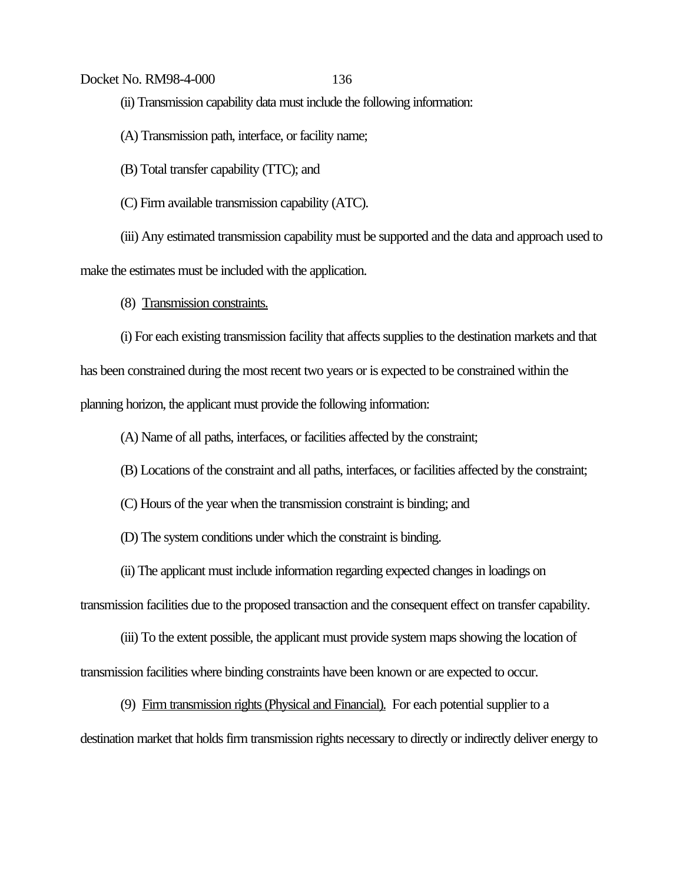(ii) Transmission capability data must include the following information:

(A) Transmission path, interface, or facility name;

(B) Total transfer capability (TTC); and

(C) Firm available transmission capability (ATC).

(iii) Any estimated transmission capability must be supported and the data and approach used to make the estimates must be included with the application.

(8) Transmission constraints.

(i) For each existing transmission facility that affects supplies to the destination markets and that has been constrained during the most recent two years or is expected to be constrained within the planning horizon, the applicant must provide the following information:

(A) Name of all paths, interfaces, or facilities affected by the constraint;

(B) Locations of the constraint and all paths, interfaces, or facilities affected by the constraint;

(C) Hours of the year when the transmission constraint is binding; and

(D) The system conditions under which the constraint is binding.

(ii) The applicant must include information regarding expected changes in loadings on transmission facilities due to the proposed transaction and the consequent effect on transfer capability.

(iii) To the extent possible, the applicant must provide system maps showing the location of transmission facilities where binding constraints have been known or are expected to occur.

(9) Firm transmission rights (Physical and Financial). For each potential supplier to a destination market that holds firm transmission rights necessary to directly or indirectly deliver energy to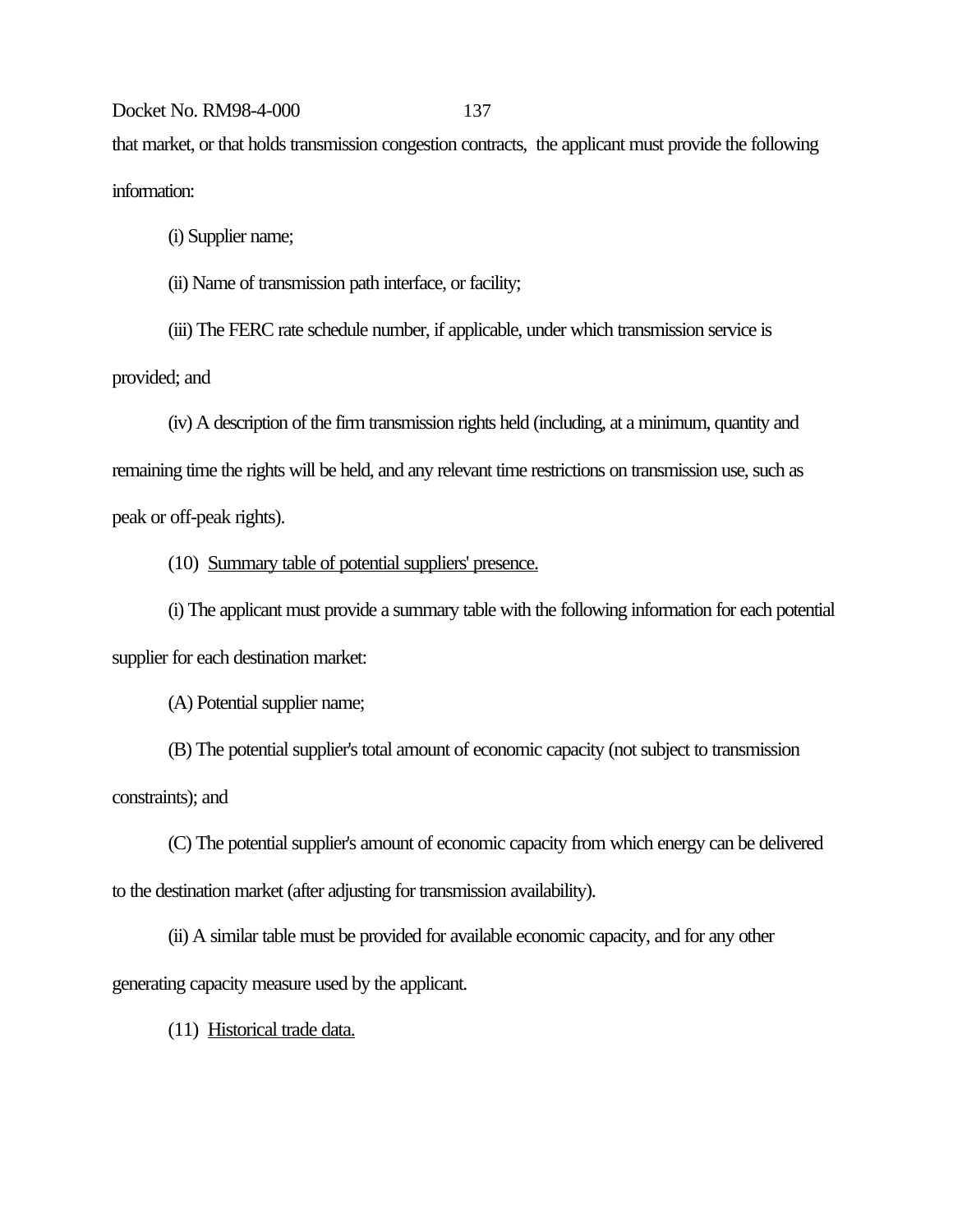that market, or that holds transmission congestion contracts, the applicant must provide the following information:

(i) Supplier name;

(ii) Name of transmission path interface, or facility;

(iii) The FERC rate schedule number, if applicable, under which transmission service is provided; and

(iv) A description of the firm transmission rights held (including, at a minimum, quantity and remaining time the rights will be held, and any relevant time restrictions on transmission use, such as peak or off-peak rights).

(10) Summary table of potential suppliers' presence.

(i) The applicant must provide a summary table with the following information for each potential supplier for each destination market:

(A) Potential supplier name;

(B) The potential supplier's total amount of economic capacity (not subject to transmission constraints); and

(C) The potential supplier's amount of economic capacity from which energy can be delivered to the destination market (after adjusting for transmission availability).

(ii) A similar table must be provided for available economic capacity, and for any other generating capacity measure used by the applicant.

(11) Historical trade data.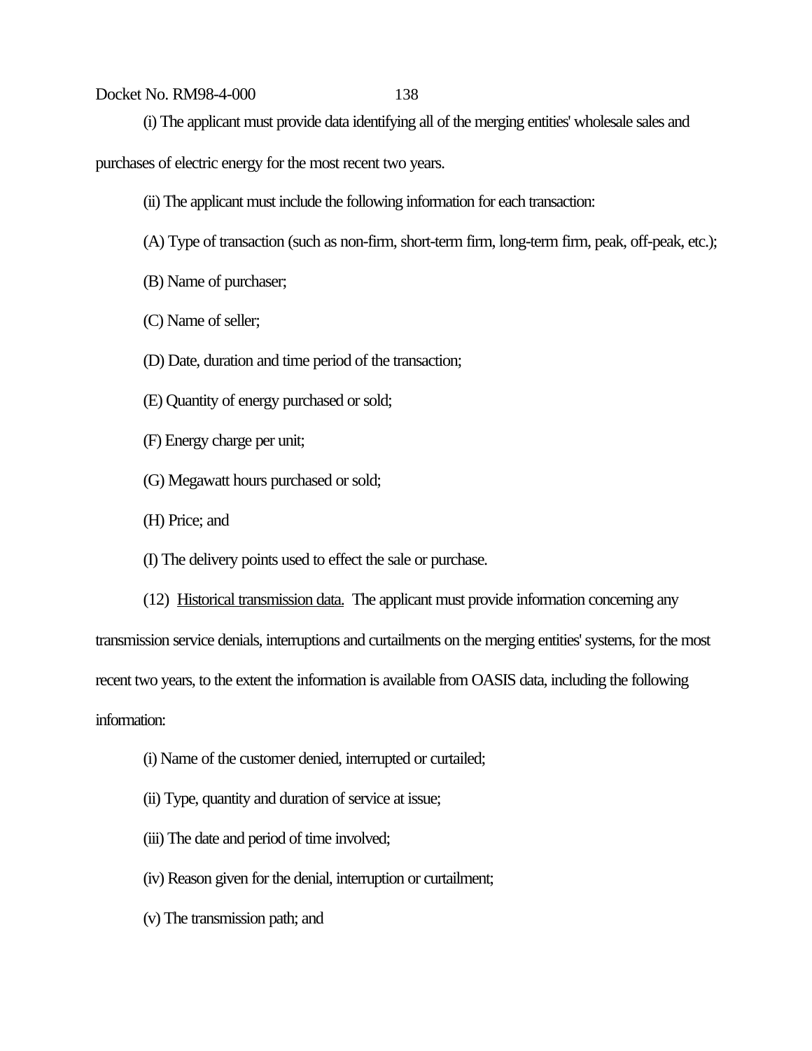(i) The applicant must provide data identifying all of the merging entities' wholesale sales and purchases of electric energy for the most recent two years.

(ii) The applicant must include the following information for each transaction:

(A) Type of transaction (such as non-firm, short-term firm, long-term firm, peak, off-peak, etc.);

(B) Name of purchaser;

(C) Name of seller;

(D) Date, duration and time period of the transaction;

(E) Quantity of energy purchased or sold;

(F) Energy charge per unit;

(G) Megawatt hours purchased or sold;

(H) Price; and

(I) The delivery points used to effect the sale or purchase.

(12) Historical transmission data. The applicant must provide information concerning any transmission service denials, interruptions and curtailments on the merging entities' systems, for the most recent two years, to the extent the information is available from OASIS data, including the following information:

(i) Name of the customer denied, interrupted or curtailed;

(ii) Type, quantity and duration of service at issue;

(iii) The date and period of time involved;

(iv) Reason given for the denial, interruption or curtailment;

(v) The transmission path; and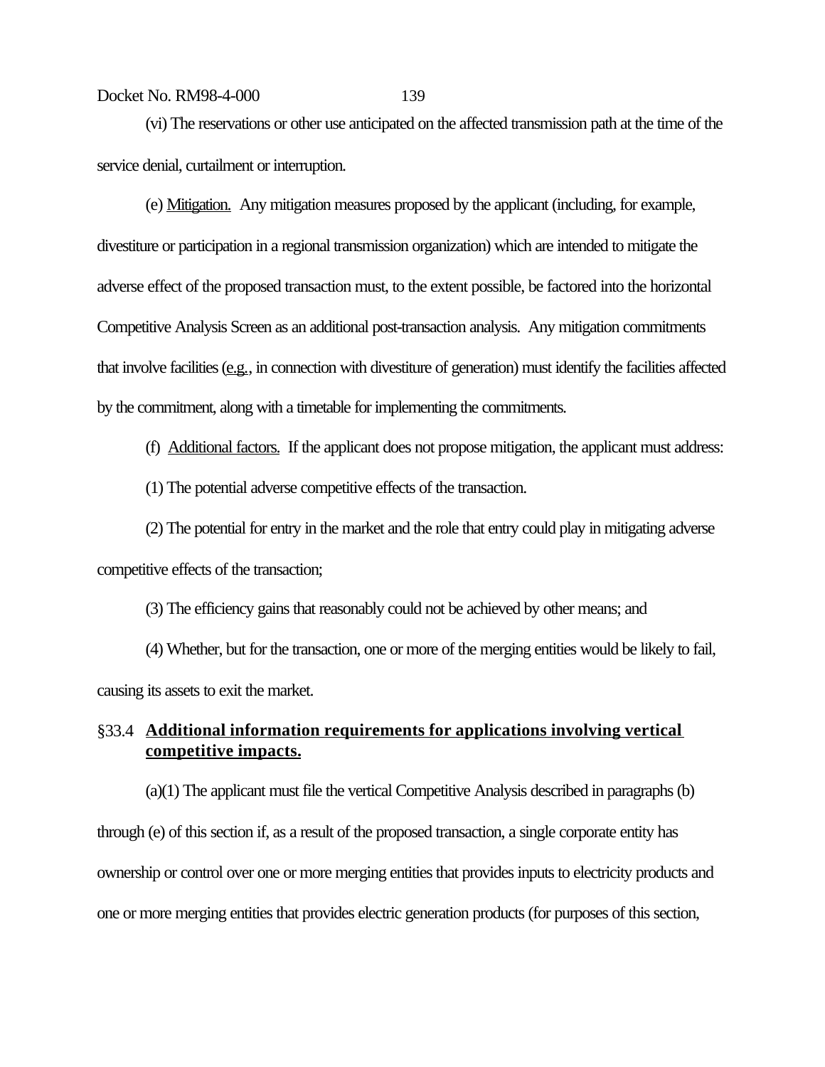(vi) The reservations or other use anticipated on the affected transmission path at the time of the service denial, curtailment or interruption.

(e) Mitigation. Any mitigation measures proposed by the applicant (including, for example, divestiture or participation in a regional transmission organization) which are intended to mitigate the adverse effect of the proposed transaction must, to the extent possible, be factored into the horizontal Competitive Analysis Screen as an additional post-transaction analysis. Any mitigation commitments that involve facilities (e.g., in connection with divestiture of generation) must identify the facilities affected by the commitment, along with a timetable for implementing the commitments.

(f) Additional factors. If the applicant does not propose mitigation, the applicant must address:

(1) The potential adverse competitive effects of the transaction.

(2) The potential for entry in the market and the role that entry could play in mitigating adverse competitive effects of the transaction;

(3) The efficiency gains that reasonably could not be achieved by other means; and

(4) Whether, but for the transaction, one or more of the merging entities would be likely to fail, causing its assets to exit the market.

## §33.4 **Additional information requirements for applications involving vertical competitive impacts.**

(a)(1) The applicant must file the vertical Competitive Analysis described in paragraphs (b) through (e) of this section if, as a result of the proposed transaction, a single corporate entity has ownership or control over one or more merging entities that provides inputs to electricity products and one or more merging entities that provides electric generation products (for purposes of this section,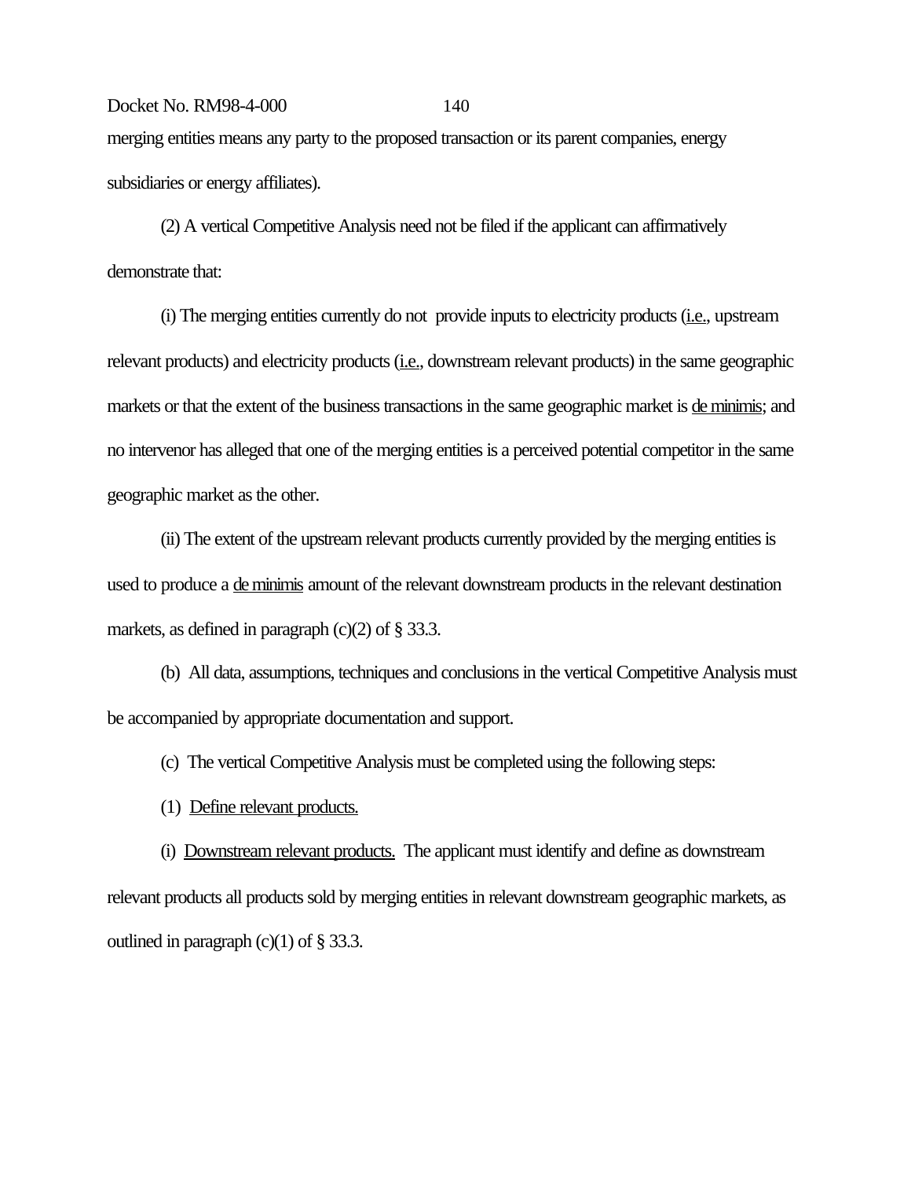merging entities means any party to the proposed transaction or its parent companies, energy subsidiaries or energy affiliates).

(2) A vertical Competitive Analysis need not be filed if the applicant can affirmatively demonstrate that:

(i) The merging entities currently do not provide inputs to electricity products (i.e., upstream relevant products) and electricity products (i.e., downstream relevant products) in the same geographic markets or that the extent of the business transactions in the same geographic market is de minimis; and no intervenor has alleged that one of the merging entities is a perceived potential competitor in the same geographic market as the other.

(ii) The extent of the upstream relevant products currently provided by the merging entities is used to produce a de minimis amount of the relevant downstream products in the relevant destination markets, as defined in paragraph (c)(2) of § 33.3.

(b) All data, assumptions, techniques and conclusions in the vertical Competitive Analysis must be accompanied by appropriate documentation and support.

(c) The vertical Competitive Analysis must be completed using the following steps:

(1) Define relevant products.

(i) Downstream relevant products. The applicant must identify and define as downstream relevant products all products sold by merging entities in relevant downstream geographic markets, as outlined in paragraph (c)(1) of § 33.3.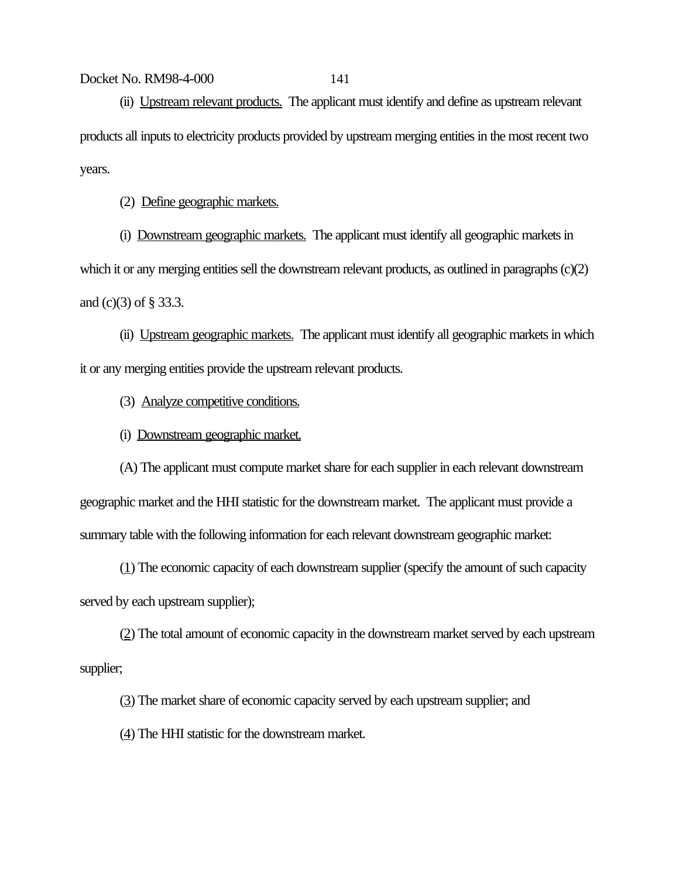(ii) Upstream relevant products. The applicant must identify and define as upstream relevant products all inputs to electricity products provided by upstream merging entities in the most recent two years.

(2) Define geographic markets.

(i) Downstream geographic markets. The applicant must identify all geographic markets in which it or any merging entities sell the downstream relevant products, as outlined in paragraphs (c)(2) and (c)(3) of § 33.3.

(ii) Upstream geographic markets. The applicant must identify all geographic markets in which it or any merging entities provide the upstream relevant products.

(3) Analyze competitive conditions.

(i) Downstream geographic market.

(A) The applicant must compute market share for each supplier in each relevant downstream geographic market and the HHI statistic for the downstream market. The applicant must provide a summary table with the following information for each relevant downstream geographic market:

(1) The economic capacity of each downstream supplier (specify the amount of such capacity served by each upstream supplier);

(2) The total amount of economic capacity in the downstream market served by each upstream supplier;

(3) The market share of economic capacity served by each upstream supplier; and

(4) The HHI statistic for the downstream market.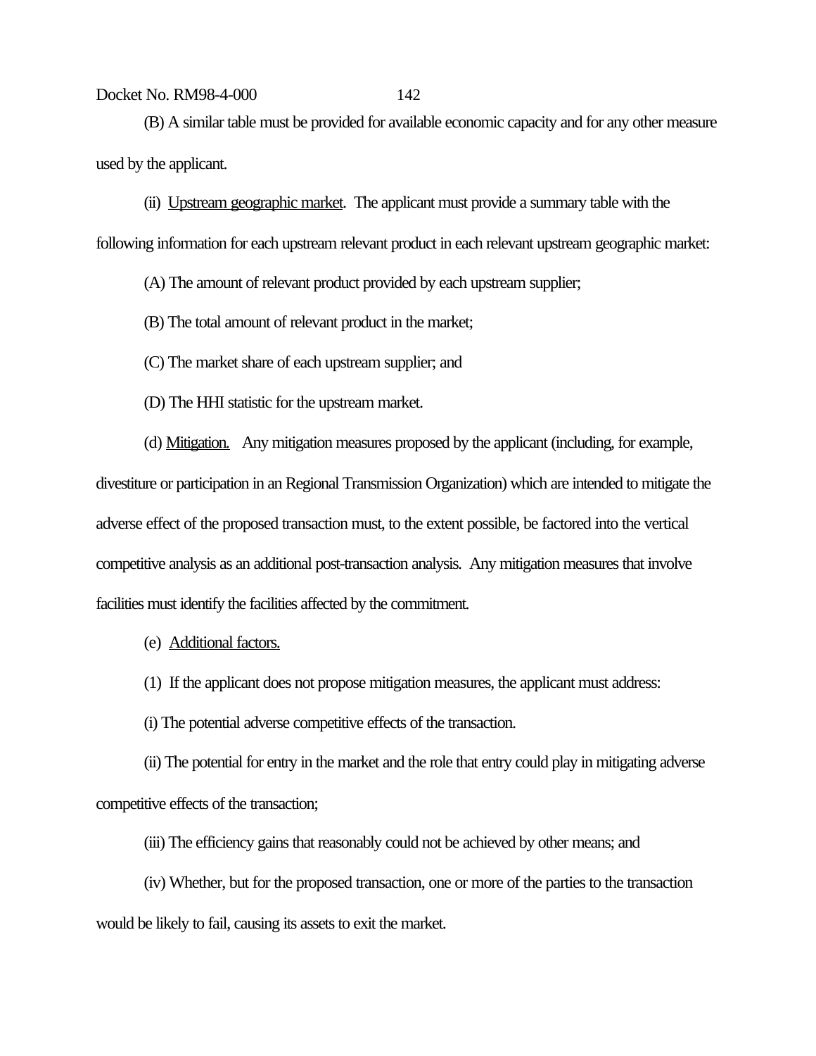(B) A similar table must be provided for available economic capacity and for any other measure used by the applicant.

(ii) Upstream geographic market. The applicant must provide a summary table with the following information for each upstream relevant product in each relevant upstream geographic market:

(A) The amount of relevant product provided by each upstream supplier;

(B) The total amount of relevant product in the market;

(C) The market share of each upstream supplier; and

(D) The HHI statistic for the upstream market.

(d) Mitigation. Any mitigation measures proposed by the applicant (including, for example, divestiture or participation in an Regional Transmission Organization) which are intended to mitigate the adverse effect of the proposed transaction must, to the extent possible, be factored into the vertical competitive analysis as an additional post-transaction analysis. Any mitigation measures that involve facilities must identify the facilities affected by the commitment.

(e) Additional factors.

(1) If the applicant does not propose mitigation measures, the applicant must address:

(i) The potential adverse competitive effects of the transaction.

(ii) The potential for entry in the market and the role that entry could play in mitigating adverse competitive effects of the transaction;

(iii) The efficiency gains that reasonably could not be achieved by other means; and

(iv) Whether, but for the proposed transaction, one or more of the parties to the transaction would be likely to fail, causing its assets to exit the market.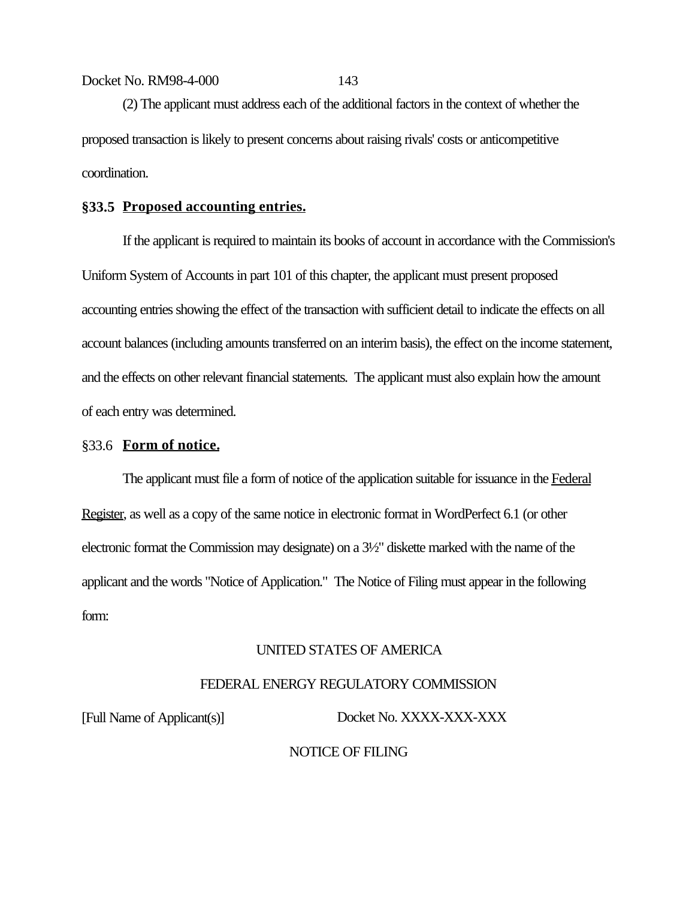(2) The applicant must address each of the additional factors in the context of whether the proposed transaction is likely to present concerns about raising rivals' costs or anticompetitive coordination.

### §33.5 Proposed accounting entries.

If the applicant is required to maintain its books of account in accordance with the Commission's Uniform System of Accounts in part 101 of this chapter, the applicant must present proposed accounting entries showing the effect of the transaction with sufficient detail to indicate the effects on all account balances (including amounts transferred on an interim basis), the effect on the income statement, and the effects on other relevant financial statements. The applicant must also explain how the amount of each entry was determined.

### §33.6 Form of notice.

The applicant must file a form of notice of the application suitable for issuance in the Federal Register, as well as a copy of the same notice in electronic format in WordPerfect 6.1 (or other electronic format the Commission may designate) on a 3½" diskette marked with the name of the applicant and the words "Notice of Application." The Notice of Filing must appear in the following form:

UNITED STATES OF AMERICA

FEDERAL ENERGY REGULATORY COMMISSION

[Full Name of Applicant(s)] Docket No. XXXX-XXX-XXX

NOTICE OF FILING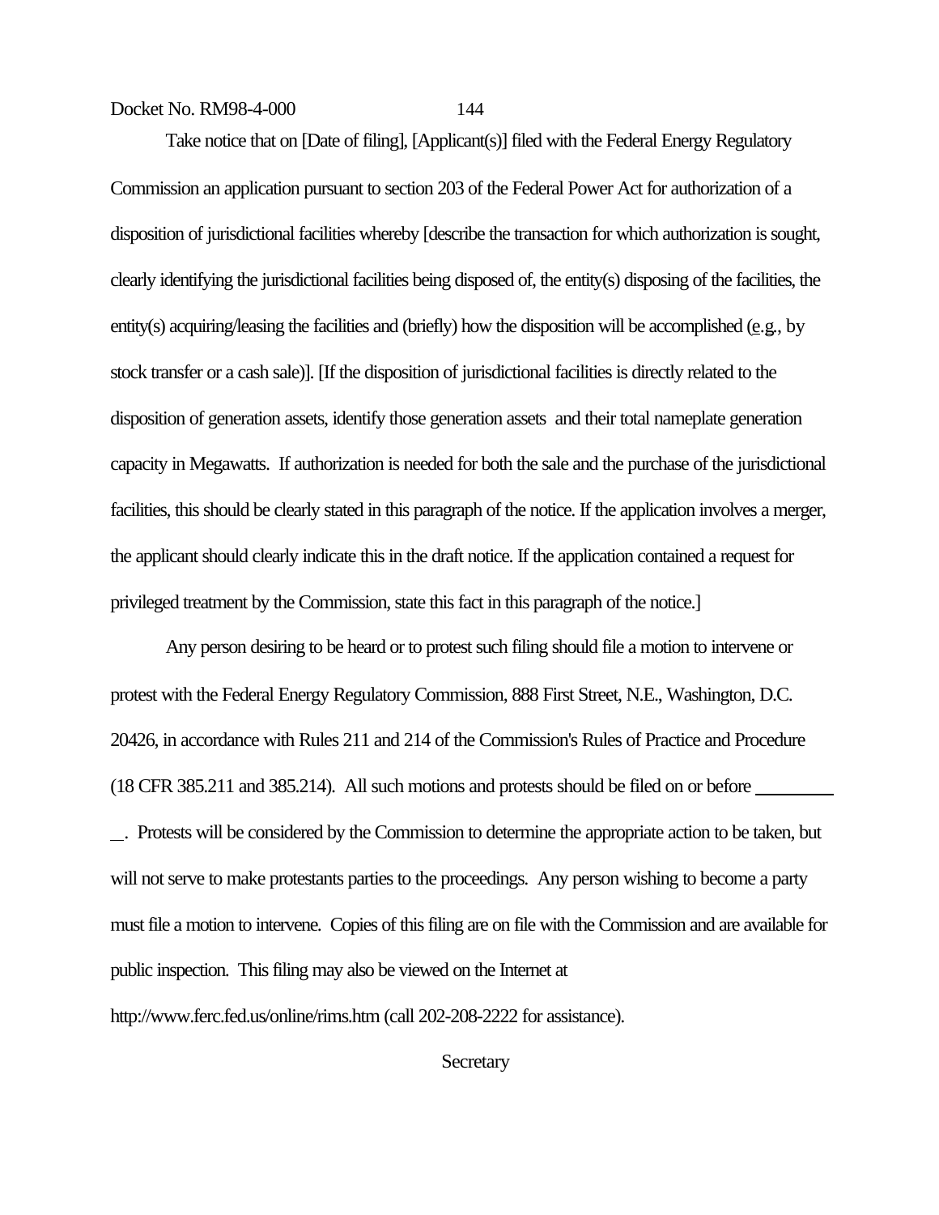Take notice that on [Date of filing], [Applicant(s)] filed with the Federal Energy Regulatory Commission an application pursuant to section 203 of the Federal Power Act for authorization of a disposition of jurisdictional facilities whereby [describe the transaction for which authorization is sought, clearly identifying the jurisdictional facilities being disposed of, the entity(s) disposing of the facilities, the entity(s) acquiring/leasing the facilities and (briefly) how the disposition will be accomplished (e.g., by stock transfer or a cash sale)]. [If the disposition of jurisdictional facilities is directly related to the disposition of generation assets, identify those generation assets and their total nameplate generation capacity in Megawatts. If authorization is needed for both the sale and the purchase of the jurisdictional facilities, this should be clearly stated in this paragraph of the notice. If the application involves a merger, the applicant should clearly indicate this in the draft notice. If the application contained a request for privileged treatment by the Commission, state this fact in this paragraph of the notice.]

Any person desiring to be heard or to protest such filing should file a motion to intervene or protest with the Federal Energy Regulatory Commission, 888 First Street, N.E., Washington, D.C. 20426, in accordance with Rules 211 and 214 of the Commission's Rules of Practice and Procedure (18 CFR 385.211 and 385.214). All such motions and protests should be filed on or before __________. Protests will be considered by the Commission to determine the appropriate action to be taken, but will not serve to make protestants parties to the proceedings. Any person wishing to become a party must file a motion to intervene. Copies of this filing are on file with the Commission and are available for public inspection. This filing may also be viewed on the Internet at http://www.ferc.fed.us/online/rims.htm (call 202-208-2222 for assistance).

Secretary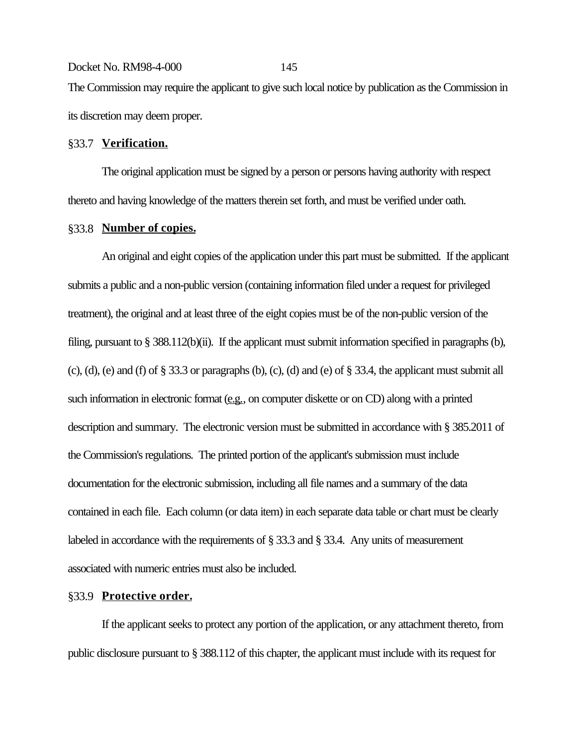The Commission may require the applicant to give such local notice by publication as the Commission in its discretion may deem proper.

§33.7 **Verification.**

The original application must be signed by a person or persons having authority with respect thereto and having knowledge of the matters therein set forth, and must be verified under oath.

§33.8 **Number of copies.**

An original and eight copies of the application under this part must be submitted. If the applicant submits a public and a non-public version (containing information filed under a request for privileged treatment), the original and at least three of the eight copies must be of the non-public version of the filing, pursuant to § 388.112(b)(ii). If the applicant must submit information specified in paragraphs (b), (c), (d), (e) and (f) of § 33.3 or paragraphs (b), (c), (d) and (e) of § 33.4, the applicant must submit all such information in electronic format (e.g., on computer diskette or on CD) along with a printed description and summary. The electronic version must be submitted in accordance with § 385.2011 of the Commission's regulations. The printed portion of the applicant's submission must include documentation for the electronic submission, including all file names and a summary of the data contained in each file. Each column (or data item) in each separate data table or chart must be clearly labeled in accordance with the requirements of § 33.3 and § 33.4. Any units of measurement associated with numeric entries must also be included.

§33.9 **Protective order.**

If the applicant seeks to protect any portion of the application, or any attachment thereto, from public disclosure pursuant to § 388.112 of this chapter, the applicant must include with its request for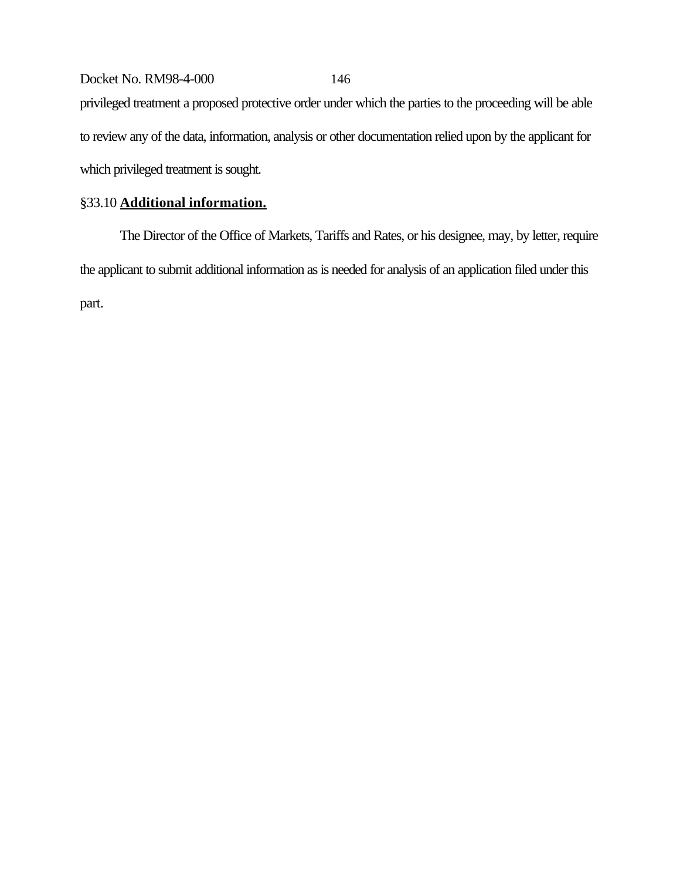privileged treatment a proposed protective order under which the parties to the proceeding will be able to review any of the data, information, analysis or other documentation relied upon by the applicant for which privileged treatment is sought.

§33.10 **Additional information.**

The Director of the Office of Markets, Tariffs and Rates, or his designee, may, by letter, require the applicant to submit additional information as is needed for analysis of an application filed under this part.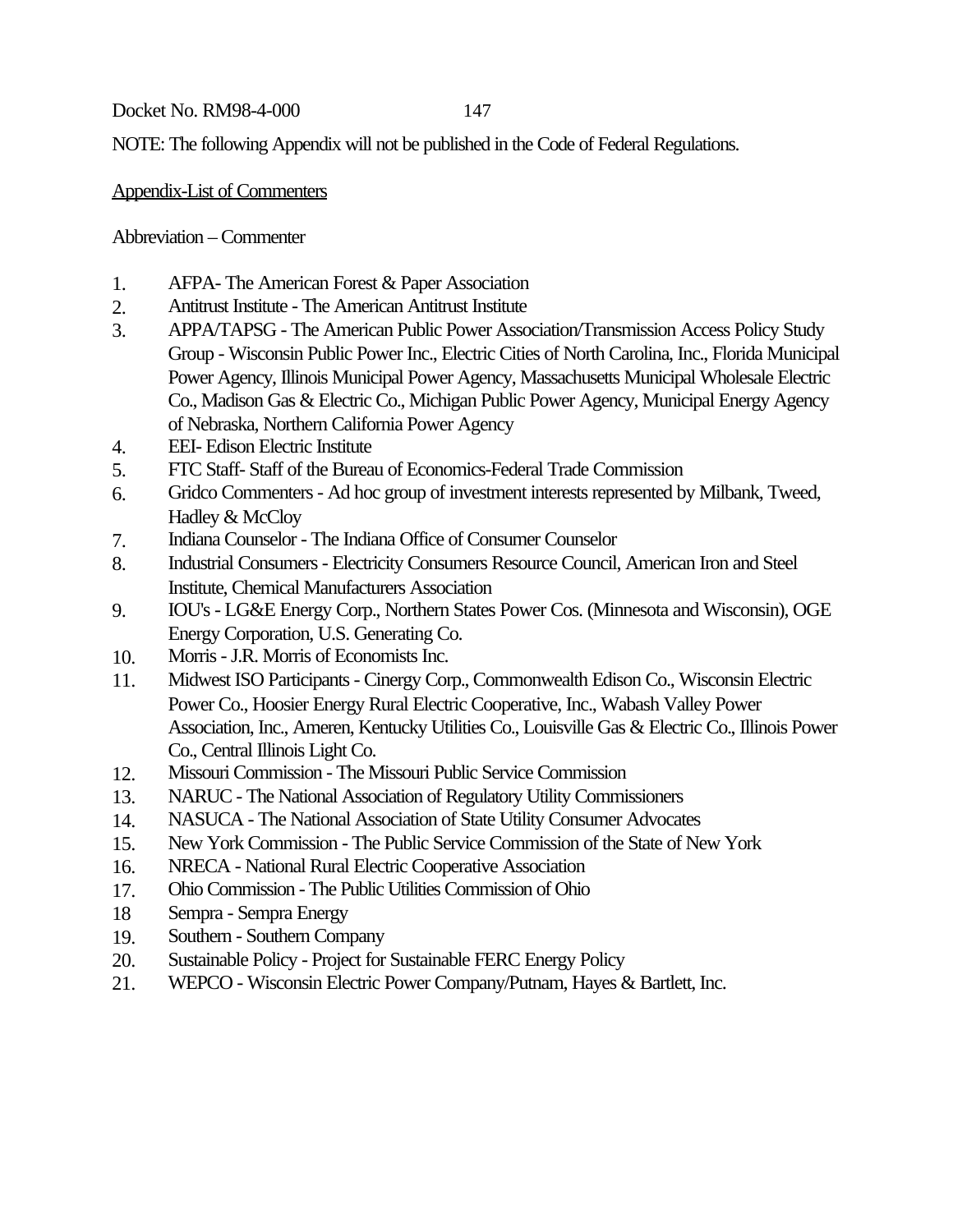NOTE: The following Appendix will not be published in the Code of Federal Regulations.

Appendix-List of Commenters

Abbreviation – Commenter

1. AFPA- The American Forest & Paper Association
2. Antitrust Institute - The American Antitrust Institute
3. APPA/TAPSG - The American Public Power Association/Transmission Access Policy Study Group - Wisconsin Public Power Inc., Electric Cities of North Carolina, Inc., Florida Municipal Power Agency, Illinois Municipal Power Agency, Massachusetts Municipal Wholesale Electric Co., Madison Gas & Electric Co., Michigan Public Power Agency, Municipal Energy Agency of Nebraska, Northern California Power Agency
4. EEI- Edison Electric Institute
5. FTC Staff- Staff of the Bureau of Economics-Federal Trade Commission
6. Gridco Commenters - Ad hoc group of investment interests represented by Milbank, Tweed, Hadley & McCloy
7. Indiana Counselor - The Indiana Office of Consumer Counselor
8. Industrial Consumers - Electricity Consumers Resource Council, American Iron and Steel Institute, Chemical Manufacturers Association
9. IOU's - LG&E Energy Corp., Northern States Power Cos. (Minnesota and Wisconsin), OGE Energy Corporation, U.S. Generating Co.
10. Morris - J.R. Morris of Economists Inc.
11. Midwest ISO Participants - Cinergy Corp., Commonwealth Edison Co., Wisconsin Electric Power Co., Hoosier Energy Rural Electric Cooperative, Inc., Wabash Valley Power Association, Inc., Ameren, Kentucky Utilities Co., Louisville Gas & Electric Co., Illinois Power Co., Central Illinois Light Co.
12. Missouri Commission - The Missouri Public Service Commission
13. NARUC - The National Association of Regulatory Utility Commissioners
14. NASUCA - The National Association of State Utility Consumer Advocates
15. New York Commission - The Public Service Commission of the State of New York
16. NRECA - National Rural Electric Cooperative Association
17. Ohio Commission - The Public Utilities Commission of Ohio
18. Sempra - Sempra Energy
19. Southern - Southern Company
20. Sustainable Policy - Project for Sustainable FERC Energy Policy
21. WEPCO - Wisconsin Electric Power Company/Putnam, Hayes & Bartlett, Inc.